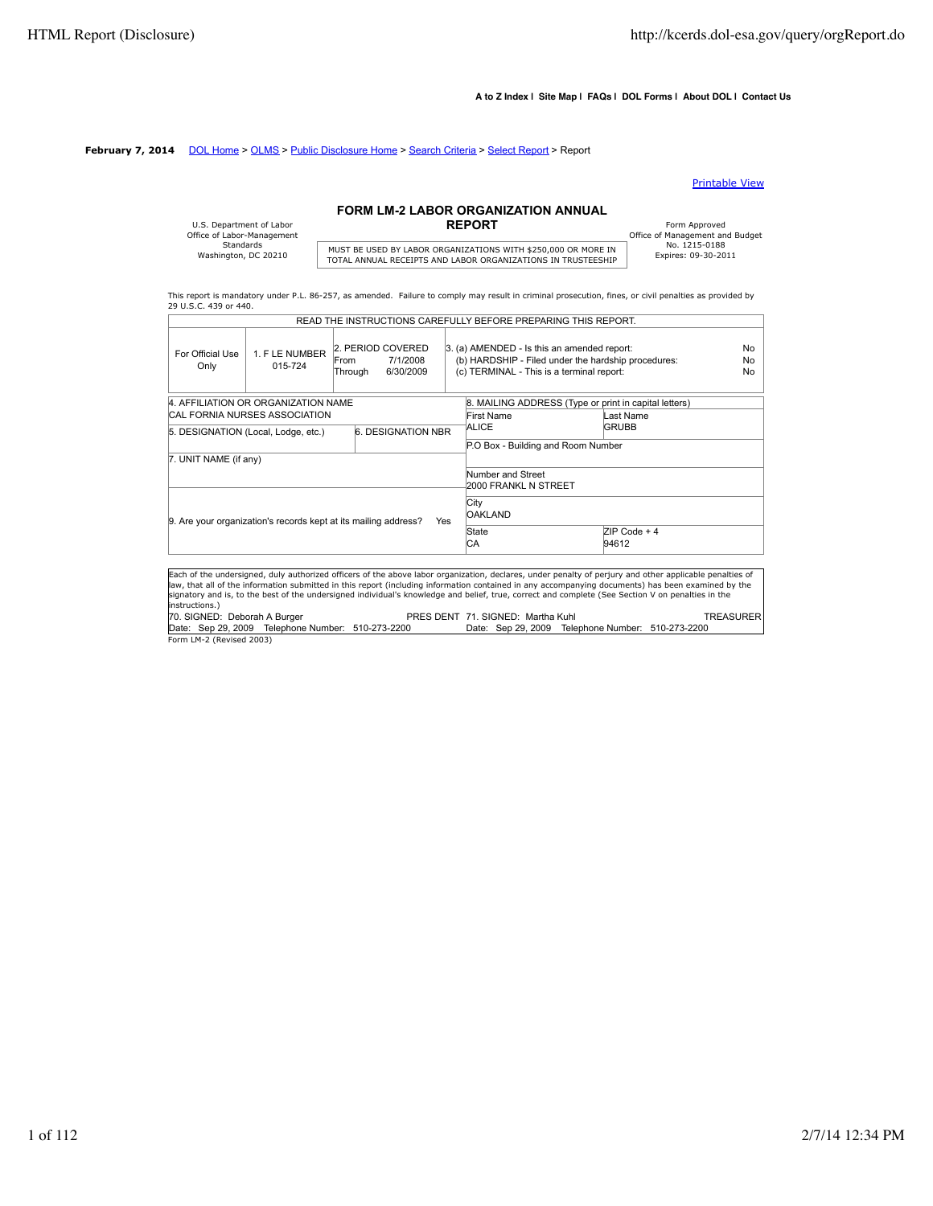A to Z Index | Site Map | FAQs | DOL Forms | About DOL | Contact Us

**February 7, 2014** DOL Home > OLMS > Public Disclosure Home > Search Criteria > Select Report > Report

Printable View

U.S. Department of Labor
Office of Labor-Management Standards
Washington, DC 20210

## FORM LM-2 LABOR ORGANIZATION ANNUAL REPORT

MUST BE USED BY LABOR ORGANIZATIONS WITH $250,000 OR MORE IN TOTAL ANNUAL RECEIPTS AND LABOR ORGANIZATIONS IN TRUSTEESHIP

Form Approved
Office of Management and Budget
No. 1215-0188
Expires: 09-30-2011

This report is mandatory under P.L. 86-257, as amended. Failure to comply may result in criminal prosecution, fines, or civil penalties as provided by 29 U.S.C. 439 or 440.

READ THE INSTRUCTIONS CAREFULLY BEFORE PREPARING THIS REPORT.

| For Official Use Only | 1. F LE NUMBER 015-724 | 2. PERIOD COVERED From 7/1/2008 Through 6/30/2009 | 3. (a) AMENDED - Is this an amended report: No<br>(b) HARDSHIP - Filed under the hardship procedures: No<br>(c) TERMINAL - This is a terminal report: No |
|---|---|---|---|

| | |
|---|---|
| 4. AFFILIATION OR ORGANIZATION NAME<br>CAL FORNIA NURSES ASSOCIATION | 8. MAILING ADDRESS (Type or print in capital letters)<br>First Name: ALICE<br>Last Name: GRUBB |
| 5. DESIGNATION (Local, Lodge, etc.) / 6. DESIGNATION NBR | P.O Box - Building and Room Number |
| 7. UNIT NAME (if any) | Number and Street<br>2000 FRANKL N STREET |
| 9. Are your organization's records kept at its mailing address? Yes | City<br>OAKLAND |
| | State: CA<br>ZIP Code + 4: 94612 |

Each of the undersigned, duly authorized officers of the above labor organization, declares, under penalty of perjury and other applicable penalties of law, that all of the information submitted in this report (including information contained in any accompanying documents) has been examined by the signatory and is, to the best of the undersigned individual's knowledge and belief, true, correct and complete (See Section V on penalties in the instructions.)

| | |
|---|---|
| 70. SIGNED: Deborah A Burger — PRES DENT | 71. SIGNED: Martha Kuhl — TREASURER |
| Date: Sep 29, 2009 Telephone Number: 510-273-2200 | Date: Sep 29, 2009 Telephone Number: 510-273-2200 |

Form LM-2 (Revised 2003)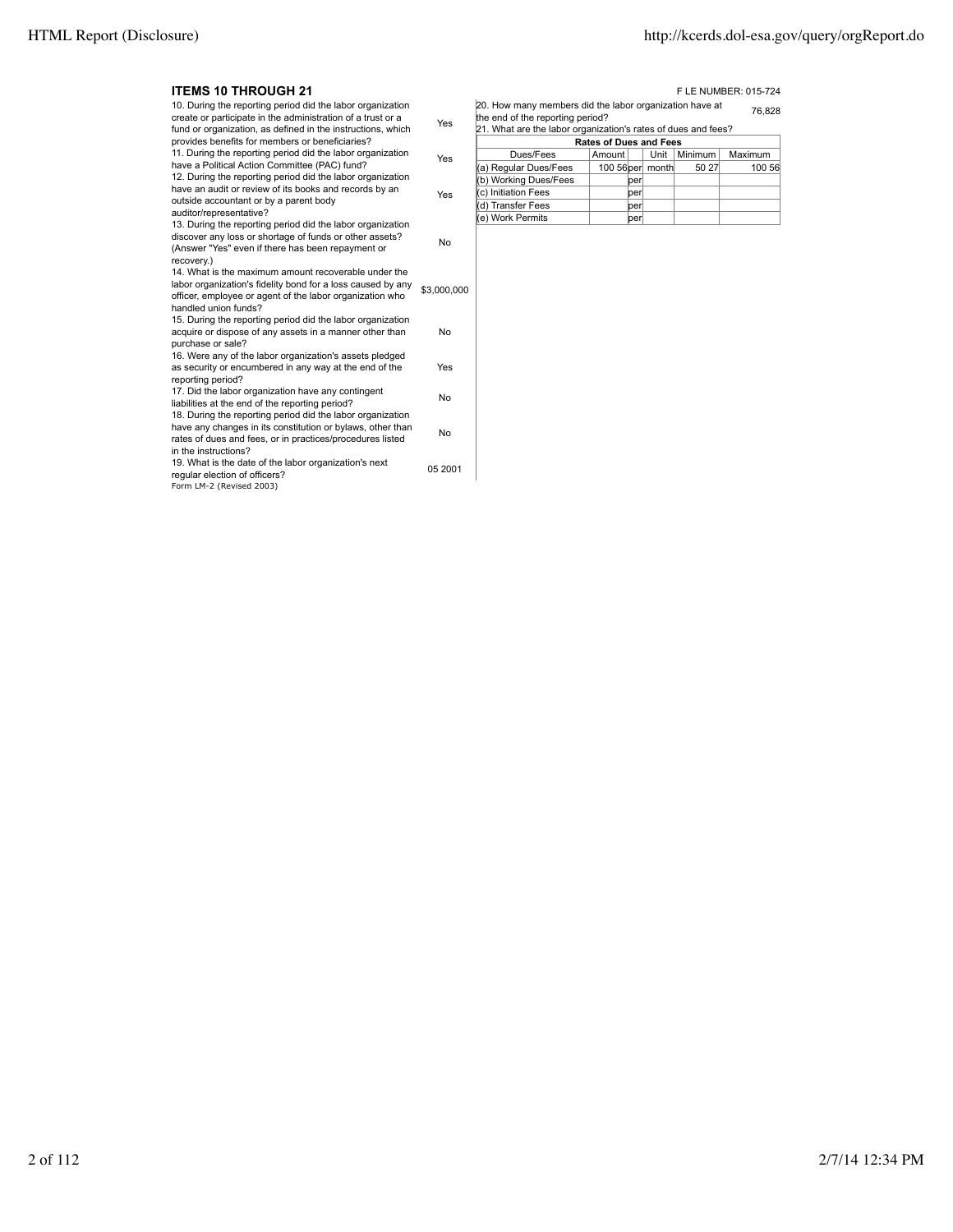### ITEMS 10 THROUGH 21

F LE NUMBER: 015-724

| Question | Answer |
|---|---|
| 10. During the reporting period did the labor organization create or participate in the administration of a trust or a fund or organization, as defined in the instructions, which provides benefits for members or beneficiaries? | Yes |
| 11. During the reporting period did the labor organization have a Political Action Committee (PAC) fund? | Yes |
| 12. During the reporting period did the labor organization have an audit or review of its books and records by an outside accountant or by a parent body auditor/representative? | Yes |
| 13. During the reporting period did the labor organization discover any loss or shortage of funds or other assets? (Answer "Yes" even if there has been repayment or recovery.) | No |
| 14. What is the maximum amount recoverable under the labor organization's fidelity bond for a loss caused by any officer, employee or agent of the labor organization who handled union funds? | $3,000,000 |
| 15. During the reporting period did the labor organization acquire or dispose of any assets in a manner other than purchase or sale? | No |
| 16. Were any of the labor organization's assets pledged as security or encumbered in any way at the end of the reporting period? | Yes |
| 17. Did the labor organization have any contingent liabilities at the end of the reporting period? | No |
| 18. During the reporting period did the labor organization have any changes in its constitution or bylaws, other than rates of dues and fees, or in practices/procedures listed in the instructions? | No |
| 19. What is the date of the labor organization's next regular election of officers? | 05 2001 |

Form LM-2 (Revised 2003)

20. How many members did the labor organization have at the end of the reporting period? 76,828

21. What are the labor organization's rates of dues and fees?

| Rates of Dues and Fees | | | | | |
|---|---|---|---|---|---|
| Dues/Fees | Amount | | Unit | Minimum | Maximum |
| (a) Regular Dues/Fees | 100 56 | per | month | 50 27 | 100 56 |
| (b) Working Dues/Fees | | per | | | |
| (c) Initiation Fees | | per | | | |
| (d) Transfer Fees | | per | | | |
| (e) Work Permits | | per | | | |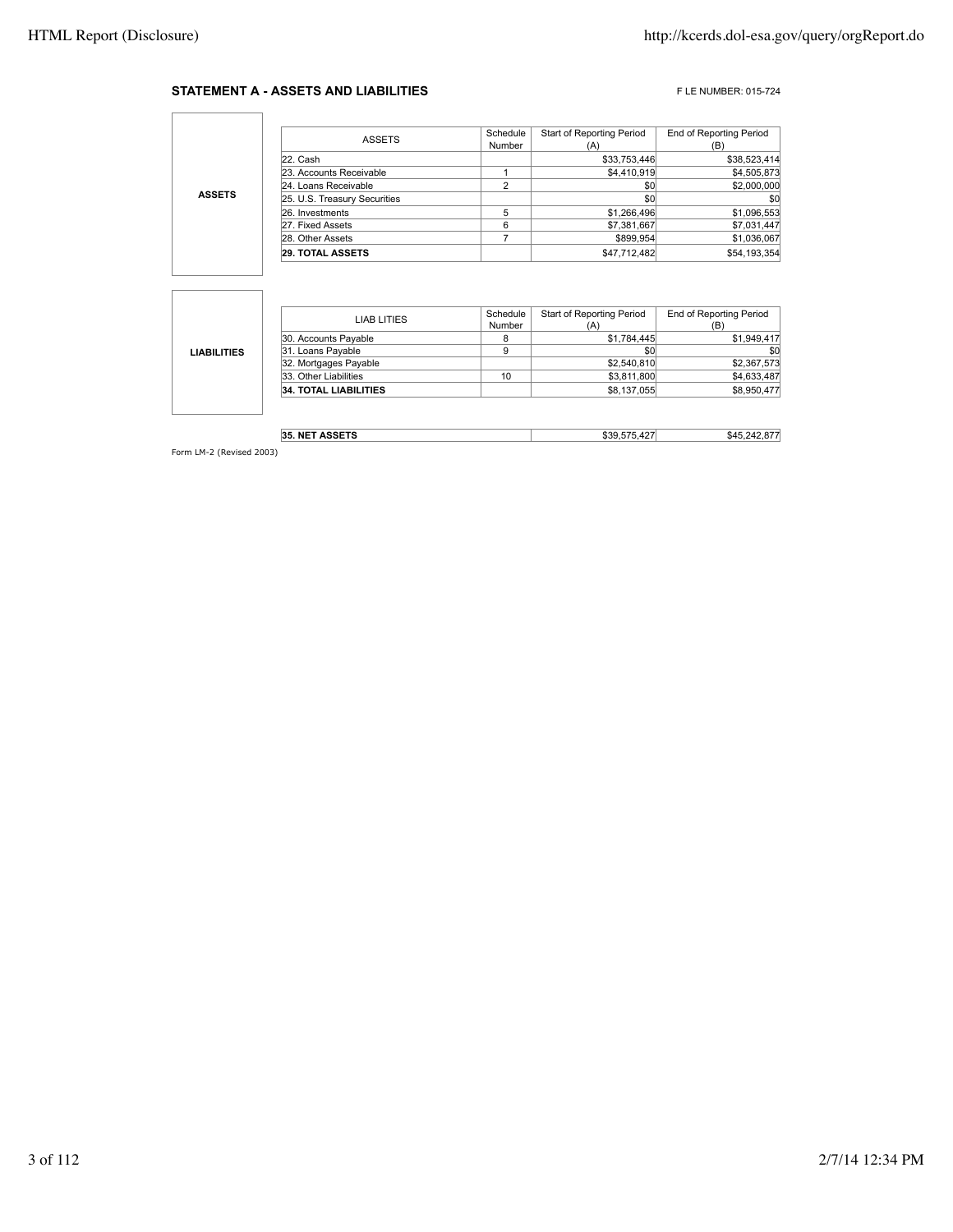### STATEMENT A - ASSETS AND LIABILITIES

F LE NUMBER: 015-724

**ASSETS**

| ASSETS | Schedule Number | Start of Reporting Period (A) | End of Reporting Period (B) |
|---|---|---|---|
| 22. Cash | | $33,753,446 | $38,523,414 |
| 23. Accounts Receivable | 1 | $4,410,919 | $4,505,873 |
| 24. Loans Receivable | 2 | $0 | $2,000,000 |
| 25. U.S. Treasury Securities | | $0 | $0 |
| 26. Investments | 5 | $1,266,496 | $1,096,553 |
| 27. Fixed Assets | 6 | $7,381,667 | $7,031,447 |
| 28. Other Assets | 7 | $899,954 | $1,036,067 |
| **29. TOTAL ASSETS** | | $47,712,482 | $54,193,354 |

**LIABILITIES**

| LIAB LITIES | Schedule Number | Start of Reporting Period (A) | End of Reporting Period (B) |
|---|---|---|---|
| 30. Accounts Payable | 8 | $1,784,445 | $1,949,417 |
| 31. Loans Payable | 9 | $0 | $0 |
| 32. Mortgages Payable | | $2,540,810 | $2,367,573 |
| 33. Other Liabilities | 10 | $3,811,800 | $4,633,487 |
| **34. TOTAL LIABILITIES** | | $8,137,055 | $8,950,477 |

| | Start of Reporting Period (A) | End of Reporting Period (B) |
|---|---|---|
| **35. NET ASSETS** | $39,575,427 | $45,242,877 |

Form LM-2 (Revised 2003)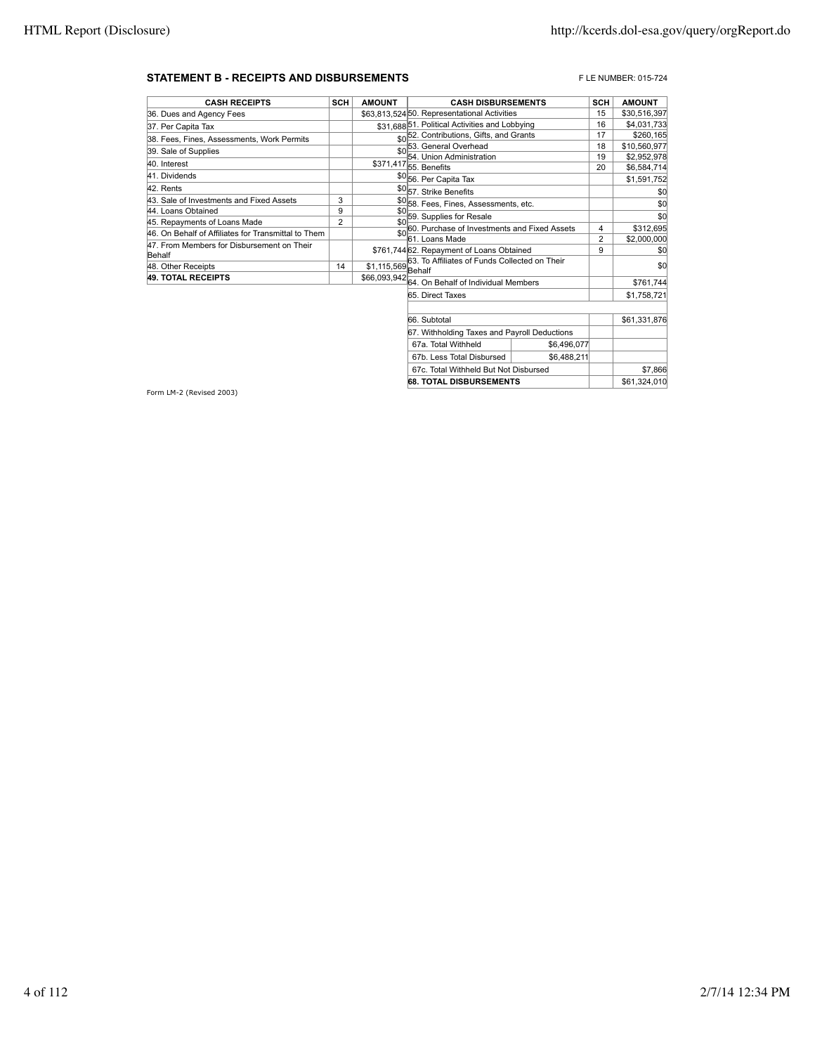**STATEMENT B - RECEIPTS AND DISBURSEMENTS**

F LE NUMBER: 015-724

| CASH RECEIPTS | SCH | AMOUNT |
|---|---|---|
| 36. Dues and Agency Fees | | $63,813,524 |
| 37. Per Capita Tax | | $31,688 |
| 38. Fees, Fines, Assessments, Work Permits | | $0 |
| 39. Sale of Supplies | | $0 |
| 40. Interest | | $371,417 |
| 41. Dividends | | $0 |
| 42. Rents | | $0 |
| 43. Sale of Investments and Fixed Assets | 3 | $0 |
| 44. Loans Obtained | 9 | $0 |
| 45. Repayments of Loans Made | 2 | $0 |
| 46. On Behalf of Affiliates for Transmittal to Them | | $0 |
| 47. From Members for Disbursement on Their Behalf | | $761,744 |
| 48. Other Receipts | 14 | $1,115,569 |
| **49. TOTAL RECEIPTS** | | $66,093,942 |

| CASH DISBURSEMENTS | | SCH | AMOUNT |
|---|---|---|---|
| 50. Representational Activities | | 15 | $30,516,397 |
| 51. Political Activities and Lobbying | | 16 | $4,031,733 |
| 52. Contributions, Gifts, and Grants | | 17 | $260,165 |
| 53. General Overhead | | 18 | $10,560,977 |
| 54. Union Administration | | 19 | $2,952,978 |
| 55. Benefits | | 20 | $6,584,714 |
| 56. Per Capita Tax | | | $1,591,752 |
| 57. Strike Benefits | | | $0 |
| 58. Fees, Fines, Assessments, etc. | | | $0 |
| 59. Supplies for Resale | | | $0 |
| 60. Purchase of Investments and Fixed Assets | | 4 | $312,695 |
| 61. Loans Made | | 2 | $2,000,000 |
| 62. Repayment of Loans Obtained | | 9 | $0 |
| 63. To Affiliates of Funds Collected on Their Behalf | | | $0 |
| 64. On Behalf of Individual Members | | | $761,744 |
| 65. Direct Taxes | | | $1,758,721 |
| | | | |
| 66. Subtotal | | | $61,331,876 |
| 67. Withholding Taxes and Payroll Deductions | | | |
| 67a. Total Withheld | $6,496,077 | | |
| 67b. Less Total Disbursed | $6,488,211 | | |
| 67c. Total Withheld But Not Disbursed | | | $7,866 |
| **68. TOTAL DISBURSEMENTS** | | | $61,324,010 |

Form LM-2 (Revised 2003)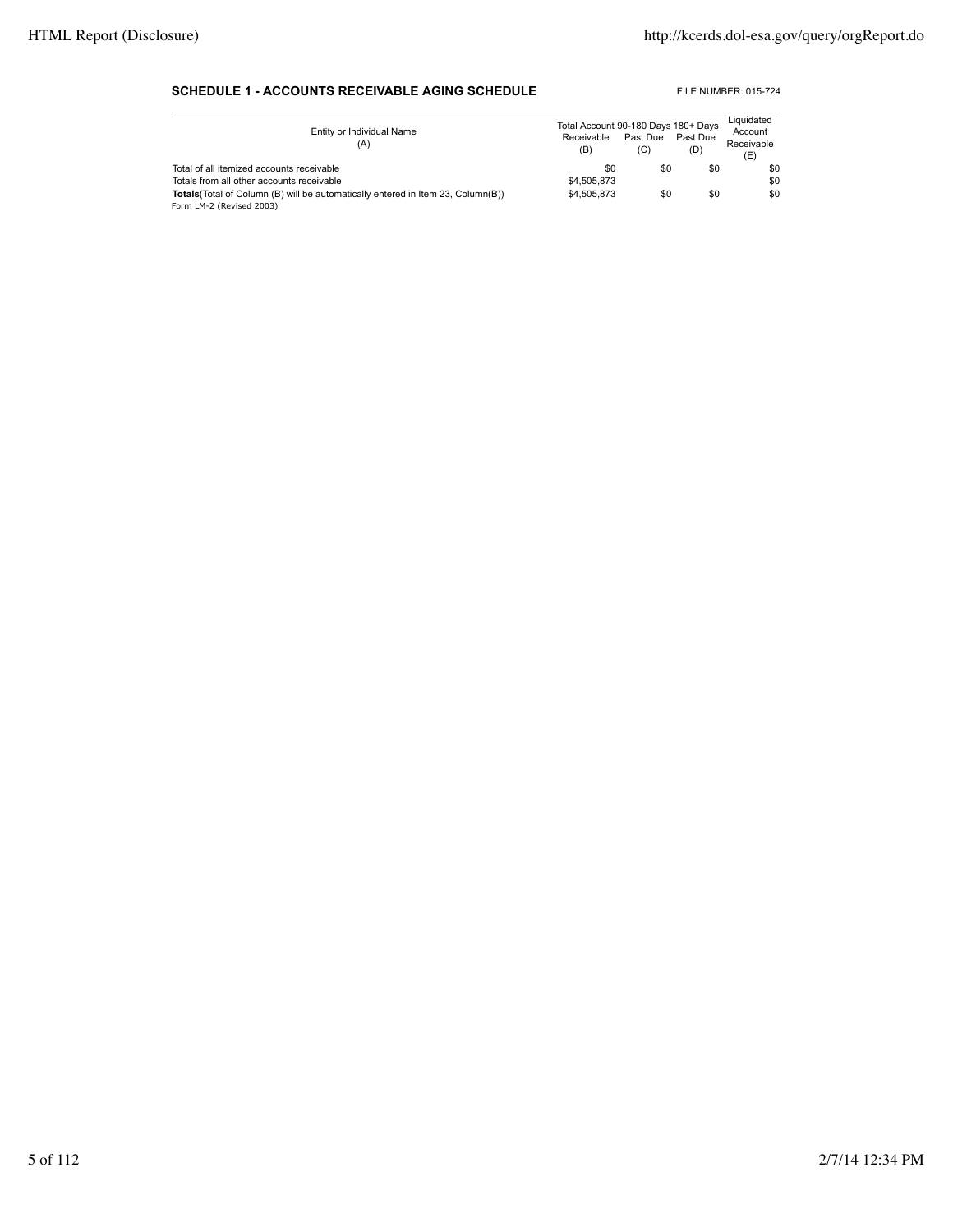**SCHEDULE 1 - ACCOUNTS RECEIVABLE AGING SCHEDULE**

F LE NUMBER: 015-724

| Entity or Individual Name (A) | Total Account Receivable (B) | 90-180 Days Past Due (C) | 180+ Days Past Due (D) | Liquidated Account Receivable (E) |
|---|---|---|---|---|
| Total of all itemized accounts receivable | $0 | $0 | $0 | $0 |
| Totals from all other accounts receivable | $4,505,873 | | | $0 |
| **Totals**(Total of Column (B) will be automatically entered in Item 23, Column(B)) | $4,505,873 | $0 | $0 | $0 |

Form LM-2 (Revised 2003)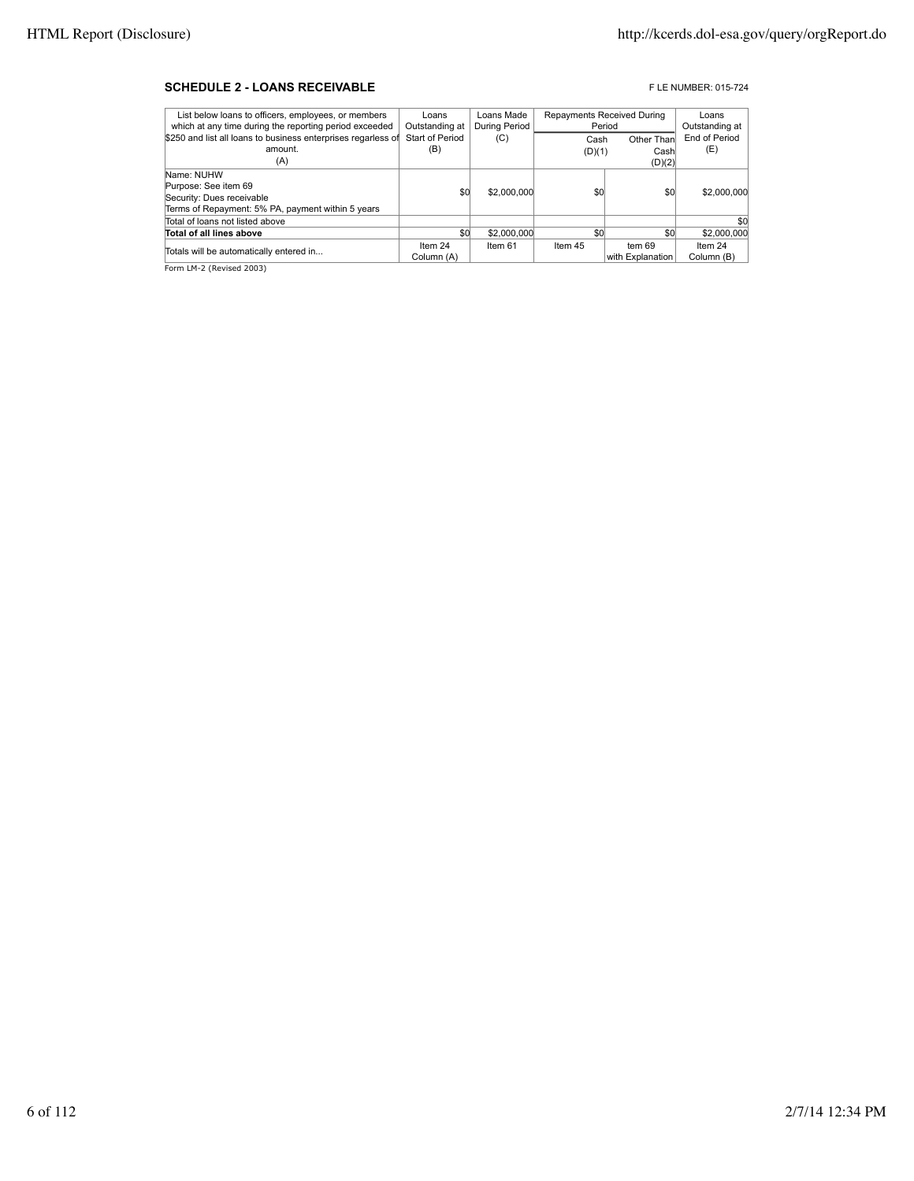**SCHEDULE 2 - LOANS RECEIVABLE**

F LE NUMBER: 015-724

| List below loans to officers, employees, or members which at any time during the reporting period exceeded $250 and list all loans to business enterprises regarless of amount. (A) | Loans Outstanding at Start of Period (B) | Loans Made During Period (C) | Repayments Received During Period | | Loans Outstanding at End of Period (E) |
|---|---|---|---|---|---|
| | | | Cash (D)(1) | Other Than Cash (D)(2) | |
| Name: NUHW<br>Purpose: See item 69<br>Security: Dues receivable<br>Terms of Repayment: 5% PA, payment within 5 years | $0 | $2,000,000 | $0 | $0 | $2,000,000 |
| Total of loans not listed above | | | | | $0 |
| **Total of all lines above** | $0 | $2,000,000 | $0 | $0 | $2,000,000 |
| Totals will be automatically entered in... | Item 24 Column (A) | Item 61 | Item 45 | tem 69 with Explanation | Item 24 Column (B) |

Form LM-2 (Revised 2003)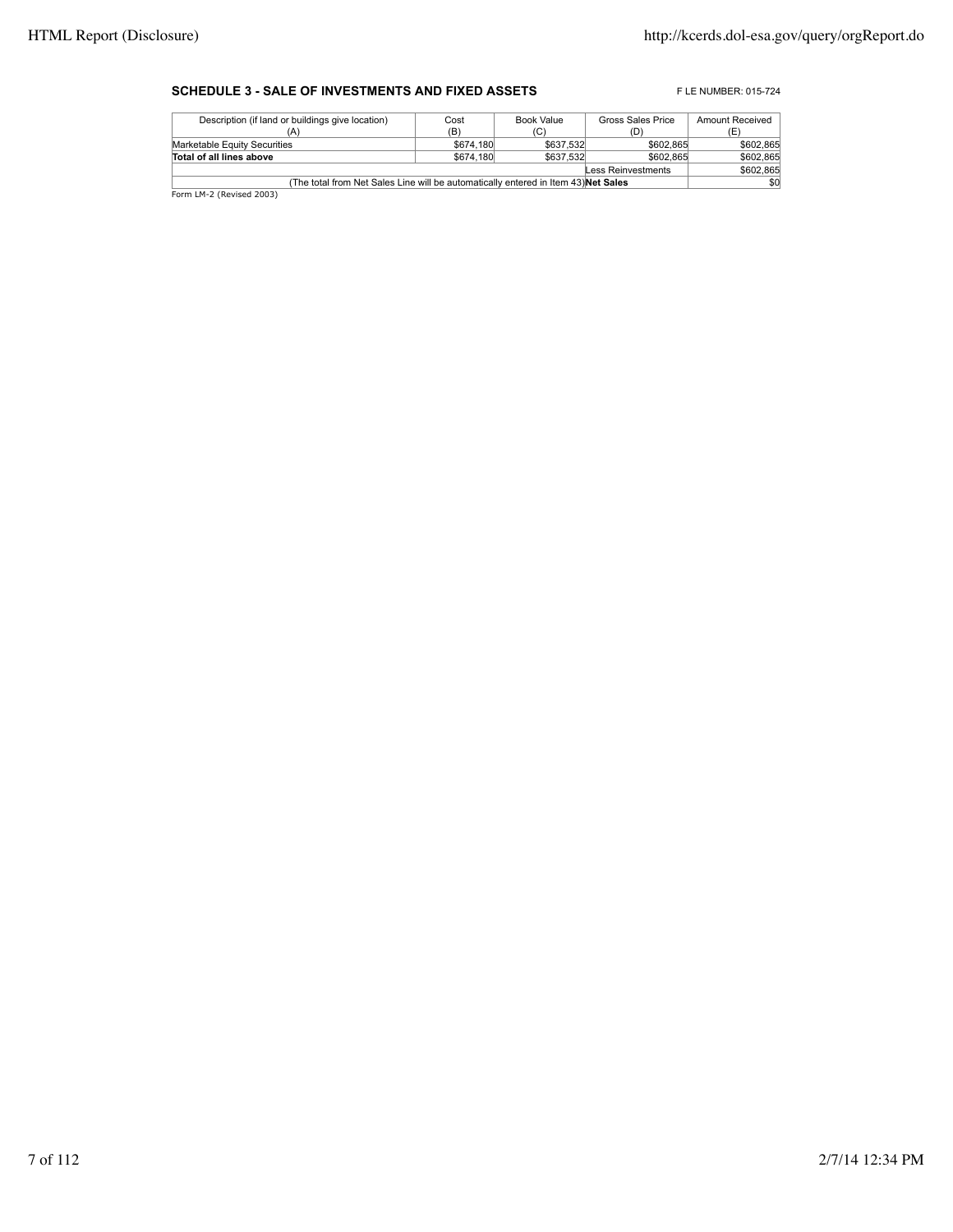**SCHEDULE 3 - SALE OF INVESTMENTS AND FIXED ASSETS**

F LE NUMBER: 015-724

| Description (if land or buildings give location) (A) | Cost (B) | Book Value (C) | Gross Sales Price (D) | Amount Received (E) |
|---|---|---|---|---|
| Marketable Equity Securities | $674,180 | $637,532 | $602,865 | $602,865 |
| **Total of all lines above** | $674,180 | $637,532 | $602,865 | $602,865 |
| | | | Less Reinvestments | $602,865 |
| (The total from Net Sales Line will be automatically entered in Item 43) | | | **Net Sales** | $0 |

Form LM-2 (Revised 2003)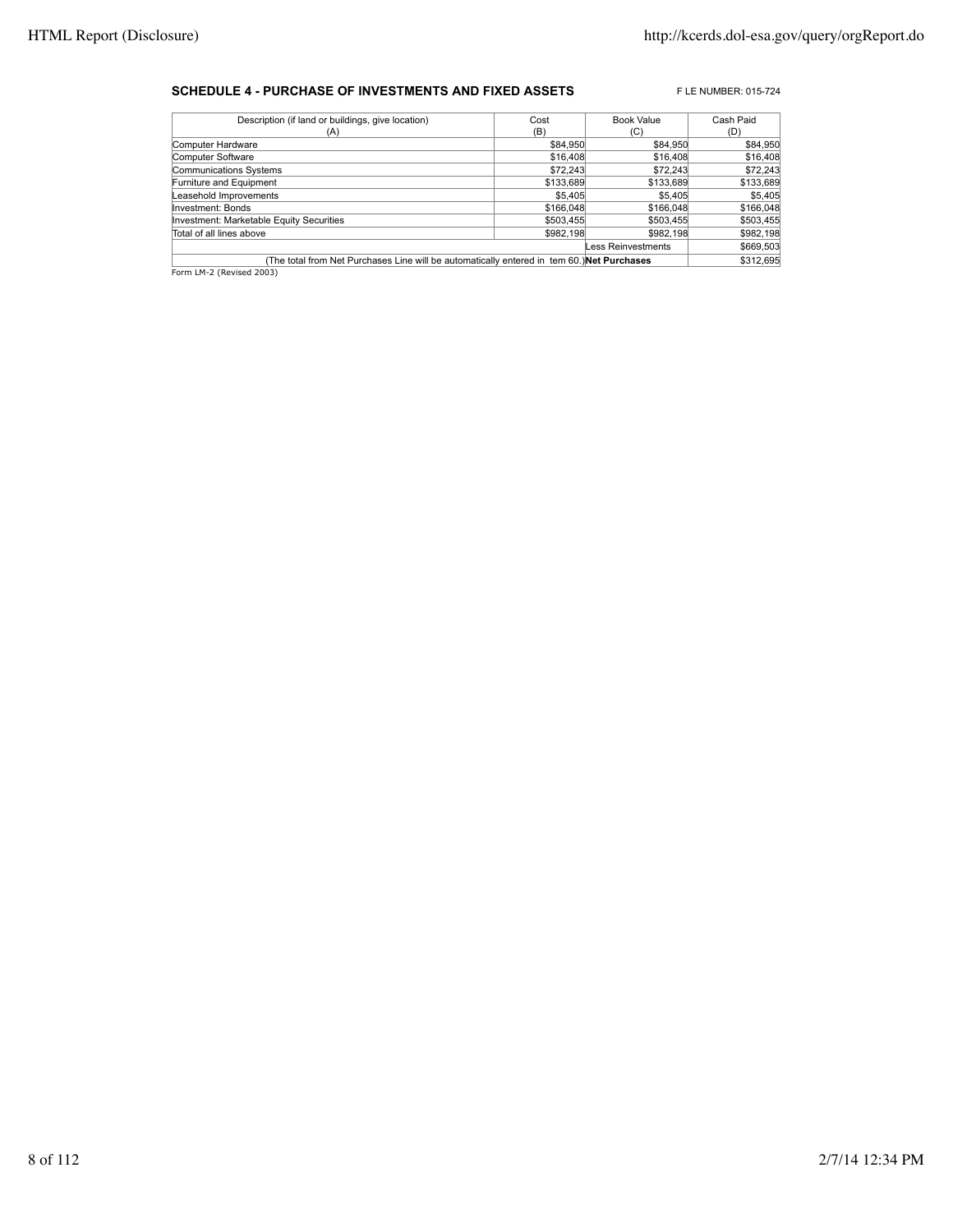**SCHEDULE 4 - PURCHASE OF INVESTMENTS AND FIXED ASSETS**

F LE NUMBER: 015-724

| Description (if land or buildings, give location) (A) | Cost (B) | Book Value (C) | Cash Paid (D) |
|---|---|---|---|
| Computer Hardware | $84,950 | $84,950 | $84,950 |
| Computer Software | $16,408 | $16,408 | $16,408 |
| Communications Systems | $72,243 | $72,243 | $72,243 |
| Furniture and Equipment | $133,689 | $133,689 | $133,689 |
| Leasehold Improvements | $5,405 | $5,405 | $5,405 |
| Investment: Bonds | $166,048 | $166,048 | $166,048 |
| Investment: Marketable Equity Securities | $503,455 | $503,455 | $503,455 |
| Total of all lines above | $982,198 | $982,198 | $982,198 |
| | | Less Reinvestments | $669,503 |
| (The total from Net Purchases Line will be automatically entered in tem 60.) | | **Net Purchases** | $312,695 |

Form LM-2 (Revised 2003)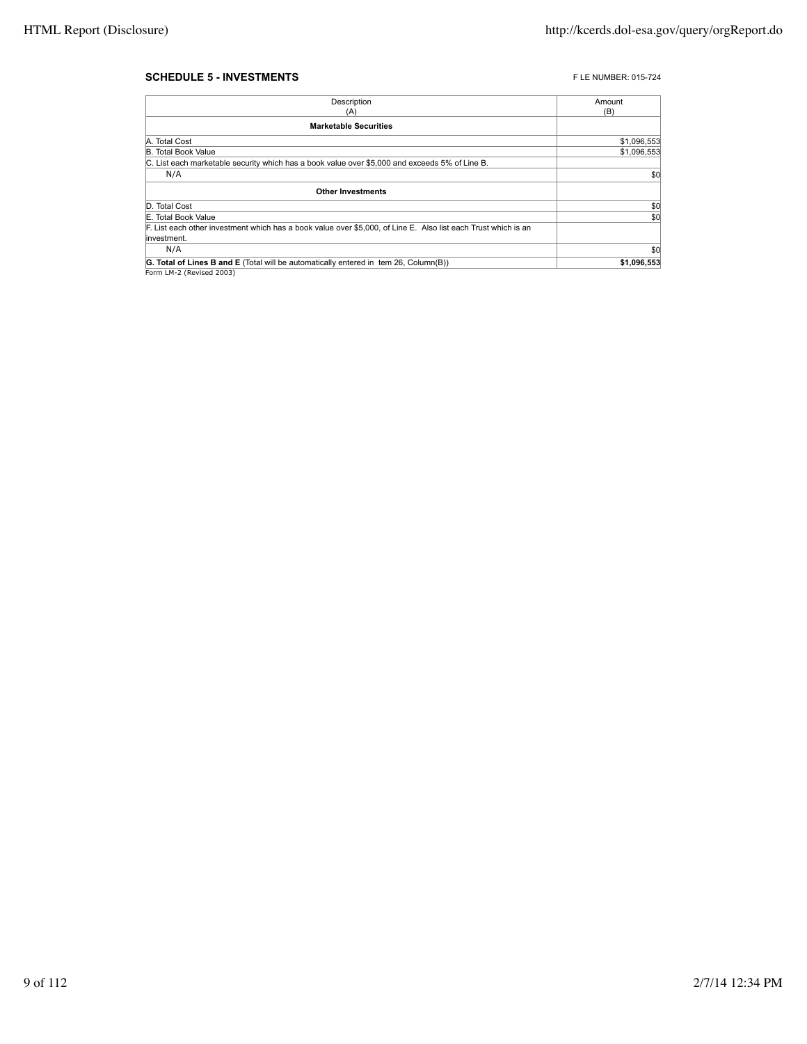## SCHEDULE 5 - INVESTMENTS

F LE NUMBER: 015-724

| Description (A) | Amount (B) |
|---|---|
| **Marketable Securities** | |
| A. Total Cost | $1,096,553 |
| B. Total Book Value | $1,096,553 |
| C. List each marketable security which has a book value over $5,000 and exceeds 5% of Line B. | |
| N/A | $0 |
| **Other Investments** | |
| D. Total Cost | $0 |
| E. Total Book Value | $0 |
| F. List each other investment which has a book value over $5,000, of Line E. Also list each Trust which is an investment. | |
| N/A | $0 |
| **G. Total of Lines B and E** (Total will be automatically entered in tem 26, Column(B)) | **$1,096,553** |

Form LM-2 (Revised 2003)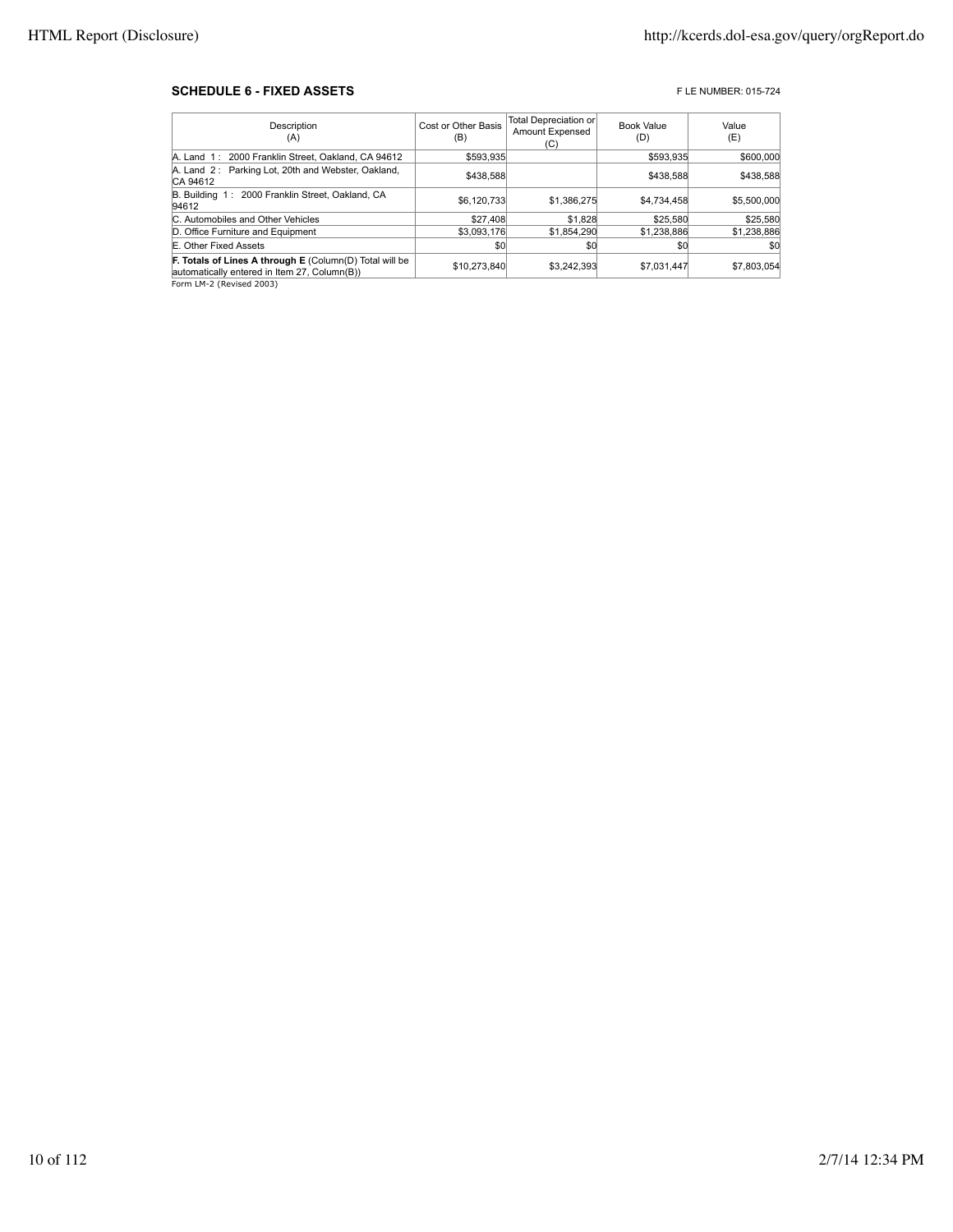### SCHEDULE 6 - FIXED ASSETS

F LE NUMBER: 015-724

| Description (A) | Cost or Other Basis (B) | Total Depreciation or Amount Expensed (C) | Book Value (D) | Value (E) |
|---|---|---|---|---|
| A. Land 1 : 2000 Franklin Street, Oakland, CA 94612 | $593,935 | | $593,935 | $600,000 |
| A. Land 2 : Parking Lot, 20th and Webster, Oakland, CA 94612 | $438,588 | | $438,588 | $438,588 |
| B. Building 1 : 2000 Franklin Street, Oakland, CA 94612 | $6,120,733 | $1,386,275 | $4,734,458 | $5,500,000 |
| C. Automobiles and Other Vehicles | $27,408 | $1,828 | $25,580 | $25,580 |
| D. Office Furniture and Equipment | $3,093,176 | $1,854,290 | $1,238,886 | $1,238,886 |
| E. Other Fixed Assets | $0 | $0 | $0 | $0 |
| **F. Totals of Lines A through E** (Column(D) Total will be automatically entered in Item 27, Column(B)) | $10,273,840 | $3,242,393 | $7,031,447 | $7,803,054 |

Form LM-2 (Revised 2003)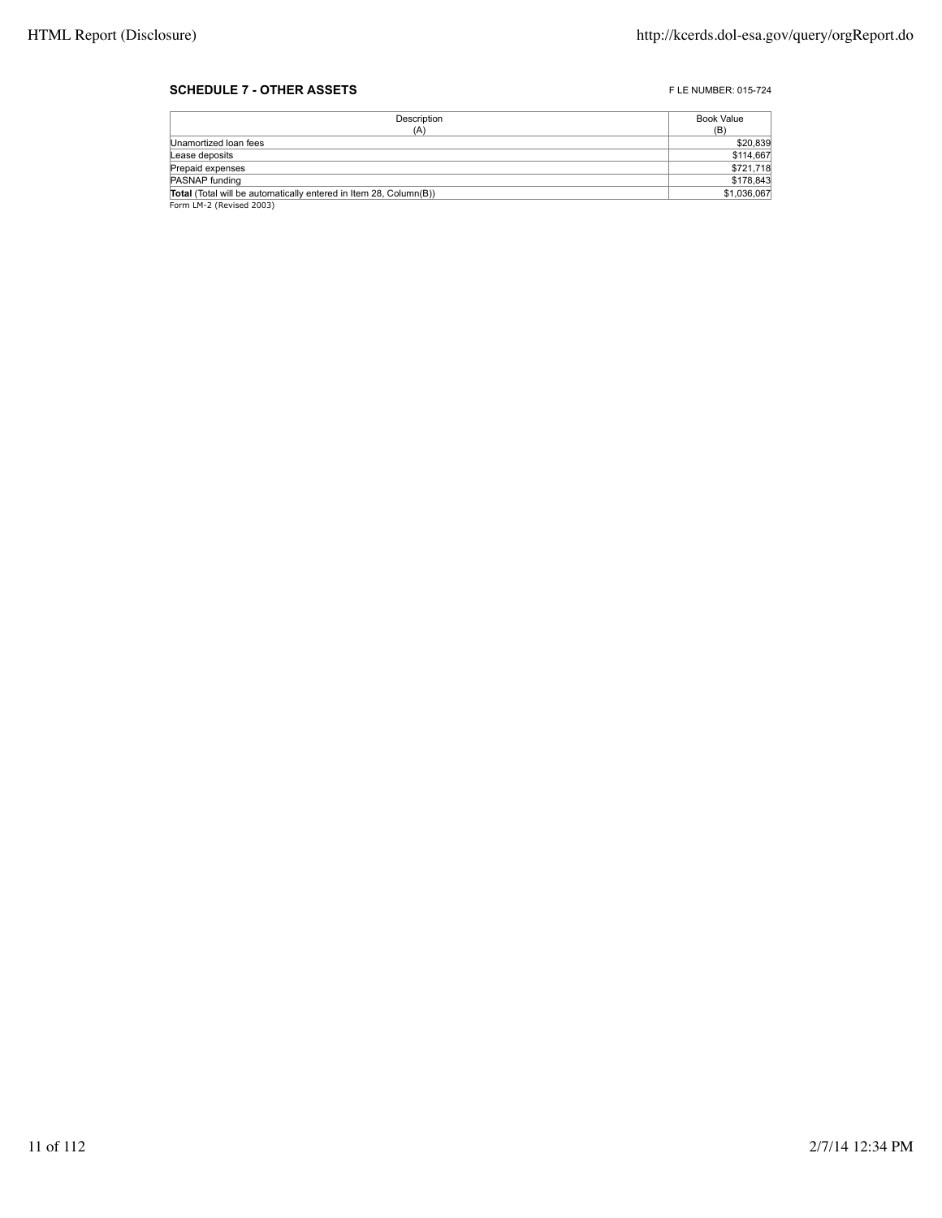**SCHEDULE 7 - OTHER ASSETS**

F LE NUMBER: 015-724

| Description (A) | Book Value (B) |
|---|---|
| Unamortized loan fees | $20,839 |
| Lease deposits | $114,667 |
| Prepaid expenses | $721,718 |
| PASNAP funding | $178,843 |
| **Total** (Total will be automatically entered in Item 28, Column(B)) | $1,036,067 |

Form LM-2 (Revised 2003)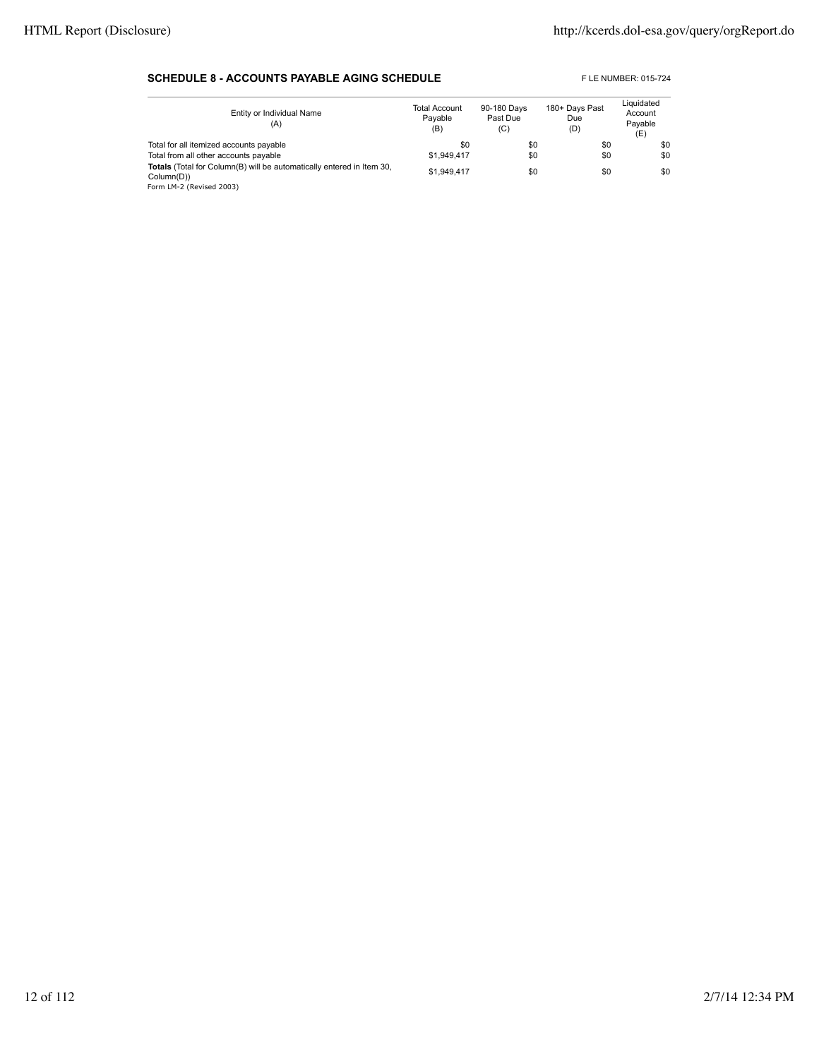**SCHEDULE 8 - ACCOUNTS PAYABLE AGING SCHEDULE**

F LE NUMBER: 015-724

| Entity or Individual Name (A) | Total Account Payable (B) | 90-180 Days Past Due (C) | 180+ Days Past Due (D) | Liquidated Account Payable (E) |
|---|---|---|---|---|
| Total for all itemized accounts payable | $0 | $0 | $0 | $0 |
| Total from all other accounts payable | $1,949,417 | $0 | $0 | $0 |
| **Totals** (Total for Column(B) will be automatically entered in Item 30, Column(D)) | $1,949,417 | $0 | $0 | $0 |

Form LM-2 (Revised 2003)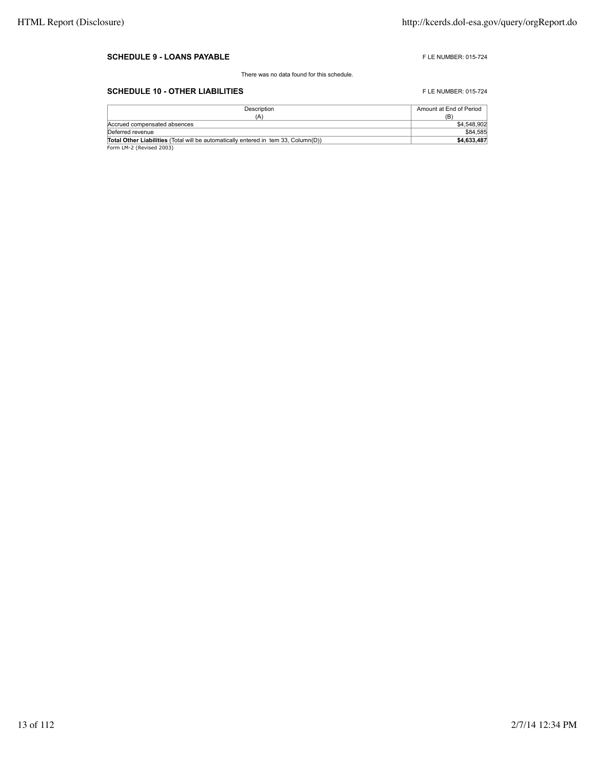**SCHEDULE 9 - LOANS PAYABLE** F LE NUMBER: 015-724

There was no data found for this schedule.

**SCHEDULE 10 - OTHER LIABILITIES** F LE NUMBER: 015-724

| Description (A) | Amount at End of Period (B) |
|---|---|
| Accrued compensated absences | $4,548,902 |
| Deferred revenue | $84,585 |
| **Total Other Liabilities** (Total will be automatically entered in tem 33, Column(D)) | **$4,633,487** |

Form LM-2 (Revised 2003)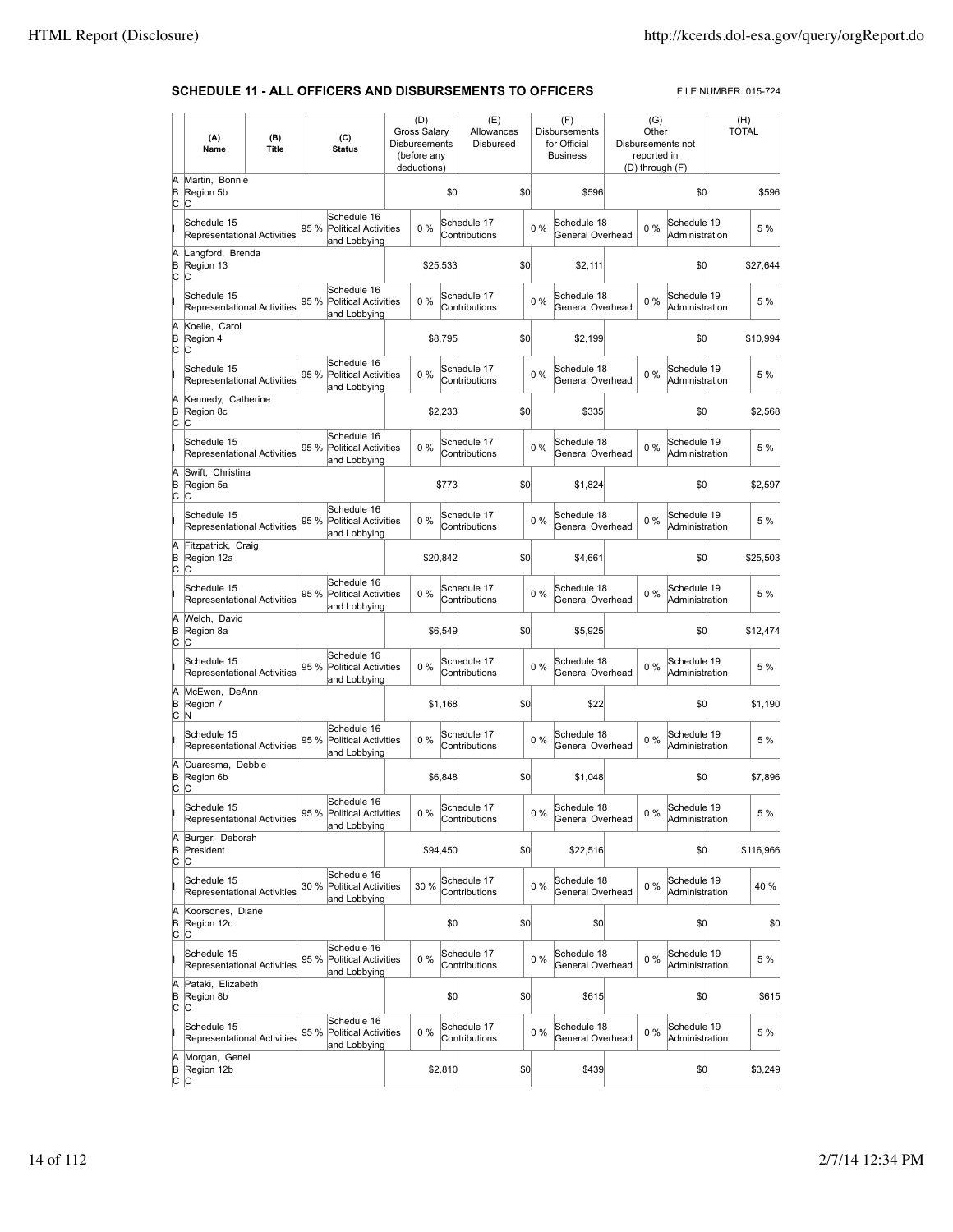## SCHEDULE 11 - ALL OFFICERS AND DISBURSEMENTS TO OFFICERS

FILE NUMBER: 015-724

| | (A) Name | (B) Title | (C) Status | (D) Gross Salary Disbursements (before any deductions) | (E) Allowances Disbursed | (F) Disbursements for Official Business | (G) Other Disbursements not reported in (D) through (F) | (H) TOTAL |
|---|---|---|---|---|---|---|---|---|
| A B C | Martin, Bonnie<br>Region 5b<br>C | | | $0 | $0 | $596 | $0 | $596 |
| I | Schedule 15 Representational Activities 95 % | | Schedule 16 Political Activities and Lobbying 0 % | | Schedule 17 Contributions 0 % | Schedule 18 General Overhead 0 % | Schedule 19 Administration | 5 % |
| A B C | Langford, Brenda<br>Region 13<br>C | | | $25,533 | $0 | $2,111 | $0 | $27,644 |
| I | Schedule 15 Representational Activities 95 % | | Schedule 16 Political Activities and Lobbying 0 % | | Schedule 17 Contributions 0 % | Schedule 18 General Overhead 0 % | Schedule 19 Administration | 5 % |
| A B C | Koelle, Carol<br>Region 4<br>C | | | $8,795 | $0 | $2,199 | $0 | $10,994 |
| I | Schedule 15 Representational Activities 95 % | | Schedule 16 Political Activities and Lobbying 0 % | | Schedule 17 Contributions 0 % | Schedule 18 General Overhead 0 % | Schedule 19 Administration | 5 % |
| A B C | Kennedy, Catherine<br>Region 8c<br>C | | | $2,233 | $0 | $335 | $0 | $2,568 |
| I | Schedule 15 Representational Activities 95 % | | Schedule 16 Political Activities and Lobbying 0 % | | Schedule 17 Contributions 0 % | Schedule 18 General Overhead 0 % | Schedule 19 Administration | 5 % |
| A B C | Swift, Christina<br>Region 5a<br>C | | | $773 | $0 | $1,824 | $0 | $2,597 |
| I | Schedule 15 Representational Activities 95 % | | Schedule 16 Political Activities and Lobbying 0 % | | Schedule 17 Contributions 0 % | Schedule 18 General Overhead 0 % | Schedule 19 Administration | 5 % |
| A B C | Fitzpatrick, Craig<br>Region 12a<br>C | | | $20,842 | $0 | $4,661 | $0 | $25,503 |
| I | Schedule 15 Representational Activities 95 % | | Schedule 16 Political Activities and Lobbying 0 % | | Schedule 17 Contributions 0 % | Schedule 18 General Overhead 0 % | Schedule 19 Administration | 5 % |
| A B C | Welch, David<br>Region 8a<br>C | | | $6,549 | $0 | $5,925 | $0 | $12,474 |
| I | Schedule 15 Representational Activities 95 % | | Schedule 16 Political Activities and Lobbying 0 % | | Schedule 17 Contributions 0 % | Schedule 18 General Overhead 0 % | Schedule 19 Administration | 5 % |
| A B C | McEwen, DeAnn<br>Region 7<br>N | | | $1,168 | $0 | $22 | $0 | $1,190 |
| I | Schedule 15 Representational Activities 95 % | | Schedule 16 Political Activities and Lobbying 0 % | | Schedule 17 Contributions 0 % | Schedule 18 General Overhead 0 % | Schedule 19 Administration | 5 % |
| A B C | Cuaresma, Debbie<br>Region 6b<br>C | | | $6,848 | $0 | $1,048 | $0 | $7,896 |
| I | Schedule 15 Representational Activities 95 % | | Schedule 16 Political Activities and Lobbying 0 % | | Schedule 17 Contributions 0 % | Schedule 18 General Overhead 0 % | Schedule 19 Administration | 5 % |
| A B C | Burger, Deborah<br>President<br>C | | | $94,450 | $0 | $22,516 | $0 | $116,966 |
| I | Schedule 15 Representational Activities 30 % | | Schedule 16 Political Activities and Lobbying 30 % | | Schedule 17 Contributions 0 % | Schedule 18 General Overhead 0 % | Schedule 19 Administration | 40 % |
| A B C | Koorsones, Diane<br>Region 12c<br>C | | | $0 | $0 | $0 | $0 | $0 |
| I | Schedule 15 Representational Activities 95 % | | Schedule 16 Political Activities and Lobbying 0 % | | Schedule 17 Contributions 0 % | Schedule 18 General Overhead 0 % | Schedule 19 Administration | 5 % |
| A B C | Pataki, Elizabeth<br>Region 8b<br>C | | | $0 | $0 | $615 | $0 | $615 |
| I | Schedule 15 Representational Activities 95 % | | Schedule 16 Political Activities and Lobbying 0 % | | Schedule 17 Contributions 0 % | Schedule 18 General Overhead 0 % | Schedule 19 Administration | 5 % |
| A B C | Morgan, Genel<br>Region 12b<br>C | | | $2,810 | $0 | $439 | $0 | $3,249 |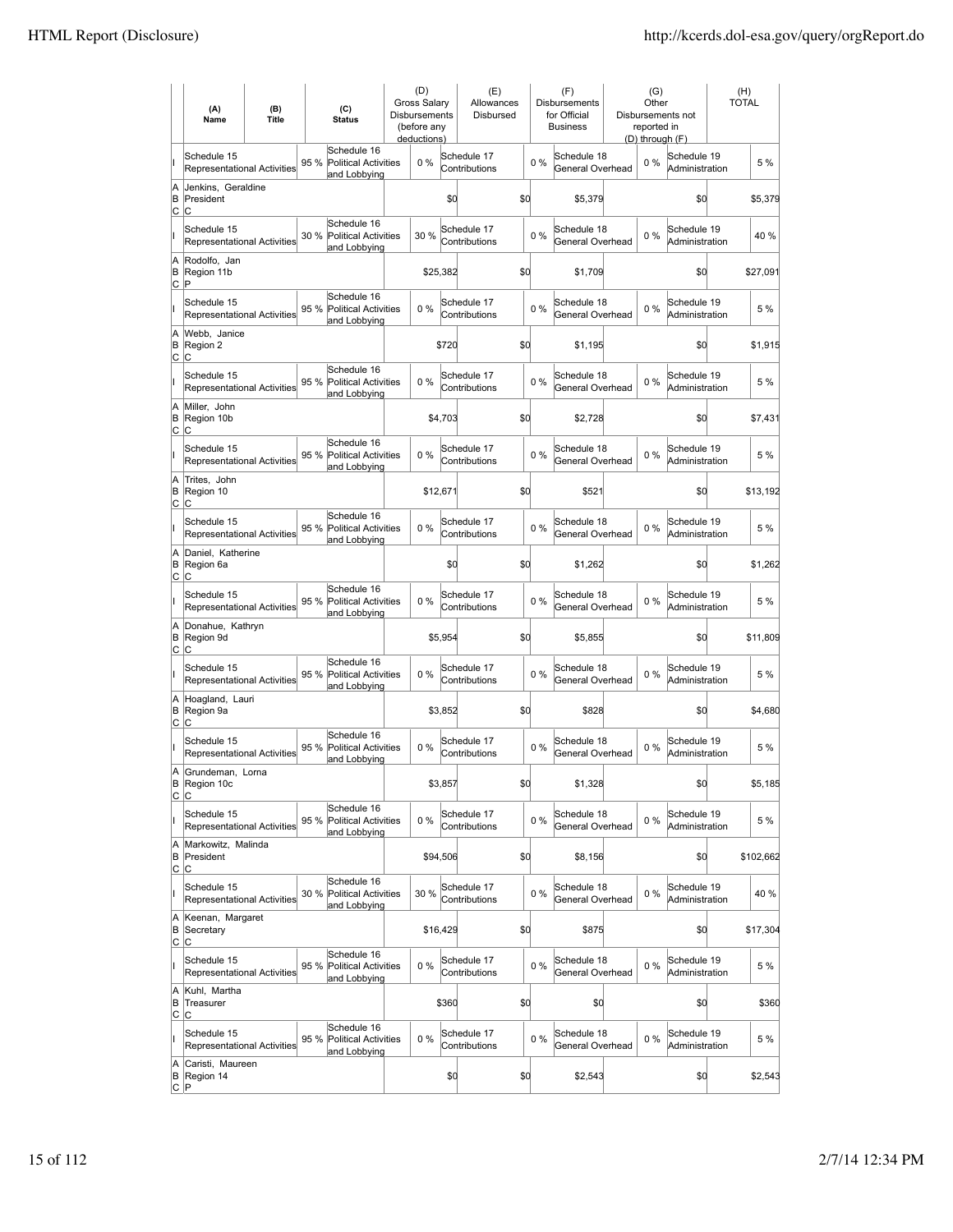| | (A) Name | (B) Title | | (C) Status | (D) Gross Salary Disbursements (before any deductions) | | (E) Allowances Disbursed | | (F) Disbursements for Official Business | | (G) Other Disbursements not reported in (D) through (F) | | (H) TOTAL |
|---|---|---|---|---|---|---|---|---|---|---|---|---|---|
| I | Schedule 15 Representational Activities | | 95 % | Schedule 16 Political Activities and Lobbying | 0 % | | Schedule 17 Contributions | 0 % | Schedule 18 General Overhead | 0 % | Schedule 19 Administration | | 5 % |
| A B C | Jenkins, Geraldine President C | | | | | $0 | | $0 | $5,379 | | | $0 | $5,379 |
| I | Schedule 15 Representational Activities | | 30 % | Schedule 16 Political Activities and Lobbying | 30 % | | Schedule 17 Contributions | 0 % | Schedule 18 General Overhead | 0 % | Schedule 19 Administration | | 40 % |
| A B C | Rodolfo, Jan Region 11b P | | | | | $25,382 | | $0 | $1,709 | | | $0 | $27,091 |
| I | Schedule 15 Representational Activities | | 95 % | Schedule 16 Political Activities and Lobbying | 0 % | | Schedule 17 Contributions | 0 % | Schedule 18 General Overhead | 0 % | Schedule 19 Administration | | 5 % |
| A B C | Webb, Janice Region 2 C | | | | | $720 | | $0 | $1,195 | | | $0 | $1,915 |
| I | Schedule 15 Representational Activities | | 95 % | Schedule 16 Political Activities and Lobbying | 0 % | | Schedule 17 Contributions | 0 % | Schedule 18 General Overhead | 0 % | Schedule 19 Administration | | 5 % |
| A B C | Miller, John Region 10b C | | | | | $4,703 | | $0 | $2,728 | | | $0 | $7,431 |
| I | Schedule 15 Representational Activities | | 95 % | Schedule 16 Political Activities and Lobbying | 0 % | | Schedule 17 Contributions | 0 % | Schedule 18 General Overhead | 0 % | Schedule 19 Administration | | 5 % |
| A B C | Trites, John Region 10 C | | | | | $12,671 | | $0 | $521 | | | $0 | $13,192 |
| I | Schedule 15 Representational Activities | | 95 % | Schedule 16 Political Activities and Lobbying | 0 % | | Schedule 17 Contributions | 0 % | Schedule 18 General Overhead | 0 % | Schedule 19 Administration | | 5 % |
| A B C | Daniel, Katherine Region 6a C | | | | | $0 | | $0 | $1,262 | | | $0 | $1,262 |
| I | Schedule 15 Representational Activities | | 95 % | Schedule 16 Political Activities and Lobbying | 0 % | | Schedule 17 Contributions | 0 % | Schedule 18 General Overhead | 0 % | Schedule 19 Administration | | 5 % |
| A B C | Donahue, Kathryn Region 9d C | | | | | $5,954 | | $0 | $5,855 | | | $0 | $11,809 |
| I | Schedule 15 Representational Activities | | 95 % | Schedule 16 Political Activities and Lobbying | 0 % | | Schedule 17 Contributions | 0 % | Schedule 18 General Overhead | 0 % | Schedule 19 Administration | | 5 % |
| A B C | Hoagland, Lauri Region 9a C | | | | | $3,852 | | $0 | $828 | | | $0 | $4,680 |
| I | Schedule 15 Representational Activities | | 95 % | Schedule 16 Political Activities and Lobbying | 0 % | | Schedule 17 Contributions | 0 % | Schedule 18 General Overhead | 0 % | Schedule 19 Administration | | 5 % |
| A B C | Grundeman, Lorna Region 10c C | | | | | $3,857 | | $0 | $1,328 | | | $0 | $5,185 |
| I | Schedule 15 Representational Activities | | 95 % | Schedule 16 Political Activities and Lobbying | 0 % | | Schedule 17 Contributions | 0 % | Schedule 18 General Overhead | 0 % | Schedule 19 Administration | | 5 % |
| A B C | Markowitz, Malinda President C | | | | | $94,506 | | $0 | $8,156 | | | $0 | $102,662 |
| I | Schedule 15 Representational Activities | | 30 % | Schedule 16 Political Activities and Lobbying | 30 % | | Schedule 17 Contributions | 0 % | Schedule 18 General Overhead | 0 % | Schedule 19 Administration | | 40 % |
| A B C | Keenan, Margaret Secretary C | | | | | $16,429 | | $0 | $875 | | | $0 | $17,304 |
| I | Schedule 15 Representational Activities | | 95 % | Schedule 16 Political Activities and Lobbying | 0 % | | Schedule 17 Contributions | 0 % | Schedule 18 General Overhead | 0 % | Schedule 19 Administration | | 5 % |
| A B C | Kuhl, Martha Treasurer C | | | | | $360 | | $0 | $0 | | | $0 | $360 |
| I | Schedule 15 Representational Activities | | 95 % | Schedule 16 Political Activities and Lobbying | 0 % | | Schedule 17 Contributions | 0 % | Schedule 18 General Overhead | 0 % | Schedule 19 Administration | | 5 % |
| A B C | Caristi, Maureen Region 14 P | | | | | $0 | | $0 | $2,543 | | | $0 | $2,543 |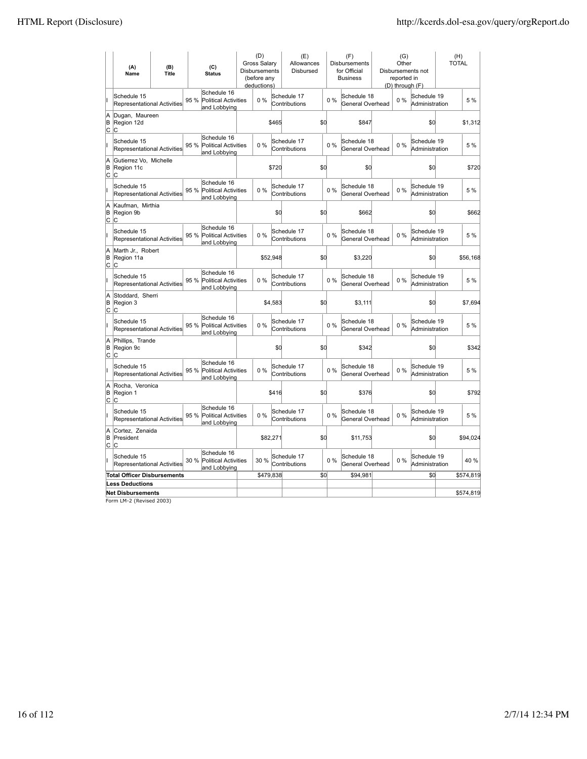| | (A) Name | (B) Title | (C) Status | (D) Gross Salary Disbursements (before any deductions) | (E) Allowances Disbursed | (F) Disbursements for Official Business | (G) Other Disbursements not reported in (D) through (F) | (H) TOTAL |
|---|---|---|---|---|---|---|---|---|
| I | Schedule 15 Representational Activities | 95 % | Schedule 16 Political Activities and Lobbying | 0 % | Schedule 17 Contributions | 0 % | Schedule 18 General Overhead | 0 % | Schedule 19 Administration | 5 % |
| A B C | Dugan, Maureen<br>Region 12d<br>C | | | $465 | $0 | $847 | $0 | $1,312 |
| I | Schedule 15 Representational Activities | 95 % | Schedule 16 Political Activities and Lobbying | 0 % | Schedule 17 Contributions | 0 % | Schedule 18 General Overhead | 0 % | Schedule 19 Administration | 5 % |
| A B C | Gutierrez Vo, Michelle<br>Region 11c<br>C | | | $720 | $0 | $0 | $0 | $720 |
| I | Schedule 15 Representational Activities | 95 % | Schedule 16 Political Activities and Lobbying | 0 % | Schedule 17 Contributions | 0 % | Schedule 18 General Overhead | 0 % | Schedule 19 Administration | 5 % |
| A B C | Kaufman, Mirthia<br>Region 9b<br>C | | | $0 | $0 | $662 | $0 | $662 |
| I | Schedule 15 Representational Activities | 95 % | Schedule 16 Political Activities and Lobbying | 0 % | Schedule 17 Contributions | 0 % | Schedule 18 General Overhead | 0 % | Schedule 19 Administration | 5 % |
| A B C | Marth Jr., Robert<br>Region 11a<br>C | | | $52,948 | $0 | $3,220 | $0 | $56,168 |
| I | Schedule 15 Representational Activities | 95 % | Schedule 16 Political Activities and Lobbying | 0 % | Schedule 17 Contributions | 0 % | Schedule 18 General Overhead | 0 % | Schedule 19 Administration | 5 % |
| A B C | Stoddard, Sherri<br>Region 3<br>C | | | $4,583 | $0 | $3,111 | $0 | $7,694 |
| I | Schedule 15 Representational Activities | 95 % | Schedule 16 Political Activities and Lobbying | 0 % | Schedule 17 Contributions | 0 % | Schedule 18 General Overhead | 0 % | Schedule 19 Administration | 5 % |
| A B C | Phillips, Trande<br>Region 9c<br>C | | | $0 | $0 | $342 | $0 | $342 |
| I | Schedule 15 Representational Activities | 95 % | Schedule 16 Political Activities and Lobbying | 0 % | Schedule 17 Contributions | 0 % | Schedule 18 General Overhead | 0 % | Schedule 19 Administration | 5 % |
| A B C | Rocha, Veronica<br>Region 1<br>C | | | $416 | $0 | $376 | $0 | $792 |
| I | Schedule 15 Representational Activities | 95 % | Schedule 16 Political Activities and Lobbying | 0 % | Schedule 17 Contributions | 0 % | Schedule 18 General Overhead | 0 % | Schedule 19 Administration | 5 % |
| A B C | Cortez, Zenaida<br>President<br>C | | | $82,271 | $0 | $11,753 | $0 | $94,024 |
| I | Schedule 15 Representational Activities | 30 % | Schedule 16 Political Activities and Lobbying | 30 % | Schedule 17 Contributions | 0 % | Schedule 18 General Overhead | 0 % | Schedule 19 Administration | 40 % |
| **Total Officer Disbursements** | | | | $479,838 | $0 | $94,981 | $0 | $574,819 |
| **Less Deductions** | | | | | | | | |
| **Net Disbursements** | | | | | | | | $574,819 |

Form LM-2 (Revised 2003)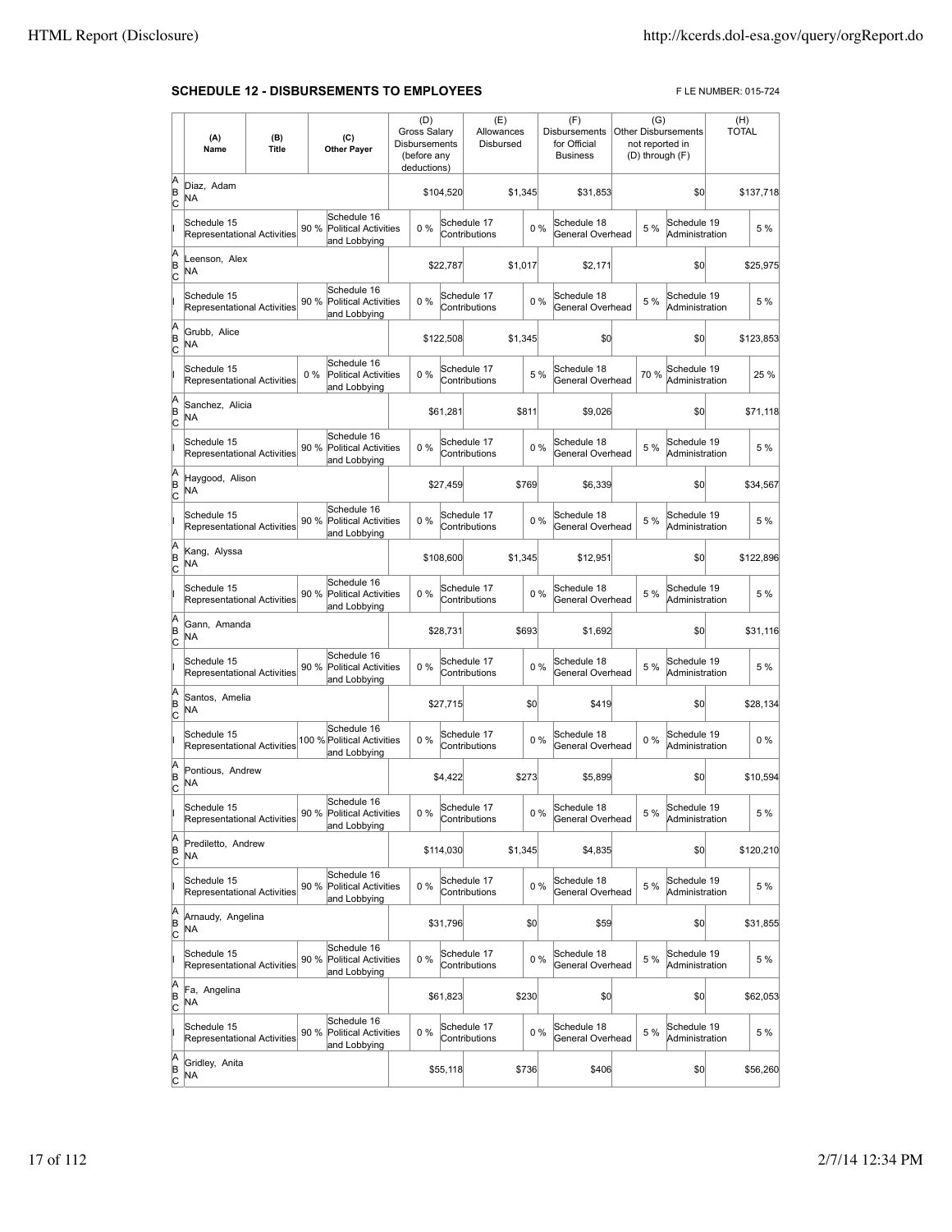## SCHEDULE 12 - DISBURSEMENTS TO EMPLOYEES

F LE NUMBER: 015-724

| | (A) Name | (B) Title | (C) Other Payer | (D) Gross Salary Disbursements (before any deductions) | (E) Allowances Disbursed | (F) Disbursements for Official Business | (G) Other Disbursements not reported in (D) through (F) | (H) TOTAL |
|---|---|---|---|---|---|---|---|---|
| A B C | Diaz, Adam NA | | | $104,520 | $1,345 | $31,853 | $0 | $137,718 |
| I | Schedule 15 Representational Activities 90 % | | Schedule 16 Political Activities and Lobbying 0 % | | Schedule 17 Contributions 0 % | Schedule 18 General Overhead 5 % | Schedule 19 Administration 5 % | |
| A B C | Leenson, Alex NA | | | $22,787 | $1,017 | $2,171 | $0 | $25,975 |
| I | Schedule 15 Representational Activities 90 % | | Schedule 16 Political Activities and Lobbying 0 % | | Schedule 17 Contributions 0 % | Schedule 18 General Overhead 5 % | Schedule 19 Administration 5 % | |
| A B C | Grubb, Alice NA | | | $122,508 | $1,345 | $0 | $0 | $123,853 |
| I | Schedule 15 Representational Activities 0 % | | Schedule 16 Political Activities and Lobbying 0 % | | Schedule 17 Contributions 5 % | Schedule 18 General Overhead 70 % | Schedule 19 Administration 25 % | |
| A B C | Sanchez, Alicia NA | | | $61,281 | $811 | $9,026 | $0 | $71,118 |
| I | Schedule 15 Representational Activities 90 % | | Schedule 16 Political Activities and Lobbying 0 % | | Schedule 17 Contributions 0 % | Schedule 18 General Overhead 5 % | Schedule 19 Administration 5 % | |
| A B C | Haygood, Alison NA | | | $27,459 | $769 | $6,339 | $0 | $34,567 |
| I | Schedule 15 Representational Activities 90 % | | Schedule 16 Political Activities and Lobbying 0 % | | Schedule 17 Contributions 0 % | Schedule 18 General Overhead 5 % | Schedule 19 Administration 5 % | |
| A B C | Kang, Alyssa NA | | | $108,600 | $1,345 | $12,951 | $0 | $122,896 |
| I | Schedule 15 Representational Activities 90 % | | Schedule 16 Political Activities and Lobbying 0 % | | Schedule 17 Contributions 0 % | Schedule 18 General Overhead 5 % | Schedule 19 Administration 5 % | |
| A B C | Gann, Amanda NA | | | $28,731 | $693 | $1,692 | $0 | $31,116 |
| I | Schedule 15 Representational Activities 90 % | | Schedule 16 Political Activities and Lobbying 0 % | | Schedule 17 Contributions 0 % | Schedule 18 General Overhead 5 % | Schedule 19 Administration 5 % | |
| A B C | Santos, Amelia NA | | | $27,715 | $0 | $419 | $0 | $28,134 |
| I | Schedule 15 Representational Activities 100 % | | Schedule 16 Political Activities and Lobbying 0 % | | Schedule 17 Contributions 0 % | Schedule 18 General Overhead 0 % | Schedule 19 Administration 0 % | |
| A B C | Pontious, Andrew NA | | | $4,422 | $273 | $5,899 | $0 | $10,594 |
| I | Schedule 15 Representational Activities 90 % | | Schedule 16 Political Activities and Lobbying 0 % | | Schedule 17 Contributions 0 % | Schedule 18 General Overhead 5 % | Schedule 19 Administration 5 % | |
| A B C | Prediletto, Andrew NA | | | $114,030 | $1,345 | $4,835 | $0 | $120,210 |
| I | Schedule 15 Representational Activities 90 % | | Schedule 16 Political Activities and Lobbying 0 % | | Schedule 17 Contributions 0 % | Schedule 18 General Overhead 5 % | Schedule 19 Administration 5 % | |
| A B C | Arnaudy, Angelina NA | | | $31,796 | $0 | $59 | $0 | $31,855 |
| I | Schedule 15 Representational Activities 90 % | | Schedule 16 Political Activities and Lobbying 0 % | | Schedule 17 Contributions 0 % | Schedule 18 General Overhead 5 % | Schedule 19 Administration 5 % | |
| A B C | Fa, Angelina NA | | | $61,823 | $230 | $0 | $0 | $62,053 |
| I | Schedule 15 Representational Activities 90 % | | Schedule 16 Political Activities and Lobbying 0 % | | Schedule 17 Contributions 0 % | Schedule 18 General Overhead 5 % | Schedule 19 Administration 5 % | |
| A B C | Gridley, Anita NA | | | $55,118 | $736 | $406 | $0 | $56,260 |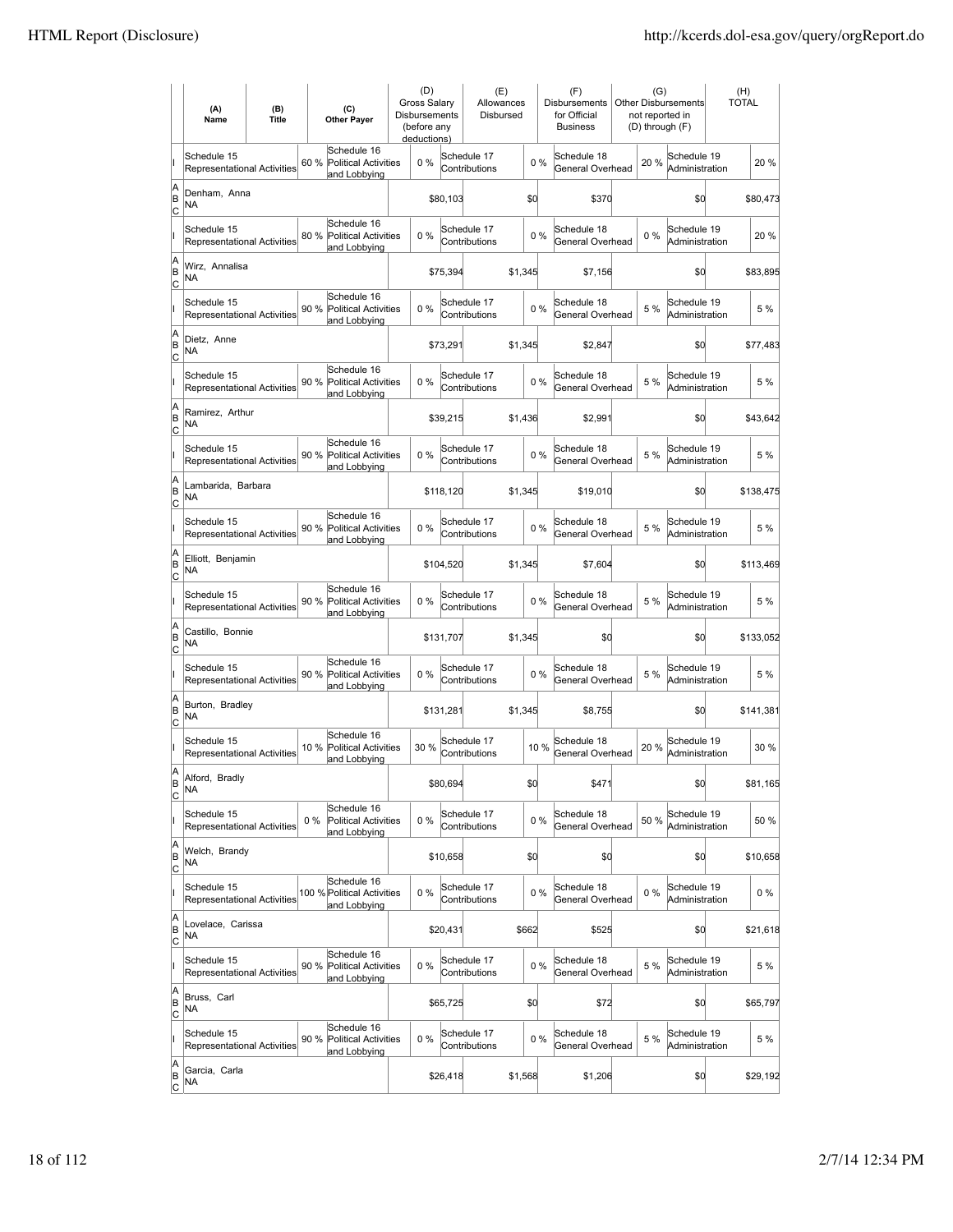| | (A) Name | (B) Title | (C) Other Payer | (D) Gross Salary Disbursements (before any deductions) | (E) Allowances Disbursed | (F) Disbursements for Official Business | (G) Other Disbursements not reported in (D) through (F) | (H) TOTAL |
|---|---|---|---|---|---|---|---|---|
| I | Schedule 15 Representational Activities 60 % | | Schedule 16 Political Activities and Lobbying 0 % | | Schedule 17 Contributions 0 % | Schedule 18 General Overhead 20 % | Schedule 19 Administration | 20 % |
| A B C | Denham, Anna NA | | | $80,103 | $0 | $370 | $0 | $80,473 |
| I | Schedule 15 Representational Activities 80 % | | Schedule 16 Political Activities and Lobbying 0 % | | Schedule 17 Contributions 0 % | Schedule 18 General Overhead 0 % | Schedule 19 Administration | 20 % |
| A B C | Wirz, Annalisa NA | | | $75,394 | $1,345 | $7,156 | $0 | $83,895 |
| I | Schedule 15 Representational Activities 90 % | | Schedule 16 Political Activities and Lobbying 0 % | | Schedule 17 Contributions 0 % | Schedule 18 General Overhead 5 % | Schedule 19 Administration | 5 % |
| A B C | Dietz, Anne NA | | | $73,291 | $1,345 | $2,847 | $0 | $77,483 |
| I | Schedule 15 Representational Activities 90 % | | Schedule 16 Political Activities and Lobbying 0 % | | Schedule 17 Contributions 0 % | Schedule 18 General Overhead 5 % | Schedule 19 Administration | 5 % |
| A B C | Ramirez, Arthur NA | | | $39,215 | $1,436 | $2,991 | $0 | $43,642 |
| I | Schedule 15 Representational Activities 90 % | | Schedule 16 Political Activities and Lobbying 0 % | | Schedule 17 Contributions 0 % | Schedule 18 General Overhead 5 % | Schedule 19 Administration | 5 % |
| A B C | Lambarida, Barbara NA | | | $118,120 | $1,345 | $19,010 | $0 | $138,475 |
| I | Schedule 15 Representational Activities 90 % | | Schedule 16 Political Activities and Lobbying 0 % | | Schedule 17 Contributions 0 % | Schedule 18 General Overhead 5 % | Schedule 19 Administration | 5 % |
| A B C | Elliott, Benjamin NA | | | $104,520 | $1,345 | $7,604 | $0 | $113,469 |
| I | Schedule 15 Representational Activities 90 % | | Schedule 16 Political Activities and Lobbying 0 % | | Schedule 17 Contributions 0 % | Schedule 18 General Overhead 5 % | Schedule 19 Administration | 5 % |
| A B C | Castillo, Bonnie NA | | | $131,707 | $1,345 | $0 | $0 | $133,052 |
| I | Schedule 15 Representational Activities 90 % | | Schedule 16 Political Activities and Lobbying 0 % | | Schedule 17 Contributions 0 % | Schedule 18 General Overhead 5 % | Schedule 19 Administration | 5 % |
| A B C | Burton, Bradley NA | | | $131,281 | $1,345 | $8,755 | $0 | $141,381 |
| I | Schedule 15 Representational Activities 10 % | | Schedule 16 Political Activities and Lobbying 30 % | | Schedule 17 Contributions 10 % | Schedule 18 General Overhead 20 % | Schedule 19 Administration | 30 % |
| A B C | Alford, Bradly NA | | | $80,694 | $0 | $471 | $0 | $81,165 |
| I | Schedule 15 Representational Activities 0 % | | Schedule 16 Political Activities and Lobbying 0 % | | Schedule 17 Contributions 0 % | Schedule 18 General Overhead 50 % | Schedule 19 Administration | 50 % |
| A B C | Welch, Brandy NA | | | $10,658 | $0 | $0 | $0 | $10,658 |
| I | Schedule 15 Representational Activities 100 % | | Schedule 16 Political Activities and Lobbying 0 % | | Schedule 17 Contributions 0 % | Schedule 18 General Overhead 0 % | Schedule 19 Administration | 0 % |
| A B C | Lovelace, Carissa NA | | | $20,431 | $662 | $525 | $0 | $21,618 |
| I | Schedule 15 Representational Activities 90 % | | Schedule 16 Political Activities and Lobbying 0 % | | Schedule 17 Contributions 0 % | Schedule 18 General Overhead 5 % | Schedule 19 Administration | 5 % |
| A B C | Bruss, Carl NA | | | $65,725 | $0 | $72 | $0 | $65,797 |
| I | Schedule 15 Representational Activities 90 % | | Schedule 16 Political Activities and Lobbying 0 % | | Schedule 17 Contributions 0 % | Schedule 18 General Overhead 5 % | Schedule 19 Administration | 5 % |
| A B C | Garcia, Carla NA | | | $26,418 | $1,568 | $1,206 | $0 | $29,192 |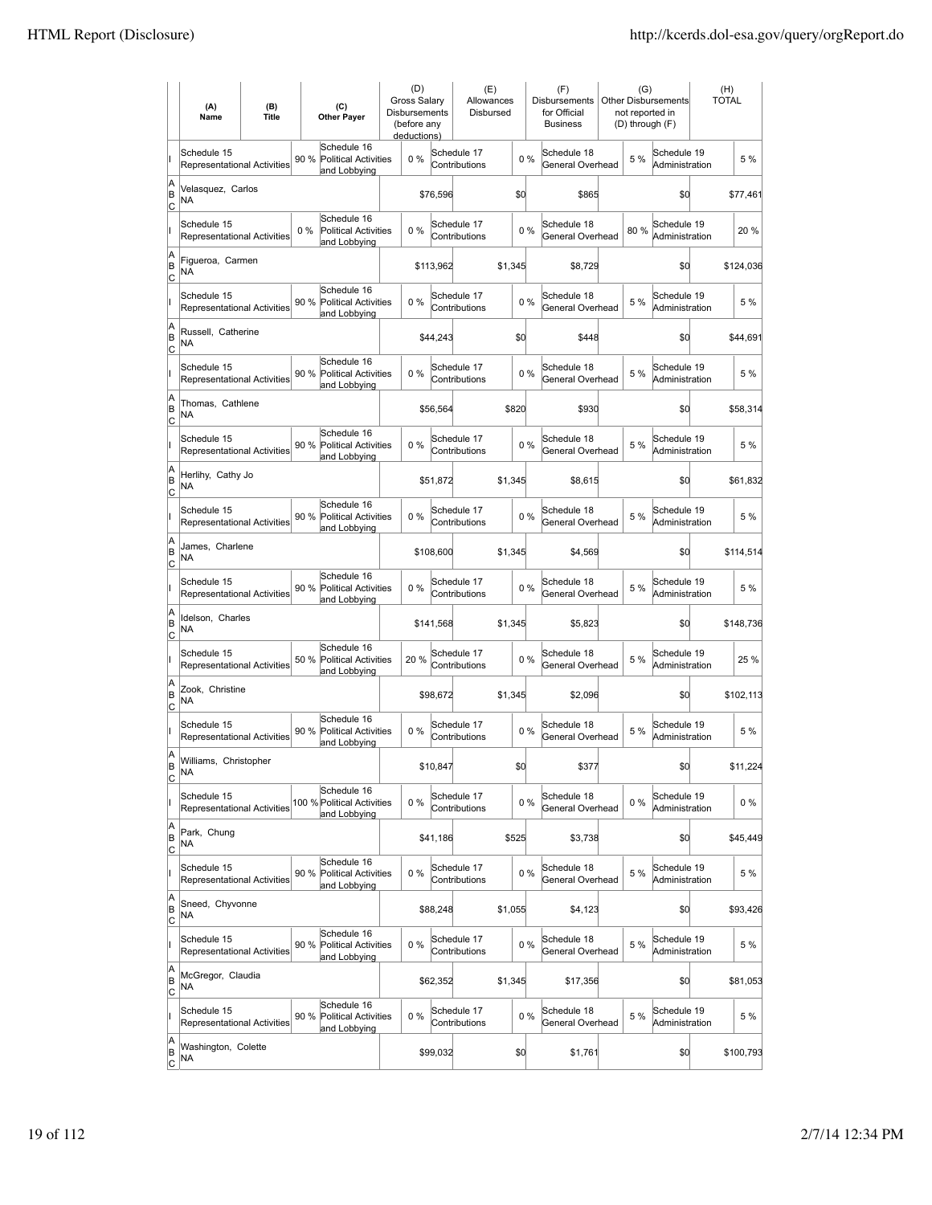| | (A) Name | (B) Title | | (C) Other Payer | (D) Gross Salary Disbursements (before any deductions) | | (E) Allowances Disbursed | | (F) Disbursements for Official Business | (G) Other Disbursements not reported in (D) through (F) | | (H) TOTAL |
|---|---|---|---|---|---|---|---|---|---|---|---|---|
| I | Schedule 15 Representational Activities | | 90 % | Schedule 16 Political Activities and Lobbying | 0 % | | Schedule 17 Contributions | 0 % | Schedule 18 General Overhead | 5 % | Schedule 19 Administration | 5 % |
| A B C | Velasquez, Carlos NA | | | | | $76,596 | | $0 | $865 | | $0 | $77,461 |
| I | Schedule 15 Representational Activities | | 0 % | Schedule 16 Political Activities and Lobbying | 0 % | | Schedule 17 Contributions | 0 % | Schedule 18 General Overhead | 80 % | Schedule 19 Administration | 20 % |
| A B C | Figueroa, Carmen NA | | | | | $113,962 | | $1,345 | $8,729 | | $0 | $124,036 |
| I | Schedule 15 Representational Activities | | 90 % | Schedule 16 Political Activities and Lobbying | 0 % | | Schedule 17 Contributions | 0 % | Schedule 18 General Overhead | 5 % | Schedule 19 Administration | 5 % |
| A B C | Russell, Catherine NA | | | | | $44,243 | | $0 | $448 | | $0 | $44,691 |
| I | Schedule 15 Representational Activities | | 90 % | Schedule 16 Political Activities and Lobbying | 0 % | | Schedule 17 Contributions | 0 % | Schedule 18 General Overhead | 5 % | Schedule 19 Administration | 5 % |
| A B C | Thomas, Cathlene NA | | | | | $56,564 | | $820 | $930 | | $0 | $58,314 |
| I | Schedule 15 Representational Activities | | 90 % | Schedule 16 Political Activities and Lobbying | 0 % | | Schedule 17 Contributions | 0 % | Schedule 18 General Overhead | 5 % | Schedule 19 Administration | 5 % |
| A B C | Herlihy, Cathy Jo NA | | | | | $51,872 | | $1,345 | $8,615 | | $0 | $61,832 |
| I | Schedule 15 Representational Activities | | 90 % | Schedule 16 Political Activities and Lobbying | 0 % | | Schedule 17 Contributions | 0 % | Schedule 18 General Overhead | 5 % | Schedule 19 Administration | 5 % |
| A B C | James, Charlene NA | | | | | $108,600 | | $1,345 | $4,569 | | $0 | $114,514 |
| I | Schedule 15 Representational Activities | | 90 % | Schedule 16 Political Activities and Lobbying | 0 % | | Schedule 17 Contributions | 0 % | Schedule 18 General Overhead | 5 % | Schedule 19 Administration | 5 % |
| A B C | Idelson, Charles NA | | | | | $141,568 | | $1,345 | $5,823 | | $0 | $148,736 |
| I | Schedule 15 Representational Activities | | 50 % | Schedule 16 Political Activities and Lobbying | 20 % | | Schedule 17 Contributions | 0 % | Schedule 18 General Overhead | 5 % | Schedule 19 Administration | 25 % |
| A B C | Zook, Christine NA | | | | | $98,672 | | $1,345 | $2,096 | | $0 | $102,113 |
| I | Schedule 15 Representational Activities | | 90 % | Schedule 16 Political Activities and Lobbying | 0 % | | Schedule 17 Contributions | 0 % | Schedule 18 General Overhead | 5 % | Schedule 19 Administration | 5 % |
| A B C | Williams, Christopher NA | | | | | $10,847 | | $0 | $377 | | $0 | $11,224 |
| I | Schedule 15 Representational Activities | | 100 % | Schedule 16 Political Activities and Lobbying | 0 % | | Schedule 17 Contributions | 0 % | Schedule 18 General Overhead | 0 % | Schedule 19 Administration | 0 % |
| A B C | Park, Chung NA | | | | | $41,186 | | $525 | $3,738 | | $0 | $45,449 |
| I | Schedule 15 Representational Activities | | 90 % | Schedule 16 Political Activities and Lobbying | 0 % | | Schedule 17 Contributions | 0 % | Schedule 18 General Overhead | 5 % | Schedule 19 Administration | 5 % |
| A B C | Sneed, Chyvonne NA | | | | | $88,248 | | $1,055 | $4,123 | | $0 | $93,426 |
| I | Schedule 15 Representational Activities | | 90 % | Schedule 16 Political Activities and Lobbying | 0 % | | Schedule 17 Contributions | 0 % | Schedule 18 General Overhead | 5 % | Schedule 19 Administration | 5 % |
| A B C | McGregor, Claudia NA | | | | | $62,352 | | $1,345 | $17,356 | | $0 | $81,053 |
| I | Schedule 15 Representational Activities | | 90 % | Schedule 16 Political Activities and Lobbying | 0 % | | Schedule 17 Contributions | 0 % | Schedule 18 General Overhead | 5 % | Schedule 19 Administration | 5 % |
| A B C | Washington, Colette NA | | | | | $99,032 | | $0 | $1,761 | | $0 | $100,793 |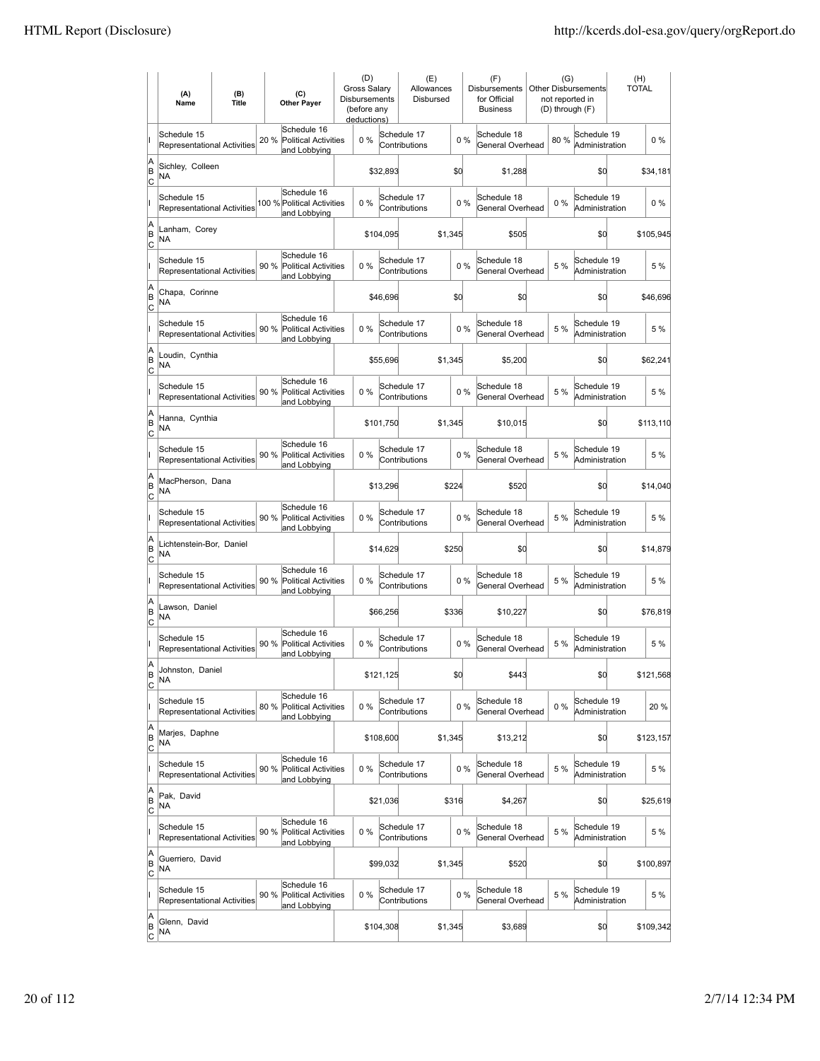| | (A) Name | (B) Title | | (C) Other Payer | (D) Gross Salary Disbursements (before any deductions) | | (E) Allowances Disbursed | | (F) Disbursements for Official Business | | (G) Other Disbursements not reported in (D) through (F) | | (H) TOTAL |
|---|---|---|---|---|---|---|---|---|---|---|---|---|---|
| I | Schedule 15 Representational Activities | | 20 % | Schedule 16 Political Activities and Lobbying | 0 % | | Schedule 17 Contributions | 0 % | Schedule 18 General Overhead | 80 % | Schedule 19 Administration | | 0 % |
| A B C | Sichley, Colleen NA | | | | | $32,893 | | $0 | $1,288 | | | $0 | $34,181 |
| I | Schedule 15 Representational Activities | | 100 % | Schedule 16 Political Activities and Lobbying | 0 % | | Schedule 17 Contributions | 0 % | Schedule 18 General Overhead | 0 % | Schedule 19 Administration | | 0 % |
| A B C | Lanham, Corey NA | | | | | $104,095 | | $1,345 | $505 | | | $0 | $105,945 |
| I | Schedule 15 Representational Activities | | 90 % | Schedule 16 Political Activities and Lobbying | 0 % | | Schedule 17 Contributions | 0 % | Schedule 18 General Overhead | 5 % | Schedule 19 Administration | | 5 % |
| A B C | Chapa, Corinne NA | | | | | $46,696 | | $0 | $0 | | | $0 | $46,696 |
| I | Schedule 15 Representational Activities | | 90 % | Schedule 16 Political Activities and Lobbying | 0 % | | Schedule 17 Contributions | 0 % | Schedule 18 General Overhead | 5 % | Schedule 19 Administration | | 5 % |
| A B C | Loudin, Cynthia NA | | | | | $55,696 | | $1,345 | $5,200 | | | $0 | $62,241 |
| I | Schedule 15 Representational Activities | | 90 % | Schedule 16 Political Activities and Lobbying | 0 % | | Schedule 17 Contributions | 0 % | Schedule 18 General Overhead | 5 % | Schedule 19 Administration | | 5 % |
| A B C | Hanna, Cynthia NA | | | | | $101,750 | | $1,345 | $10,015 | | | $0 | $113,110 |
| I | Schedule 15 Representational Activities | | 90 % | Schedule 16 Political Activities and Lobbying | 0 % | | Schedule 17 Contributions | 0 % | Schedule 18 General Overhead | 5 % | Schedule 19 Administration | | 5 % |
| A B C | MacPherson, Dana NA | | | | | $13,296 | | $224 | $520 | | | $0 | $14,040 |
| I | Schedule 15 Representational Activities | | 90 % | Schedule 16 Political Activities and Lobbying | 0 % | | Schedule 17 Contributions | 0 % | Schedule 18 General Overhead | 5 % | Schedule 19 Administration | | 5 % |
| A B C | Lichtenstein-Bor, Daniel NA | | | | | $14,629 | | $250 | $0 | | | $0 | $14,879 |
| I | Schedule 15 Representational Activities | | 90 % | Schedule 16 Political Activities and Lobbying | 0 % | | Schedule 17 Contributions | 0 % | Schedule 18 General Overhead | 5 % | Schedule 19 Administration | | 5 % |
| A B C | Lawson, Daniel NA | | | | | $66,256 | | $336 | $10,227 | | | $0 | $76,819 |
| I | Schedule 15 Representational Activities | | 90 % | Schedule 16 Political Activities and Lobbying | 0 % | | Schedule 17 Contributions | 0 % | Schedule 18 General Overhead | 5 % | Schedule 19 Administration | | 5 % |
| A B C | Johnston, Daniel NA | | | | | $121,125 | | $0 | $443 | | | $0 | $121,568 |
| I | Schedule 15 Representational Activities | | 80 % | Schedule 16 Political Activities and Lobbying | 0 % | | Schedule 17 Contributions | 0 % | Schedule 18 General Overhead | 0 % | Schedule 19 Administration | | 20 % |
| A B C | Marjes, Daphne NA | | | | | $108,600 | | $1,345 | $13,212 | | | $0 | $123,157 |
| I | Schedule 15 Representational Activities | | 90 % | Schedule 16 Political Activities and Lobbying | 0 % | | Schedule 17 Contributions | 0 % | Schedule 18 General Overhead | 5 % | Schedule 19 Administration | | 5 % |
| A B C | Pak, David NA | | | | | $21,036 | | $316 | $4,267 | | | $0 | $25,619 |
| I | Schedule 15 Representational Activities | | 90 % | Schedule 16 Political Activities and Lobbying | 0 % | | Schedule 17 Contributions | 0 % | Schedule 18 General Overhead | 5 % | Schedule 19 Administration | | 5 % |
| A B C | Guerriero, David NA | | | | | $99,032 | | $1,345 | $520 | | | $0 | $100,897 |
| I | Schedule 15 Representational Activities | | 90 % | Schedule 16 Political Activities and Lobbying | 0 % | | Schedule 17 Contributions | 0 % | Schedule 18 General Overhead | 5 % | Schedule 19 Administration | | 5 % |
| A B C | Glenn, David NA | | | | | $104,308 | | $1,345 | $3,689 | | | $0 | $109,342 |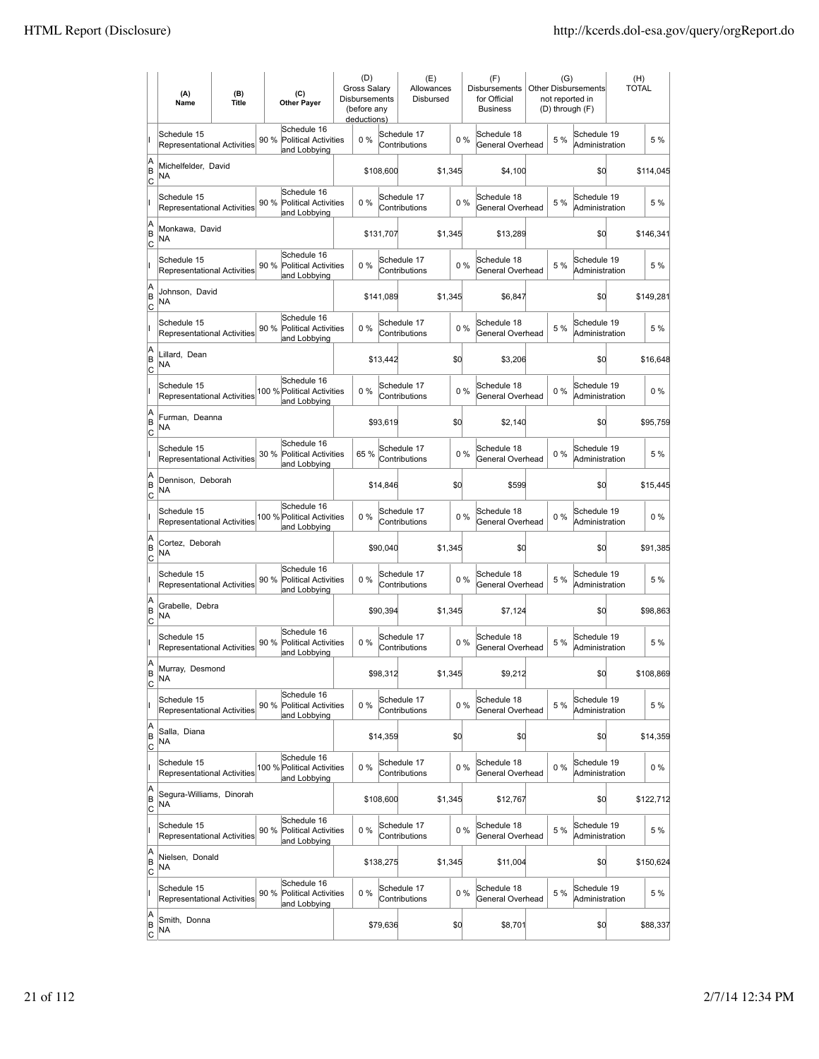| | (A) Name | (B) Title | (C) Other Payer | (D) Gross Salary Disbursements (before any deductions) | (E) Allowances Disbursed | (F) Disbursements for Official Business | (G) Other Disbursements not reported in (D) through (F) | (H) TOTAL |
|---|---|---|---|---|---|---|---|---|
| I | Schedule 15 Representational Activities 90 % | | Schedule 16 Political Activities and Lobbying 0 % | | Schedule 17 Contributions 0 % | Schedule 18 General Overhead 5 % | Schedule 19 Administration | 5 % |
| A B C | Michelfelder, David NA | | | $108,600 | $1,345 | $4,100 | $0 | $114,045 |
| I | Schedule 15 Representational Activities 90 % | | Schedule 16 Political Activities and Lobbying 0 % | | Schedule 17 Contributions 0 % | Schedule 18 General Overhead 5 % | Schedule 19 Administration | 5 % |
| A B C | Monkawa, David NA | | | $131,707 | $1,345 | $13,289 | $0 | $146,341 |
| I | Schedule 15 Representational Activities 90 % | | Schedule 16 Political Activities and Lobbying 0 % | | Schedule 17 Contributions 0 % | Schedule 18 General Overhead 5 % | Schedule 19 Administration | 5 % |
| A B C | Johnson, David NA | | | $141,089 | $1,345 | $6,847 | $0 | $149,281 |
| I | Schedule 15 Representational Activities 90 % | | Schedule 16 Political Activities and Lobbying 0 % | | Schedule 17 Contributions 0 % | Schedule 18 General Overhead 5 % | Schedule 19 Administration | 5 % |
| A B C | Lillard, Dean NA | | | $13,442 | $0 | $3,206 | $0 | $16,648 |
| I | Schedule 15 Representational Activities 100 % | | Schedule 16 Political Activities and Lobbying 0 % | | Schedule 17 Contributions 0 % | Schedule 18 General Overhead 0 % | Schedule 19 Administration | 0 % |
| A B C | Furman, Deanna NA | | | $93,619 | $0 | $2,140 | $0 | $95,759 |
| I | Schedule 15 Representational Activities 30 % | | Schedule 16 Political Activities and Lobbying 65 % | | Schedule 17 Contributions 0 % | Schedule 18 General Overhead 0 % | Schedule 19 Administration | 5 % |
| A B C | Dennison, Deborah NA | | | $14,846 | $0 | $599 | $0 | $15,445 |
| I | Schedule 15 Representational Activities 100 % | | Schedule 16 Political Activities and Lobbying 0 % | | Schedule 17 Contributions 0 % | Schedule 18 General Overhead 0 % | Schedule 19 Administration | 0 % |
| A B C | Cortez, Deborah NA | | | $90,040 | $1,345 | $0 | $0 | $91,385 |
| I | Schedule 15 Representational Activities 90 % | | Schedule 16 Political Activities and Lobbying 0 % | | Schedule 17 Contributions 0 % | Schedule 18 General Overhead 5 % | Schedule 19 Administration | 5 % |
| A B C | Grabelle, Debra NA | | | $90,394 | $1,345 | $7,124 | $0 | $98,863 |
| I | Schedule 15 Representational Activities 90 % | | Schedule 16 Political Activities and Lobbying 0 % | | Schedule 17 Contributions 0 % | Schedule 18 General Overhead 5 % | Schedule 19 Administration | 5 % |
| A B C | Murray, Desmond NA | | | $98,312 | $1,345 | $9,212 | $0 | $108,869 |
| I | Schedule 15 Representational Activities 90 % | | Schedule 16 Political Activities and Lobbying 0 % | | Schedule 17 Contributions 0 % | Schedule 18 General Overhead 5 % | Schedule 19 Administration | 5 % |
| A B C | Salla, Diana NA | | | $14,359 | $0 | $0 | $0 | $14,359 |
| I | Schedule 15 Representational Activities 100 % | | Schedule 16 Political Activities and Lobbying 0 % | | Schedule 17 Contributions 0 % | Schedule 18 General Overhead 0 % | Schedule 19 Administration | 0 % |
| A B C | Segura-Williams, Dinorah NA | | | $108,600 | $1,345 | $12,767 | $0 | $122,712 |
| I | Schedule 15 Representational Activities 90 % | | Schedule 16 Political Activities and Lobbying 0 % | | Schedule 17 Contributions 0 % | Schedule 18 General Overhead 5 % | Schedule 19 Administration | 5 % |
| A B C | Nielsen, Donald NA | | | $138,275 | $1,345 | $11,004 | $0 | $150,624 |
| I | Schedule 15 Representational Activities 90 % | | Schedule 16 Political Activities and Lobbying 0 % | | Schedule 17 Contributions 0 % | Schedule 18 General Overhead 5 % | Schedule 19 Administration | 5 % |
| A B C | Smith, Donna NA | | | $79,636 | $0 | $8,701 | $0 | $88,337 |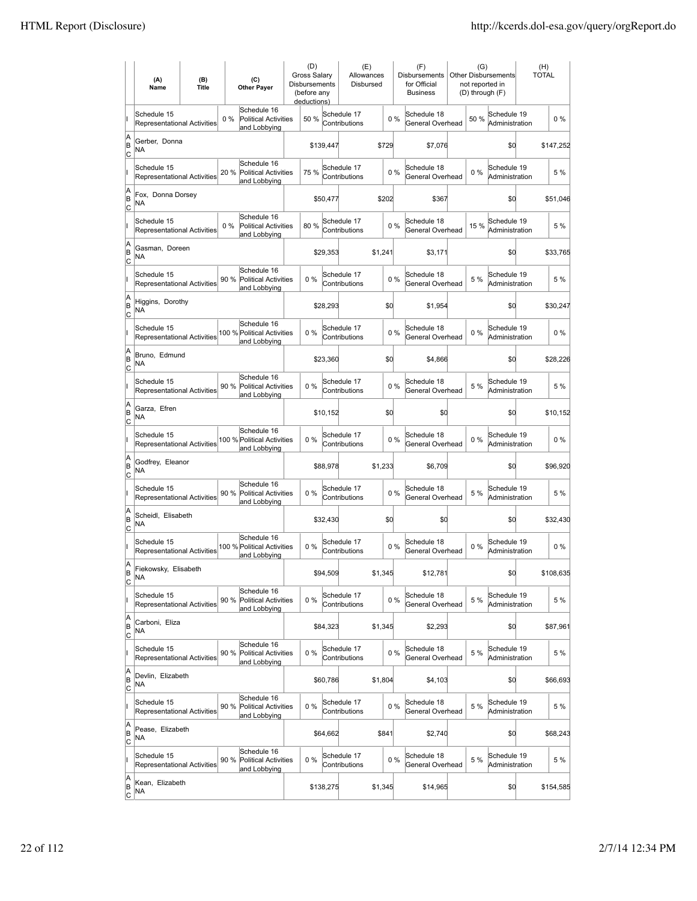| | (A) Name | (B) Title | (C) Other Payer | (D) Gross Salary Disbursements (before any deductions) | (E) Allowances Disbursed | (F) Disbursements for Official Business | (G) Other Disbursements not reported in (D) through (F) | (H) TOTAL |
|---|---|---|---|---|---|---|---|---|
| I | Schedule 15 Representational Activities 0 % | | Schedule 16 Political Activities and Lobbying 50 % | Schedule 17 Contributions 0 % | | Schedule 18 General Overhead 50 % | Schedule 19 Administration 0 % | |
| A B C | Gerber, Donna NA | | | $139,447 | $729 | $7,076 | $0 | $147,252 |
| I | Schedule 15 Representational Activities 20 % | | Schedule 16 Political Activities and Lobbying 75 % | Schedule 17 Contributions 0 % | | Schedule 18 General Overhead 0 % | Schedule 19 Administration 5 % | |
| A B C | Fox, Donna Dorsey NA | | | $50,477 | $202 | $367 | $0 | $51,046 |
| I | Schedule 15 Representational Activities 0 % | | Schedule 16 Political Activities and Lobbying 80 % | Schedule 17 Contributions 0 % | | Schedule 18 General Overhead 15 % | Schedule 19 Administration 5 % | |
| A B C | Gasman, Doreen NA | | | $29,353 | $1,241 | $3,171 | $0 | $33,765 |
| I | Schedule 15 Representational Activities 90 % | | Schedule 16 Political Activities and Lobbying 0 % | Schedule 17 Contributions 0 % | | Schedule 18 General Overhead 5 % | Schedule 19 Administration 5 % | |
| A B C | Higgins, Dorothy NA | | | $28,293 | $0 | $1,954 | $0 | $30,247 |
| I | Schedule 15 Representational Activities 100 % | | Schedule 16 Political Activities and Lobbying 0 % | Schedule 17 Contributions 0 % | | Schedule 18 General Overhead 0 % | Schedule 19 Administration 0 % | |
| A B C | Bruno, Edmund NA | | | $23,360 | $0 | $4,866 | $0 | $28,226 |
| I | Schedule 15 Representational Activities 90 % | | Schedule 16 Political Activities and Lobbying 0 % | Schedule 17 Contributions 0 % | | Schedule 18 General Overhead 5 % | Schedule 19 Administration 5 % | |
| A B C | Garza, Efren NA | | | $10,152 | $0 | $0 | $0 | $10,152 |
| I | Schedule 15 Representational Activities 100 % | | Schedule 16 Political Activities and Lobbying 0 % | Schedule 17 Contributions 0 % | | Schedule 18 General Overhead 0 % | Schedule 19 Administration 0 % | |
| A B C | Godfrey, Eleanor NA | | | $88,978 | $1,233 | $6,709 | $0 | $96,920 |
| I | Schedule 15 Representational Activities 90 % | | Schedule 16 Political Activities and Lobbying 0 % | Schedule 17 Contributions 0 % | | Schedule 18 General Overhead 5 % | Schedule 19 Administration 5 % | |
| A B C | Scheidl, Elisabeth NA | | | $32,430 | $0 | $0 | $0 | $32,430 |
| I | Schedule 15 Representational Activities 100 % | | Schedule 16 Political Activities and Lobbying 0 % | Schedule 17 Contributions 0 % | | Schedule 18 General Overhead 0 % | Schedule 19 Administration 0 % | |
| A B C | Fiekowsky, Elisabeth NA | | | $94,509 | $1,345 | $12,781 | $0 | $108,635 |
| I | Schedule 15 Representational Activities 90 % | | Schedule 16 Political Activities and Lobbying 0 % | Schedule 17 Contributions 0 % | | Schedule 18 General Overhead 5 % | Schedule 19 Administration 5 % | |
| A B C | Carboni, Eliza NA | | | $84,323 | $1,345 | $2,293 | $0 | $87,961 |
| I | Schedule 15 Representational Activities 90 % | | Schedule 16 Political Activities and Lobbying 0 % | Schedule 17 Contributions 0 % | | Schedule 18 General Overhead 5 % | Schedule 19 Administration 5 % | |
| A B C | Devlin, Elizabeth NA | | | $60,786 | $1,804 | $4,103 | $0 | $66,693 |
| I | Schedule 15 Representational Activities 90 % | | Schedule 16 Political Activities and Lobbying 0 % | Schedule 17 Contributions 0 % | | Schedule 18 General Overhead 5 % | Schedule 19 Administration 5 % | |
| A B C | Pease, Elizabeth NA | | | $64,662 | $841 | $2,740 | $0 | $68,243 |
| I | Schedule 15 Representational Activities 90 % | | Schedule 16 Political Activities and Lobbying 0 % | Schedule 17 Contributions 0 % | | Schedule 18 General Overhead 5 % | Schedule 19 Administration 5 % | |
| A B C | Kean, Elizabeth NA | | | $138,275 | $1,345 | $14,965 | $0 | $154,585 |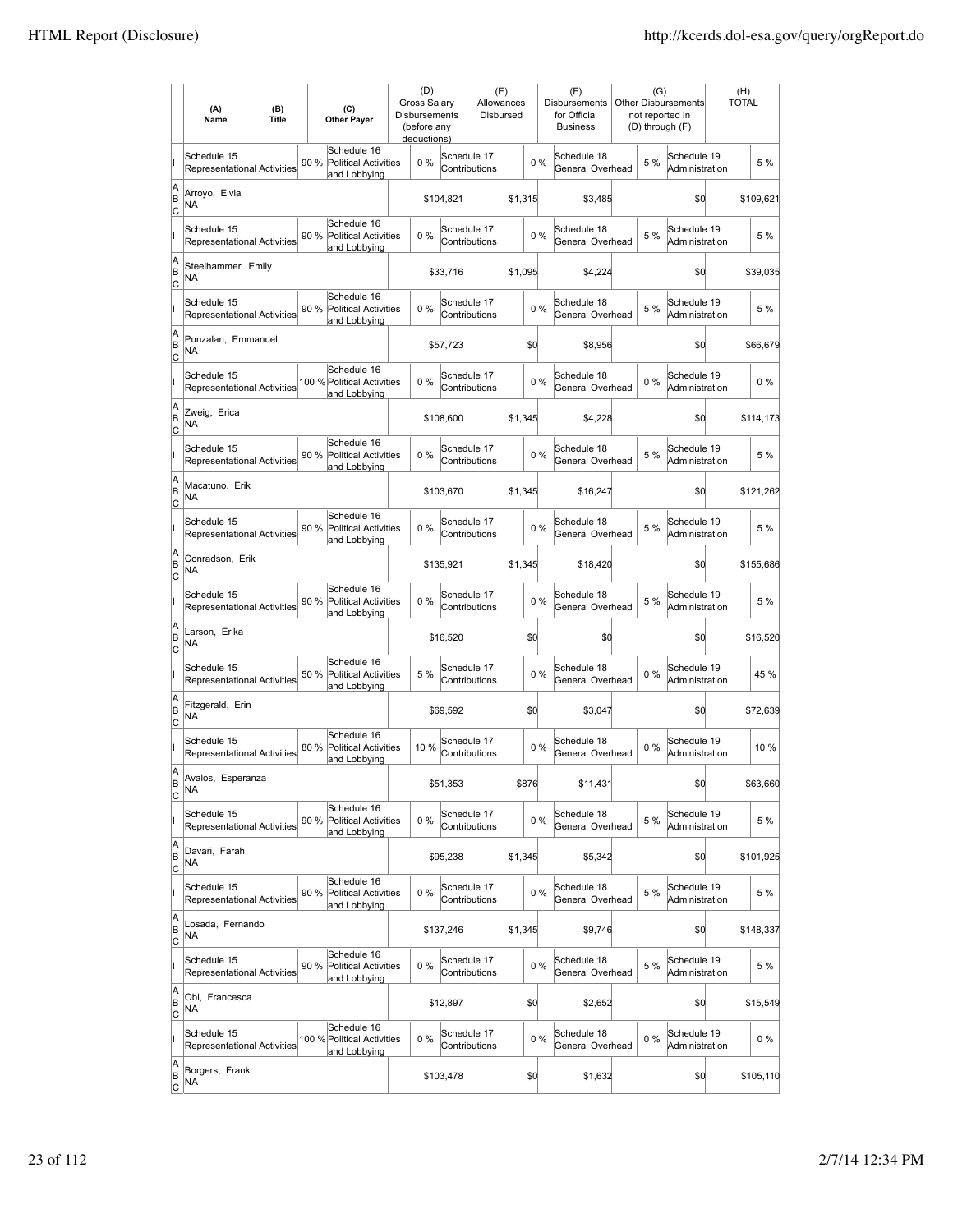| | (A) Name | (B) Title | (C) Other Payer | (D) Gross Salary Disbursements (before any deductions) | (E) Allowances Disbursed | (F) Disbursements for Official Business | (G) Other Disbursements not reported in (D) through (F) | (H) TOTAL |
|---|---|---|---|---|---|---|---|---|
| I | Schedule 15 Representational Activities 90 % | | Schedule 16 Political Activities and Lobbying 0 % | | Schedule 17 Contributions 0 % | Schedule 18 General Overhead 5 % | Schedule 19 Administration | 5 % |
| A B C | Arroyo, Elvia NA | | | $104,821 | $1,315 | $3,485 | $0 | $109,621 |
| I | Schedule 15 Representational Activities 90 % | | Schedule 16 Political Activities and Lobbying 0 % | | Schedule 17 Contributions 0 % | Schedule 18 General Overhead 5 % | Schedule 19 Administration | 5 % |
| A B C | Steelhammer, Emily NA | | | $33,716 | $1,095 | $4,224 | $0 | $39,035 |
| I | Schedule 15 Representational Activities 90 % | | Schedule 16 Political Activities and Lobbying 0 % | | Schedule 17 Contributions 0 % | Schedule 18 General Overhead 5 % | Schedule 19 Administration | 5 % |
| A B C | Punzalan, Emmanuel NA | | | $57,723 | $0 | $8,956 | $0 | $66,679 |
| I | Schedule 15 Representational Activities 100 % | | Schedule 16 Political Activities and Lobbying 0 % | | Schedule 17 Contributions 0 % | Schedule 18 General Overhead 0 % | Schedule 19 Administration | 0 % |
| A B C | Zweig, Erica NA | | | $108,600 | $1,345 | $4,228 | $0 | $114,173 |
| I | Schedule 15 Representational Activities 90 % | | Schedule 16 Political Activities and Lobbying 0 % | | Schedule 17 Contributions 0 % | Schedule 18 General Overhead 5 % | Schedule 19 Administration | 5 % |
| A B C | Macatuno, Erik NA | | | $103,670 | $1,345 | $16,247 | $0 | $121,262 |
| I | Schedule 15 Representational Activities 90 % | | Schedule 16 Political Activities and Lobbying 0 % | | Schedule 17 Contributions 0 % | Schedule 18 General Overhead 5 % | Schedule 19 Administration | 5 % |
| A B C | Conradson, Erik NA | | | $135,921 | $1,345 | $18,420 | $0 | $155,686 |
| I | Schedule 15 Representational Activities 90 % | | Schedule 16 Political Activities and Lobbying 0 % | | Schedule 17 Contributions 0 % | Schedule 18 General Overhead 5 % | Schedule 19 Administration | 5 % |
| A B C | Larson, Erika NA | | | $16,520 | $0 | $0 | $0 | $16,520 |
| I | Schedule 15 Representational Activities 50 % | | Schedule 16 Political Activities and Lobbying 5 % | | Schedule 17 Contributions 0 % | Schedule 18 General Overhead 0 % | Schedule 19 Administration | 45 % |
| A B C | Fitzgerald, Erin NA | | | $69,592 | $0 | $3,047 | $0 | $72,639 |
| I | Schedule 15 Representational Activities 80 % | | Schedule 16 Political Activities and Lobbying 10 % | | Schedule 17 Contributions 0 % | Schedule 18 General Overhead 0 % | Schedule 19 Administration | 10 % |
| A B C | Avalos, Esperanza NA | | | $51,353 | $876 | $11,431 | $0 | $63,660 |
| I | Schedule 15 Representational Activities 90 % | | Schedule 16 Political Activities and Lobbying 0 % | | Schedule 17 Contributions 0 % | Schedule 18 General Overhead 5 % | Schedule 19 Administration | 5 % |
| A B C | Davari, Farah NA | | | $95,238 | $1,345 | $5,342 | $0 | $101,925 |
| I | Schedule 15 Representational Activities 90 % | | Schedule 16 Political Activities and Lobbying 0 % | | Schedule 17 Contributions 0 % | Schedule 18 General Overhead 5 % | Schedule 19 Administration | 5 % |
| A B C | Losada, Fernando NA | | | $137,246 | $1,345 | $9,746 | $0 | $148,337 |
| I | Schedule 15 Representational Activities 90 % | | Schedule 16 Political Activities and Lobbying 0 % | | Schedule 17 Contributions 0 % | Schedule 18 General Overhead 5 % | Schedule 19 Administration | 5 % |
| A B C | Obi, Francesca NA | | | $12,897 | $0 | $2,652 | $0 | $15,549 |
| I | Schedule 15 Representational Activities 100 % | | Schedule 16 Political Activities and Lobbying 0 % | | Schedule 17 Contributions 0 % | Schedule 18 General Overhead 0 % | Schedule 19 Administration | 0 % |
| A B C | Borgers, Frank NA | | | $103,478 | $0 | $1,632 | $0 | $105,110 |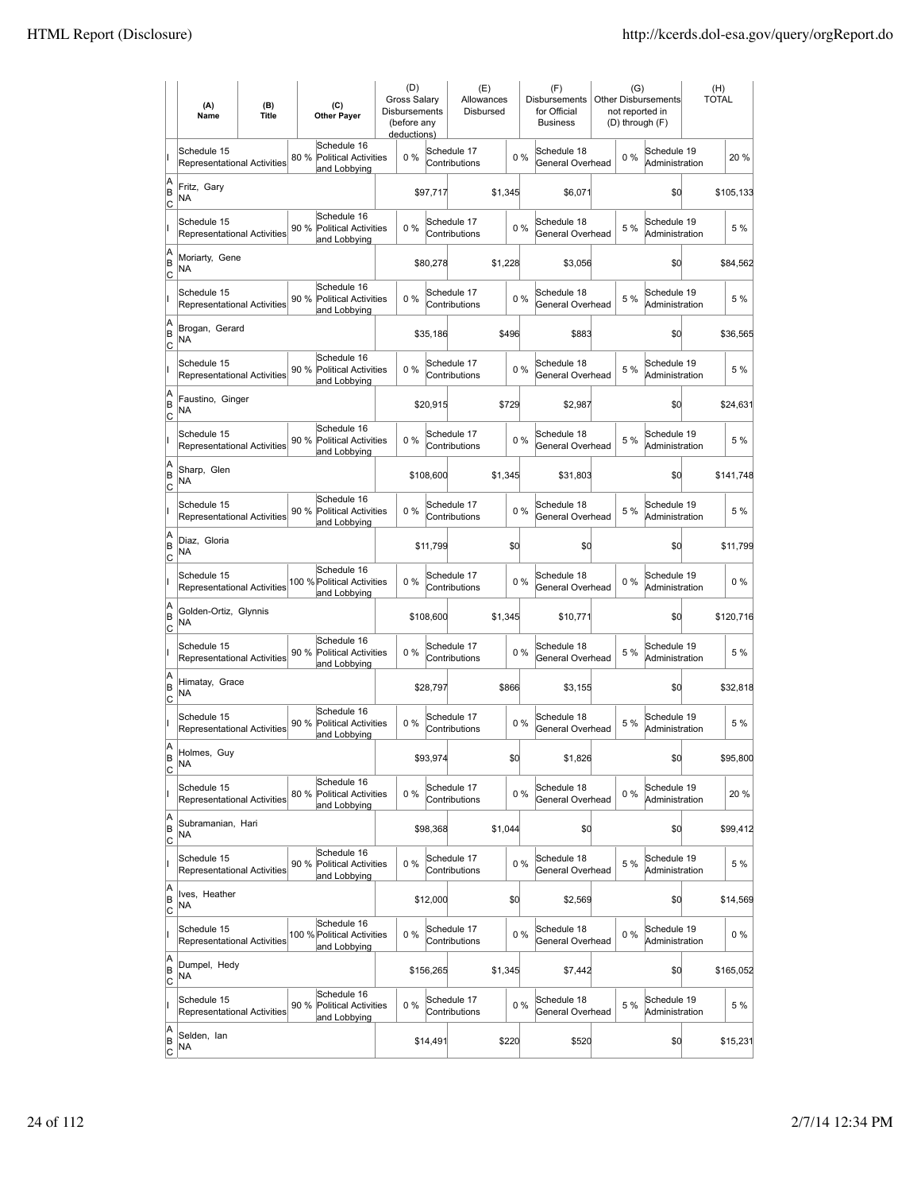| | (A) Name | (B) Title | (C) Other Payer | (D) Gross Salary Disbursements (before any deductions) | (E) Allowances Disbursed | (F) Disbursements for Official Business | (G) Other Disbursements not reported in (D) through (F) | (H) TOTAL |
|---|---|---|---|---|---|---|---|---|
| I | Schedule 15 Representational Activities 80 % | | Schedule 16 Political Activities and Lobbying 0 % | | Schedule 17 Contributions 0 % | Schedule 18 General Overhead 0 % | Schedule 19 Administration | 20 % |
| A B C | Fritz, Gary NA | | | $97,717 | $1,345 | $6,071 | $0 | $105,133 |
| I | Schedule 15 Representational Activities 90 % | | Schedule 16 Political Activities and Lobbying 0 % | | Schedule 17 Contributions 0 % | Schedule 18 General Overhead 5 % | Schedule 19 Administration | 5 % |
| A B C | Moriarty, Gene NA | | | $80,278 | $1,228 | $3,056 | $0 | $84,562 |
| I | Schedule 15 Representational Activities 90 % | | Schedule 16 Political Activities and Lobbying 0 % | | Schedule 17 Contributions 0 % | Schedule 18 General Overhead 5 % | Schedule 19 Administration | 5 % |
| A B C | Brogan, Gerard NA | | | $35,186 | $496 | $883 | $0 | $36,565 |
| I | Schedule 15 Representational Activities 90 % | | Schedule 16 Political Activities and Lobbying 0 % | | Schedule 17 Contributions 0 % | Schedule 18 General Overhead 5 % | Schedule 19 Administration | 5 % |
| A B C | Faustino, Ginger NA | | | $20,915 | $729 | $2,987 | $0 | $24,631 |
| I | Schedule 15 Representational Activities 90 % | | Schedule 16 Political Activities and Lobbying 0 % | | Schedule 17 Contributions 0 % | Schedule 18 General Overhead 5 % | Schedule 19 Administration | 5 % |
| A B C | Sharp, Glen NA | | | $108,600 | $1,345 | $31,803 | $0 | $141,748 |
| I | Schedule 15 Representational Activities 90 % | | Schedule 16 Political Activities and Lobbying 0 % | | Schedule 17 Contributions 0 % | Schedule 18 General Overhead 5 % | Schedule 19 Administration | 5 % |
| A B C | Diaz, Gloria NA | | | $11,799 | $0 | $0 | $0 | $11,799 |
| I | Schedule 15 Representational Activities 100 % | | Schedule 16 Political Activities and Lobbying 0 % | | Schedule 17 Contributions 0 % | Schedule 18 General Overhead 0 % | Schedule 19 Administration | 0 % |
| A B C | Golden-Ortiz, Glynnis NA | | | $108,600 | $1,345 | $10,771 | $0 | $120,716 |
| I | Schedule 15 Representational Activities 90 % | | Schedule 16 Political Activities and Lobbying 0 % | | Schedule 17 Contributions 0 % | Schedule 18 General Overhead 5 % | Schedule 19 Administration | 5 % |
| A B C | Himatay, Grace NA | | | $28,797 | $866 | $3,155 | $0 | $32,818 |
| I | Schedule 15 Representational Activities 90 % | | Schedule 16 Political Activities and Lobbying 0 % | | Schedule 17 Contributions 0 % | Schedule 18 General Overhead 5 % | Schedule 19 Administration | 5 % |
| A B C | Holmes, Guy NA | | | $93,974 | $0 | $1,826 | $0 | $95,800 |
| I | Schedule 15 Representational Activities 80 % | | Schedule 16 Political Activities and Lobbying 0 % | | Schedule 17 Contributions 0 % | Schedule 18 General Overhead 0 % | Schedule 19 Administration | 20 % |
| A B C | Subramanian, Hari NA | | | $98,368 | $1,044 | $0 | $0 | $99,412 |
| I | Schedule 15 Representational Activities 90 % | | Schedule 16 Political Activities and Lobbying 0 % | | Schedule 17 Contributions 0 % | Schedule 18 General Overhead 5 % | Schedule 19 Administration | 5 % |
| A B C | Ives, Heather NA | | | $12,000 | $0 | $2,569 | $0 | $14,569 |
| I | Schedule 15 Representational Activities 100 % | | Schedule 16 Political Activities and Lobbying 0 % | | Schedule 17 Contributions 0 % | Schedule 18 General Overhead 0 % | Schedule 19 Administration | 0 % |
| A B C | Dumpel, Hedy NA | | | $156,265 | $1,345 | $7,442 | $0 | $165,052 |
| I | Schedule 15 Representational Activities 90 % | | Schedule 16 Political Activities and Lobbying 0 % | | Schedule 17 Contributions 0 % | Schedule 18 General Overhead 5 % | Schedule 19 Administration | 5 % |
| A B C | Selden, Ian NA | | | $14,491 | $220 | $520 | $0 | $15,231 |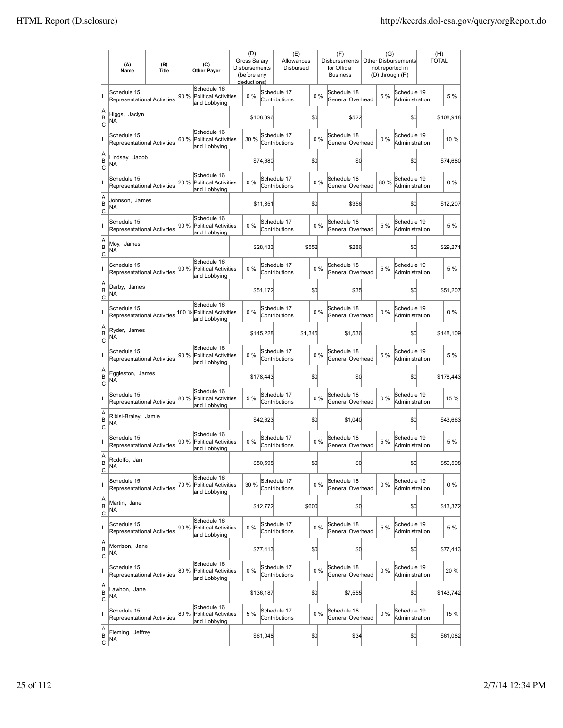| | (A) Name | (B) Title | (C) Other Payer | (D) Gross Salary Disbursements (before any deductions) | (E) Allowances Disbursed | (F) Disbursements for Official Business | (G) Other Disbursements not reported in (D) through (F) | (H) TOTAL |
|---|---|---|---|---|---|---|---|---|
| I | Schedule 15 Representational Activities 90 % | | Schedule 16 Political Activities and Lobbying 0 % | | Schedule 17 Contributions 0 % | Schedule 18 General Overhead 5 % | Schedule 19 Administration | 5 % |
| A B C | Higgs, Jaclyn NA | | | $108,396 | $0 | $522 | $0 | $108,918 |
| I | Schedule 15 Representational Activities 60 % | | Schedule 16 Political Activities and Lobbying 30 % | | Schedule 17 Contributions 0 % | Schedule 18 General Overhead 0 % | Schedule 19 Administration | 10 % |
| A B C | Lindsay, Jacob NA | | | $74,680 | $0 | $0 | $0 | $74,680 |
| I | Schedule 15 Representational Activities 20 % | | Schedule 16 Political Activities and Lobbying 0 % | | Schedule 17 Contributions 0 % | Schedule 18 General Overhead 80 % | Schedule 19 Administration | 0 % |
| A B C | Johnson, James NA | | | $11,851 | $0 | $356 | $0 | $12,207 |
| I | Schedule 15 Representational Activities 90 % | | Schedule 16 Political Activities and Lobbying 0 % | | Schedule 17 Contributions 0 % | Schedule 18 General Overhead 5 % | Schedule 19 Administration | 5 % |
| A B C | Moy, James NA | | | $28,433 | $552 | $286 | $0 | $29,271 |
| I | Schedule 15 Representational Activities 90 % | | Schedule 16 Political Activities and Lobbying 0 % | | Schedule 17 Contributions 0 % | Schedule 18 General Overhead 5 % | Schedule 19 Administration | 5 % |
| A B C | Darby, James NA | | | $51,172 | $0 | $35 | $0 | $51,207 |
| I | Schedule 15 Representational Activities 100 % | | Schedule 16 Political Activities and Lobbying 0 % | | Schedule 17 Contributions 0 % | Schedule 18 General Overhead 0 % | Schedule 19 Administration | 0 % |
| A B C | Ryder, James NA | | | $145,228 | $1,345 | $1,536 | $0 | $148,109 |
| I | Schedule 15 Representational Activities 90 % | | Schedule 16 Political Activities and Lobbying 0 % | | Schedule 17 Contributions 0 % | Schedule 18 General Overhead 5 % | Schedule 19 Administration | 5 % |
| A B C | Eggleston, James NA | | | $178,443 | $0 | $0 | $0 | $178,443 |
| I | Schedule 15 Representational Activities 80 % | | Schedule 16 Political Activities and Lobbying 5 % | | Schedule 17 Contributions 0 % | Schedule 18 General Overhead 0 % | Schedule 19 Administration | 15 % |
| A B C | Ribisi-Braley, Jamie NA | | | $42,623 | $0 | $1,040 | $0 | $43,663 |
| I | Schedule 15 Representational Activities 90 % | | Schedule 16 Political Activities and Lobbying 0 % | | Schedule 17 Contributions 0 % | Schedule 18 General Overhead 5 % | Schedule 19 Administration | 5 % |
| A B C | Rodolfo, Jan NA | | | $50,598 | $0 | $0 | $0 | $50,598 |
| I | Schedule 15 Representational Activities 70 % | | Schedule 16 Political Activities and Lobbying 30 % | | Schedule 17 Contributions 0 % | Schedule 18 General Overhead 0 % | Schedule 19 Administration | 0 % |
| A B C | Martin, Jane NA | | | $12,772 | $600 | $0 | $0 | $13,372 |
| I | Schedule 15 Representational Activities 90 % | | Schedule 16 Political Activities and Lobbying 0 % | | Schedule 17 Contributions 0 % | Schedule 18 General Overhead 5 % | Schedule 19 Administration | 5 % |
| A B C | Morrison, Jane NA | | | $77,413 | $0 | $0 | $0 | $77,413 |
| I | Schedule 15 Representational Activities 80 % | | Schedule 16 Political Activities and Lobbying 0 % | | Schedule 17 Contributions 0 % | Schedule 18 General Overhead 0 % | Schedule 19 Administration | 20 % |
| A B C | Lawhon, Jane NA | | | $136,187 | $0 | $7,555 | $0 | $143,742 |
| I | Schedule 15 Representational Activities 80 % | | Schedule 16 Political Activities and Lobbying 5 % | | Schedule 17 Contributions 0 % | Schedule 18 General Overhead 0 % | Schedule 19 Administration | 15 % |
| A B C | Fleming, Jeffrey NA | | | $61,048 | $0 | $34 | $0 | $61,082 |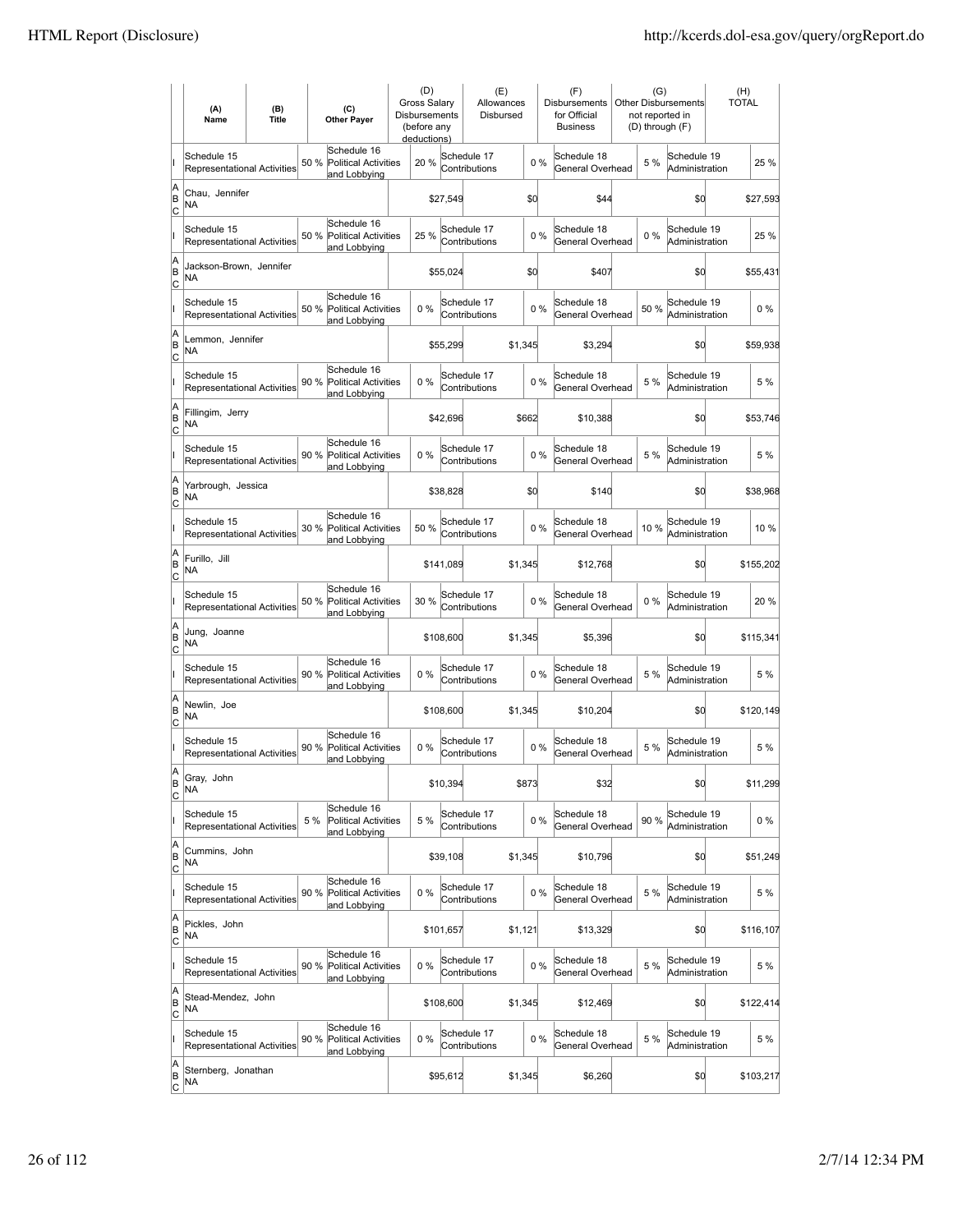| | (A) Name | (B) Title | (C) Other Payer | (D) Gross Salary Disbursements (before any deductions) | (E) Allowances Disbursed | (F) Disbursements for Official Business | (G) Other Disbursements not reported in (D) through (F) | (H) TOTAL |
|---|---|---|---|---|---|---|---|---|
| I | Schedule 15 Representational Activities 50 % | | Schedule 16 Political Activities and Lobbying 20 % | | Schedule 17 Contributions 0 % | Schedule 18 General Overhead 5 % | Schedule 19 Administration | 25 % |
| A B C | Chau, Jennifer NA | | | $27,549 | $0 | $44 | $0 | $27,593 |
| I | Schedule 15 Representational Activities 50 % | | Schedule 16 Political Activities and Lobbying 25 % | | Schedule 17 Contributions 0 % | Schedule 18 General Overhead 0 % | Schedule 19 Administration | 25 % |
| A B C | Jackson-Brown, Jennifer NA | | | $55,024 | $0 | $407 | $0 | $55,431 |
| I | Schedule 15 Representational Activities 50 % | | Schedule 16 Political Activities and Lobbying 0 % | | Schedule 17 Contributions 0 % | Schedule 18 General Overhead 50 % | Schedule 19 Administration | 0 % |
| A B C | Lemmon, Jennifer NA | | | $55,299 | $1,345 | $3,294 | $0 | $59,938 |
| I | Schedule 15 Representational Activities 90 % | | Schedule 16 Political Activities and Lobbying 0 % | | Schedule 17 Contributions 0 % | Schedule 18 General Overhead 5 % | Schedule 19 Administration | 5 % |
| A B C | Fillingim, Jerry NA | | | $42,696 | $662 | $10,388 | $0 | $53,746 |
| I | Schedule 15 Representational Activities 90 % | | Schedule 16 Political Activities and Lobbying 0 % | | Schedule 17 Contributions 0 % | Schedule 18 General Overhead 5 % | Schedule 19 Administration | 5 % |
| A B C | Yarbrough, Jessica NA | | | $38,828 | $0 | $140 | $0 | $38,968 |
| I | Schedule 15 Representational Activities 30 % | | Schedule 16 Political Activities and Lobbying 50 % | | Schedule 17 Contributions 0 % | Schedule 18 General Overhead 10 % | Schedule 19 Administration | 10 % |
| A B C | Furillo, Jill NA | | | $141,089 | $1,345 | $12,768 | $0 | $155,202 |
| I | Schedule 15 Representational Activities 50 % | | Schedule 16 Political Activities and Lobbying 30 % | | Schedule 17 Contributions 0 % | Schedule 18 General Overhead 0 % | Schedule 19 Administration | 20 % |
| A B C | Jung, Joanne NA | | | $108,600 | $1,345 | $5,396 | $0 | $115,341 |
| I | Schedule 15 Representational Activities 90 % | | Schedule 16 Political Activities and Lobbying 0 % | | Schedule 17 Contributions 0 % | Schedule 18 General Overhead 5 % | Schedule 19 Administration | 5 % |
| A B C | Newlin, Joe NA | | | $108,600 | $1,345 | $10,204 | $0 | $120,149 |
| I | Schedule 15 Representational Activities 90 % | | Schedule 16 Political Activities and Lobbying 0 % | | Schedule 17 Contributions 0 % | Schedule 18 General Overhead 5 % | Schedule 19 Administration | 5 % |
| A B C | Gray, John NA | | | $10,394 | $873 | $32 | $0 | $11,299 |
| I | Schedule 15 Representational Activities 5 % | | Schedule 16 Political Activities and Lobbying 5 % | | Schedule 17 Contributions 0 % | Schedule 18 General Overhead 90 % | Schedule 19 Administration | 0 % |
| A B C | Cummins, John NA | | | $39,108 | $1,345 | $10,796 | $0 | $51,249 |
| I | Schedule 15 Representational Activities 90 % | | Schedule 16 Political Activities and Lobbying 0 % | | Schedule 17 Contributions 0 % | Schedule 18 General Overhead 5 % | Schedule 19 Administration | 5 % |
| A B C | Pickles, John NA | | | $101,657 | $1,121 | $13,329 | $0 | $116,107 |
| I | Schedule 15 Representational Activities 90 % | | Schedule 16 Political Activities and Lobbying 0 % | | Schedule 17 Contributions 0 % | Schedule 18 General Overhead 5 % | Schedule 19 Administration | 5 % |
| A B C | Stead-Mendez, John NA | | | $108,600 | $1,345 | $12,469 | $0 | $122,414 |
| I | Schedule 15 Representational Activities 90 % | | Schedule 16 Political Activities and Lobbying 0 % | | Schedule 17 Contributions 0 % | Schedule 18 General Overhead 5 % | Schedule 19 Administration | 5 % |
| A B C | Sternberg, Jonathan NA | | | $95,612 | $1,345 | $6,260 | $0 | $103,217 |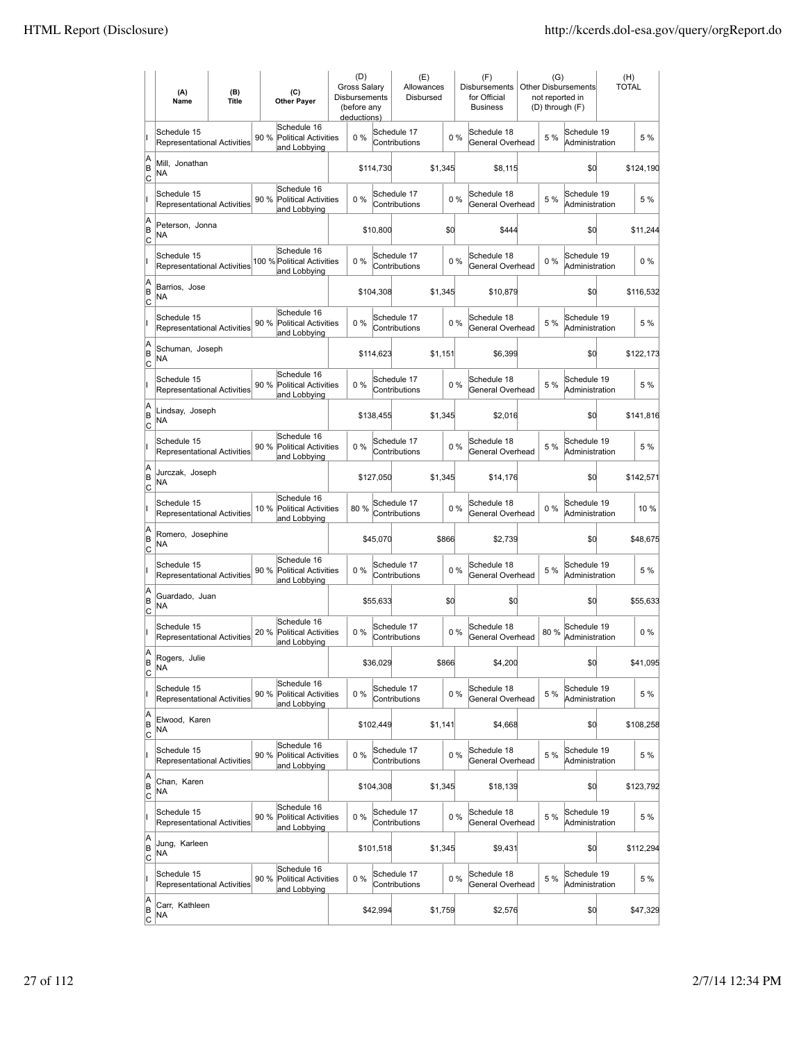| | (A) Name | (B) Title | | (C) Other Payer | | (D) Gross Salary Disbursements (before any deductions) | | (E) Allowances Disbursed | | (F) Disbursements for Official Business | | (G) Other Disbursements not reported in (D) through (F) | | (H) TOTAL |
|---|---|---|---|---|---|---|---|---|---|---|---|---|---|---|
| I | Schedule 15 Representational Activities | | 90 % | Schedule 16 Political Activities and Lobbying | | 0 % | Schedule 17 Contributions | | 0 % | Schedule 18 General Overhead | 5 % | Schedule 19 Administration | | 5 % |
| A B C | Mill, Jonathan NA | | | | | $114,730 | | $1,345 | | $8,115 | | $0 | | $124,190 |
| I | Schedule 15 Representational Activities | | 90 % | Schedule 16 Political Activities and Lobbying | | 0 % | Schedule 17 Contributions | | 0 % | Schedule 18 General Overhead | 5 % | Schedule 19 Administration | | 5 % |
| A B C | Peterson, Jonna NA | | | | | $10,800 | | $0 | | $444 | | $0 | | $11,244 |
| I | Schedule 15 Representational Activities | | 100 % | Schedule 16 Political Activities and Lobbying | | 0 % | Schedule 17 Contributions | | 0 % | Schedule 18 General Overhead | 0 % | Schedule 19 Administration | | 0 % |
| A B C | Barrios, Jose NA | | | | | $104,308 | | $1,345 | | $10,879 | | $0 | | $116,532 |
| I | Schedule 15 Representational Activities | | 90 % | Schedule 16 Political Activities and Lobbying | | 0 % | Schedule 17 Contributions | | 0 % | Schedule 18 General Overhead | 5 % | Schedule 19 Administration | | 5 % |
| A B C | Schuman, Joseph NA | | | | | $114,623 | | $1,151 | | $6,399 | | $0 | | $122,173 |
| I | Schedule 15 Representational Activities | | 90 % | Schedule 16 Political Activities and Lobbying | | 0 % | Schedule 17 Contributions | | 0 % | Schedule 18 General Overhead | 5 % | Schedule 19 Administration | | 5 % |
| A B C | Lindsay, Joseph NA | | | | | $138,455 | | $1,345 | | $2,016 | | $0 | | $141,816 |
| I | Schedule 15 Representational Activities | | 90 % | Schedule 16 Political Activities and Lobbying | | 0 % | Schedule 17 Contributions | | 0 % | Schedule 18 General Overhead | 5 % | Schedule 19 Administration | | 5 % |
| A B C | Jurczak, Joseph NA | | | | | $127,050 | | $1,345 | | $14,176 | | $0 | | $142,571 |
| I | Schedule 15 Representational Activities | | 10 % | Schedule 16 Political Activities and Lobbying | | 80 % | Schedule 17 Contributions | | 0 % | Schedule 18 General Overhead | 0 % | Schedule 19 Administration | | 10 % |
| A B C | Romero, Josephine NA | | | | | $45,070 | | $866 | | $2,739 | | $0 | | $48,675 |
| I | Schedule 15 Representational Activities | | 90 % | Schedule 16 Political Activities and Lobbying | | 0 % | Schedule 17 Contributions | | 0 % | Schedule 18 General Overhead | 5 % | Schedule 19 Administration | | 5 % |
| A B C | Guardado, Juan NA | | | | | $55,633 | | $0 | | $0 | | $0 | | $55,633 |
| I | Schedule 15 Representational Activities | | 20 % | Schedule 16 Political Activities and Lobbying | | 0 % | Schedule 17 Contributions | | 0 % | Schedule 18 General Overhead | 80 % | Schedule 19 Administration | | 0 % |
| A B C | Rogers, Julie NA | | | | | $36,029 | | $866 | | $4,200 | | $0 | | $41,095 |
| I | Schedule 15 Representational Activities | | 90 % | Schedule 16 Political Activities and Lobbying | | 0 % | Schedule 17 Contributions | | 0 % | Schedule 18 General Overhead | 5 % | Schedule 19 Administration | | 5 % |
| A B C | Elwood, Karen NA | | | | | $102,449 | | $1,141 | | $4,668 | | $0 | | $108,258 |
| I | Schedule 15 Representational Activities | | 90 % | Schedule 16 Political Activities and Lobbying | | 0 % | Schedule 17 Contributions | | 0 % | Schedule 18 General Overhead | 5 % | Schedule 19 Administration | | 5 % |
| A B C | Chan, Karen NA | | | | | $104,308 | | $1,345 | | $18,139 | | $0 | | $123,792 |
| I | Schedule 15 Representational Activities | | 90 % | Schedule 16 Political Activities and Lobbying | | 0 % | Schedule 17 Contributions | | 0 % | Schedule 18 General Overhead | 5 % | Schedule 19 Administration | | 5 % |
| A B C | Jung, Karleen NA | | | | | $101,518 | | $1,345 | | $9,431 | | $0 | | $112,294 |
| I | Schedule 15 Representational Activities | | 90 % | Schedule 16 Political Activities and Lobbying | | 0 % | Schedule 17 Contributions | | 0 % | Schedule 18 General Overhead | 5 % | Schedule 19 Administration | | 5 % |
| A B C | Carr, Kathleen NA | | | | | $42,994 | | $1,759 | | $2,576 | | $0 | | $47,329 |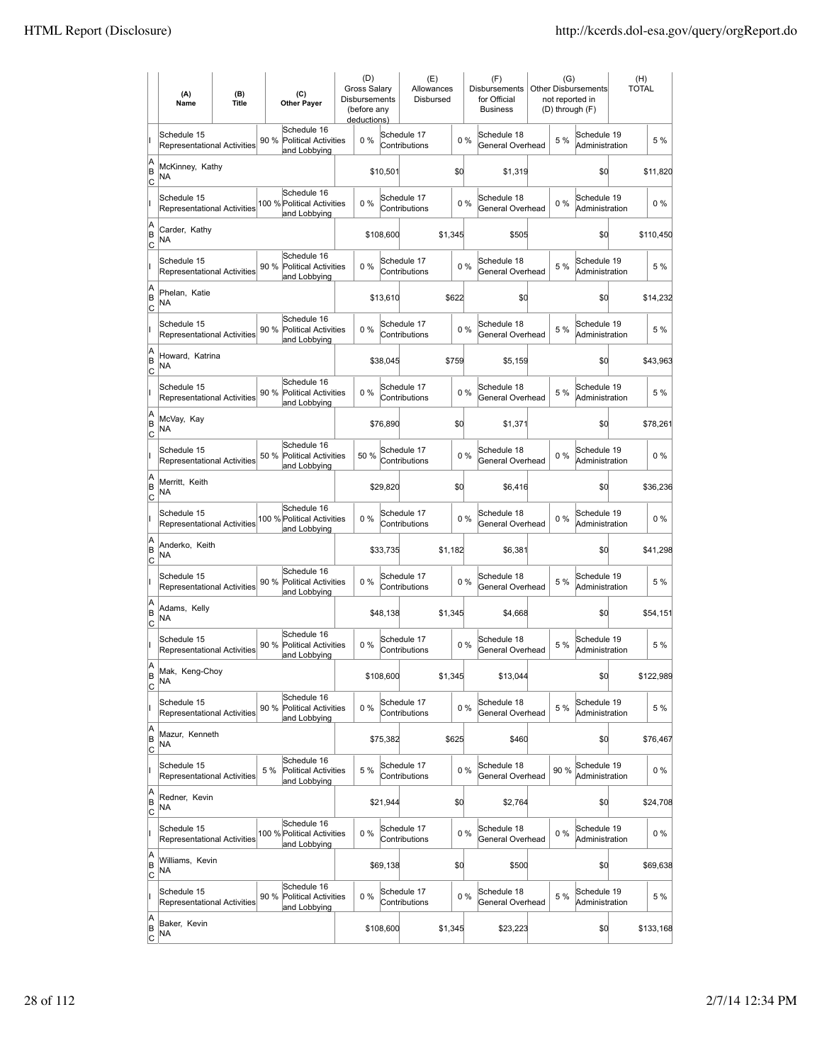| | (A) Name | (B) Title | | (C) Other Payer | (D) Gross Salary Disbursements (before any deductions) | | (E) Allowances Disbursed | | (F) Disbursements for Official Business | (G) Other Disbursements not reported in (D) through (F) | | (H) TOTAL |
|---|---|---|---|---|---|---|---|---|---|---|---|---|
| I | Schedule 15 Representational Activities | | 90 % | Schedule 16 Political Activities and Lobbying | 0 % | | Schedule 17 Contributions | 0 % | Schedule 18 General Overhead | 5 % | Schedule 19 Administration | 5 % |
| A B C | McKinney, Kathy NA | | | | | $10,501 | | $0 | $1,319 | | $0 | $11,820 |
| I | Schedule 15 Representational Activities | | 100 % | Schedule 16 Political Activities and Lobbying | 0 % | | Schedule 17 Contributions | 0 % | Schedule 18 General Overhead | 0 % | Schedule 19 Administration | 0 % |
| A B C | Carder, Kathy NA | | | | | $108,600 | | $1,345 | $505 | | $0 | $110,450 |
| I | Schedule 15 Representational Activities | | 90 % | Schedule 16 Political Activities and Lobbying | 0 % | | Schedule 17 Contributions | 0 % | Schedule 18 General Overhead | 5 % | Schedule 19 Administration | 5 % |
| A B C | Phelan, Katie NA | | | | | $13,610 | | $622 | $0 | | $0 | $14,232 |
| I | Schedule 15 Representational Activities | | 90 % | Schedule 16 Political Activities and Lobbying | 0 % | | Schedule 17 Contributions | 0 % | Schedule 18 General Overhead | 5 % | Schedule 19 Administration | 5 % |
| A B C | Howard, Katrina NA | | | | | $38,045 | | $759 | $5,159 | | $0 | $43,963 |
| I | Schedule 15 Representational Activities | | 90 % | Schedule 16 Political Activities and Lobbying | 0 % | | Schedule 17 Contributions | 0 % | Schedule 18 General Overhead | 5 % | Schedule 19 Administration | 5 % |
| A B C | McVay, Kay NA | | | | | $76,890 | | $0 | $1,371 | | $0 | $78,261 |
| I | Schedule 15 Representational Activities | | 50 % | Schedule 16 Political Activities and Lobbying | 50 % | | Schedule 17 Contributions | 0 % | Schedule 18 General Overhead | 0 % | Schedule 19 Administration | 0 % |
| A B C | Merritt, Keith NA | | | | | $29,820 | | $0 | $6,416 | | $0 | $36,236 |
| I | Schedule 15 Representational Activities | | 100 % | Schedule 16 Political Activities and Lobbying | 0 % | | Schedule 17 Contributions | 0 % | Schedule 18 General Overhead | 0 % | Schedule 19 Administration | 0 % |
| A B C | Anderko, Keith NA | | | | | $33,735 | | $1,182 | $6,381 | | $0 | $41,298 |
| I | Schedule 15 Representational Activities | | 90 % | Schedule 16 Political Activities and Lobbying | 0 % | | Schedule 17 Contributions | 0 % | Schedule 18 General Overhead | 5 % | Schedule 19 Administration | 5 % |
| A B C | Adams, Kelly NA | | | | | $48,138 | | $1,345 | $4,668 | | $0 | $54,151 |
| I | Schedule 15 Representational Activities | | 90 % | Schedule 16 Political Activities and Lobbying | 0 % | | Schedule 17 Contributions | 0 % | Schedule 18 General Overhead | 5 % | Schedule 19 Administration | 5 % |
| A B C | Mak, Keng-Choy NA | | | | | $108,600 | | $1,345 | $13,044 | | $0 | $122,989 |
| I | Schedule 15 Representational Activities | | 90 % | Schedule 16 Political Activities and Lobbying | 0 % | | Schedule 17 Contributions | 0 % | Schedule 18 General Overhead | 5 % | Schedule 19 Administration | 5 % |
| A B C | Mazur, Kenneth NA | | | | | $75,382 | | $625 | $460 | | $0 | $76,467 |
| I | Schedule 15 Representational Activities | | 5 % | Schedule 16 Political Activities and Lobbying | 5 % | | Schedule 17 Contributions | 0 % | Schedule 18 General Overhead | 90 % | Schedule 19 Administration | 0 % |
| A B C | Redner, Kevin NA | | | | | $21,944 | | $0 | $2,764 | | $0 | $24,708 |
| I | Schedule 15 Representational Activities | | 100 % | Schedule 16 Political Activities and Lobbying | 0 % | | Schedule 17 Contributions | 0 % | Schedule 18 General Overhead | 0 % | Schedule 19 Administration | 0 % |
| A B C | Williams, Kevin NA | | | | | $69,138 | | $0 | $500 | | $0 | $69,638 |
| I | Schedule 15 Representational Activities | | 90 % | Schedule 16 Political Activities and Lobbying | 0 % | | Schedule 17 Contributions | 0 % | Schedule 18 General Overhead | 5 % | Schedule 19 Administration | 5 % |
| A B C | Baker, Kevin NA | | | | | $108,600 | | $1,345 | $23,223 | | $0 | $133,168 |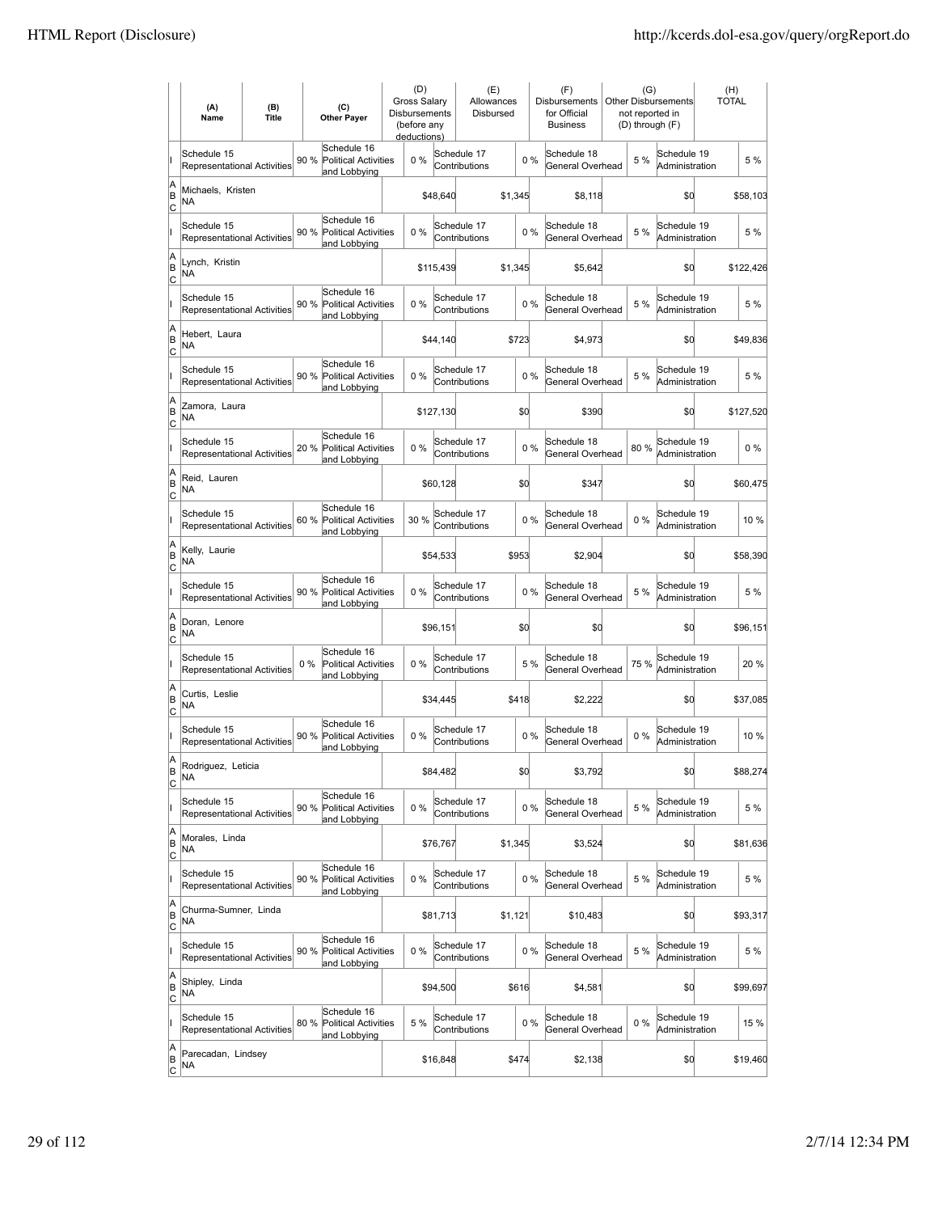| | (A) Name | (B) Title | | (C) Other Payer | (D) Gross Salary Disbursements (before any deductions) | | (E) Allowances Disbursed | | (F) Disbursements for Official Business | (G) Other Disbursements not reported in (D) through (F) | | (H) TOTAL |
|---|---|---|---|---|---|---|---|---|---|---|---|---|
| I | Schedule 15 Representational Activities | | 90 % | Schedule 16 Political Activities and Lobbying | 0 % | | Schedule 17 Contributions | 0 % | Schedule 18 General Overhead | 5 % | Schedule 19 Administration | 5 % |
| A B C | Michaels, Kristen NA | | | | | $48,640 | | $1,345 | $8,118 | | $0 | $58,103 |
| I | Schedule 15 Representational Activities | | 90 % | Schedule 16 Political Activities and Lobbying | 0 % | | Schedule 17 Contributions | 0 % | Schedule 18 General Overhead | 5 % | Schedule 19 Administration | 5 % |
| A B C | Lynch, Kristin NA | | | | | $115,439 | | $1,345 | $5,642 | | $0 | $122,426 |
| I | Schedule 15 Representational Activities | | 90 % | Schedule 16 Political Activities and Lobbying | 0 % | | Schedule 17 Contributions | 0 % | Schedule 18 General Overhead | 5 % | Schedule 19 Administration | 5 % |
| A B C | Hebert, Laura NA | | | | | $44,140 | | $723 | $4,973 | | $0 | $49,836 |
| I | Schedule 15 Representational Activities | | 90 % | Schedule 16 Political Activities and Lobbying | 0 % | | Schedule 17 Contributions | 0 % | Schedule 18 General Overhead | 5 % | Schedule 19 Administration | 5 % |
| A B C | Zamora, Laura NA | | | | | $127,130 | | $0 | $390 | | $0 | $127,520 |
| I | Schedule 15 Representational Activities | | 20 % | Schedule 16 Political Activities and Lobbying | 0 % | | Schedule 17 Contributions | 0 % | Schedule 18 General Overhead | 80 % | Schedule 19 Administration | 0 % |
| A B C | Reid, Lauren NA | | | | | $60,128 | | $0 | $347 | | $0 | $60,475 |
| I | Schedule 15 Representational Activities | | 60 % | Schedule 16 Political Activities and Lobbying | 30 % | | Schedule 17 Contributions | 0 % | Schedule 18 General Overhead | 0 % | Schedule 19 Administration | 10 % |
| A B C | Kelly, Laurie NA | | | | | $54,533 | | $953 | $2,904 | | $0 | $58,390 |
| I | Schedule 15 Representational Activities | | 90 % | Schedule 16 Political Activities and Lobbying | 0 % | | Schedule 17 Contributions | 0 % | Schedule 18 General Overhead | 5 % | Schedule 19 Administration | 5 % |
| A B C | Doran, Lenore NA | | | | | $96,151 | | $0 | $0 | | $0 | $96,151 |
| I | Schedule 15 Representational Activities | | 0 % | Schedule 16 Political Activities and Lobbying | 0 % | | Schedule 17 Contributions | 5 % | Schedule 18 General Overhead | 75 % | Schedule 19 Administration | 20 % |
| A B C | Curtis, Leslie NA | | | | | $34,445 | | $418 | $2,222 | | $0 | $37,085 |
| I | Schedule 15 Representational Activities | | 90 % | Schedule 16 Political Activities and Lobbying | 0 % | | Schedule 17 Contributions | 0 % | Schedule 18 General Overhead | 0 % | Schedule 19 Administration | 10 % |
| A B C | Rodriguez, Leticia NA | | | | | $84,482 | | $0 | $3,792 | | $0 | $88,274 |
| I | Schedule 15 Representational Activities | | 90 % | Schedule 16 Political Activities and Lobbying | 0 % | | Schedule 17 Contributions | 0 % | Schedule 18 General Overhead | 5 % | Schedule 19 Administration | 5 % |
| A B C | Morales, Linda NA | | | | | $76,767 | | $1,345 | $3,524 | | $0 | $81,636 |
| I | Schedule 15 Representational Activities | | 90 % | Schedule 16 Political Activities and Lobbying | 0 % | | Schedule 17 Contributions | 0 % | Schedule 18 General Overhead | 5 % | Schedule 19 Administration | 5 % |
| A B C | Churma-Sumner, Linda NA | | | | | $81,713 | | $1,121 | $10,483 | | $0 | $93,317 |
| I | Schedule 15 Representational Activities | | 90 % | Schedule 16 Political Activities and Lobbying | 0 % | | Schedule 17 Contributions | 0 % | Schedule 18 General Overhead | 5 % | Schedule 19 Administration | 5 % |
| A B C | Shipley, Linda NA | | | | | $94,500 | | $616 | $4,581 | | $0 | $99,697 |
| I | Schedule 15 Representational Activities | | 80 % | Schedule 16 Political Activities and Lobbying | 5 % | | Schedule 17 Contributions | 0 % | Schedule 18 General Overhead | 0 % | Schedule 19 Administration | 15 % |
| A B C | Parecadan, Lindsey NA | | | | | $16,848 | | $474 | $2,138 | | $0 | $19,460 |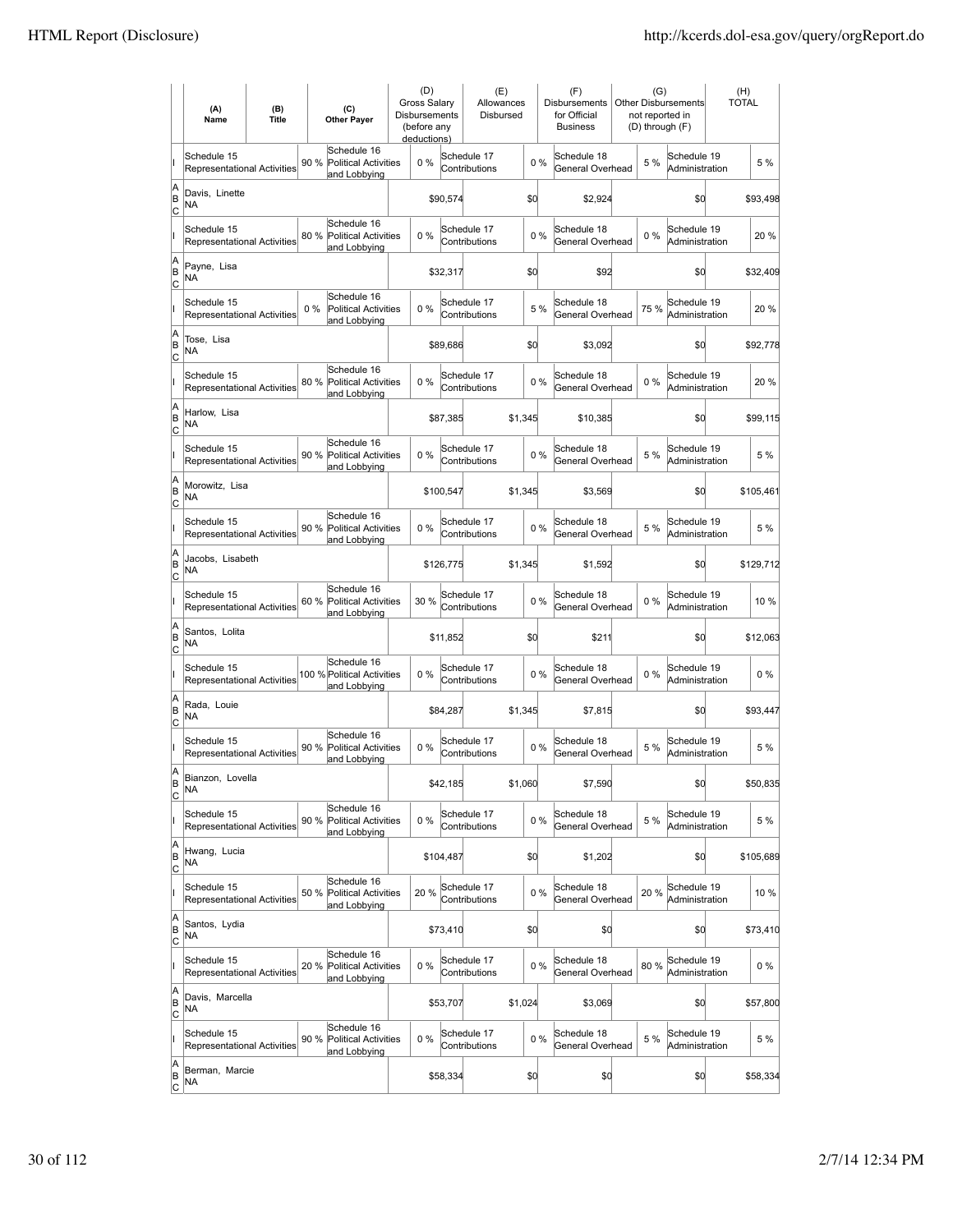| | (A) Name | (B) Title | | (C) Other Payer | (D) Gross Salary Disbursements (before any deductions) | | (E) Allowances Disbursed | | (F) Disbursements for Official Business | (G) Other Disbursements not reported in (D) through (F) | | (H) TOTAL |
|---|---|---|---|---|---|---|---|---|---|---|---|---|
| I | Schedule 15 Representational Activities | | 90 % | Schedule 16 Political Activities and Lobbying | 0 % | | Schedule 17 Contributions | 0 % | Schedule 18 General Overhead | 5 % | Schedule 19 Administration | 5 % |
| A B C | Davis, Linette NA | | | | | $90,574 | | $0 | $2,924 | | $0 | $93,498 |
| I | Schedule 15 Representational Activities | | 80 % | Schedule 16 Political Activities and Lobbying | 0 % | | Schedule 17 Contributions | 0 % | Schedule 18 General Overhead | 0 % | Schedule 19 Administration | 20 % |
| A B C | Payne, Lisa NA | | | | | $32,317 | | $0 | $92 | | $0 | $32,409 |
| I | Schedule 15 Representational Activities | | 0 % | Schedule 16 Political Activities and Lobbying | 0 % | | Schedule 17 Contributions | 5 % | Schedule 18 General Overhead | 75 % | Schedule 19 Administration | 20 % |
| A B C | Tose, Lisa NA | | | | | $89,686 | | $0 | $3,092 | | $0 | $92,778 |
| I | Schedule 15 Representational Activities | | 80 % | Schedule 16 Political Activities and Lobbying | 0 % | | Schedule 17 Contributions | 0 % | Schedule 18 General Overhead | 0 % | Schedule 19 Administration | 20 % |
| A B C | Harlow, Lisa NA | | | | | $87,385 | | $1,345 | $10,385 | | $0 | $99,115 |
| I | Schedule 15 Representational Activities | | 90 % | Schedule 16 Political Activities and Lobbying | 0 % | | Schedule 17 Contributions | 0 % | Schedule 18 General Overhead | 5 % | Schedule 19 Administration | 5 % |
| A B C | Morowitz, Lisa NA | | | | | $100,547 | | $1,345 | $3,569 | | $0 | $105,461 |
| I | Schedule 15 Representational Activities | | 90 % | Schedule 16 Political Activities and Lobbying | 0 % | | Schedule 17 Contributions | 0 % | Schedule 18 General Overhead | 5 % | Schedule 19 Administration | 5 % |
| A B C | Jacobs, Lisabeth NA | | | | | $126,775 | | $1,345 | $1,592 | | $0 | $129,712 |
| I | Schedule 15 Representational Activities | | 60 % | Schedule 16 Political Activities and Lobbying | 30 % | | Schedule 17 Contributions | 0 % | Schedule 18 General Overhead | 0 % | Schedule 19 Administration | 10 % |
| A B C | Santos, Lolita NA | | | | | $11,852 | | $0 | $211 | | $0 | $12,063 |
| I | Schedule 15 Representational Activities | | 100 % | Schedule 16 Political Activities and Lobbying | 0 % | | Schedule 17 Contributions | 0 % | Schedule 18 General Overhead | 0 % | Schedule 19 Administration | 0 % |
| A B C | Rada, Louie NA | | | | | $84,287 | | $1,345 | $7,815 | | $0 | $93,447 |
| I | Schedule 15 Representational Activities | | 90 % | Schedule 16 Political Activities and Lobbying | 0 % | | Schedule 17 Contributions | 0 % | Schedule 18 General Overhead | 5 % | Schedule 19 Administration | 5 % |
| A B C | Bianzon, Lovella NA | | | | | $42,185 | | $1,060 | $7,590 | | $0 | $50,835 |
| I | Schedule 15 Representational Activities | | 90 % | Schedule 16 Political Activities and Lobbying | 0 % | | Schedule 17 Contributions | 0 % | Schedule 18 General Overhead | 5 % | Schedule 19 Administration | 5 % |
| A B C | Hwang, Lucia NA | | | | | $104,487 | | $0 | $1,202 | | $0 | $105,689 |
| I | Schedule 15 Representational Activities | | 50 % | Schedule 16 Political Activities and Lobbying | 20 % | | Schedule 17 Contributions | 0 % | Schedule 18 General Overhead | 20 % | Schedule 19 Administration | 10 % |
| A B C | Santos, Lydia NA | | | | | $73,410 | | $0 | $0 | | $0 | $73,410 |
| I | Schedule 15 Representational Activities | | 20 % | Schedule 16 Political Activities and Lobbying | 0 % | | Schedule 17 Contributions | 0 % | Schedule 18 General Overhead | 80 % | Schedule 19 Administration | 0 % |
| A B C | Davis, Marcella NA | | | | | $53,707 | | $1,024 | $3,069 | | $0 | $57,800 |
| I | Schedule 15 Representational Activities | | 90 % | Schedule 16 Political Activities and Lobbying | 0 % | | Schedule 17 Contributions | 0 % | Schedule 18 General Overhead | 5 % | Schedule 19 Administration | 5 % |
| A B C | Berman, Marcie NA | | | | | $58,334 | | $0 | $0 | | $0 | $58,334 |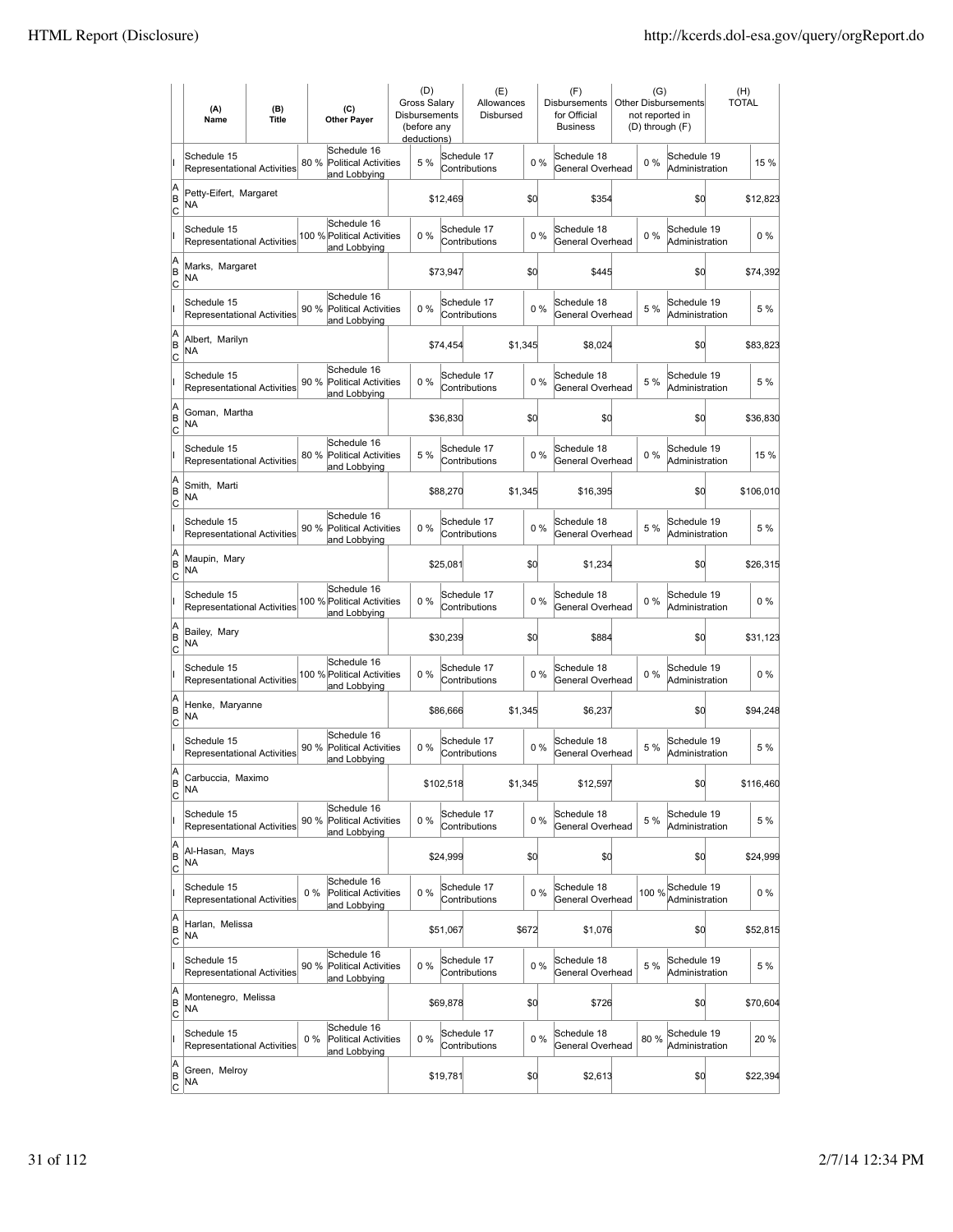| | (A) Name | (B) Title | (C) Other Payer | (D) Gross Salary Disbursements (before any deductions) | (E) Allowances Disbursed | (F) Disbursements for Official Business | (G) Other Disbursements not reported in (D) through (F) | (H) TOTAL |
|---|---|---|---|---|---|---|---|---|
| I | Schedule 15 Representational Activities | 80 % | Schedule 16 Political Activities and Lobbying | 5 % | Schedule 17 Contributions 0 % | Schedule 18 General Overhead 0 % | Schedule 19 Administration | 15 % |
| A B C | Petty-Eifert, Margaret NA | | | $12,469 | $0 | $354 | $0 | $12,823 |
| I | Schedule 15 Representational Activities | 100 % | Schedule 16 Political Activities and Lobbying | 0 % | Schedule 17 Contributions 0 % | Schedule 18 General Overhead 0 % | Schedule 19 Administration | 0 % |
| A B C | Marks, Margaret NA | | | $73,947 | $0 | $445 | $0 | $74,392 |
| I | Schedule 15 Representational Activities | 90 % | Schedule 16 Political Activities and Lobbying | 0 % | Schedule 17 Contributions 0 % | Schedule 18 General Overhead 5 % | Schedule 19 Administration | 5 % |
| A B C | Albert, Marilyn NA | | | $74,454 | $1,345 | $8,024 | $0 | $83,823 |
| I | Schedule 15 Representational Activities | 90 % | Schedule 16 Political Activities and Lobbying | 0 % | Schedule 17 Contributions 0 % | Schedule 18 General Overhead 5 % | Schedule 19 Administration | 5 % |
| A B C | Goman, Martha NA | | | $36,830 | $0 | $0 | $0 | $36,830 |
| I | Schedule 15 Representational Activities | 80 % | Schedule 16 Political Activities and Lobbying | 5 % | Schedule 17 Contributions 0 % | Schedule 18 General Overhead 0 % | Schedule 19 Administration | 15 % |
| A B C | Smith, Marti NA | | | $88,270 | $1,345 | $16,395 | $0 | $106,010 |
| I | Schedule 15 Representational Activities | 90 % | Schedule 16 Political Activities and Lobbying | 0 % | Schedule 17 Contributions 0 % | Schedule 18 General Overhead 5 % | Schedule 19 Administration | 5 % |
| A B C | Maupin, Mary NA | | | $25,081 | $0 | $1,234 | $0 | $26,315 |
| I | Schedule 15 Representational Activities | 100 % | Schedule 16 Political Activities and Lobbying | 0 % | Schedule 17 Contributions 0 % | Schedule 18 General Overhead 0 % | Schedule 19 Administration | 0 % |
| A B C | Bailey, Mary NA | | | $30,239 | $0 | $884 | $0 | $31,123 |
| I | Schedule 15 Representational Activities | 100 % | Schedule 16 Political Activities and Lobbying | 0 % | Schedule 17 Contributions 0 % | Schedule 18 General Overhead 0 % | Schedule 19 Administration | 0 % |
| A B C | Henke, Maryanne NA | | | $86,666 | $1,345 | $6,237 | $0 | $94,248 |
| I | Schedule 15 Representational Activities | 90 % | Schedule 16 Political Activities and Lobbying | 0 % | Schedule 17 Contributions 0 % | Schedule 18 General Overhead 5 % | Schedule 19 Administration | 5 % |
| A B C | Carbuccia, Maximo NA | | | $102,518 | $1,345 | $12,597 | $0 | $116,460 |
| I | Schedule 15 Representational Activities | 90 % | Schedule 16 Political Activities and Lobbying | 0 % | Schedule 17 Contributions 0 % | Schedule 18 General Overhead 5 % | Schedule 19 Administration | 5 % |
| A B C | Al-Hasan, Mays NA | | | $24,999 | $0 | $0 | $0 | $24,999 |
| I | Schedule 15 Representational Activities | 0 % | Schedule 16 Political Activities and Lobbying | 0 % | Schedule 17 Contributions 0 % | Schedule 18 General Overhead 100 % | Schedule 19 Administration | 0 % |
| A B C | Harlan, Melissa NA | | | $51,067 | $672 | $1,076 | $0 | $52,815 |
| I | Schedule 15 Representational Activities | 90 % | Schedule 16 Political Activities and Lobbying | 0 % | Schedule 17 Contributions 0 % | Schedule 18 General Overhead 5 % | Schedule 19 Administration | 5 % |
| A B C | Montenegro, Melissa NA | | | $69,878 | $0 | $726 | $0 | $70,604 |
| I | Schedule 15 Representational Activities | 0 % | Schedule 16 Political Activities and Lobbying | 0 % | Schedule 17 Contributions 0 % | Schedule 18 General Overhead 80 % | Schedule 19 Administration | 20 % |
| A B C | Green, Melroy NA | | | $19,781 | $0 | $2,613 | $0 | $22,394 |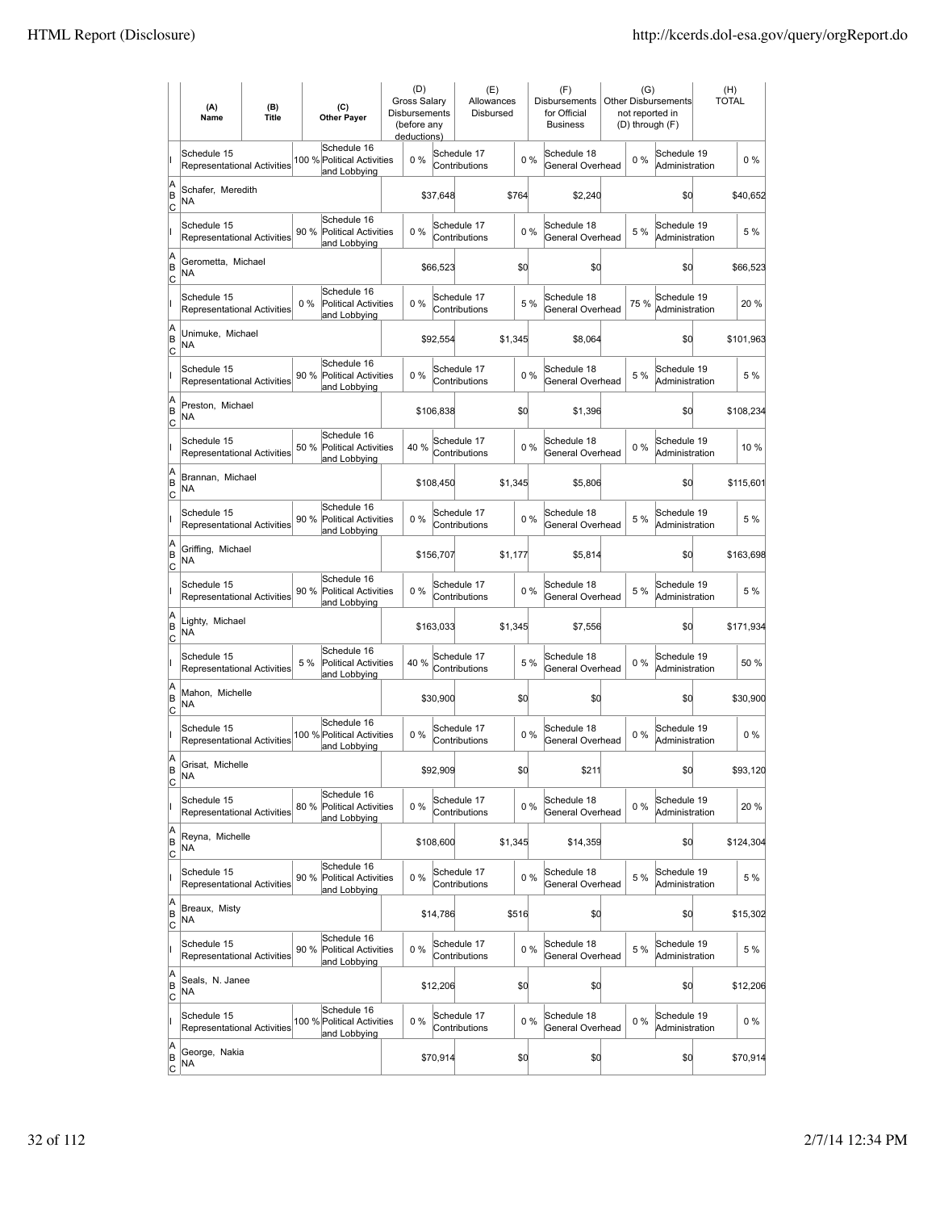| | (A) Name | (B) Title | | (C) Other Payer | (D) Gross Salary Disbursements (before any deductions) | | (E) Allowances Disbursed | | (F) Disbursements for Official Business | (G) Other Disbursements not reported in (D) through (F) | | (H) TOTAL |
|---|---|---|---|---|---|---|---|---|---|---|---|---|
| I | Schedule 15 Representational Activities | | 100 % | Schedule 16 Political Activities and Lobbying | 0 % | Schedule 17 Contributions | | 0 % | Schedule 18 General Overhead | 0 % | Schedule 19 Administration | 0 % |
| A B C | Schafer, Meredith NA | | | | | $37,648 | | $764 | $2,240 | | $0 | $40,652 |
| I | Schedule 15 Representational Activities | | 90 % | Schedule 16 Political Activities and Lobbying | 0 % | Schedule 17 Contributions | | 0 % | Schedule 18 General Overhead | 5 % | Schedule 19 Administration | 5 % |
| A B C | Gerometta, Michael NA | | | | | $66,523 | | $0 | $0 | | $0 | $66,523 |
| I | Schedule 15 Representational Activities | | 0 % | Schedule 16 Political Activities and Lobbying | 0 % | Schedule 17 Contributions | | 5 % | Schedule 18 General Overhead | 75 % | Schedule 19 Administration | 20 % |
| A B C | Unimuke, Michael NA | | | | | $92,554 | | $1,345 | $8,064 | | $0 | $101,963 |
| I | Schedule 15 Representational Activities | | 90 % | Schedule 16 Political Activities and Lobbying | 0 % | Schedule 17 Contributions | | 0 % | Schedule 18 General Overhead | 5 % | Schedule 19 Administration | 5 % |
| A B C | Preston, Michael NA | | | | | $106,838 | | $0 | $1,396 | | $0 | $108,234 |
| I | Schedule 15 Representational Activities | | 50 % | Schedule 16 Political Activities and Lobbying | 40 % | Schedule 17 Contributions | | 0 % | Schedule 18 General Overhead | 0 % | Schedule 19 Administration | 10 % |
| A B C | Brannan, Michael NA | | | | | $108,450 | | $1,345 | $5,806 | | $0 | $115,601 |
| I | Schedule 15 Representational Activities | | 90 % | Schedule 16 Political Activities and Lobbying | 0 % | Schedule 17 Contributions | | 0 % | Schedule 18 General Overhead | 5 % | Schedule 19 Administration | 5 % |
| A B C | Griffing, Michael NA | | | | | $156,707 | | $1,177 | $5,814 | | $0 | $163,698 |
| I | Schedule 15 Representational Activities | | 90 % | Schedule 16 Political Activities and Lobbying | 0 % | Schedule 17 Contributions | | 0 % | Schedule 18 General Overhead | 5 % | Schedule 19 Administration | 5 % |
| A B C | Lighty, Michael NA | | | | | $163,033 | | $1,345 | $7,556 | | $0 | $171,934 |
| I | Schedule 15 Representational Activities | | 5 % | Schedule 16 Political Activities and Lobbying | 40 % | Schedule 17 Contributions | | 5 % | Schedule 18 General Overhead | 0 % | Schedule 19 Administration | 50 % |
| A B C | Mahon, Michelle NA | | | | | $30,900 | | $0 | $0 | | $0 | $30,900 |
| I | Schedule 15 Representational Activities | | 100 % | Schedule 16 Political Activities and Lobbying | 0 % | Schedule 17 Contributions | | 0 % | Schedule 18 General Overhead | 0 % | Schedule 19 Administration | 0 % |
| A B C | Grisat, Michelle NA | | | | | $92,909 | | $0 | $211 | | $0 | $93,120 |
| I | Schedule 15 Representational Activities | | 80 % | Schedule 16 Political Activities and Lobbying | 0 % | Schedule 17 Contributions | | 0 % | Schedule 18 General Overhead | 0 % | Schedule 19 Administration | 20 % |
| A B C | Reyna, Michelle NA | | | | | $108,600 | | $1,345 | $14,359 | | $0 | $124,304 |
| I | Schedule 15 Representational Activities | | 90 % | Schedule 16 Political Activities and Lobbying | 0 % | Schedule 17 Contributions | | 0 % | Schedule 18 General Overhead | 5 % | Schedule 19 Administration | 5 % |
| A B C | Breaux, Misty NA | | | | | $14,786 | | $516 | $0 | | $0 | $15,302 |
| I | Schedule 15 Representational Activities | | 90 % | Schedule 16 Political Activities and Lobbying | 0 % | Schedule 17 Contributions | | 0 % | Schedule 18 General Overhead | 5 % | Schedule 19 Administration | 5 % |
| A B C | Seals, N. Janee NA | | | | | $12,206 | | $0 | $0 | | $0 | $12,206 |
| I | Schedule 15 Representational Activities | | 100 % | Schedule 16 Political Activities and Lobbying | 0 % | Schedule 17 Contributions | | 0 % | Schedule 18 General Overhead | 0 % | Schedule 19 Administration | 0 % |
| A B C | George, Nakia NA | | | | | $70,914 | | $0 | $0 | | $0 | $70,914 |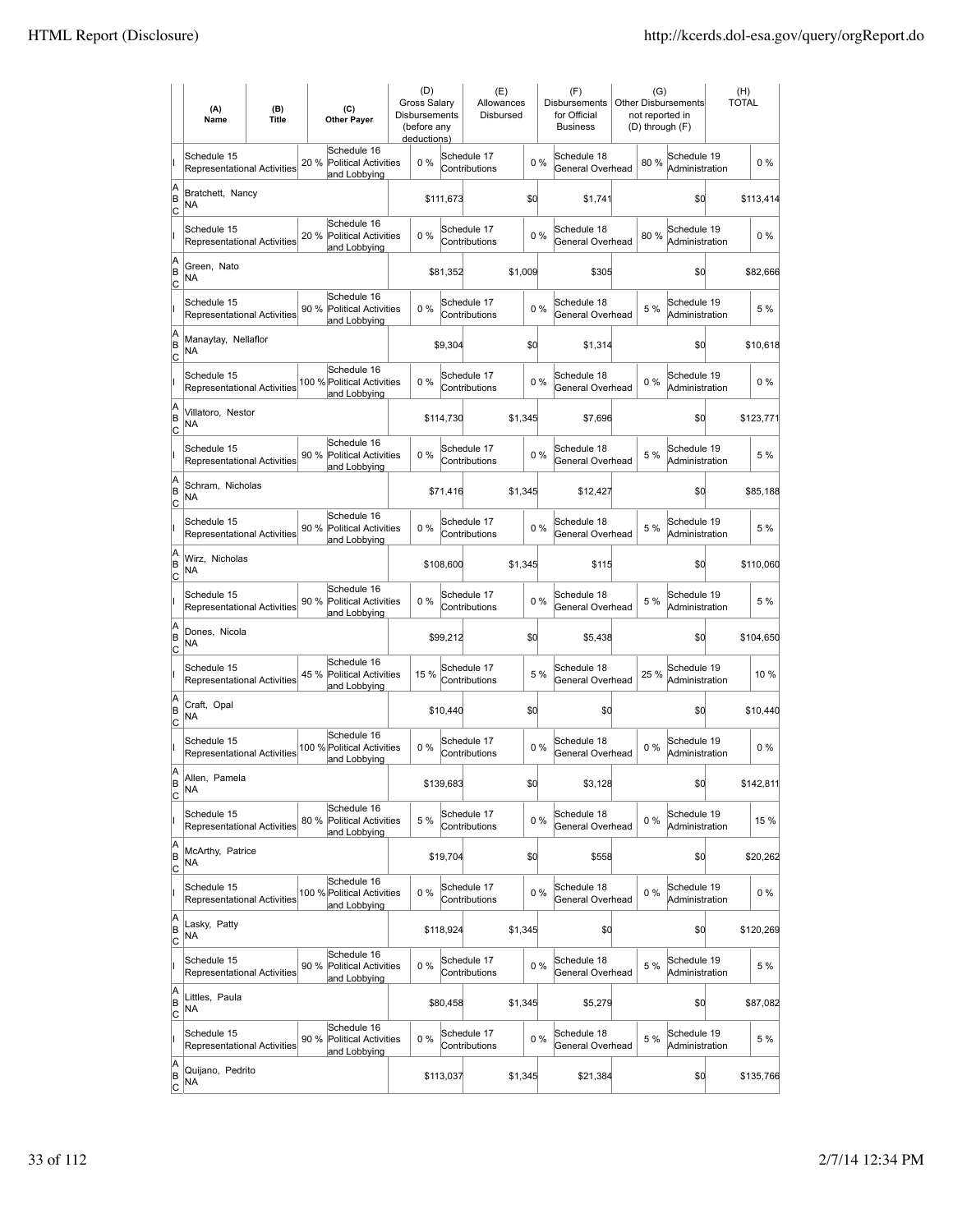| | (A) Name | (B) Title | (C) Other Payer | (D) Gross Salary Disbursements (before any deductions) | (E) Allowances Disbursed | (F) Disbursements for Official Business | (G) Other Disbursements not reported in (D) through (F) | (H) TOTAL |
|---|---|---|---|---|---|---|---|---|
| I | Schedule 15 Representational Activities 20 % | Schedule 16 Political Activities and Lobbying 0 % | Schedule 17 Contributions 0 % | Schedule 18 General Overhead 80 % | Schedule 19 Administration 0 % | | | |
| A B C | Bratchett, Nancy NA | | | $111,673 | $0 | $1,741 | $0 | $113,414 |
| I | Schedule 15 Representational Activities 20 % | Schedule 16 Political Activities and Lobbying 0 % | Schedule 17 Contributions 0 % | Schedule 18 General Overhead 80 % | Schedule 19 Administration 0 % | | | |
| A B C | Green, Nato NA | | | $81,352 | $1,009 | $305 | $0 | $82,666 |
| I | Schedule 15 Representational Activities 90 % | Schedule 16 Political Activities and Lobbying 0 % | Schedule 17 Contributions 0 % | Schedule 18 General Overhead 5 % | Schedule 19 Administration 5 % | | | |
| A B C | Manaytay, Nellaflor NA | | | $9,304 | $0 | $1,314 | $0 | $10,618 |
| I | Schedule 15 Representational Activities 100 % | Schedule 16 Political Activities and Lobbying 0 % | Schedule 17 Contributions 0 % | Schedule 18 General Overhead 0 % | Schedule 19 Administration 0 % | | | |
| A B C | Villatoro, Nestor NA | | | $114,730 | $1,345 | $7,696 | $0 | $123,771 |
| I | Schedule 15 Representational Activities 90 % | Schedule 16 Political Activities and Lobbying 0 % | Schedule 17 Contributions 0 % | Schedule 18 General Overhead 5 % | Schedule 19 Administration 5 % | | | |
| A B C | Schram, Nicholas NA | | | $71,416 | $1,345 | $12,427 | $0 | $85,188 |
| I | Schedule 15 Representational Activities 90 % | Schedule 16 Political Activities and Lobbying 0 % | Schedule 17 Contributions 0 % | Schedule 18 General Overhead 5 % | Schedule 19 Administration 5 % | | | |
| A B C | Wirz, Nicholas NA | | | $108,600 | $1,345 | $115 | $0 | $110,060 |
| I | Schedule 15 Representational Activities 90 % | Schedule 16 Political Activities and Lobbying 0 % | Schedule 17 Contributions 0 % | Schedule 18 General Overhead 5 % | Schedule 19 Administration 5 % | | | |
| A B C | Dones, Nicola NA | | | $99,212 | $0 | $5,438 | $0 | $104,650 |
| I | Schedule 15 Representational Activities 45 % | Schedule 16 Political Activities and Lobbying 15 % | Schedule 17 Contributions 5 % | Schedule 18 General Overhead 25 % | Schedule 19 Administration 10 % | | | |
| A B C | Craft, Opal NA | | | $10,440 | $0 | $0 | $0 | $10,440 |
| I | Schedule 15 Representational Activities 100 % | Schedule 16 Political Activities and Lobbying 0 % | Schedule 17 Contributions 0 % | Schedule 18 General Overhead 0 % | Schedule 19 Administration 0 % | | | |
| A B C | Allen, Pamela NA | | | $139,683 | $0 | $3,128 | $0 | $142,811 |
| I | Schedule 15 Representational Activities 80 % | Schedule 16 Political Activities and Lobbying 5 % | Schedule 17 Contributions 0 % | Schedule 18 General Overhead 0 % | Schedule 19 Administration 15 % | | | |
| A B C | McArthy, Patrice NA | | | $19,704 | $0 | $558 | $0 | $20,262 |
| I | Schedule 15 Representational Activities 100 % | Schedule 16 Political Activities and Lobbying 0 % | Schedule 17 Contributions 0 % | Schedule 18 General Overhead 0 % | Schedule 19 Administration 0 % | | | |
| A B C | Lasky, Patty NA | | | $118,924 | $1,345 | $0 | $0 | $120,269 |
| I | Schedule 15 Representational Activities 90 % | Schedule 16 Political Activities and Lobbying 0 % | Schedule 17 Contributions 0 % | Schedule 18 General Overhead 5 % | Schedule 19 Administration 5 % | | | |
| A B C | Littles, Paula NA | | | $80,458 | $1,345 | $5,279 | $0 | $87,082 |
| I | Schedule 15 Representational Activities 90 % | Schedule 16 Political Activities and Lobbying 0 % | Schedule 17 Contributions 0 % | Schedule 18 General Overhead 5 % | Schedule 19 Administration 5 % | | | |
| A B C | Quijano, Pedrito NA | | | $113,037 | $1,345 | $21,384 | $0 | $135,766 |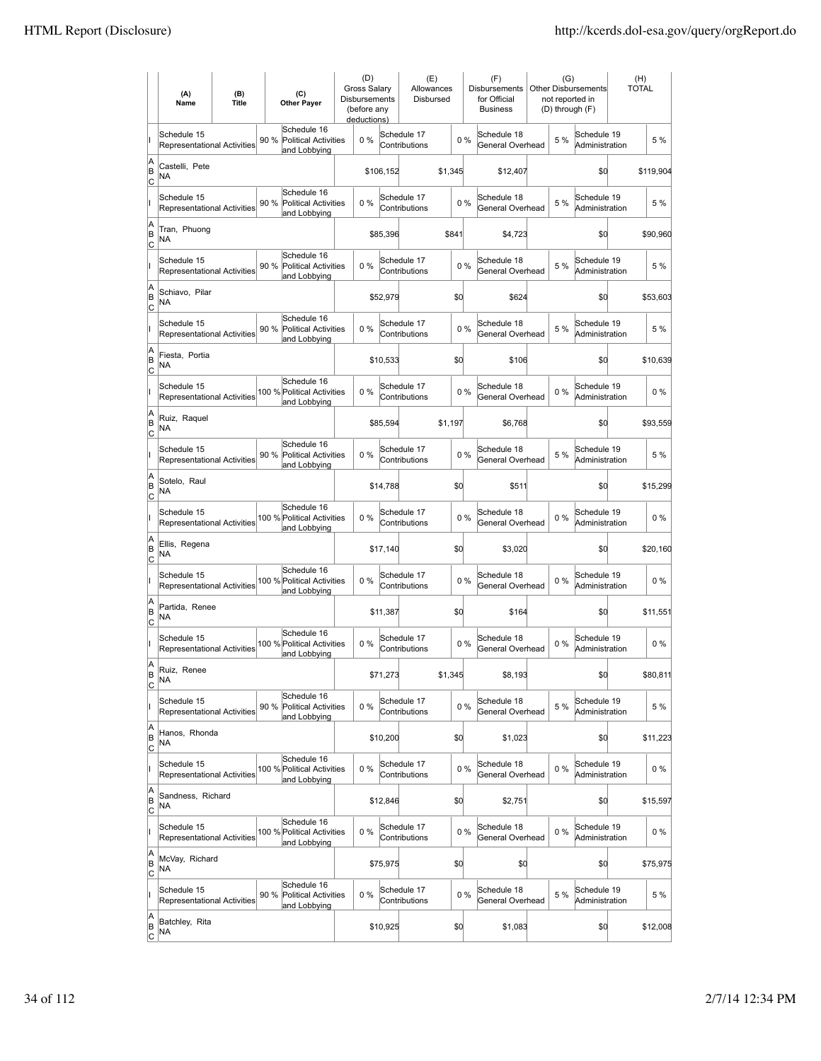| | (A) Name | (B) Title | (C) Other Payer | (D) Gross Salary Disbursements (before any deductions) | (E) Allowances Disbursed | (F) Disbursements for Official Business | (G) Other Disbursements not reported in (D) through (F) | (H) TOTAL |
|---|---|---|---|---|---|---|---|---|
| I | Schedule 15 Representational Activities 90 % | | Schedule 16 Political Activities and Lobbying 0 % | | Schedule 17 Contributions 0 % | | Schedule 18 General Overhead 5 % | Schedule 19 Administration 5 % |
| A B C | Castelli, Pete NA | | | $106,152 | $1,345 | $12,407 | $0 | $119,904 |
| I | Schedule 15 Representational Activities 90 % | | Schedule 16 Political Activities and Lobbying 0 % | | Schedule 17 Contributions 0 % | | Schedule 18 General Overhead 5 % | Schedule 19 Administration 5 % |
| A B C | Tran, Phuong NA | | | $85,396 | $841 | $4,723 | $0 | $90,960 |
| I | Schedule 15 Representational Activities 90 % | | Schedule 16 Political Activities and Lobbying 0 % | | Schedule 17 Contributions 0 % | | Schedule 18 General Overhead 5 % | Schedule 19 Administration 5 % |
| A B C | Schiavo, Pilar NA | | | $52,979 | $0 | $624 | $0 | $53,603 |
| I | Schedule 15 Representational Activities 90 % | | Schedule 16 Political Activities and Lobbying 0 % | | Schedule 17 Contributions 0 % | | Schedule 18 General Overhead 5 % | Schedule 19 Administration 5 % |
| A B C | Fiesta, Portia NA | | | $10,533 | $0 | $106 | $0 | $10,639 |
| I | Schedule 15 Representational Activities 100 % | | Schedule 16 Political Activities and Lobbying 0 % | | Schedule 17 Contributions 0 % | | Schedule 18 General Overhead 0 % | Schedule 19 Administration 0 % |
| A B C | Ruiz, Raquel NA | | | $85,594 | $1,197 | $6,768 | $0 | $93,559 |
| I | Schedule 15 Representational Activities 90 % | | Schedule 16 Political Activities and Lobbying 0 % | | Schedule 17 Contributions 0 % | | Schedule 18 General Overhead 5 % | Schedule 19 Administration 5 % |
| A B C | Sotelo, Raul NA | | | $14,788 | $0 | $511 | $0 | $15,299 |
| I | Schedule 15 Representational Activities 100 % | | Schedule 16 Political Activities and Lobbying 0 % | | Schedule 17 Contributions 0 % | | Schedule 18 General Overhead 0 % | Schedule 19 Administration 0 % |
| A B C | Ellis, Regena NA | | | $17,140 | $0 | $3,020 | $0 | $20,160 |
| I | Schedule 15 Representational Activities 100 % | | Schedule 16 Political Activities and Lobbying 0 % | | Schedule 17 Contributions 0 % | | Schedule 18 General Overhead 0 % | Schedule 19 Administration 0 % |
| A B C | Partida, Renee NA | | | $11,387 | $0 | $164 | $0 | $11,551 |
| I | Schedule 15 Representational Activities 100 % | | Schedule 16 Political Activities and Lobbying 0 % | | Schedule 17 Contributions 0 % | | Schedule 18 General Overhead 0 % | Schedule 19 Administration 0 % |
| A B C | Ruiz, Renee NA | | | $71,273 | $1,345 | $8,193 | $0 | $80,811 |
| I | Schedule 15 Representational Activities 90 % | | Schedule 16 Political Activities and Lobbying 0 % | | Schedule 17 Contributions 0 % | | Schedule 18 General Overhead 5 % | Schedule 19 Administration 5 % |
| A B C | Hanos, Rhonda NA | | | $10,200 | $0 | $1,023 | $0 | $11,223 |
| I | Schedule 15 Representational Activities 100 % | | Schedule 16 Political Activities and Lobbying 0 % | | Schedule 17 Contributions 0 % | | Schedule 18 General Overhead 0 % | Schedule 19 Administration 0 % |
| A B C | Sandness, Richard NA | | | $12,846 | $0 | $2,751 | $0 | $15,597 |
| I | Schedule 15 Representational Activities 100 % | | Schedule 16 Political Activities and Lobbying 0 % | | Schedule 17 Contributions 0 % | | Schedule 18 General Overhead 0 % | Schedule 19 Administration 0 % |
| A B C | McVay, Richard NA | | | $75,975 | $0 | $0 | $0 | $75,975 |
| I | Schedule 15 Representational Activities 90 % | | Schedule 16 Political Activities and Lobbying 0 % | | Schedule 17 Contributions 0 % | | Schedule 18 General Overhead 5 % | Schedule 19 Administration 5 % |
| A B C | Batchley, Rita NA | | | $10,925 | $0 | $1,083 | $0 | $12,008 |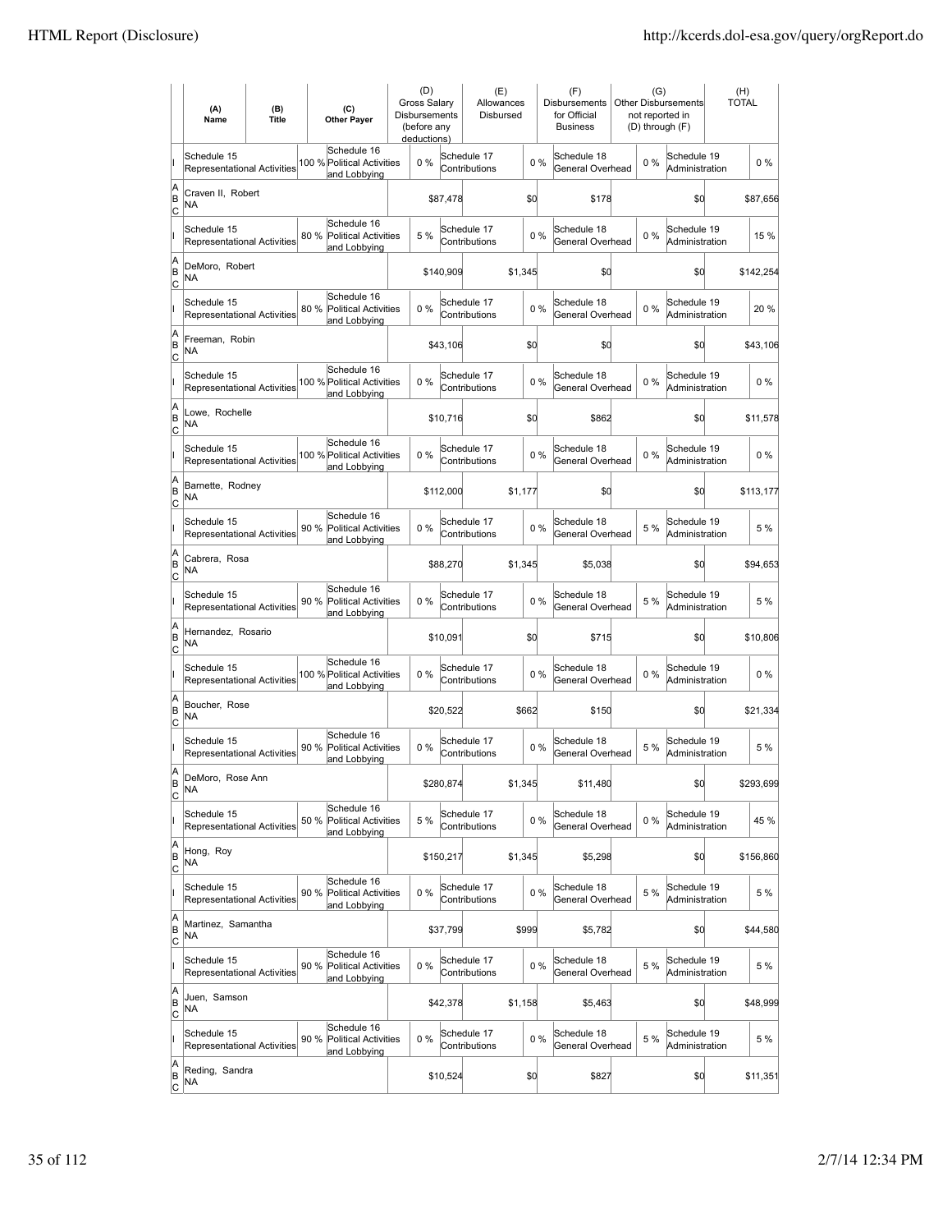| | (A) Name | (B) Title | (C) Other Payer | (D) Gross Salary Disbursements (before any deductions) | (E) Allowances Disbursed | (F) Disbursements for Official Business | (G) Other Disbursements not reported in (D) through (F) | (H) TOTAL |
|---|---|---|---|---|---|---|---|---|
| I | Schedule 15 Representational Activities 100 % | | Schedule 16 Political Activities and Lobbying 0 % | | Schedule 17 Contributions 0 % | Schedule 18 General Overhead 0 % | Schedule 19 Administration | 0 % |
| A B C | Craven II, Robert NA | | | $87,478 | $0 | $178 | $0 | $87,656 |
| I | Schedule 15 Representational Activities 80 % | | Schedule 16 Political Activities and Lobbying 5 % | | Schedule 17 Contributions 0 % | Schedule 18 General Overhead 0 % | Schedule 19 Administration | 15 % |
| A B C | DeMoro, Robert NA | | | $140,909 | $1,345 | $0 | $0 | $142,254 |
| I | Schedule 15 Representational Activities 80 % | | Schedule 16 Political Activities and Lobbying 0 % | | Schedule 17 Contributions 0 % | Schedule 18 General Overhead 0 % | Schedule 19 Administration | 20 % |
| A B C | Freeman, Robin NA | | | $43,106 | $0 | $0 | $0 | $43,106 |
| I | Schedule 15 Representational Activities 100 % | | Schedule 16 Political Activities and Lobbying 0 % | | Schedule 17 Contributions 0 % | Schedule 18 General Overhead 0 % | Schedule 19 Administration | 0 % |
| A B C | Lowe, Rochelle NA | | | $10,716 | $0 | $862 | $0 | $11,578 |
| I | Schedule 15 Representational Activities 100 % | | Schedule 16 Political Activities and Lobbying 0 % | | Schedule 17 Contributions 0 % | Schedule 18 General Overhead 0 % | Schedule 19 Administration | 0 % |
| A B C | Barnette, Rodney NA | | | $112,000 | $1,177 | $0 | $0 | $113,177 |
| I | Schedule 15 Representational Activities 90 % | | Schedule 16 Political Activities and Lobbying 0 % | | Schedule 17 Contributions 0 % | Schedule 18 General Overhead 5 % | Schedule 19 Administration | 5 % |
| A B C | Cabrera, Rosa NA | | | $88,270 | $1,345 | $5,038 | $0 | $94,653 |
| I | Schedule 15 Representational Activities 90 % | | Schedule 16 Political Activities and Lobbying 0 % | | Schedule 17 Contributions 0 % | Schedule 18 General Overhead 5 % | Schedule 19 Administration | 5 % |
| A B C | Hernandez, Rosario NA | | | $10,091 | $0 | $715 | $0 | $10,806 |
| I | Schedule 15 Representational Activities 100 % | | Schedule 16 Political Activities and Lobbying 0 % | | Schedule 17 Contributions 0 % | Schedule 18 General Overhead 0 % | Schedule 19 Administration | 0 % |
| A B C | Boucher, Rose NA | | | $20,522 | $662 | $150 | $0 | $21,334 |
| I | Schedule 15 Representational Activities 90 % | | Schedule 16 Political Activities and Lobbying 0 % | | Schedule 17 Contributions 0 % | Schedule 18 General Overhead 5 % | Schedule 19 Administration | 5 % |
| A B C | DeMoro, Rose Ann NA | | | $280,874 | $1,345 | $11,480 | $0 | $293,699 |
| I | Schedule 15 Representational Activities 50 % | | Schedule 16 Political Activities and Lobbying 5 % | | Schedule 17 Contributions 0 % | Schedule 18 General Overhead 0 % | Schedule 19 Administration | 45 % |
| A B C | Hong, Roy NA | | | $150,217 | $1,345 | $5,298 | $0 | $156,860 |
| I | Schedule 15 Representational Activities 90 % | | Schedule 16 Political Activities and Lobbying 0 % | | Schedule 17 Contributions 0 % | Schedule 18 General Overhead 5 % | Schedule 19 Administration | 5 % |
| A B C | Martinez, Samantha NA | | | $37,799 | $999 | $5,782 | $0 | $44,580 |
| I | Schedule 15 Representational Activities 90 % | | Schedule 16 Political Activities and Lobbying 0 % | | Schedule 17 Contributions 0 % | Schedule 18 General Overhead 5 % | Schedule 19 Administration | 5 % |
| A B C | Juen, Samson NA | | | $42,378 | $1,158 | $5,463 | $0 | $48,999 |
| I | Schedule 15 Representational Activities 90 % | | Schedule 16 Political Activities and Lobbying 0 % | | Schedule 17 Contributions 0 % | Schedule 18 General Overhead 5 % | Schedule 19 Administration | 5 % |
| A B C | Reding, Sandra NA | | | $10,524 | $0 | $827 | $0 | $11,351 |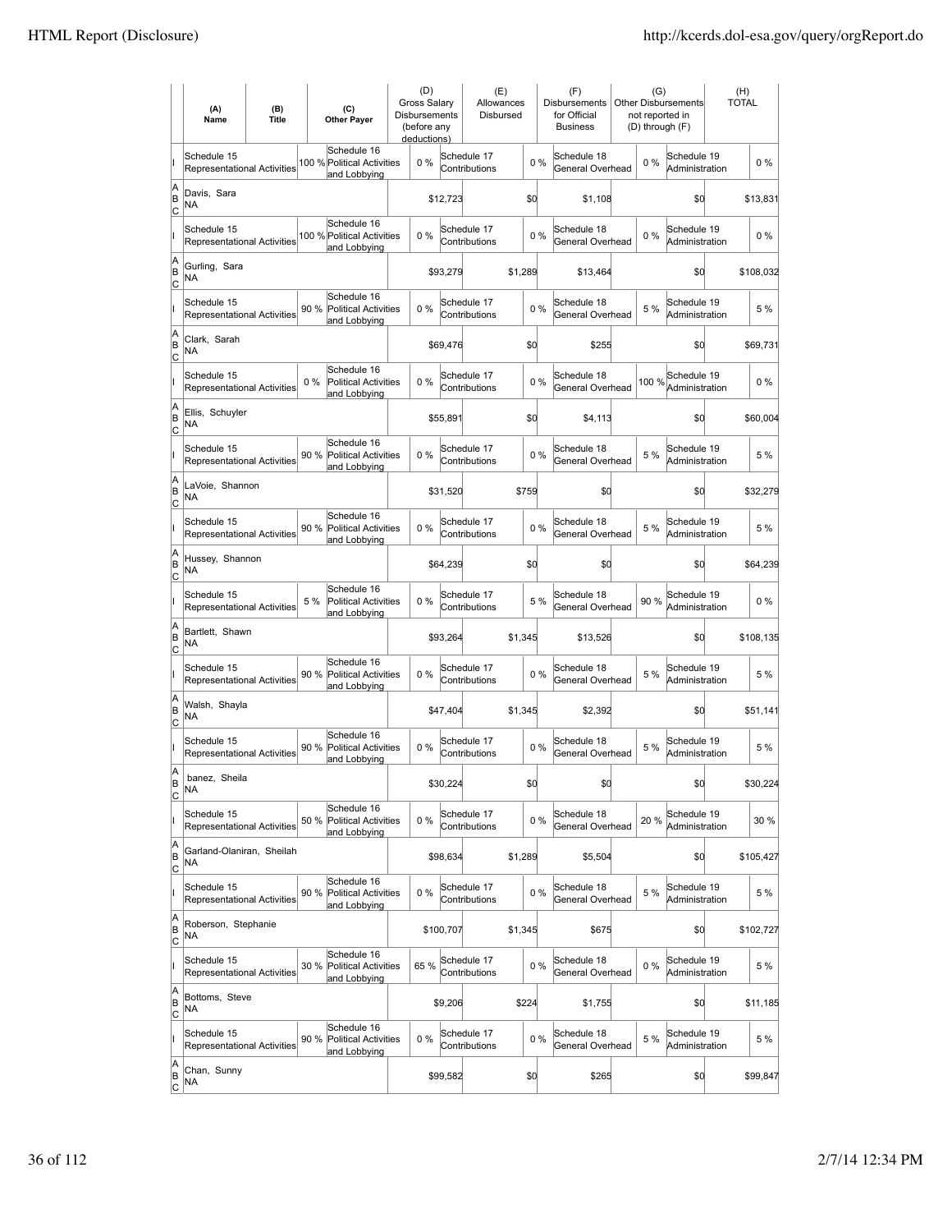| | (A) Name | (B) Title | | (C) Other Payer | (D) Gross Salary Disbursements (before any deductions) | | (E) Allowances Disbursed | | (F) Disbursements for Official Business | (G) Other Disbursements not reported in (D) through (F) | | (H) TOTAL |
|---|---|---|---|---|---|---|---|---|---|---|---|---|
| I | Schedule 15 Representational Activities | | 100 % | Schedule 16 Political Activities and Lobbying | 0 % | | Schedule 17 Contributions | 0 % | Schedule 18 General Overhead | 0 % | Schedule 19 Administration | 0 % |
| A B C | Davis, Sara NA | | | | | $12,723 | | $0 | $1,108 | | $0 | $13,831 |
| I | Schedule 15 Representational Activities | | 100 % | Schedule 16 Political Activities and Lobbying | 0 % | | Schedule 17 Contributions | 0 % | Schedule 18 General Overhead | 0 % | Schedule 19 Administration | 0 % |
| A B C | Gurling, Sara NA | | | | | $93,279 | | $1,289 | $13,464 | | $0 | $108,032 |
| I | Schedule 15 Representational Activities | | 90 % | Schedule 16 Political Activities and Lobbying | 0 % | | Schedule 17 Contributions | 0 % | Schedule 18 General Overhead | 5 % | Schedule 19 Administration | 5 % |
| A B C | Clark, Sarah NA | | | | | $69,476 | | $0 | $255 | | $0 | $69,731 |
| I | Schedule 15 Representational Activities | | 0 % | Schedule 16 Political Activities and Lobbying | 0 % | | Schedule 17 Contributions | 0 % | Schedule 18 General Overhead | 100 % | Schedule 19 Administration | 0 % |
| A B C | Ellis, Schuyler NA | | | | | $55,891 | | $0 | $4,113 | | $0 | $60,004 |
| I | Schedule 15 Representational Activities | | 90 % | Schedule 16 Political Activities and Lobbying | 0 % | | Schedule 17 Contributions | 0 % | Schedule 18 General Overhead | 5 % | Schedule 19 Administration | 5 % |
| A B C | LaVoie, Shannon NA | | | | | $31,520 | | $759 | $0 | | $0 | $32,279 |
| I | Schedule 15 Representational Activities | | 90 % | Schedule 16 Political Activities and Lobbying | 0 % | | Schedule 17 Contributions | 0 % | Schedule 18 General Overhead | 5 % | Schedule 19 Administration | 5 % |
| A B C | Hussey, Shannon NA | | | | | $64,239 | | $0 | $0 | | $0 | $64,239 |
| I | Schedule 15 Representational Activities | | 5 % | Schedule 16 Political Activities and Lobbying | 0 % | | Schedule 17 Contributions | 5 % | Schedule 18 General Overhead | 90 % | Schedule 19 Administration | 0 % |
| A B C | Bartlett, Shawn NA | | | | | $93,264 | | $1,345 | $13,526 | | $0 | $108,135 |
| I | Schedule 15 Representational Activities | | 90 % | Schedule 16 Political Activities and Lobbying | 0 % | | Schedule 17 Contributions | 0 % | Schedule 18 General Overhead | 5 % | Schedule 19 Administration | 5 % |
| A B C | Walsh, Shayla NA | | | | | $47,404 | | $1,345 | $2,392 | | $0 | $51,141 |
| I | Schedule 15 Representational Activities | | 90 % | Schedule 16 Political Activities and Lobbying | 0 % | | Schedule 17 Contributions | 0 % | Schedule 18 General Overhead | 5 % | Schedule 19 Administration | 5 % |
| A B C | banez, Sheila NA | | | | | $30,224 | | $0 | $0 | | $0 | $30,224 |
| I | Schedule 15 Representational Activities | | 50 % | Schedule 16 Political Activities and Lobbying | 0 % | | Schedule 17 Contributions | 0 % | Schedule 18 General Overhead | 20 % | Schedule 19 Administration | 30 % |
| A B C | Garland-Olaniran, Sheilah NA | | | | | $98,634 | | $1,289 | $5,504 | | $0 | $105,427 |
| I | Schedule 15 Representational Activities | | 90 % | Schedule 16 Political Activities and Lobbying | 0 % | | Schedule 17 Contributions | 0 % | Schedule 18 General Overhead | 5 % | Schedule 19 Administration | 5 % |
| A B C | Roberson, Stephanie NA | | | | | $100,707 | | $1,345 | $675 | | $0 | $102,727 |
| I | Schedule 15 Representational Activities | | 30 % | Schedule 16 Political Activities and Lobbying | 65 % | | Schedule 17 Contributions | 0 % | Schedule 18 General Overhead | 0 % | Schedule 19 Administration | 5 % |
| A B C | Bottoms, Steve NA | | | | | $9,206 | | $224 | $1,755 | | $0 | $11,185 |
| I | Schedule 15 Representational Activities | | 90 % | Schedule 16 Political Activities and Lobbying | 0 % | | Schedule 17 Contributions | 0 % | Schedule 18 General Overhead | 5 % | Schedule 19 Administration | 5 % |
| A B C | Chan, Sunny NA | | | | | $99,582 | | $0 | $265 | | $0 | $99,847 |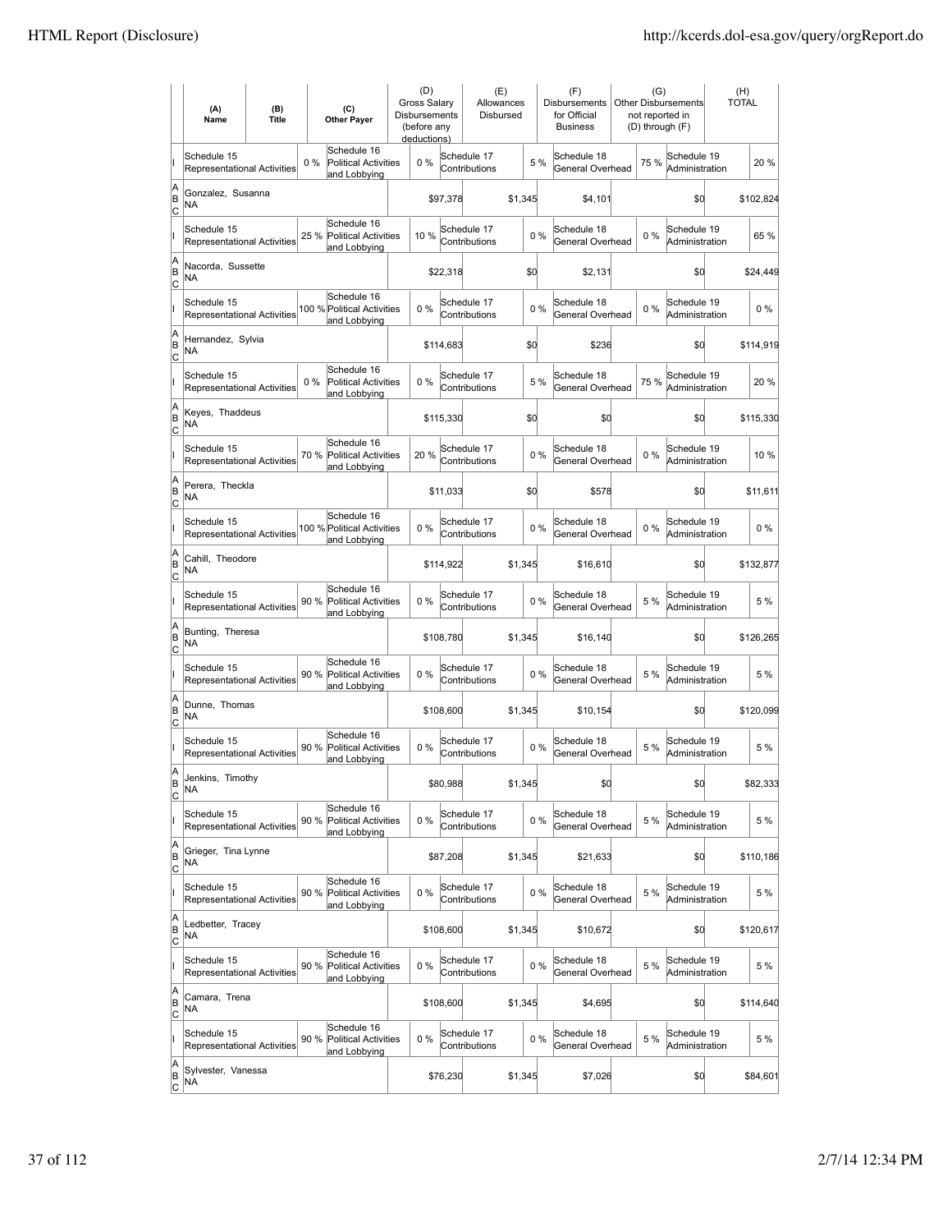| | (A) Name | (B) Title | (C) Other Payer | (D) Gross Salary Disbursements (before any deductions) | (E) Allowances Disbursed | (F) Disbursements for Official Business | (G) Other Disbursements not reported in (D) through (F) | (H) TOTAL |
|---|---|---|---|---|---|---|---|---|
| I | Schedule 15 Representational Activities 0 % | | Schedule 16 Political Activities and Lobbying 0 % | | Schedule 17 Contributions 5 % | Schedule 18 General Overhead 75 % | Schedule 19 Administration 20 % | |
| A B C | Gonzalez, Susanna NA | | | $97,378 | $1,345 | $4,101 | $0 | $102,824 |
| I | Schedule 15 Representational Activities 25 % | | Schedule 16 Political Activities and Lobbying 10 % | | Schedule 17 Contributions 0 % | Schedule 18 General Overhead 0 % | Schedule 19 Administration 65 % | |
| A B C | Nacorda, Sussette NA | | | $22,318 | $0 | $2,131 | $0 | $24,449 |
| I | Schedule 15 Representational Activities 100 % | | Schedule 16 Political Activities and Lobbying 0 % | | Schedule 17 Contributions 0 % | Schedule 18 General Overhead 0 % | Schedule 19 Administration 0 % | |
| A B C | Hernandez, Sylvia NA | | | $114,683 | $0 | $236 | $0 | $114,919 |
| I | Schedule 15 Representational Activities 0 % | | Schedule 16 Political Activities and Lobbying 0 % | | Schedule 17 Contributions 5 % | Schedule 18 General Overhead 75 % | Schedule 19 Administration 20 % | |
| A B C | Keyes, Thaddeus NA | | | $115,330 | $0 | $0 | $0 | $115,330 |
| I | Schedule 15 Representational Activities 70 % | | Schedule 16 Political Activities and Lobbying 20 % | | Schedule 17 Contributions 0 % | Schedule 18 General Overhead 0 % | Schedule 19 Administration 10 % | |
| A B C | Perera, Theckla NA | | | $11,033 | $0 | $578 | $0 | $11,611 |
| I | Schedule 15 Representational Activities 100 % | | Schedule 16 Political Activities and Lobbying 0 % | | Schedule 17 Contributions 0 % | Schedule 18 General Overhead 0 % | Schedule 19 Administration 0 % | |
| A B C | Cahill, Theodore NA | | | $114,922 | $1,345 | $16,610 | $0 | $132,877 |
| I | Schedule 15 Representational Activities 90 % | | Schedule 16 Political Activities and Lobbying 0 % | | Schedule 17 Contributions 0 % | Schedule 18 General Overhead 5 % | Schedule 19 Administration 5 % | |
| A B C | Bunting, Theresa NA | | | $108,780 | $1,345 | $16,140 | $0 | $126,265 |
| I | Schedule 15 Representational Activities 90 % | | Schedule 16 Political Activities and Lobbying 0 % | | Schedule 17 Contributions 0 % | Schedule 18 General Overhead 5 % | Schedule 19 Administration 5 % | |
| A B C | Dunne, Thomas NA | | | $108,600 | $1,345 | $10,154 | $0 | $120,099 |
| I | Schedule 15 Representational Activities 90 % | | Schedule 16 Political Activities and Lobbying 0 % | | Schedule 17 Contributions 0 % | Schedule 18 General Overhead 5 % | Schedule 19 Administration 5 % | |
| A B C | Jenkins, Timothy NA | | | $80,988 | $1,345 | $0 | $0 | $82,333 |
| I | Schedule 15 Representational Activities 90 % | | Schedule 16 Political Activities and Lobbying 0 % | | Schedule 17 Contributions 0 % | Schedule 18 General Overhead 5 % | Schedule 19 Administration 5 % | |
| A B C | Grieger, Tina Lynne NA | | | $87,208 | $1,345 | $21,633 | $0 | $110,186 |
| I | Schedule 15 Representational Activities 90 % | | Schedule 16 Political Activities and Lobbying 0 % | | Schedule 17 Contributions 0 % | Schedule 18 General Overhead 5 % | Schedule 19 Administration 5 % | |
| A B C | Ledbetter, Tracey NA | | | $108,600 | $1,345 | $10,672 | $0 | $120,617 |
| I | Schedule 15 Representational Activities 90 % | | Schedule 16 Political Activities and Lobbying 0 % | | Schedule 17 Contributions 0 % | Schedule 18 General Overhead 5 % | Schedule 19 Administration 5 % | |
| A B C | Camara, Trena NA | | | $108,600 | $1,345 | $4,695 | $0 | $114,640 |
| I | Schedule 15 Representational Activities 90 % | | Schedule 16 Political Activities and Lobbying 0 % | | Schedule 17 Contributions 0 % | Schedule 18 General Overhead 5 % | Schedule 19 Administration 5 % | |
| A B C | Sylvester, Vanessa NA | | | $76,230 | $1,345 | $7,026 | $0 | $84,601 |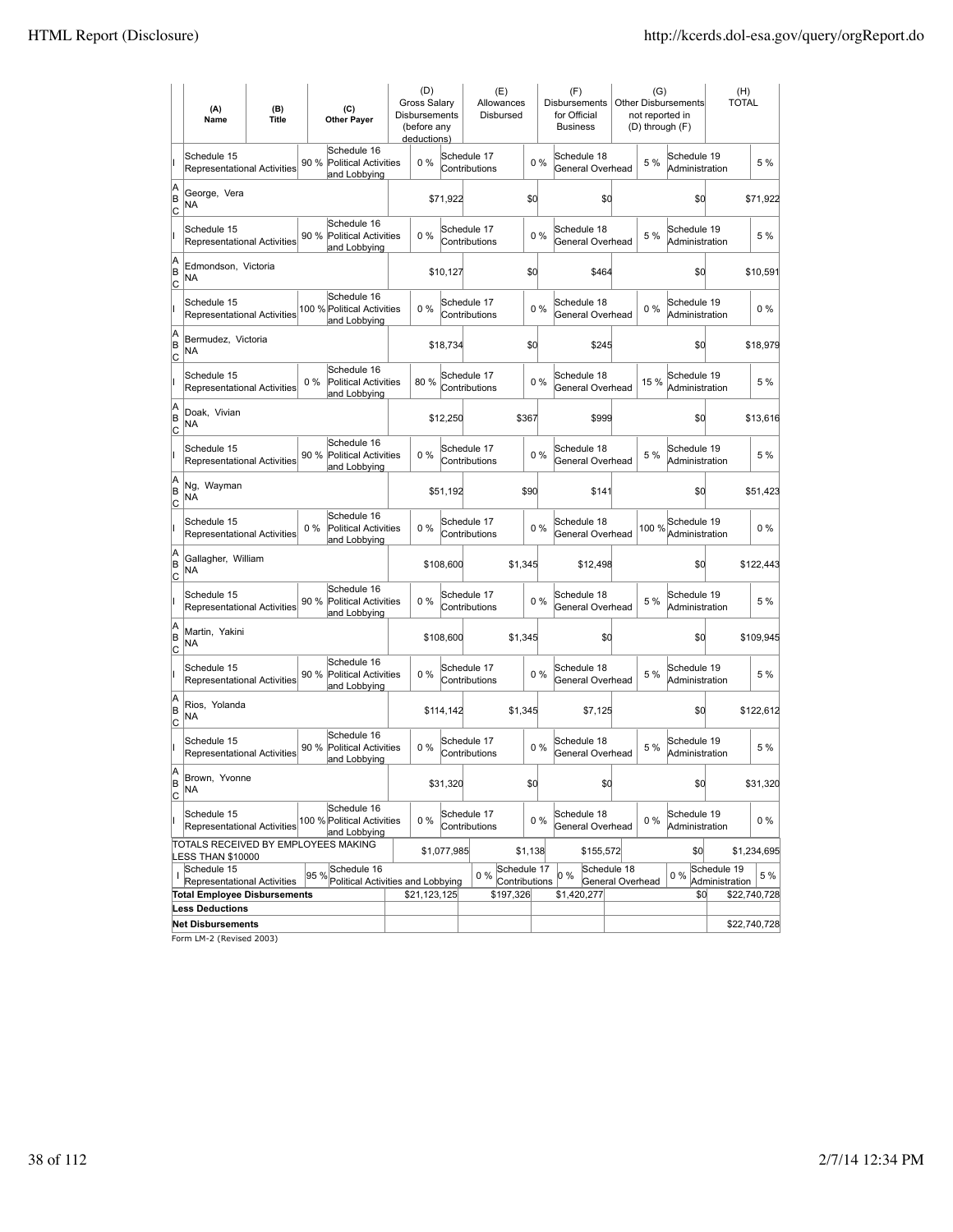| | (A) Name | (B) Title | (C) Other Payer | (D) Gross Salary Disbursements (before any deductions) | (E) Allowances Disbursed | (F) Disbursements for Official Business | (G) Other Disbursements not reported in (D) through (F) | (H) TOTAL |
|---|---|---|---|---|---|---|---|---|
| I | Schedule 15 Representational Activities 90 % | Schedule 16 Political Activities and Lobbying 0 % | | Schedule 17 Contributions 0 % | | Schedule 18 General Overhead 5 % | Schedule 19 Administration 5 % | |
| A B C | George, Vera NA | | | $71,922 | $0 | $0 | $0 | $71,922 |
| I | Schedule 15 Representational Activities 90 % | Schedule 16 Political Activities and Lobbying 0 % | | Schedule 17 Contributions 0 % | | Schedule 18 General Overhead 5 % | Schedule 19 Administration 5 % | |
| A B C | Edmondson, Victoria NA | | | $10,127 | $0 | $464 | $0 | $10,591 |
| I | Schedule 15 Representational Activities 100 % | Schedule 16 Political Activities and Lobbying 0 % | | Schedule 17 Contributions 0 % | | Schedule 18 General Overhead 0 % | Schedule 19 Administration 0 % | |
| A B C | Bermudez, Victoria NA | | | $18,734 | $0 | $245 | $0 | $18,979 |
| I | Schedule 15 Representational Activities 0 % | Schedule 16 Political Activities and Lobbying 80 % | | Schedule 17 Contributions 0 % | | Schedule 18 General Overhead 15 % | Schedule 19 Administration 5 % | |
| A B C | Doak, Vivian NA | | | $12,250 | $367 | $999 | $0 | $13,616 |
| I | Schedule 15 Representational Activities 90 % | Schedule 16 Political Activities and Lobbying 0 % | | Schedule 17 Contributions 0 % | | Schedule 18 General Overhead 5 % | Schedule 19 Administration 5 % | |
| A B C | Ng, Wayman NA | | | $51,192 | $90 | $141 | $0 | $51,423 |
| I | Schedule 15 Representational Activities 0 % | Schedule 16 Political Activities and Lobbying 0 % | | Schedule 17 Contributions 0 % | | Schedule 18 General Overhead 100 % | Schedule 19 Administration 0 % | |
| A B C | Gallagher, William NA | | | $108,600 | $1,345 | $12,498 | $0 | $122,443 |
| I | Schedule 15 Representational Activities 90 % | Schedule 16 Political Activities and Lobbying 0 % | | Schedule 17 Contributions 0 % | | Schedule 18 General Overhead 5 % | Schedule 19 Administration 5 % | |
| A B C | Martin, Yakini NA | | | $108,600 | $1,345 | $0 | $0 | $109,945 |
| I | Schedule 15 Representational Activities 90 % | Schedule 16 Political Activities and Lobbying 0 % | | Schedule 17 Contributions 0 % | | Schedule 18 General Overhead 5 % | Schedule 19 Administration 5 % | |
| A B C | Rios, Yolanda NA | | | $114,142 | $1,345 | $7,125 | $0 | $122,612 |
| I | Schedule 15 Representational Activities 90 % | Schedule 16 Political Activities and Lobbying 0 % | | Schedule 17 Contributions 0 % | | Schedule 18 General Overhead 5 % | Schedule 19 Administration 5 % | |
| A B C | Brown, Yvonne NA | | | $31,320 | $0 | $0 | $0 | $31,320 |
| I | Schedule 15 Representational Activities 100 % | Schedule 16 Political Activities and Lobbying 0 % | | Schedule 17 Contributions 0 % | | Schedule 18 General Overhead 0 % | Schedule 19 Administration 0 % | |
| | TOTALS RECEIVED BY EMPLOYEES MAKING LESS THAN $10000 | | | $1,077,985 | $1,138 | $155,572 | $0 | $1,234,695 |
| I | Schedule 15 Representational Activities 95 % | Schedule 16 Political Activities and Lobbying 0 % | | Schedule 17 Contributions 0 % | | Schedule 18 General Overhead 0 % | Schedule 19 Administration 5 % | |
| | **Total Employee Disbursements** | | | $21,123,125 | $197,326 | $1,420,277 | $0 | $22,740,728 |
| | **Less Deductions** | | | | | | | |
| | **Net Disbursements** | | | | | | | $22,740,728 |

Form LM-2 (Revised 2003)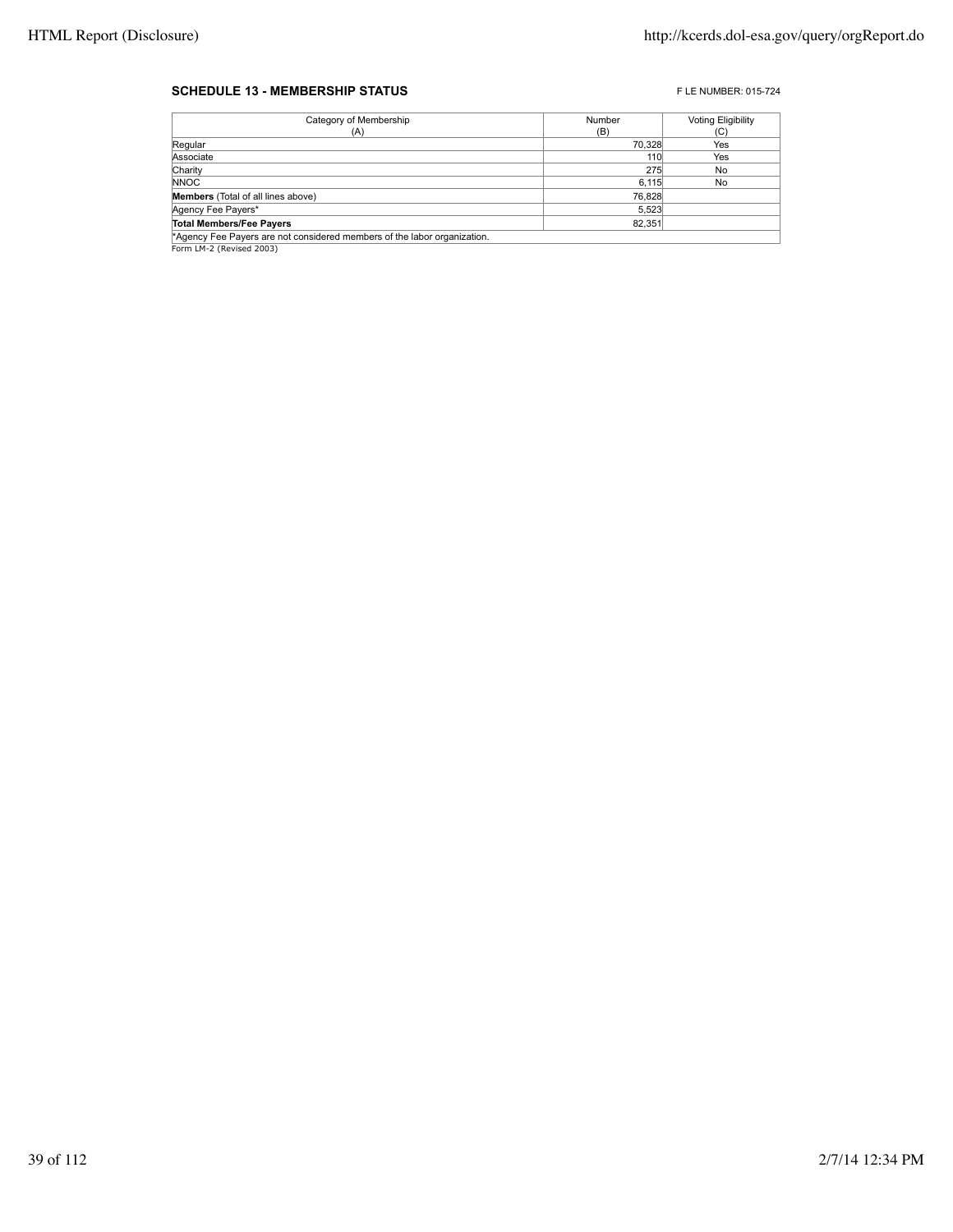**SCHEDULE 13 - MEMBERSHIP STATUS**

F LE NUMBER: 015-724

| Category of Membership (A) | Number (B) | Voting Eligibility (C) |
|---|---|---|
| Regular | 70,328 | Yes |
| Associate | 110 | Yes |
| Charity | 275 | No |
| NNOC | 6,115 | No |
| **Members** (Total of all lines above) | 76,828 | |
| Agency Fee Payers* | 5,523 | |
| **Total Members/Fee Payers** | 82,351 | |

*Agency Fee Payers are not considered members of the labor organization.

Form LM-2 (Revised 2003)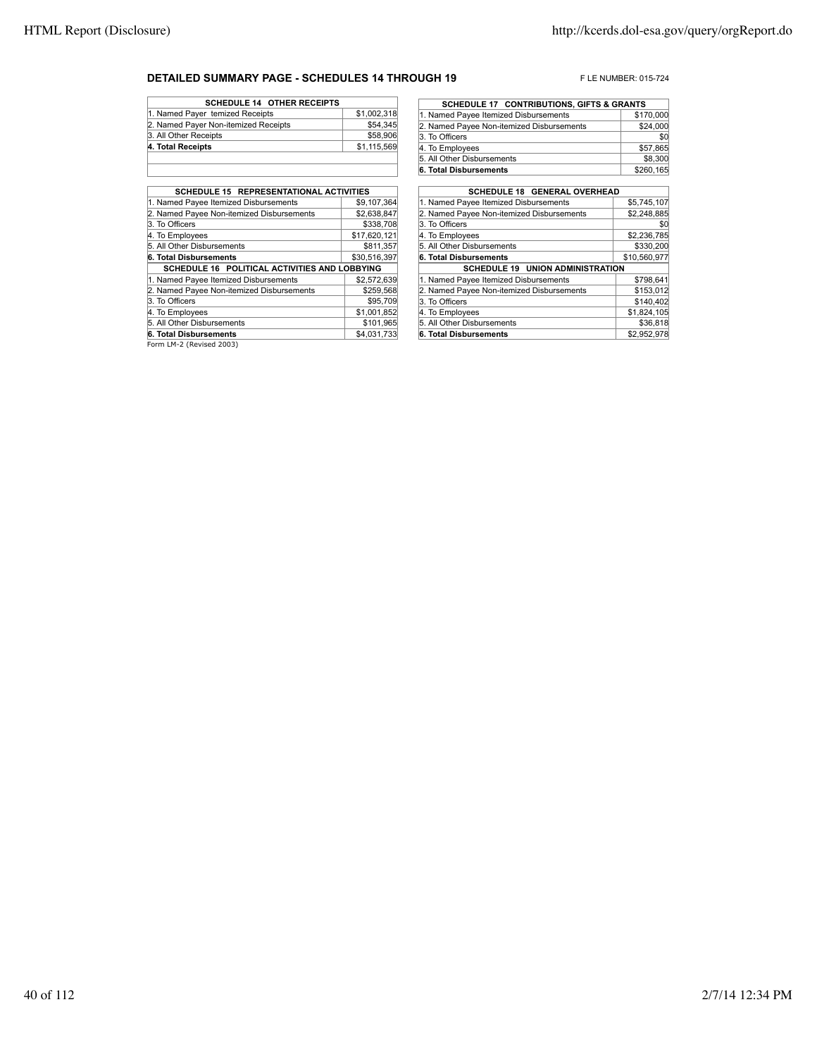## DETAILED SUMMARY PAGE - SCHEDULES 14 THROUGH 19

F LE NUMBER: 015-724

| SCHEDULE 14 OTHER RECEIPTS | |
|---|---|
| 1. Named Payer temized Receipts | $1,002,318 |
| 2. Named Payer Non-itemized Receipts | $54,345 |
| 3. All Other Receipts | $58,906 |
| **4. Total Receipts** | $1,115,569 |

| SCHEDULE 17 CONTRIBUTIONS, GIFTS & GRANTS | |
|---|---|
| 1. Named Payee Itemized Disbursements | $170,000 |
| 2. Named Payee Non-itemized Disbursements | $24,000 |
| 3. To Officers | $0 |
| 4. To Employees | $57,865 |
| 5. All Other Disbursements | $8,300 |
| **6. Total Disbursements** | $260,165 |

| SCHEDULE 15 REPRESENTATIONAL ACTIVITIES | |
|---|---|
| 1. Named Payee Itemized Disbursements | $9,107,364 |
| 2. Named Payee Non-itemized Disbursements | $2,638,847 |
| 3. To Officers | $338,708 |
| 4. To Employees | $17,620,121 |
| 5. All Other Disbursements | $811,357 |
| **6. Total Disbursements** | $30,516,397 |

| SCHEDULE 18 GENERAL OVERHEAD | |
|---|---|
| 1. Named Payee Itemized Disbursements | $5,745,107 |
| 2. Named Payee Non-itemized Disbursements | $2,248,885 |
| 3. To Officers | $0 |
| 4. To Employees | $2,236,785 |
| 5. All Other Disbursements | $330,200 |
| **6. Total Disbursements** | $10,560,977 |

| SCHEDULE 16 POLITICAL ACTIVITIES AND LOBBYING | |
|---|---|
| 1. Named Payee Itemized Disbursements | $2,572,639 |
| 2. Named Payee Non-itemized Disbursements | $259,568 |
| 3. To Officers | $95,709 |
| 4. To Employees | $1,001,852 |
| 5. All Other Disbursements | $101,965 |
| **6. Total Disbursements** | $4,031,733 |

| SCHEDULE 19 UNION ADMINISTRATION | |
|---|---|
| 1. Named Payee Itemized Disbursements | $798,641 |
| 2. Named Payee Non-itemized Disbursements | $153,012 |
| 3. To Officers | $140,402 |
| 4. To Employees | $1,824,105 |
| 5. All Other Disbursements | $36,818 |
| **6. Total Disbursements** | $2,952,978 |

Form LM-2 (Revised 2003)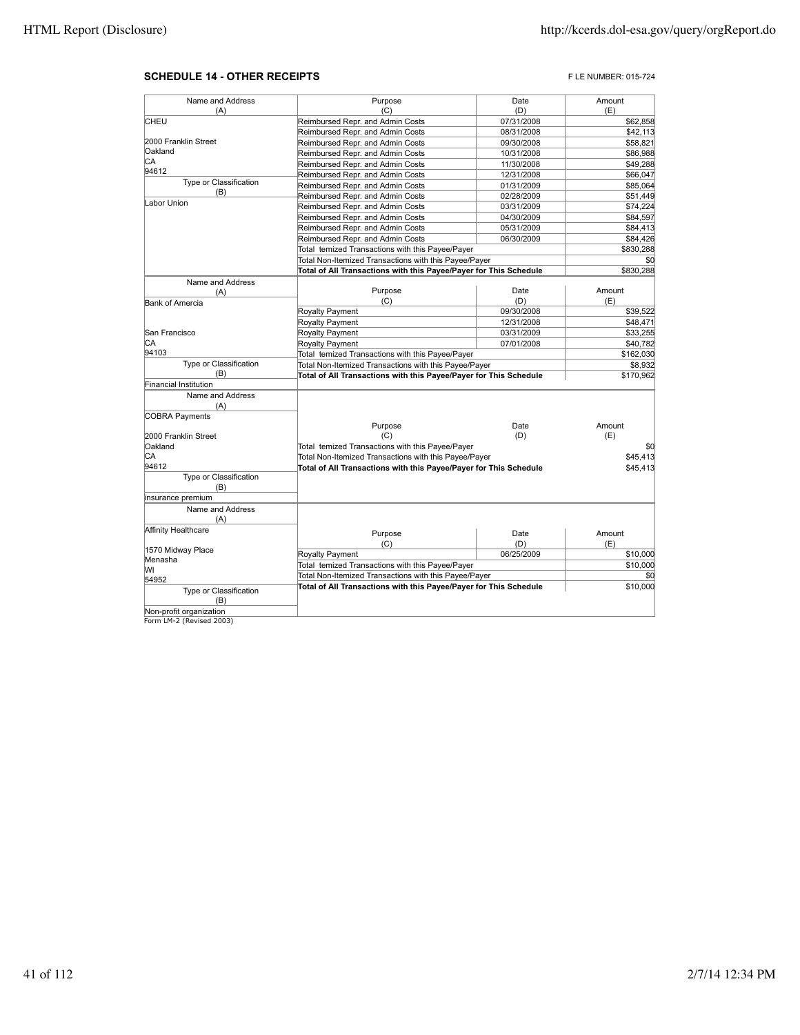## SCHEDULE 14 - OTHER RECEIPTS

F LE NUMBER: 015-724

| Name and Address (A) | Purpose (C) | Date (D) | Amount (E) |
|---|---|---|---|
| CHEU | Reimbursed Repr. and Admin Costs | 07/31/2008 | $62,858 |
| | Reimbursed Repr. and Admin Costs | 08/31/2008 | $42,113 |
| 2000 Franklin Street | Reimbursed Repr. and Admin Costs | 09/30/2008 | $58,821 |
| Oakland | Reimbursed Repr. and Admin Costs | 10/31/2008 | $86,988 |
| CA | Reimbursed Repr. and Admin Costs | 11/30/2008 | $49,288 |
| 94612 | Reimbursed Repr. and Admin Costs | 12/31/2008 | $66,047 |
| Type or Classification (B) | Reimbursed Repr. and Admin Costs | 01/31/2009 | $85,064 |
| | Reimbursed Repr. and Admin Costs | 02/28/2009 | $51,449 |
| Labor Union | Reimbursed Repr. and Admin Costs | 03/31/2009 | $74,224 |
| | Reimbursed Repr. and Admin Costs | 04/30/2009 | $84,597 |
| | Reimbursed Repr. and Admin Costs | 05/31/2009 | $84,413 |
| | Reimbursed Repr. and Admin Costs | 06/30/2009 | $84,426 |
| | Total temized Transactions with this Payee/Payer | | $830,288 |
| | Total Non-Itemized Transactions with this Payee/Payer | | $0 |
| | **Total of All Transactions with this Payee/Payer for This Schedule** | | $830,288 |

| Name and Address (A) | Purpose (C) | Date (D) | Amount (E) |
|---|---|---|---|
| Bank of Amercia | Royalty Payment | 09/30/2008 | $39,522 |
| | Royalty Payment | 12/31/2008 | $48,471 |
| San Francisco | Royalty Payment | 03/31/2009 | $33,255 |
| CA | Royalty Payment | 07/01/2008 | $40,782 |
| 94103 | Total temized Transactions with this Payee/Payer | | $162,030 |
| Type or Classification (B) | Total Non-Itemized Transactions with this Payee/Payer | | $8,932 |
| Financial Institution | **Total of All Transactions with this Payee/Payer for This Schedule** | | $170,962 |

| Name and Address (A) | Purpose (C) | Date (D) | Amount (E) |
|---|---|---|---|
| COBRA Payments | | | |
| 2000 Franklin Street | | | |
| Oakland | Total temized Transactions with this Payee/Payer | | $0 |
| CA | Total Non-Itemized Transactions with this Payee/Payer | | $45,413 |
| 94612 | **Total of All Transactions with this Payee/Payer for This Schedule** | | $45,413 |
| Type or Classification (B) | | | |
| insurance premium | | | |

| Name and Address (A) | Purpose (C) | Date (D) | Amount (E) |
|---|---|---|---|
| Affinity Healthcare | | | |
| 1570 Midway Place | Royalty Payment | 06/25/2009 | $10,000 |
| Menasha | Total temized Transactions with this Payee/Payer | | $10,000 |
| WI | Total Non-Itemized Transactions with this Payee/Payer | | $0 |
| 54952 | **Total of All Transactions with this Payee/Payer for This Schedule** | | $10,000 |
| Type or Classification (B) | | | |
| Non-profit organization | | | |

Form LM-2 (Revised 2003)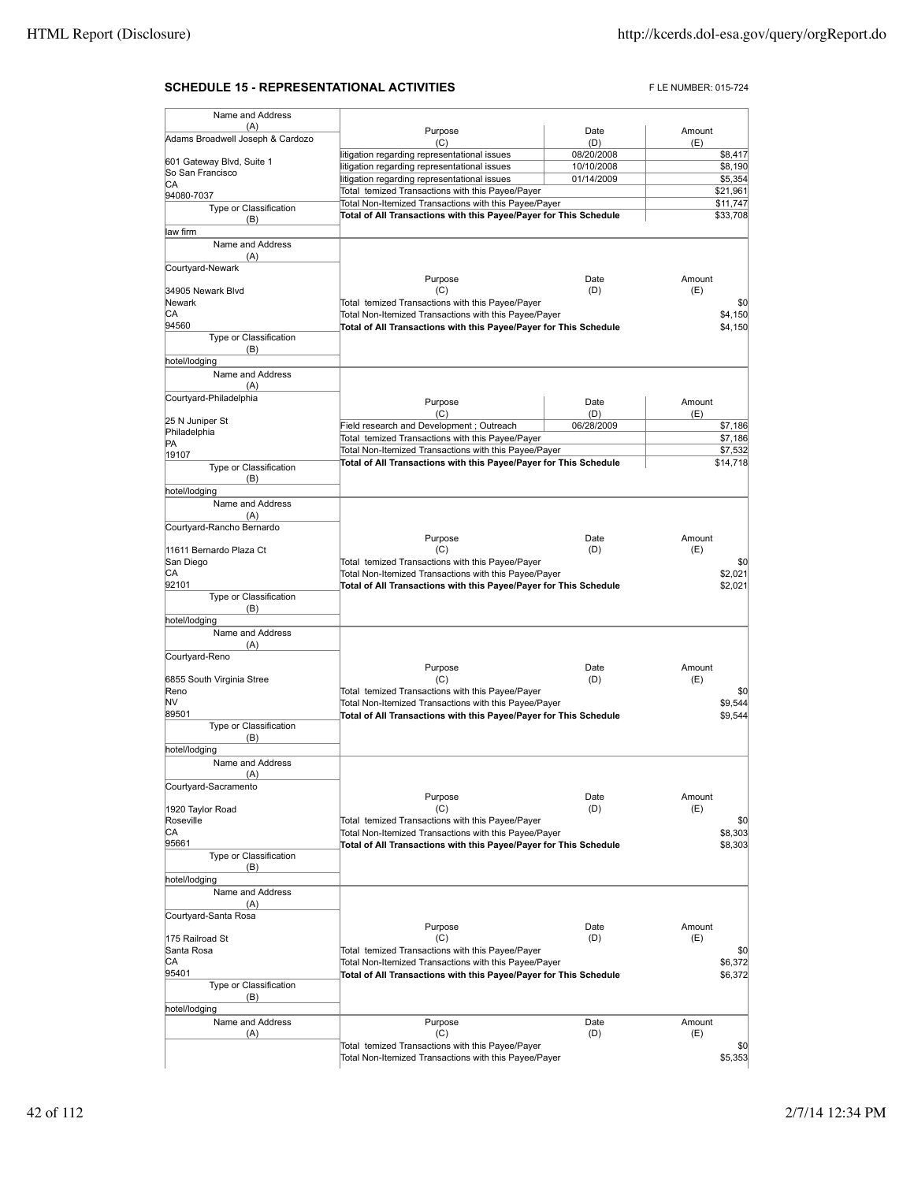## SCHEDULE 15 - REPRESENTATIONAL ACTIVITIES

FILE NUMBER: 015-724

| Name and Address (A) | Purpose (C) | Date (D) | Amount (E) |
|---|---|---|---|
| Adams Broadwell Joseph & Cardozo<br>601 Gateway Blvd, Suite 1<br>So San Francisco<br>CA<br>94080-7037 | litigation regarding representational issues | 08/20/2008 | $8,417 |
| | litigation regarding representational issues | 10/10/2008 | $8,190 |
| | litigation regarding representational issues | 01/14/2009 | $5,354 |
| | Total Itemized Transactions with this Payee/Payer | | $21,961 |
| | Total Non-Itemized Transactions with this Payee/Payer | | $11,747 |
| Type or Classification (B): law firm | **Total of All Transactions with this Payee/Payer for This Schedule** | | $33,708 |

| Name and Address (A) | Purpose (C) | Date (D) | Amount (E) |
|---|---|---|---|
| Courtyard-Newark<br>34905 Newark Blvd<br>Newark<br>CA<br>94560 | Total Itemized Transactions with this Payee/Payer | | $0 |
| | Total Non-Itemized Transactions with this Payee/Payer | | $4,150 |
| Type or Classification (B): hotel/lodging | **Total of All Transactions with this Payee/Payer for This Schedule** | | $4,150 |

| Name and Address (A) | Purpose (C) | Date (D) | Amount (E) |
|---|---|---|---|
| Courtyard-Philadelphia<br>25 N Juniper St<br>Philadelphia<br>PA<br>19107 | Field research and Development ; Outreach | 06/28/2009 | $7,186 |
| | Total Itemized Transactions with this Payee/Payer | | $7,186 |
| | Total Non-Itemized Transactions with this Payee/Payer | | $7,532 |
| Type or Classification (B): hotel/lodging | **Total of All Transactions with this Payee/Payer for This Schedule** | | $14,718 |

| Name and Address (A) | Purpose (C) | Date (D) | Amount (E) |
|---|---|---|---|
| Courtyard-Rancho Bernardo<br>11611 Bernardo Plaza Ct<br>San Diego<br>CA<br>92101 | Total Itemized Transactions with this Payee/Payer | | $0 |
| | Total Non-Itemized Transactions with this Payee/Payer | | $2,021 |
| Type or Classification (B): hotel/lodging | **Total of All Transactions with this Payee/Payer for This Schedule** | | $2,021 |

| Name and Address (A) | Purpose (C) | Date (D) | Amount (E) |
|---|---|---|---|
| Courtyard-Reno<br>6855 South Virginia Stree<br>Reno<br>NV<br>89501 | Total Itemized Transactions with this Payee/Payer | | $0 |
| | Total Non-Itemized Transactions with this Payee/Payer | | $9,544 |
| Type or Classification (B): hotel/lodging | **Total of All Transactions with this Payee/Payer for This Schedule** | | $9,544 |

| Name and Address (A) | Purpose (C) | Date (D) | Amount (E) |
|---|---|---|---|
| Courtyard-Sacramento<br>1920 Taylor Road<br>Roseville<br>CA<br>95661 | Total Itemized Transactions with this Payee/Payer | | $0 |
| | Total Non-Itemized Transactions with this Payee/Payer | | $8,303 |
| Type or Classification (B): hotel/lodging | **Total of All Transactions with this Payee/Payer for This Schedule** | | $8,303 |

| Name and Address (A) | Purpose (C) | Date (D) | Amount (E) |
|---|---|---|---|
| Courtyard-Santa Rosa<br>175 Railroad St<br>Santa Rosa<br>CA<br>95401 | Total Itemized Transactions with this Payee/Payer | | $0 |
| | Total Non-Itemized Transactions with this Payee/Payer | | $6,372 |
| Type or Classification (B): hotel/lodging | **Total of All Transactions with this Payee/Payer for This Schedule** | | $6,372 |

| Name and Address (A) | Purpose (C) | Date (D) | Amount (E) |
|---|---|---|---|
| | Total Itemized Transactions with this Payee/Payer | | $0 |
| | Total Non-Itemized Transactions with this Payee/Payer | | $5,353 |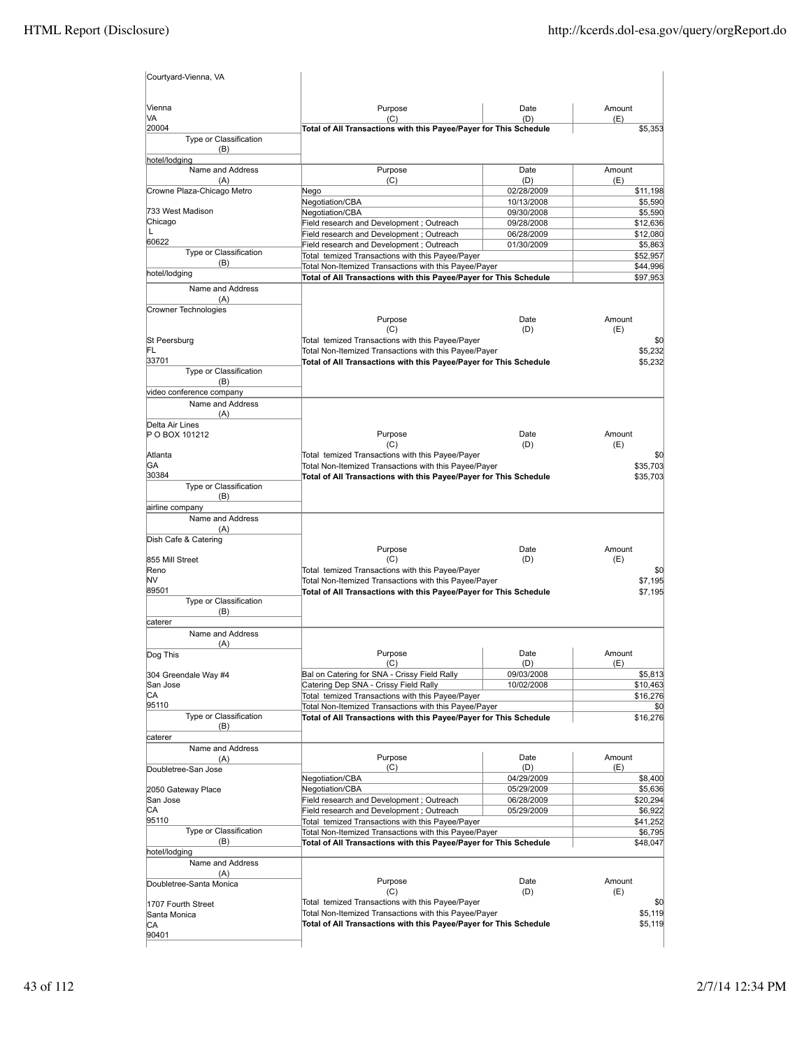| Name and Address (A) | Purpose (C) | Date (D) | Amount (E) |
|---|---|---|---|
| Courtyard-Vienna, VA<br><br>Vienna<br>VA<br>20004 | Total of All Transactions with this Payee/Payer for This Schedule | | $5,353 |
| Type or Classification (B): hotel/lodging | | | |

| Name and Address (A) | Purpose (C) | Date (D) | Amount (E) |
|---|---|---|---|
| Crowne Plaza-Chicago Metro | Nego | 02/28/2009 | $11,198 |
| | Negotiation/CBA | 10/13/2008 | $5,590 |
| 733 West Madison | Negotiation/CBA | 09/30/2008 | $5,590 |
| Chicago | Field research and Development ; Outreach | 09/28/2008 | $12,636 |
| L | Field research and Development ; Outreach | 06/28/2009 | $12,080 |
| 60622 | Field research and Development ; Outreach | 01/30/2009 | $5,863 |
| Type or Classification (B) | Total temized Transactions with this Payee/Payer | | $52,957 |
| hotel/lodging | Total Non-Itemized Transactions with this Payee/Payer | | $44,996 |
| | Total of All Transactions with this Payee/Payer for This Schedule | | $97,953 |

| Name and Address (A) | Purpose (C) | Date (D) | Amount (E) |
|---|---|---|---|
| Crowner Technologies<br><br>St Peersburg<br>FL<br>33701 | Total temized Transactions with this Payee/Payer | | $0 |
| | Total Non-Itemized Transactions with this Payee/Payer | | $5,232 |
| | Total of All Transactions with this Payee/Payer for This Schedule | | $5,232 |
| Type or Classification (B): video conference company | | | |

| Name and Address (A) | Purpose (C) | Date (D) | Amount (E) |
|---|---|---|---|
| Delta Air Lines<br>P O BOX 101212<br>Atlanta<br>GA<br>30384 | Total temized Transactions with this Payee/Payer | | $0 |
| | Total Non-Itemized Transactions with this Payee/Payer | | $35,703 |
| | Total of All Transactions with this Payee/Payer for This Schedule | | $35,703 |
| Type or Classification (B): airline company | | | |

| Name and Address (A) | Purpose (C) | Date (D) | Amount (E) |
|---|---|---|---|
| Dish Cafe & Catering<br><br>855 Mill Street<br>Reno<br>NV<br>89501 | Total temized Transactions with this Payee/Payer | | $0 |
| | Total Non-Itemized Transactions with this Payee/Payer | | $7,195 |
| | Total of All Transactions with this Payee/Payer for This Schedule | | $7,195 |
| Type or Classification (B): caterer | | | |

| Name and Address (A) | Purpose (C) | Date (D) | Amount (E) |
|---|---|---|---|
| Dog This | Bal on Catering for SNA - Crissy Field Rally | 09/03/2008 | $5,813 |
| 304 Greendale Way #4 | Catering Dep SNA - Crissy Field Rally | 10/02/2008 | $10,463 |
| San Jose | Total temized Transactions with this Payee/Payer | | $16,276 |
| CA | Total Non-Itemized Transactions with this Payee/Payer | | $0 |
| 95110 | Total of All Transactions with this Payee/Payer for This Schedule | | $16,276 |
| Type or Classification (B): caterer | | | |

| Name and Address (A) | Purpose (C) | Date (D) | Amount (E) |
|---|---|---|---|
| Doubletree-San Jose | Negotiation/CBA | 04/29/2009 | $8,400 |
| 2050 Gateway Place | Negotiation/CBA | 05/29/2009 | $5,636 |
| San Jose | Field research and Development ; Outreach | 06/28/2009 | $20,294 |
| CA | Field research and Development ; Outreach | 05/29/2009 | $6,922 |
| 95110 | Total temized Transactions with this Payee/Payer | | $41,252 |
| Type or Classification (B) | Total Non-Itemized Transactions with this Payee/Payer | | $6,795 |
| hotel/lodging | Total of All Transactions with this Payee/Payer for This Schedule | | $48,047 |

| Name and Address (A) | Purpose (C) | Date (D) | Amount (E) |
|---|---|---|---|
| Doubletree-Santa Monica<br><br>1707 Fourth Street<br>Santa Monica<br>CA<br>90401 | Total temized Transactions with this Payee/Payer | | $0 |
| | Total Non-Itemized Transactions with this Payee/Payer | | $5,119 |
| | Total of All Transactions with this Payee/Payer for This Schedule | | $5,119 |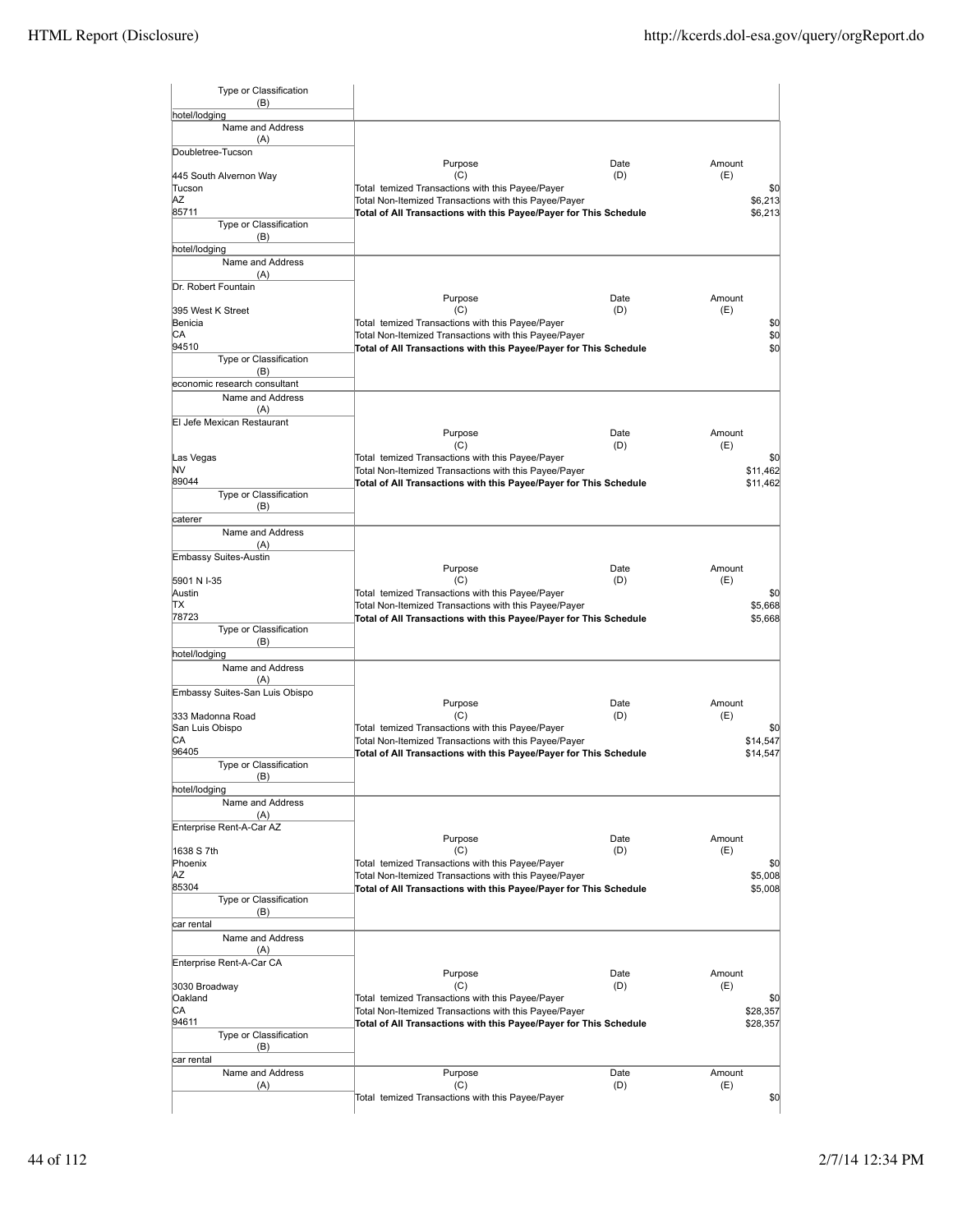| Type or Classification (B) | |
|---|---|
| hotel/lodging | |

| Name and Address (A) | Purpose (C) | Date (D) | Amount (E) |
|---|---|---|---|
| Doubletree-Tucson<br>445 South Alvernon Way<br>Tucson<br>AZ<br>85711 | Total temized Transactions with this Payee/Payer | | $0 |
| | Total Non-Itemized Transactions with this Payee/Payer | | $6,213 |
| | **Total of All Transactions with this Payee/Payer for This Schedule** | | $6,213 |
| Type or Classification (B)<br>hotel/lodging | | | |

| Name and Address (A) | Purpose (C) | Date (D) | Amount (E) |
|---|---|---|---|
| Dr. Robert Fountain<br>395 West K Street<br>Benicia<br>CA<br>94510 | Total temized Transactions with this Payee/Payer | | $0 |
| | Total Non-Itemized Transactions with this Payee/Payer | | $0 |
| | **Total of All Transactions with this Payee/Payer for This Schedule** | | $0 |
| Type or Classification (B)<br>economic research consultant | | | |

| Name and Address (A) | Purpose (C) | Date (D) | Amount (E) |
|---|---|---|---|
| El Jefe Mexican Restaurant<br><br>Las Vegas<br>NV<br>89044 | Total temized Transactions with this Payee/Payer | | $0 |
| | Total Non-Itemized Transactions with this Payee/Payer | | $11,462 |
| | **Total of All Transactions with this Payee/Payer for This Schedule** | | $11,462 |
| Type or Classification (B)<br>caterer | | | |

| Name and Address (A) | Purpose (C) | Date (D) | Amount (E) |
|---|---|---|---|
| Embassy Suites-Austin<br>5901 N I-35<br>Austin<br>TX<br>78723 | Total temized Transactions with this Payee/Payer | | $0 |
| | Total Non-Itemized Transactions with this Payee/Payer | | $5,668 |
| | **Total of All Transactions with this Payee/Payer for This Schedule** | | $5,668 |
| Type or Classification (B)<br>hotel/lodging | | | |

| Name and Address (A) | Purpose (C) | Date (D) | Amount (E) |
|---|---|---|---|
| Embassy Suites-San Luis Obispo<br>333 Madonna Road<br>San Luis Obispo<br>CA<br>96405 | Total temized Transactions with this Payee/Payer | | $0 |
| | Total Non-Itemized Transactions with this Payee/Payer | | $14,547 |
| | **Total of All Transactions with this Payee/Payer for This Schedule** | | $14,547 |
| Type or Classification (B)<br>hotel/lodging | | | |

| Name and Address (A) | Purpose (C) | Date (D) | Amount (E) |
|---|---|---|---|
| Enterprise Rent-A-Car AZ<br>1638 S 7th<br>Phoenix<br>AZ<br>85304 | Total temized Transactions with this Payee/Payer | | $0 |
| | Total Non-Itemized Transactions with this Payee/Payer | | $5,008 |
| | **Total of All Transactions with this Payee/Payer for This Schedule** | | $5,008 |
| Type or Classification (B)<br>car rental | | | |

| Name and Address (A) | Purpose (C) | Date (D) | Amount (E) |
|---|---|---|---|
| Enterprise Rent-A-Car CA<br>3030 Broadway<br>Oakland<br>CA<br>94611 | Total temized Transactions with this Payee/Payer | | $0 |
| | Total Non-Itemized Transactions with this Payee/Payer | | $28,357 |
| | **Total of All Transactions with this Payee/Payer for This Schedule** | | $28,357 |
| Type or Classification (B)<br>car rental | | | |

| Name and Address (A) | Purpose (C) | Date (D) | Amount (E) |
|---|---|---|---|
| | Total temized Transactions with this Payee/Payer | | $0 |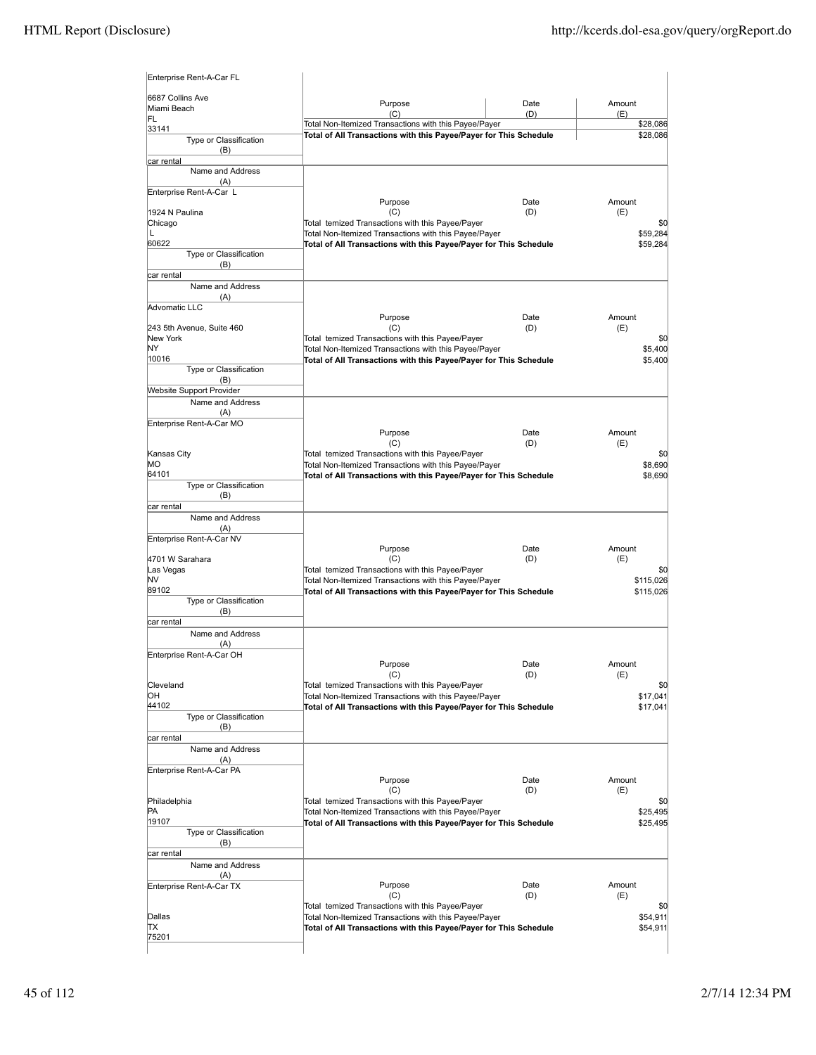| Name and Address (A) | Purpose (C) | Date (D) | Amount (E) |
|---|---|---|---|
| Enterprise Rent-A-Car FL<br><br>6687 Collins Ave<br>Miami Beach<br>FL<br>33141 | Total Non-Itemized Transactions with this Payee/Payer | | $28,086 |
| | **Total of All Transactions with this Payee/Payer for This Schedule** | | $28,086 |
| Type or Classification (B)<br>car rental | | | |

| Name and Address (A) | Purpose (C) | Date (D) | Amount (E) |
|---|---|---|---|
| Enterprise Rent-A-Car L<br><br>1924 N Paulina<br>Chicago<br>L<br>60622 | Total temized Transactions with this Payee/Payer | | $0 |
| | Total Non-Itemized Transactions with this Payee/Payer | | $59,284 |
| | **Total of All Transactions with this Payee/Payer for This Schedule** | | $59,284 |
| Type or Classification (B)<br>car rental | | | |

| Name and Address (A) | Purpose (C) | Date (D) | Amount (E) |
|---|---|---|---|
| Advomatic LLC<br><br>243 5th Avenue, Suite 460<br>New York<br>NY<br>10016 | Total temized Transactions with this Payee/Payer | | $0 |
| | Total Non-Itemized Transactions with this Payee/Payer | | $5,400 |
| | **Total of All Transactions with this Payee/Payer for This Schedule** | | $5,400 |
| Type or Classification (B)<br>Website Support Provider | | | |

| Name and Address (A) | Purpose (C) | Date (D) | Amount (E) |
|---|---|---|---|
| Enterprise Rent-A-Car MO<br><br>Kansas City<br>MO<br>64101 | Total temized Transactions with this Payee/Payer | | $0 |
| | Total Non-Itemized Transactions with this Payee/Payer | | $8,690 |
| | **Total of All Transactions with this Payee/Payer for This Schedule** | | $8,690 |
| Type or Classification (B)<br>car rental | | | |

| Name and Address (A) | Purpose (C) | Date (D) | Amount (E) |
|---|---|---|---|
| Enterprise Rent-A-Car NV<br><br>4701 W Sarahara<br>Las Vegas<br>NV<br>89102 | Total temized Transactions with this Payee/Payer | | $0 |
| | Total Non-Itemized Transactions with this Payee/Payer | | $115,026 |
| | **Total of All Transactions with this Payee/Payer for This Schedule** | | $115,026 |
| Type or Classification (B)<br>car rental | | | |

| Name and Address (A) | Purpose (C) | Date (D) | Amount (E) |
|---|---|---|---|
| Enterprise Rent-A-Car OH<br><br>Cleveland<br>OH<br>44102 | Total temized Transactions with this Payee/Payer | | $0 |
| | Total Non-Itemized Transactions with this Payee/Payer | | $17,041 |
| | **Total of All Transactions with this Payee/Payer for This Schedule** | | $17,041 |
| Type or Classification (B)<br>car rental | | | |

| Name and Address (A) | Purpose (C) | Date (D) | Amount (E) |
|---|---|---|---|
| Enterprise Rent-A-Car PA<br><br>Philadelphia<br>PA<br>19107 | Total temized Transactions with this Payee/Payer | | $0 |
| | Total Non-Itemized Transactions with this Payee/Payer | | $25,495 |
| | **Total of All Transactions with this Payee/Payer for This Schedule** | | $25,495 |
| Type or Classification (B)<br>car rental | | | |

| Name and Address (A) | Purpose (C) | Date (D) | Amount (E) |
|---|---|---|---|
| Enterprise Rent-A-Car TX<br><br>Dallas<br>TX<br>75201 | Total temized Transactions with this Payee/Payer | | $0 |
| | Total Non-Itemized Transactions with this Payee/Payer | | $54,911 |
| | **Total of All Transactions with this Payee/Payer for This Schedule** | | $54,911 |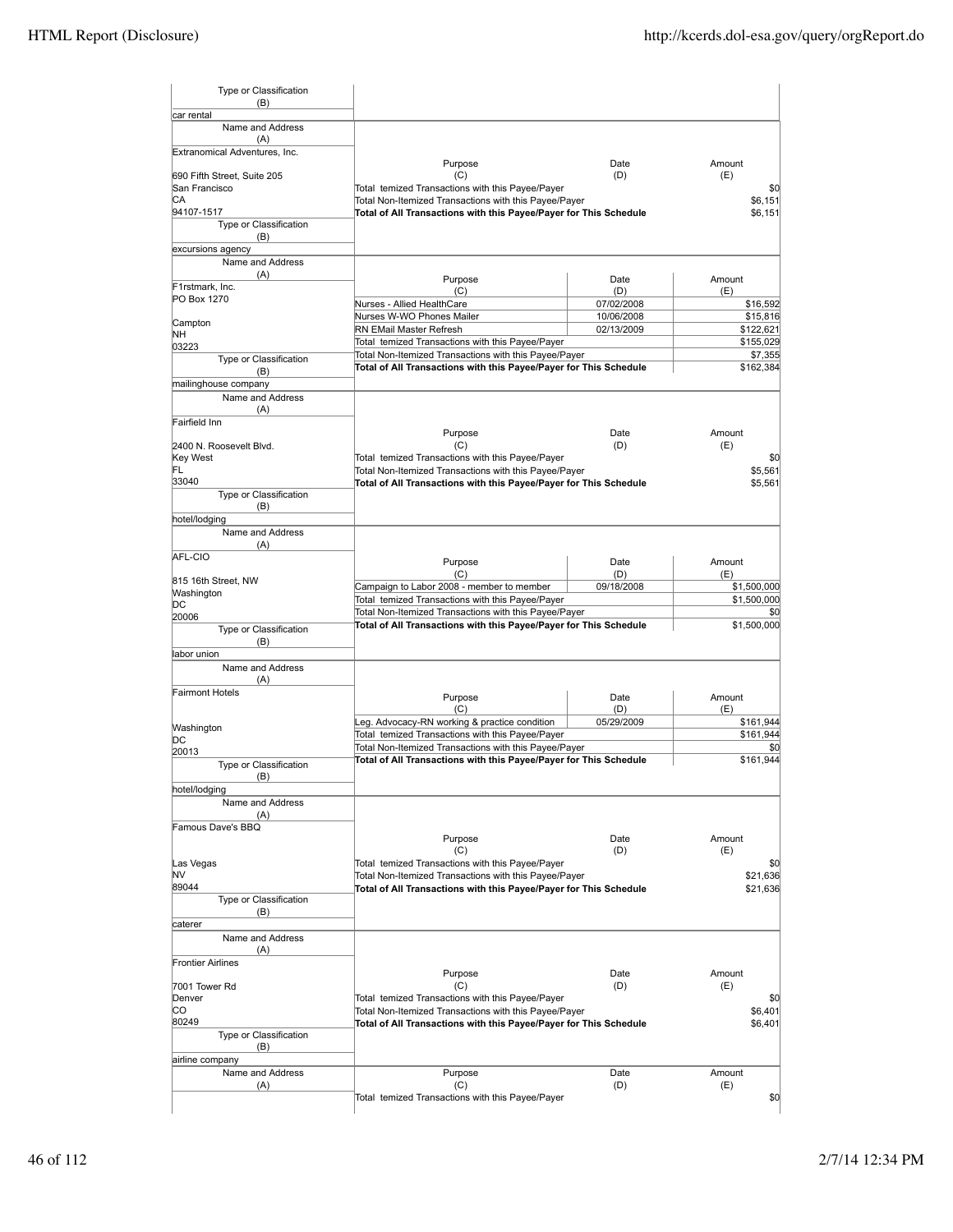| Type or Classification (B) | | | |
|---|---|---|---|
| car rental | | | |

| Name and Address (A) | Purpose (C) | Date (D) | Amount (E) |
|---|---|---|---|
| Extranomical Adventures, Inc.<br>690 Fifth Street, Suite 205<br>San Francisco<br>CA<br>94107-1517 | Total temized Transactions with this Payee/Payer | | $0 |
| | Total Non-Itemized Transactions with this Payee/Payer | | $6,151 |
| | **Total of All Transactions with this Payee/Payer for This Schedule** | | $6,151 |
| Type or Classification (B): excursions agency | | | |

| Name and Address (A) | Purpose (C) | Date (D) | Amount (E) |
|---|---|---|---|
| F1rstmark, Inc.<br>PO Box 1270<br><br>Campton<br>NH<br>03223 | Nurses - Allied HealthCare | 07/02/2008 | $16,592 |
| | Nurses W-WO Phones Mailer | 10/06/2008 | $15,816 |
| | RN EMail Master Refresh | 02/13/2009 | $122,621 |
| | Total temized Transactions with this Payee/Payer | | $155,029 |
| | Total Non-Itemized Transactions with this Payee/Payer | | $7,355 |
| | **Total of All Transactions with this Payee/Payer for This Schedule** | | $162,384 |
| Type or Classification (B): mailinghouse company | | | |

| Name and Address (A) | Purpose (C) | Date (D) | Amount (E) |
|---|---|---|---|
| Fairfield Inn<br><br>2400 N. Roosevelt Blvd.<br>Key West<br>FL<br>33040 | Total temized Transactions with this Payee/Payer | | $0 |
| | Total Non-Itemized Transactions with this Payee/Payer | | $5,561 |
| | **Total of All Transactions with this Payee/Payer for This Schedule** | | $5,561 |
| Type or Classification (B): hotel/lodging | | | |

| Name and Address (A) | Purpose (C) | Date (D) | Amount (E) |
|---|---|---|---|
| AFL-CIO<br><br>815 16th Street, NW<br>Washington<br>DC<br>20006 | Campaign to Labor 2008 - member to member | 09/18/2008 | $1,500,000 |
| | Total temized Transactions with this Payee/Payer | | $1,500,000 |
| | Total Non-Itemized Transactions with this Payee/Payer | | $0 |
| | **Total of All Transactions with this Payee/Payer for This Schedule** | | $1,500,000 |
| Type or Classification (B): labor union | | | |

| Name and Address (A) | Purpose (C) | Date (D) | Amount (E) |
|---|---|---|---|
| Fairmont Hotels<br><br>Washington<br>DC<br>20013 | Leg. Advocacy-RN working & practice condition | 05/29/2009 | $161,944 |
| | Total temized Transactions with this Payee/Payer | | $161,944 |
| | Total Non-Itemized Transactions with this Payee/Payer | | $0 |
| | **Total of All Transactions with this Payee/Payer for This Schedule** | | $161,944 |
| Type or Classification (B): hotel/lodging | | | |

| Name and Address (A) | Purpose (C) | Date (D) | Amount (E) |
|---|---|---|---|
| Famous Dave's BBQ<br><br>Las Vegas<br>NV<br>89044 | Total temized Transactions with this Payee/Payer | | $0 |
| | Total Non-Itemized Transactions with this Payee/Payer | | $21,636 |
| | **Total of All Transactions with this Payee/Payer for This Schedule** | | $21,636 |
| Type or Classification (B): caterer | | | |

| Name and Address (A) | Purpose (C) | Date (D) | Amount (E) |
|---|---|---|---|
| Frontier Airlines<br><br>7001 Tower Rd<br>Denver<br>CO<br>80249 | Total temized Transactions with this Payee/Payer | | $0 |
| | Total Non-Itemized Transactions with this Payee/Payer | | $6,401 |
| | **Total of All Transactions with this Payee/Payer for This Schedule** | | $6,401 |
| Type or Classification (B): airline company | | | |

| Name and Address (A) | Purpose (C) | Date (D) | Amount (E) |
|---|---|---|---|
| | Total temized Transactions with this Payee/Payer | | $0 |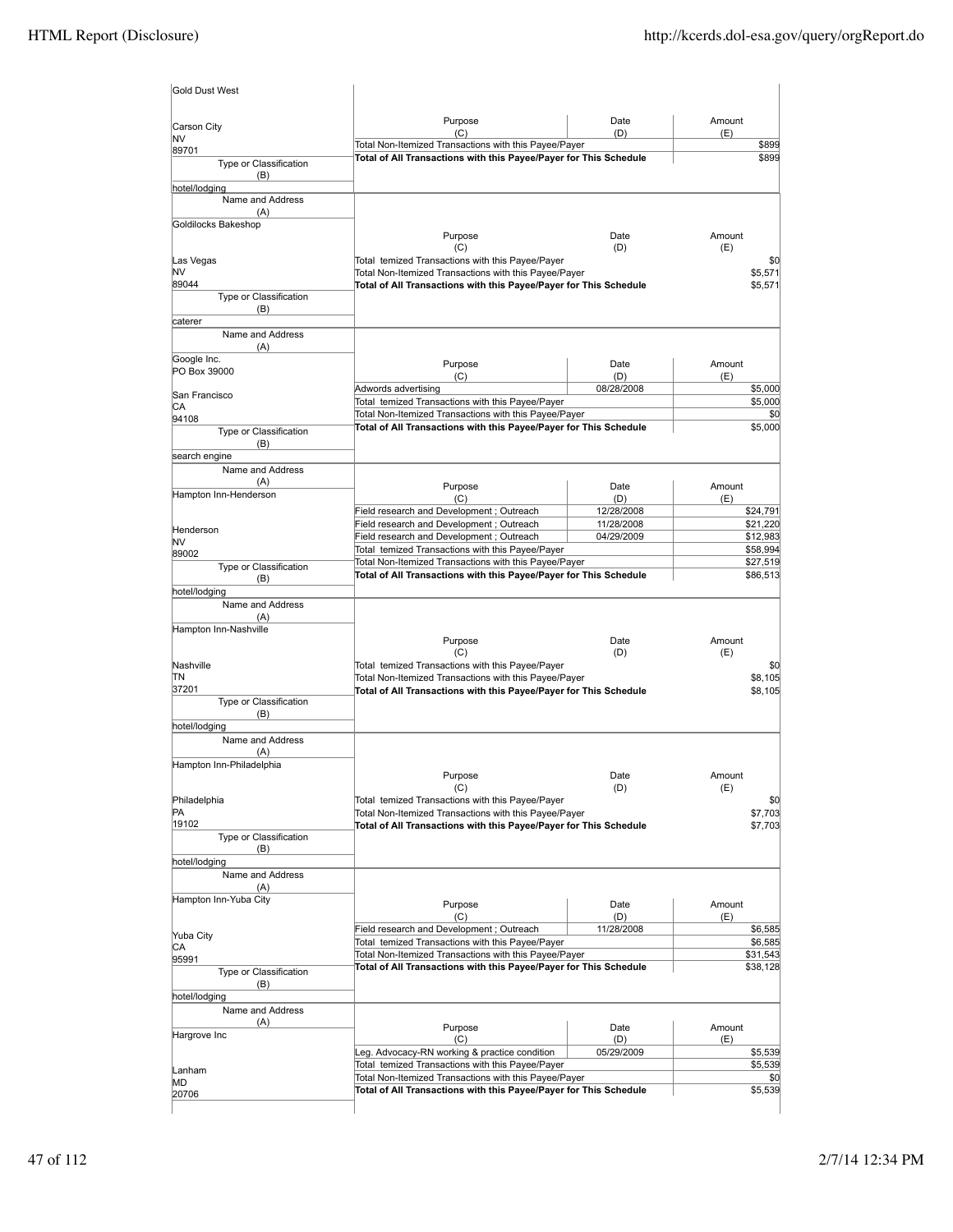| Name and Address (A) | Purpose (C) | Date (D) | Amount (E) |
|---|---|---|---|
| Gold Dust West<br>Carson City<br>NV<br>89701 | Total Non-Itemized Transactions with this Payee/Payer | | $899 |
| | **Total of All Transactions with this Payee/Payer for This Schedule** | | $899 |
| Type or Classification (B): hotel/lodging | | | |

| Name and Address (A) | Purpose (C) | Date (D) | Amount (E) |
|---|---|---|---|
| Goldilocks Bakeshop<br>Las Vegas<br>NV<br>89044 | Total temized Transactions with this Payee/Payer | | $0 |
| | Total Non-Itemized Transactions with this Payee/Payer | | $5,571 |
| | **Total of All Transactions with this Payee/Payer for This Schedule** | | $5,571 |
| Type or Classification (B): caterer | | | |

| Name and Address (A) | Purpose (C) | Date (D) | Amount (E) |
|---|---|---|---|
| Google Inc.<br>PO Box 39000<br>San Francisco<br>CA<br>94108 | Adwords advertising | 08/28/2008 | $5,000 |
| | Total temized Transactions with this Payee/Payer | | $5,000 |
| | Total Non-Itemized Transactions with this Payee/Payer | | $0 |
| | **Total of All Transactions with this Payee/Payer for This Schedule** | | $5,000 |
| Type or Classification (B): search engine | | | |

| Name and Address (A) | Purpose (C) | Date (D) | Amount (E) |
|---|---|---|---|
| Hampton Inn-Henderson<br>Henderson<br>NV<br>89002 | Field research and Development ; Outreach | 12/28/2008 | $24,791 |
| | Field research and Development ; Outreach | 11/28/2008 | $21,220 |
| | Field research and Development ; Outreach | 04/29/2009 | $12,983 |
| | Total temized Transactions with this Payee/Payer | | $58,994 |
| | Total Non-Itemized Transactions with this Payee/Payer | | $27,519 |
| | **Total of All Transactions with this Payee/Payer for This Schedule** | | $86,513 |
| Type or Classification (B): hotel/lodging | | | |

| Name and Address (A) | Purpose (C) | Date (D) | Amount (E) |
|---|---|---|---|
| Hampton Inn-Nashville<br>Nashville<br>TN<br>37201 | Total temized Transactions with this Payee/Payer | | $0 |
| | Total Non-Itemized Transactions with this Payee/Payer | | $8,105 |
| | **Total of All Transactions with this Payee/Payer for This Schedule** | | $8,105 |
| Type or Classification (B): hotel/lodging | | | |

| Name and Address (A) | Purpose (C) | Date (D) | Amount (E) |
|---|---|---|---|
| Hampton Inn-Philadelphia<br>Philadelphia<br>PA<br>19102 | Total temized Transactions with this Payee/Payer | | $0 |
| | Total Non-Itemized Transactions with this Payee/Payer | | $7,703 |
| | **Total of All Transactions with this Payee/Payer for This Schedule** | | $7,703 |
| Type or Classification (B): hotel/lodging | | | |

| Name and Address (A) | Purpose (C) | Date (D) | Amount (E) |
|---|---|---|---|
| Hampton Inn-Yuba City<br>Yuba City<br>CA<br>95991 | Field research and Development ; Outreach | 11/28/2008 | $6,585 |
| | Total temized Transactions with this Payee/Payer | | $6,585 |
| | Total Non-Itemized Transactions with this Payee/Payer | | $31,543 |
| | **Total of All Transactions with this Payee/Payer for This Schedule** | | $38,128 |
| Type or Classification (B): hotel/lodging | | | |

| Name and Address (A) | Purpose (C) | Date (D) | Amount (E) |
|---|---|---|---|
| Hargrove Inc<br>Lanham<br>MD<br>20706 | Leg. Advocacy-RN working & practice condition | 05/29/2009 | $5,539 |
| | Total temized Transactions with this Payee/Payer | | $5,539 |
| | Total Non-Itemized Transactions with this Payee/Payer | | $0 |
| | **Total of All Transactions with this Payee/Payer for This Schedule** | | $5,539 |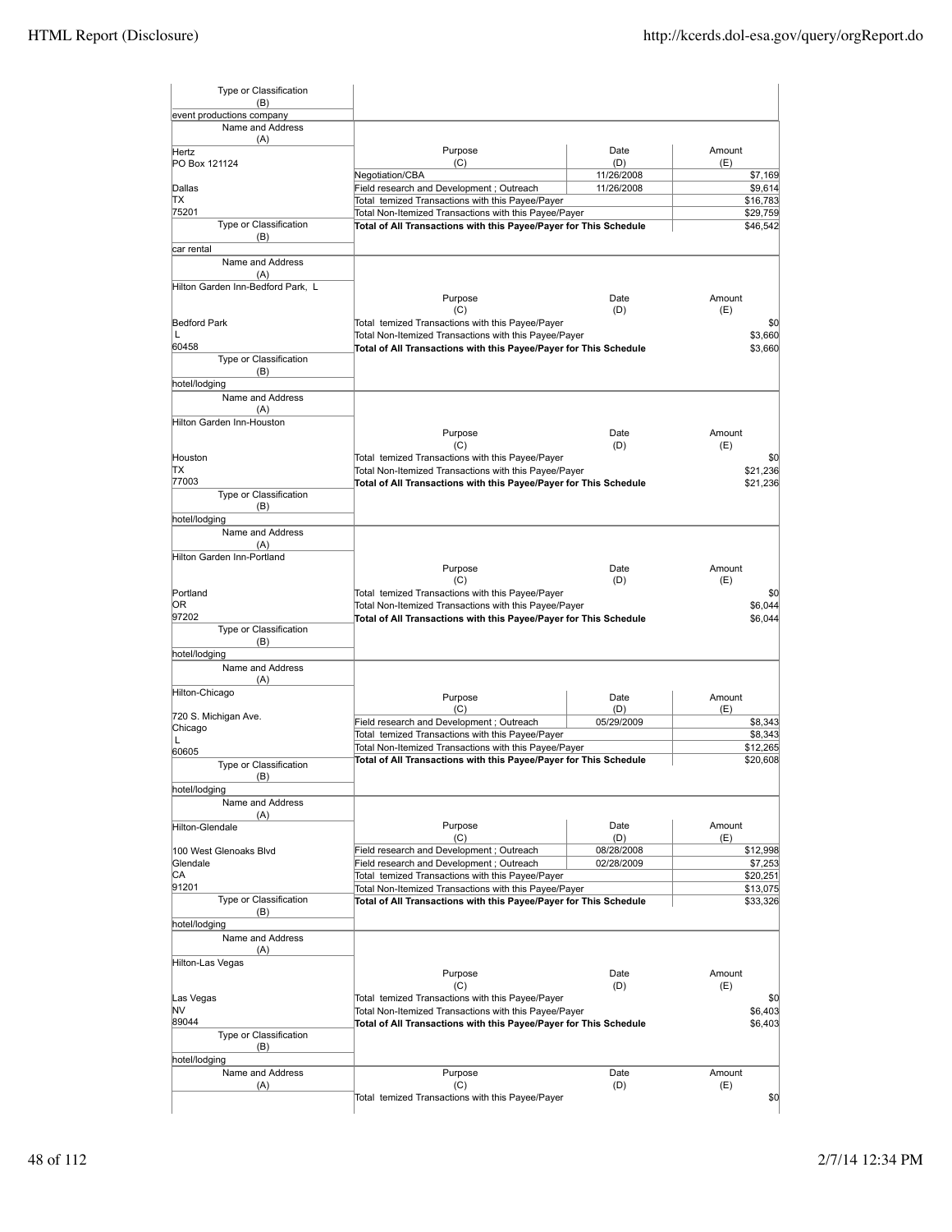| Type or Classification (B) | |
|---|---|
| event productions company | |

| Name and Address (A) | Purpose (C) | Date (D) | Amount (E) |
|---|---|---|---|
| Hertz<br>PO Box 121124<br><br>Dallas<br>TX<br>75201 | Negotiation/CBA | 11/26/2008 | $7,169 |
| | Field research and Development ; Outreach | 11/26/2008 | $9,614 |
| | Total temized Transactions with this Payee/Payer | | $16,783 |
| | Total Non-Itemized Transactions with this Payee/Payer | | $29,759 |
| | **Total of All Transactions with this Payee/Payer for This Schedule** | | $46,542 |
| Type or Classification (B) | | | |
| car rental | | | |

| Name and Address (A) | Purpose (C) | Date (D) | Amount (E) |
|---|---|---|---|
| Hilton Garden Inn-Bedford Park, L<br><br>Bedford Park<br>L<br>60458 | Total temized Transactions with this Payee/Payer | | $0 |
| | Total Non-Itemized Transactions with this Payee/Payer | | $3,660 |
| | **Total of All Transactions with this Payee/Payer for This Schedule** | | $3,660 |
| Type or Classification (B) | | | |
| hotel/lodging | | | |

| Name and Address (A) | Purpose (C) | Date (D) | Amount (E) |
|---|---|---|---|
| Hilton Garden Inn-Houston<br><br>Houston<br>TX<br>77003 | Total temized Transactions with this Payee/Payer | | $0 |
| | Total Non-Itemized Transactions with this Payee/Payer | | $21,236 |
| | **Total of All Transactions with this Payee/Payer for This Schedule** | | $21,236 |
| Type or Classification (B) | | | |
| hotel/lodging | | | |

| Name and Address (A) | Purpose (C) | Date (D) | Amount (E) |
|---|---|---|---|
| Hilton Garden Inn-Portland<br><br>Portland<br>OR<br>97202 | Total temized Transactions with this Payee/Payer | | $0 |
| | Total Non-Itemized Transactions with this Payee/Payer | | $6,044 |
| | **Total of All Transactions with this Payee/Payer for This Schedule** | | $6,044 |
| Type or Classification (B) | | | |
| hotel/lodging | | | |

| Name and Address (A) | Purpose (C) | Date (D) | Amount (E) |
|---|---|---|---|
| Hilton-Chicago<br><br>720 S. Michigan Ave.<br>Chicago<br>L<br>60605 | Field research and Development ; Outreach | 05/29/2009 | $8,343 |
| | Total temized Transactions with this Payee/Payer | | $8,343 |
| | Total Non-Itemized Transactions with this Payee/Payer | | $12,265 |
| | **Total of All Transactions with this Payee/Payer for This Schedule** | | $20,608 |
| Type or Classification (B) | | | |
| hotel/lodging | | | |

| Name and Address (A) | Purpose (C) | Date (D) | Amount (E) |
|---|---|---|---|
| Hilton-Glendale<br><br>100 West Glenoaks Blvd<br>Glendale<br>CA<br>91201 | Field research and Development ; Outreach | 08/28/2008 | $12,998 |
| | Field research and Development ; Outreach | 02/28/2009 | $7,253 |
| | Total temized Transactions with this Payee/Payer | | $20,251 |
| | Total Non-Itemized Transactions with this Payee/Payer | | $13,075 |
| | **Total of All Transactions with this Payee/Payer for This Schedule** | | $33,326 |
| Type or Classification (B) | | | |
| hotel/lodging | | | |

| Name and Address (A) | Purpose (C) | Date (D) | Amount (E) |
|---|---|---|---|
| Hilton-Las Vegas<br><br>Las Vegas<br>NV<br>89044 | Total temized Transactions with this Payee/Payer | | $0 |
| | Total Non-Itemized Transactions with this Payee/Payer | | $6,403 |
| | **Total of All Transactions with this Payee/Payer for This Schedule** | | $6,403 |
| Type or Classification (B) | | | |
| hotel/lodging | | | |

| Name and Address (A) | Purpose (C) | Date (D) | Amount (E) |
|---|---|---|---|
| | Total temized Transactions with this Payee/Payer | | $0 |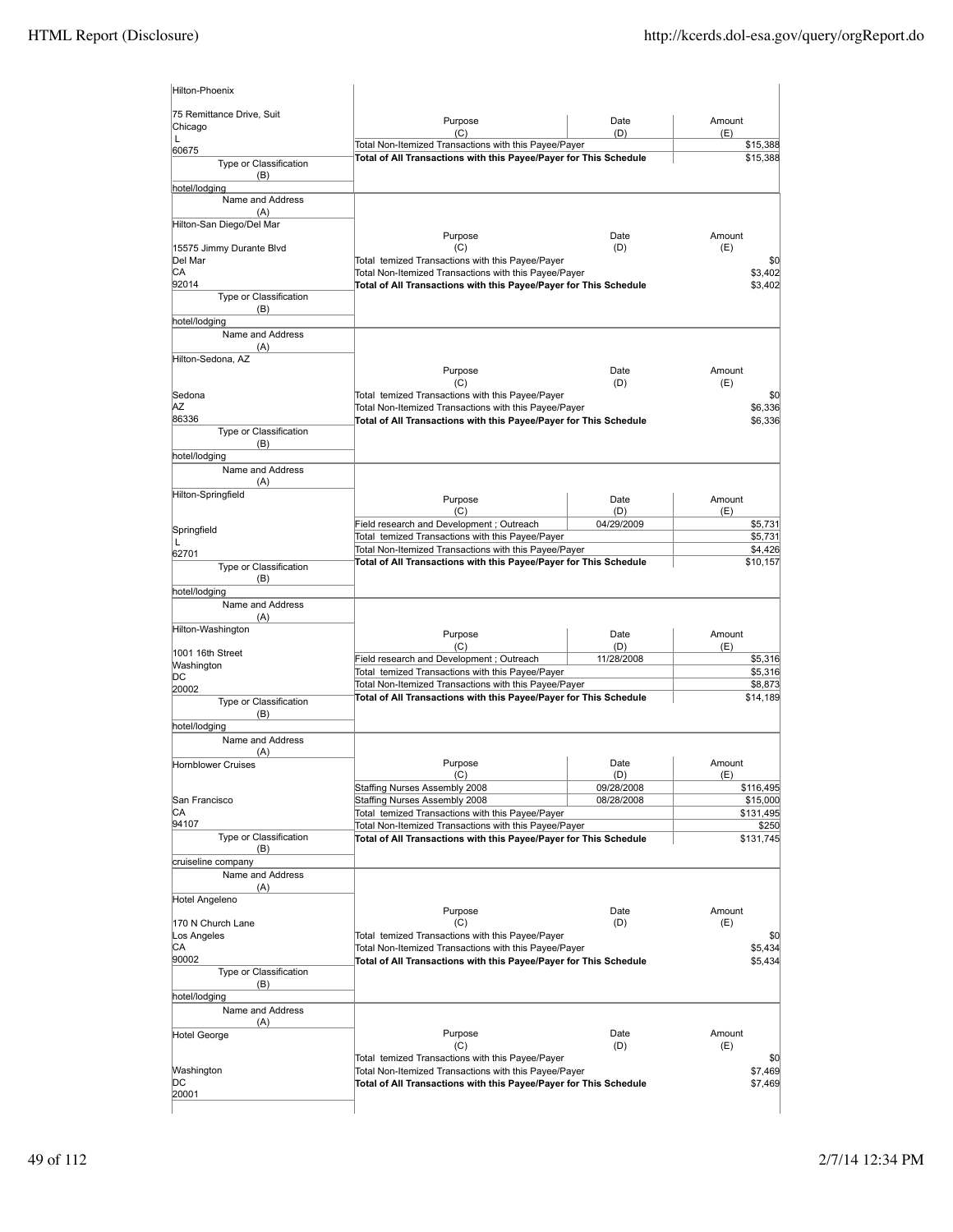| Name and Address (A) | Purpose (C) | Date (D) | Amount (E) |
|---|---|---|---|
| Hilton-Phoenix<br>75 Remittance Drive, Suit<br>Chicago<br>L<br>60675 | Total Non-Itemized Transactions with this Payee/Payer | | $15,388 |
| | **Total of All Transactions with this Payee/Payer for This Schedule** | | $15,388 |
| Type or Classification (B): hotel/lodging | | | |

| Name and Address (A) | Purpose (C) | Date (D) | Amount (E) |
|---|---|---|---|
| Hilton-San Diego/Del Mar<br>15575 Jimmy Durante Blvd<br>Del Mar<br>CA<br>92014 | Total temized Transactions with this Payee/Payer | | $0 |
| | Total Non-Itemized Transactions with this Payee/Payer | | $3,402 |
| | **Total of All Transactions with this Payee/Payer for This Schedule** | | $3,402 |
| Type or Classification (B): hotel/lodging | | | |

| Name and Address (A) | Purpose (C) | Date (D) | Amount (E) |
|---|---|---|---|
| Hilton-Sedona, AZ<br>Sedona<br>AZ<br>86336 | Total temized Transactions with this Payee/Payer | | $0 |
| | Total Non-Itemized Transactions with this Payee/Payer | | $6,336 |
| | **Total of All Transactions with this Payee/Payer for This Schedule** | | $6,336 |
| Type or Classification (B): hotel/lodging | | | |

| Name and Address (A) | Purpose (C) | Date (D) | Amount (E) |
|---|---|---|---|
| Hilton-Springfield<br>Springfield<br>L<br>62701 | Field research and Development ; Outreach | 04/29/2009 | $5,731 |
| | Total temized Transactions with this Payee/Payer | | $5,731 |
| | Total Non-Itemized Transactions with this Payee/Payer | | $4,426 |
| | **Total of All Transactions with this Payee/Payer for This Schedule** | | $10,157 |
| Type or Classification (B): hotel/lodging | | | |

| Name and Address (A) | Purpose (C) | Date (D) | Amount (E) |
|---|---|---|---|
| Hilton-Washington<br>1001 16th Street<br>Washington<br>DC<br>20002 | Field research and Development ; Outreach | 11/28/2008 | $5,316 |
| | Total temized Transactions with this Payee/Payer | | $5,316 |
| | Total Non-Itemized Transactions with this Payee/Payer | | $8,873 |
| | **Total of All Transactions with this Payee/Payer for This Schedule** | | $14,189 |
| Type or Classification (B): hotel/lodging | | | |

| Name and Address (A) | Purpose (C) | Date (D) | Amount (E) |
|---|---|---|---|
| Hornblower Cruises<br>San Francisco<br>CA<br>94107 | Staffing Nurses Assembly 2008 | 09/28/2008 | $116,495 |
| | Staffing Nurses Assembly 2008 | 08/28/2008 | $15,000 |
| | Total temized Transactions with this Payee/Payer | | $131,495 |
| | Total Non-Itemized Transactions with this Payee/Payer | | $250 |
| | **Total of All Transactions with this Payee/Payer for This Schedule** | | $131,745 |
| Type or Classification (B): cruiseline company | | | |

| Name and Address (A) | Purpose (C) | Date (D) | Amount (E) |
|---|---|---|---|
| Hotel Angeleno<br>170 N Church Lane<br>Los Angeles<br>CA<br>90002 | Total temized Transactions with this Payee/Payer | | $0 |
| | Total Non-Itemized Transactions with this Payee/Payer | | $5,434 |
| | **Total of All Transactions with this Payee/Payer for This Schedule** | | $5,434 |
| Type or Classification (B): hotel/lodging | | | |

| Name and Address (A) | Purpose (C) | Date (D) | Amount (E) |
|---|---|---|---|
| Hotel George<br>Washington<br>DC<br>20001 | Total temized Transactions with this Payee/Payer | | $0 |
| | Total Non-Itemized Transactions with this Payee/Payer | | $7,469 |
| | **Total of All Transactions with this Payee/Payer for This Schedule** | | $7,469 |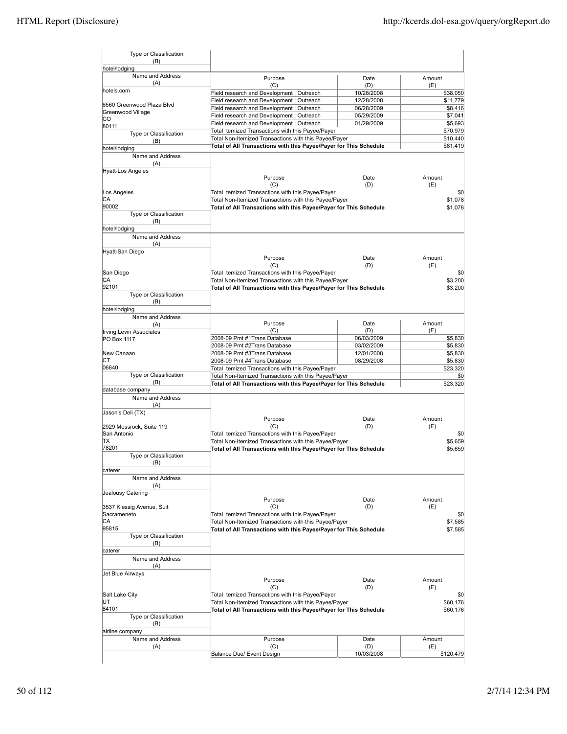| Type or Classification (B) | | | |
|---|---|---|---|
| hotel/lodging | | | |

| Name and Address (A) | Purpose (C) | Date (D) | Amount (E) |
|---|---|---|---|
| hotels.com<br><br>6560 Greenwood Plaza Blvd<br>Greenwood Village<br>CO<br>80111 | Field research and Development ; Outreach | 10/28/2008 | $38,050 |
| | Field research and Development ; Outreach | 12/28/2008 | $11,779 |
| | Field research and Development ; Outreach | 06/28/2009 | $8,416 |
| | Field research and Development ; Outreach | 05/29/2009 | $7,041 |
| | Field research and Development ; Outreach | 01/29/2009 | $5,693 |
| | Total temized Transactions with this Payee/Payer | | $70,979 |
| Type or Classification (B) | Total Non-Itemized Transactions with this Payee/Payer | | $10,440 |
| hotel/lodging | **Total of All Transactions with this Payee/Payer for This Schedule** | | **$81,419** |

| Name and Address (A) | Purpose (C) | Date (D) | Amount (E) |
|---|---|---|---|
| Hyatt-Los Angeles<br><br>Los Angeles<br>CA<br>90002 | Total temized Transactions with this Payee/Payer | | $0 |
| | Total Non-Itemized Transactions with this Payee/Payer | | $1,078 |
| | **Total of All Transactions with this Payee/Payer for This Schedule** | | **$1,078** |
| Type or Classification (B) | | | |
| hotel/lodging | | | |

| Name and Address (A) | Purpose (C) | Date (D) | Amount (E) |
|---|---|---|---|
| Hyatt-San Diego<br><br>San Diego<br>CA<br>92101 | Total temized Transactions with this Payee/Payer | | $0 |
| | Total Non-Itemized Transactions with this Payee/Payer | | $3,200 |
| | **Total of All Transactions with this Payee/Payer for This Schedule** | | **$3,200** |
| Type or Classification (B) | | | |
| hotel/lodging | | | |

| Name and Address (A) | Purpose (C) | Date (D) | Amount (E) |
|---|---|---|---|
| Irving Levin Associates<br>PO Box 1117<br><br>New Canaan<br>CT<br>06840 | 2008-09 Pmt #1Trans Database | 06/03/2009 | $5,830 |
| | 2008-09 Pmt #2Trans Database | 03/02/2009 | $5,830 |
| | 2008-09 Pmt #3Trans Database | 12/01/2008 | $5,830 |
| | 2008-09 Pmt #4Trans Database | 08/29/2008 | $5,830 |
| | Total temized Transactions with this Payee/Payer | | $23,320 |
| Type or Classification (B) | Total Non-Itemized Transactions with this Payee/Payer | | $0 |
| database company | **Total of All Transactions with this Payee/Payer for This Schedule** | | **$23,320** |

| Name and Address (A) | Purpose (C) | Date (D) | Amount (E) |
|---|---|---|---|
| Jason's Deli (TX)<br><br>2929 Mossrock, Suite 119<br>San Antonio<br>TX<br>78201 | Total temized Transactions with this Payee/Payer | | $0 |
| | Total Non-Itemized Transactions with this Payee/Payer | | $5,659 |
| | **Total of All Transactions with this Payee/Payer for This Schedule** | | **$5,659** |
| Type or Classification (B) | | | |
| caterer | | | |

| Name and Address (A) | Purpose (C) | Date (D) | Amount (E) |
|---|---|---|---|
| Jealousy Catering<br><br>3537 Kiessig Avenue, Suit<br>Sacrameneto<br>CA<br>95815 | Total temized Transactions with this Payee/Payer | | $0 |
| | Total Non-Itemized Transactions with this Payee/Payer | | $7,585 |
| | **Total of All Transactions with this Payee/Payer for This Schedule** | | **$7,585** |
| Type or Classification (B) | | | |
| caterer | | | |

| Name and Address (A) | Purpose (C) | Date (D) | Amount (E) |
|---|---|---|---|
| Jet Blue Airways<br><br>Salt Lake City<br>UT<br>84101 | Total temized Transactions with this Payee/Payer | | $0 |
| | Total Non-Itemized Transactions with this Payee/Payer | | $60,176 |
| | **Total of All Transactions with this Payee/Payer for This Schedule** | | **$60,176** |
| Type or Classification (B) | | | |
| airline company | | | |

| Name and Address (A) | Purpose (C) | Date (D) | Amount (E) |
|---|---|---|---|
| | Balance Due/ Event Design | 10/03/2008 | $120,479 |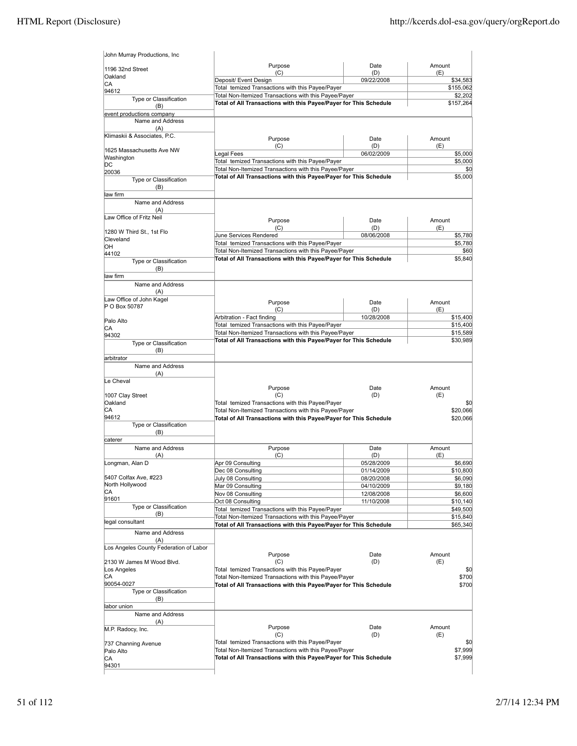| Name and Address (A) | Purpose (C) | Date (D) | Amount (E) |
|---|---|---|---|
| John Murray Productions, Inc<br>1196 32nd Street<br>Oakland<br>CA<br>94612 | Deposit/ Event Design | 09/22/2008 | $34,583 |
| | Total temized Transactions with this Payee/Payer | | $155,062 |
| | Total Non-Itemized Transactions with this Payee/Payer | | $2,202 |
| | **Total of All Transactions with this Payee/Payer for This Schedule** | | $157,264 |
| Type or Classification (B): event productions company | | | |

| Name and Address (A) | Purpose (C) | Date (D) | Amount (E) |
|---|---|---|---|
| Klimaskii & Associates, P.C.<br>1625 Massachusetts Ave NW<br>Washington<br>DC<br>20036 | Legal Fees | 06/02/2009 | $5,000 |
| | Total temized Transactions with this Payee/Payer | | $5,000 |
| | Total Non-Itemized Transactions with this Payee/Payer | | $0 |
| | **Total of All Transactions with this Payee/Payer for This Schedule** | | $5,000 |
| Type or Classification (B): law firm | | | |

| Name and Address (A) | Purpose (C) | Date (D) | Amount (E) |
|---|---|---|---|
| Law Office of Fritz Neil<br>1280 W Third St., 1st Flo<br>Cleveland<br>OH<br>44102 | June Services Rendered | 08/06/2008 | $5,780 |
| | Total temized Transactions with this Payee/Payer | | $5,780 |
| | Total Non-Itemized Transactions with this Payee/Payer | | $60 |
| | **Total of All Transactions with this Payee/Payer for This Schedule** | | $5,840 |
| Type or Classification (B): law firm | | | |

| Name and Address (A) | Purpose (C) | Date (D) | Amount (E) |
|---|---|---|---|
| Law Office of John Kagel<br>P O Box 50787<br>Palo Alto<br>CA<br>94302 | Arbitration - Fact finding | 10/28/2008 | $15,400 |
| | Total temized Transactions with this Payee/Payer | | $15,400 |
| | Total Non-Itemized Transactions with this Payee/Payer | | $15,589 |
| | **Total of All Transactions with this Payee/Payer for This Schedule** | | $30,989 |
| Type or Classification (B): arbitrator | | | |

| Name and Address (A) | Purpose (C) | Date (D) | Amount (E) |
|---|---|---|---|
| Le Cheval<br>1007 Clay Street<br>Oakland<br>CA<br>94612 | Total temized Transactions with this Payee/Payer | | $0 |
| | Total Non-Itemized Transactions with this Payee/Payer | | $20,066 |
| | **Total of All Transactions with this Payee/Payer for This Schedule** | | $20,066 |
| Type or Classification (B): caterer | | | |

| Name and Address (A) | Purpose (C) | Date (D) | Amount (E) |
|---|---|---|---|
| Longman, Alan D<br>5407 Colfax Ave, #223<br>North Hollywood<br>CA<br>91601 | Apr 09 Consulting | 05/28/2009 | $6,690 |
| | Dec 08 Consulting | 01/14/2009 | $10,800 |
| | July 08 Consulting | 08/20/2008 | $6,090 |
| | Mar 09 Consulting | 04/10/2009 | $9,180 |
| | Nov 08 Consulting | 12/08/2008 | $6,600 |
| | Oct 08 Consulting | 11/10/2008 | $10,140 |
| | Total temized Transactions with this Payee/Payer | | $49,500 |
| | Total Non-Itemized Transactions with this Payee/Payer | | $15,840 |
| | **Total of All Transactions with this Payee/Payer for This Schedule** | | $65,340 |
| Type or Classification (B): legal consultant | | | |

| Name and Address (A) | Purpose (C) | Date (D) | Amount (E) |
|---|---|---|---|
| Los Angeles County Federation of Labor<br>2130 W James M Wood Blvd.<br>Los Angeles<br>CA<br>90054-0027 | Total temized Transactions with this Payee/Payer | | $0 |
| | Total Non-Itemized Transactions with this Payee/Payer | | $700 |
| | **Total of All Transactions with this Payee/Payer for This Schedule** | | $700 |
| Type or Classification (B): labor union | | | |

| Name and Address (A) | Purpose (C) | Date (D) | Amount (E) |
|---|---|---|---|
| M.P. Radocy, Inc.<br>737 Channing Avenue<br>Palo Alto<br>CA<br>94301 | Total temized Transactions with this Payee/Payer | | $0 |
| | Total Non-Itemized Transactions with this Payee/Payer | | $7,999 |
| | **Total of All Transactions with this Payee/Payer for This Schedule** | | $7,999 |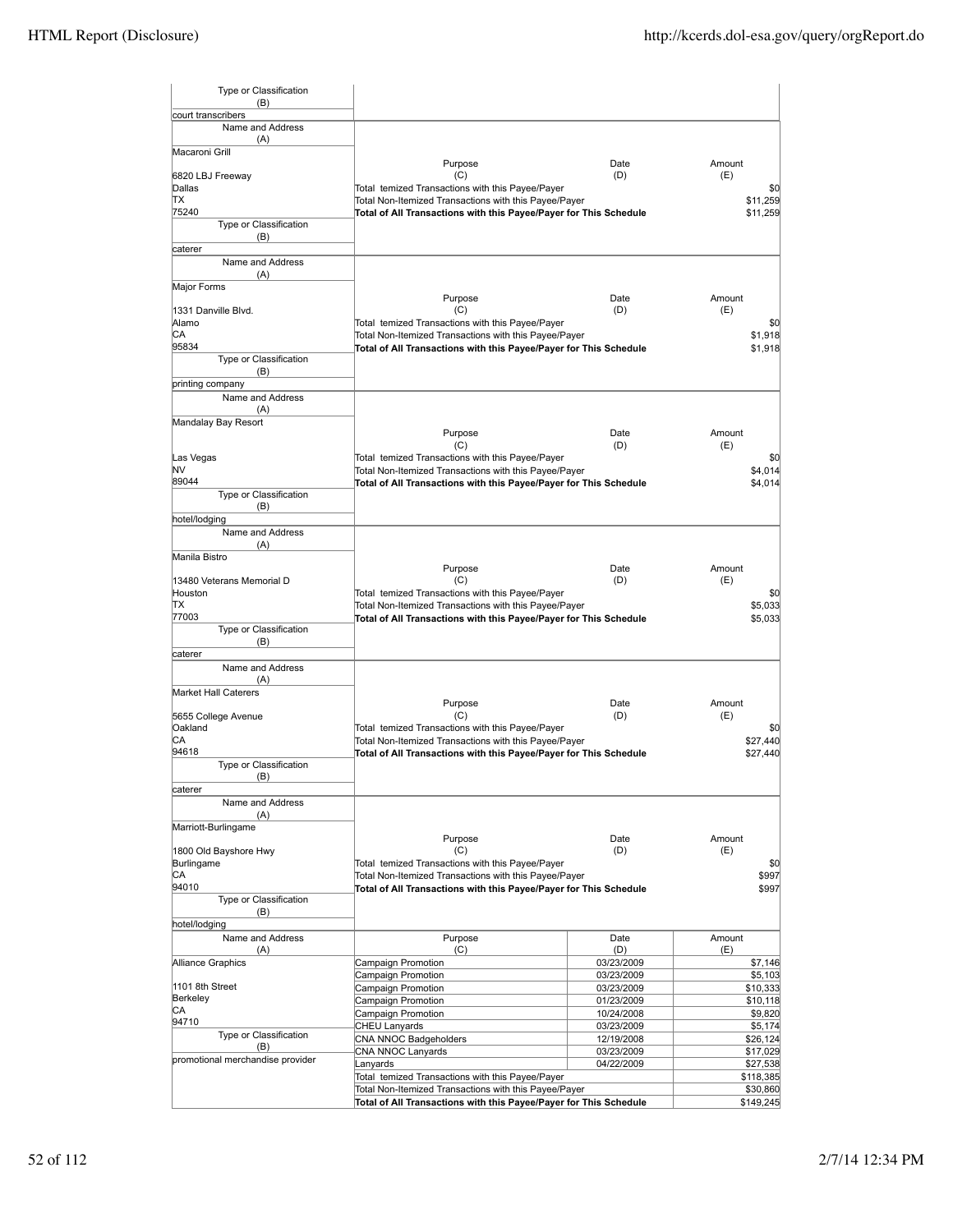| Type or Classification (B) | | | |
|---|---|---|---|
| court transcribers | | | |

| Name and Address (A) | Purpose (C) | Date (D) | Amount (E) |
|---|---|---|---|
| Macaroni Grill<br><br>6820 LBJ Freeway<br>Dallas<br>TX<br>75240 | Total temized Transactions with this Payee/Payer | | $0 |
| | Total Non-Itemized Transactions with this Payee/Payer | | $11,259 |
| | **Total of All Transactions with this Payee/Payer for This Schedule** | | $11,259 |
| Type or Classification (B) | | | |
| caterer | | | |

| Name and Address (A) | Purpose (C) | Date (D) | Amount (E) |
|---|---|---|---|
| Major Forms<br><br>1331 Danville Blvd.<br>Alamo<br>CA<br>95834 | Total temized Transactions with this Payee/Payer | | $0 |
| | Total Non-Itemized Transactions with this Payee/Payer | | $1,918 |
| | **Total of All Transactions with this Payee/Payer for This Schedule** | | $1,918 |
| Type or Classification (B) | | | |
| printing company | | | |

| Name and Address (A) | Purpose (C) | Date (D) | Amount (E) |
|---|---|---|---|
| Mandalay Bay Resort<br><br>Las Vegas<br>NV<br>89044 | Total temized Transactions with this Payee/Payer | | $0 |
| | Total Non-Itemized Transactions with this Payee/Payer | | $4,014 |
| | **Total of All Transactions with this Payee/Payer for This Schedule** | | $4,014 |
| Type or Classification (B) | | | |
| hotel/lodging | | | |

| Name and Address (A) | Purpose (C) | Date (D) | Amount (E) |
|---|---|---|---|
| Manila Bistro<br><br>13480 Veterans Memorial D<br>Houston<br>TX<br>77003 | Total temized Transactions with this Payee/Payer | | $0 |
| | Total Non-Itemized Transactions with this Payee/Payer | | $5,033 |
| | **Total of All Transactions with this Payee/Payer for This Schedule** | | $5,033 |
| Type or Classification (B) | | | |
| caterer | | | |

| Name and Address (A) | Purpose (C) | Date (D) | Amount (E) |
|---|---|---|---|
| Market Hall Caterers<br><br>5655 College Avenue<br>Oakland<br>CA<br>94618 | Total temized Transactions with this Payee/Payer | | $0 |
| | Total Non-Itemized Transactions with this Payee/Payer | | $27,440 |
| | **Total of All Transactions with this Payee/Payer for This Schedule** | | $27,440 |
| Type or Classification (B) | | | |
| caterer | | | |

| Name and Address (A) | Purpose (C) | Date (D) | Amount (E) |
|---|---|---|---|
| Marriott-Burlingame<br><br>1800 Old Bayshore Hwy<br>Burlingame<br>CA<br>94010 | Total temized Transactions with this Payee/Payer | | $0 |
| | Total Non-Itemized Transactions with this Payee/Payer | | $997 |
| | **Total of All Transactions with this Payee/Payer for This Schedule** | | $997 |
| Type or Classification (B) | | | |
| hotel/lodging | | | |

| Name and Address (A) | Purpose (C) | Date (D) | Amount (E) |
|---|---|---|---|
| Alliance Graphics | Campaign Promotion | 03/23/2009 | $7,146 |
| | Campaign Promotion | 03/23/2009 | $5,103 |
| 1101 8th Street | Campaign Promotion | 03/23/2009 | $10,333 |
| Berkeley | Campaign Promotion | 01/23/2009 | $10,118 |
| CA | Campaign Promotion | 10/24/2008 | $9,820 |
| 94710 | CHEU Lanyards | 03/23/2009 | $5,174 |
| Type or Classification (B) | CNA NNOC Badgeholders | 12/19/2008 | $26,124 |
| | CNA NNOC Lanyards | 03/23/2009 | $17,029 |
| promotional merchandise provider | Lanyards | 04/22/2009 | $27,538 |
| | Total temized Transactions with this Payee/Payer | | $118,385 |
| | Total Non-Itemized Transactions with this Payee/Payer | | $30,860 |
| | **Total of All Transactions with this Payee/Payer for This Schedule** | | $149,245 |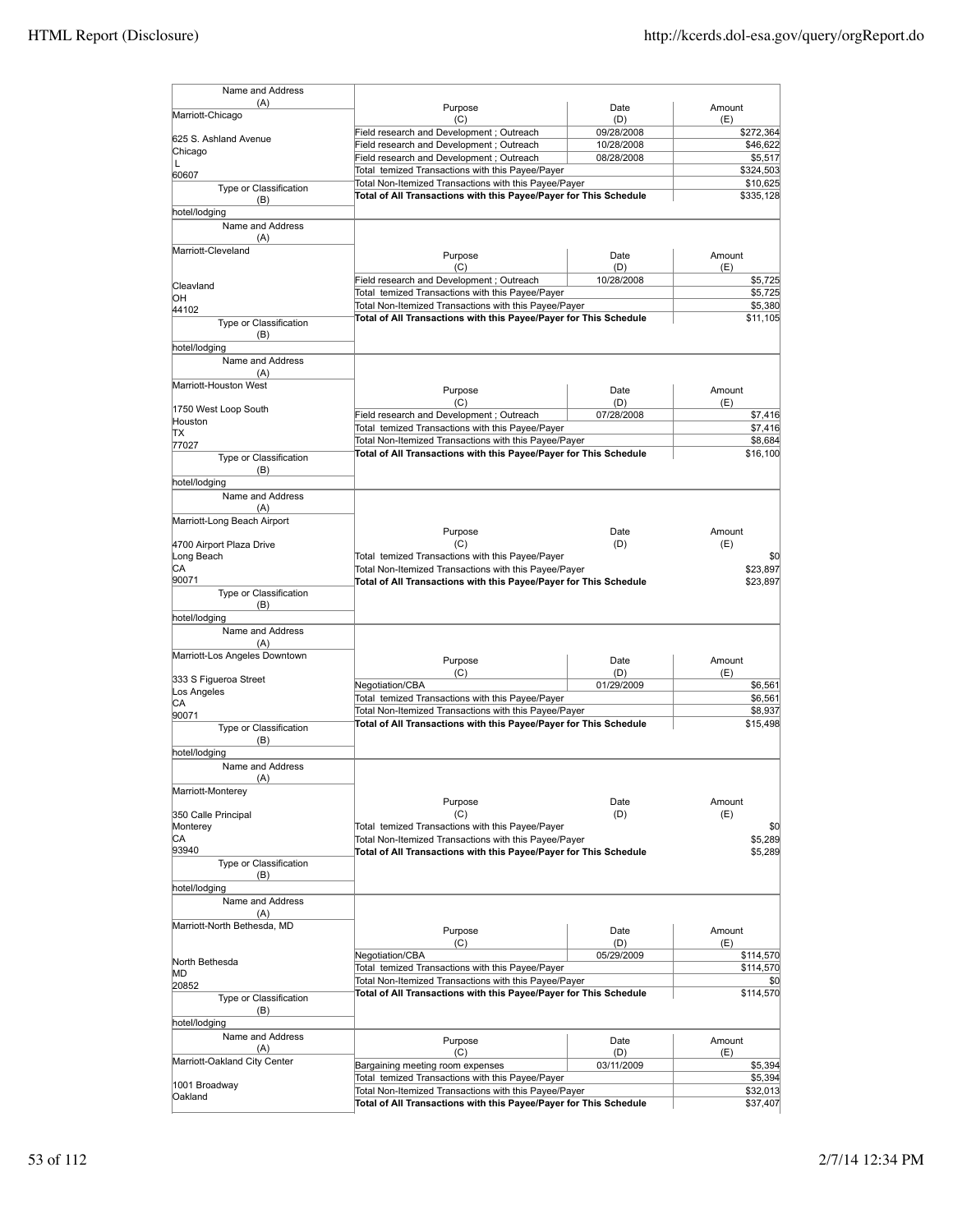| Name and Address (A) | Purpose (C) | Date (D) | Amount (E) |
|---|---|---|---|
| Marriott-Chicago<br><br>625 S. Ashland Avenue<br>Chicago<br>L<br>60607 | Field research and Development ; Outreach | 09/28/2008 | $272,364 |
| | Field research and Development ; Outreach | 10/28/2008 | $46,622 |
| | Field research and Development ; Outreach | 08/28/2008 | $5,517 |
| | Total temized Transactions with this Payee/Payer | | $324,503 |
| | Total Non-Itemized Transactions with this Payee/Payer | | $10,625 |
| | **Total of All Transactions with this Payee/Payer for This Schedule** | | $335,128 |
| Type or Classification (B): hotel/lodging | | | |

| Name and Address (A) | Purpose (C) | Date (D) | Amount (E) |
|---|---|---|---|
| Marriott-Cleveland<br><br>Cleavland<br>OH<br>44102 | Field research and Development ; Outreach | 10/28/2008 | $5,725 |
| | Total temized Transactions with this Payee/Payer | | $5,725 |
| | Total Non-Itemized Transactions with this Payee/Payer | | $5,380 |
| | **Total of All Transactions with this Payee/Payer for This Schedule** | | $11,105 |
| Type or Classification (B): hotel/lodging | | | |

| Name and Address (A) | Purpose (C) | Date (D) | Amount (E) |
|---|---|---|---|
| Marriott-Houston West<br><br>1750 West Loop South<br>Houston<br>TX<br>77027 | Field research and Development ; Outreach | 07/28/2008 | $7,416 |
| | Total temized Transactions with this Payee/Payer | | $7,416 |
| | Total Non-Itemized Transactions with this Payee/Payer | | $8,684 |
| | **Total of All Transactions with this Payee/Payer for This Schedule** | | $16,100 |
| Type or Classification (B): hotel/lodging | | | |

| Name and Address (A) | Purpose (C) | Date (D) | Amount (E) |
|---|---|---|---|
| Marriott-Long Beach Airport<br><br>4700 Airport Plaza Drive<br>Long Beach<br>CA<br>90071 | Total temized Transactions with this Payee/Payer | | $0 |
| | Total Non-Itemized Transactions with this Payee/Payer | | $23,897 |
| | **Total of All Transactions with this Payee/Payer for This Schedule** | | $23,897 |
| Type or Classification (B): hotel/lodging | | | |

| Name and Address (A) | Purpose (C) | Date (D) | Amount (E) |
|---|---|---|---|
| Marriott-Los Angeles Downtown<br><br>333 S Figueroa Street<br>Los Angeles<br>CA<br>90071 | Negotiation/CBA | 01/29/2009 | $6,561 |
| | Total temized Transactions with this Payee/Payer | | $6,561 |
| | Total Non-Itemized Transactions with this Payee/Payer | | $8,937 |
| | **Total of All Transactions with this Payee/Payer for This Schedule** | | $15,498 |
| Type or Classification (B): hotel/lodging | | | |

| Name and Address (A) | Purpose (C) | Date (D) | Amount (E) |
|---|---|---|---|
| Marriott-Monterey<br><br>350 Calle Principal<br>Monterey<br>CA<br>93940 | Total temized Transactions with this Payee/Payer | | $0 |
| | Total Non-Itemized Transactions with this Payee/Payer | | $5,289 |
| | **Total of All Transactions with this Payee/Payer for This Schedule** | | $5,289 |
| Type or Classification (B): hotel/lodging | | | |

| Name and Address (A) | Purpose (C) | Date (D) | Amount (E) |
|---|---|---|---|
| Marriott-North Bethesda, MD<br><br>North Bethesda<br>MD<br>20852 | Negotiation/CBA | 05/29/2009 | $114,570 |
| | Total temized Transactions with this Payee/Payer | | $114,570 |
| | Total Non-Itemized Transactions with this Payee/Payer | | $0 |
| | **Total of All Transactions with this Payee/Payer for This Schedule** | | $114,570 |
| Type or Classification (B): hotel/lodging | | | |

| Name and Address (A) | Purpose (C) | Date (D) | Amount (E) |
|---|---|---|---|
| Marriott-Oakland City Center<br><br>1001 Broadway<br>Oakland | Bargaining meeting room expenses | 03/11/2009 | $5,394 |
| | Total temized Transactions with this Payee/Payer | | $5,394 |
| | Total Non-Itemized Transactions with this Payee/Payer | | $32,013 |
| | **Total of All Transactions with this Payee/Payer for This Schedule** | | $37,407 |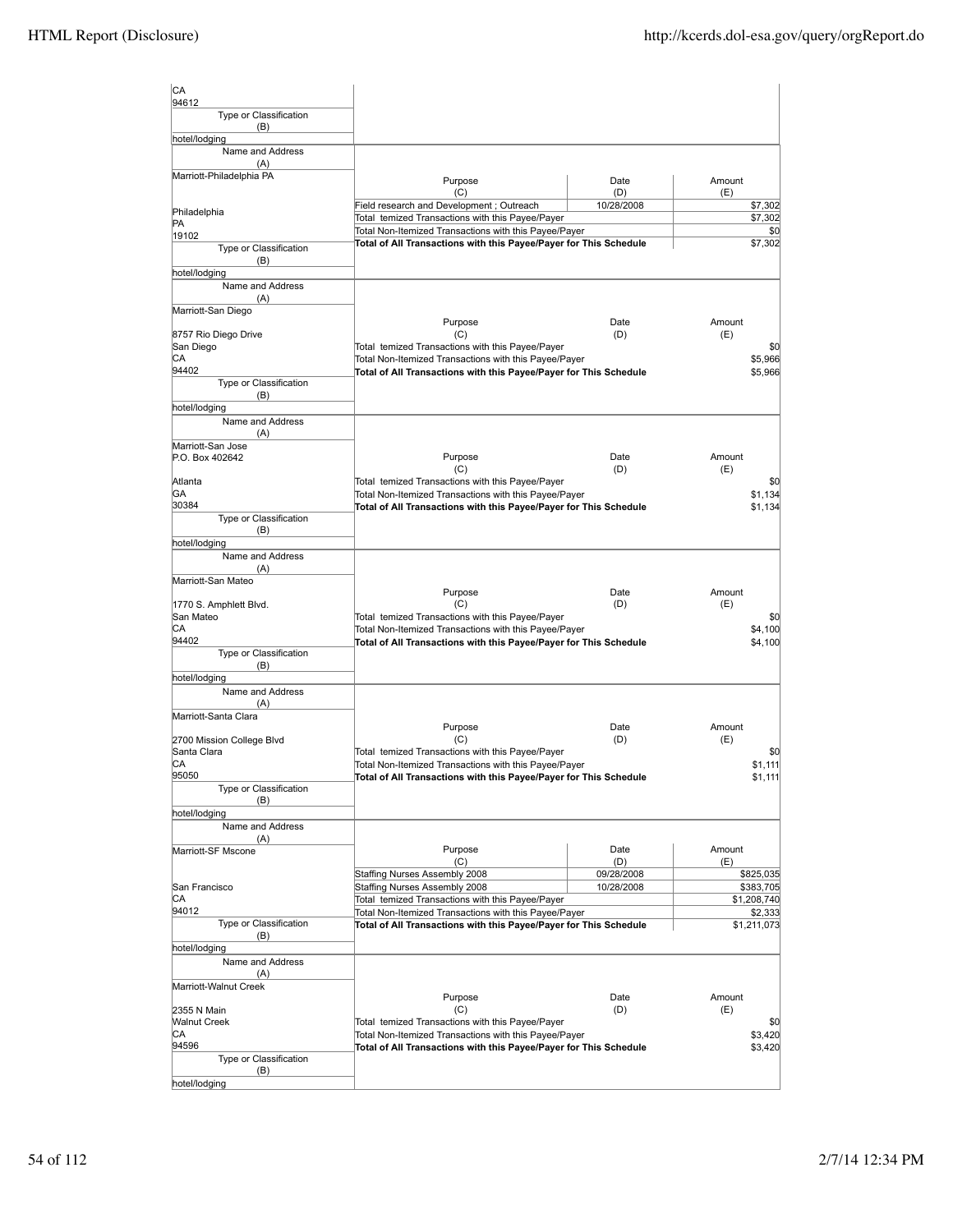| Name and Address (A) | Purpose (C) | Date (D) | Amount (E) |
|---|---|---|---|
| CA<br>94612 | | | |
| Type or Classification (B): hotel/lodging | | | |

| Name and Address (A) | Purpose (C) | Date (D) | Amount (E) |
|---|---|---|---|
| Marriott-Philadelphia PA<br><br>Philadelphia<br>PA<br>19102 | Field research and Development ; Outreach | 10/28/2008 | $7,302 |
| | Total temized Transactions with this Payee/Payer | | $7,302 |
| | Total Non-Itemized Transactions with this Payee/Payer | | $0 |
| | **Total of All Transactions with this Payee/Payer for This Schedule** | | $7,302 |
| Type or Classification (B): hotel/lodging | | | |

| Name and Address (A) | Purpose (C) | Date (D) | Amount (E) |
|---|---|---|---|
| Marriott-San Diego<br><br>8757 Rio Diego Drive<br>San Diego<br>CA<br>94402 | Total temized Transactions with this Payee/Payer | | $0 |
| | Total Non-Itemized Transactions with this Payee/Payer | | $5,966 |
| | **Total of All Transactions with this Payee/Payer for This Schedule** | | $5,966 |
| Type or Classification (B): hotel/lodging | | | |

| Name and Address (A) | Purpose (C) | Date (D) | Amount (E) |
|---|---|---|---|
| Marriott-San Jose<br>P.O. Box 402642<br><br>Atlanta<br>GA<br>30384 | Total temized Transactions with this Payee/Payer | | $0 |
| | Total Non-Itemized Transactions with this Payee/Payer | | $1,134 |
| | **Total of All Transactions with this Payee/Payer for This Schedule** | | $1,134 |
| Type or Classification (B): hotel/lodging | | | |

| Name and Address (A) | Purpose (C) | Date (D) | Amount (E) |
|---|---|---|---|
| Marriott-San Mateo<br><br>1770 S. Amphlett Blvd.<br>San Mateo<br>CA<br>94402 | Total temized Transactions with this Payee/Payer | | $0 |
| | Total Non-Itemized Transactions with this Payee/Payer | | $4,100 |
| | **Total of All Transactions with this Payee/Payer for This Schedule** | | $4,100 |
| Type or Classification (B): hotel/lodging | | | |

| Name and Address (A) | Purpose (C) | Date (D) | Amount (E) |
|---|---|---|---|
| Marriott-Santa Clara<br><br>2700 Mission College Blvd<br>Santa Clara<br>CA<br>95050 | Total temized Transactions with this Payee/Payer | | $0 |
| | Total Non-Itemized Transactions with this Payee/Payer | | $1,111 |
| | **Total of All Transactions with this Payee/Payer for This Schedule** | | $1,111 |
| Type or Classification (B): hotel/lodging | | | |

| Name and Address (A) | Purpose (C) | Date (D) | Amount (E) |
|---|---|---|---|
| Marriott-SF Mscone<br><br>San Francisco<br>CA<br>94012 | Staffing Nurses Assembly 2008 | 09/28/2008 | $825,035 |
| | Staffing Nurses Assembly 2008 | 10/28/2008 | $383,705 |
| | Total temized Transactions with this Payee/Payer | | $1,208,740 |
| | Total Non-Itemized Transactions with this Payee/Payer | | $2,333 |
| | **Total of All Transactions with this Payee/Payer for This Schedule** | | $1,211,073 |
| Type or Classification (B): hotel/lodging | | | |

| Name and Address (A) | Purpose (C) | Date (D) | Amount (E) |
|---|---|---|---|
| Marriott-Walnut Creek<br><br>2355 N Main<br>Walnut Creek<br>CA<br>94596 | Total temized Transactions with this Payee/Payer | | $0 |
| | Total Non-Itemized Transactions with this Payee/Payer | | $3,420 |
| | **Total of All Transactions with this Payee/Payer for This Schedule** | | $3,420 |
| Type or Classification (B): hotel/lodging | | | |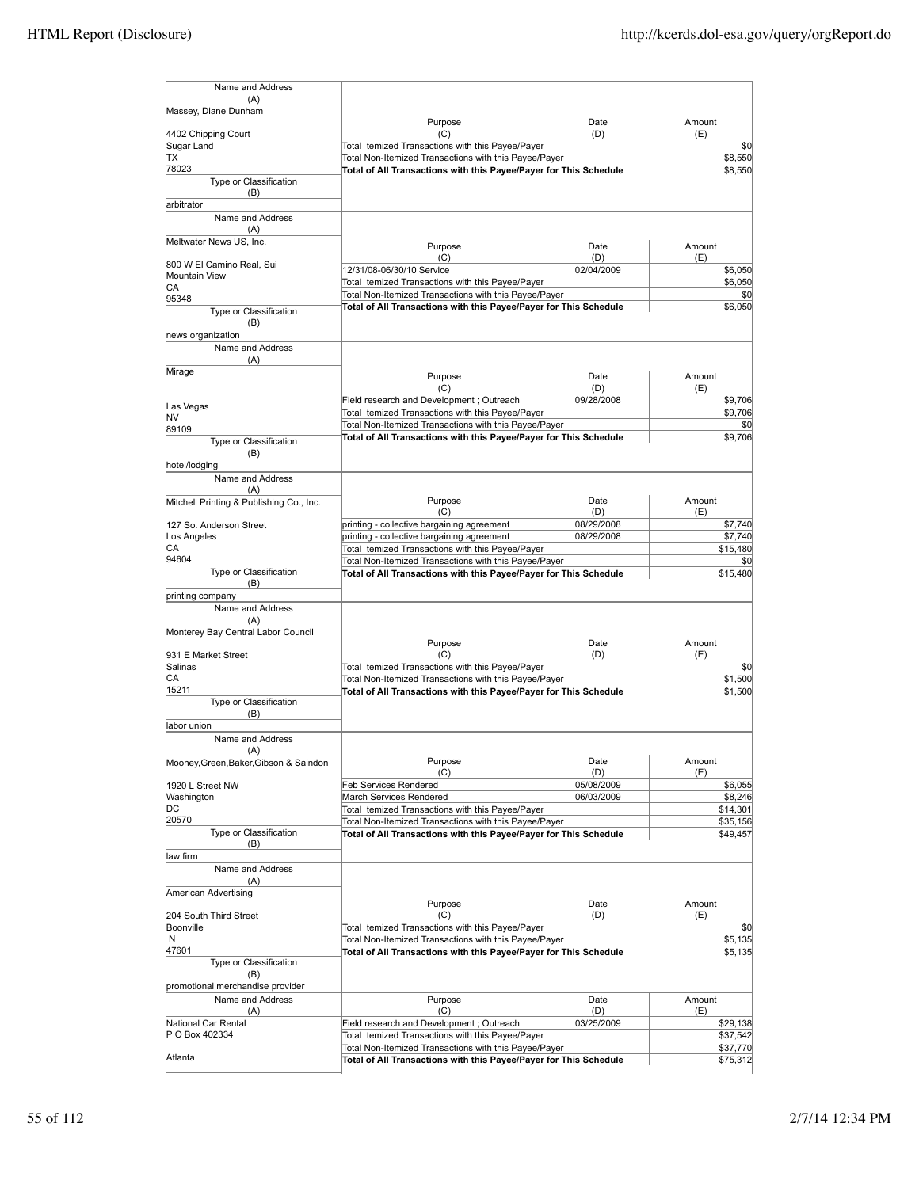| Name and Address (A) | Purpose (C) | Date (D) | Amount (E) |
|---|---|---|---|
| Massey, Diane Dunham<br><br>4402 Chipping Court<br>Sugar Land<br>TX<br>78023 | Total temized Transactions with this Payee/Payer | | $0 |
| | Total Non-Itemized Transactions with this Payee/Payer | | $8,550 |
| | **Total of All Transactions with this Payee/Payer for This Schedule** | | $8,550 |
| Type or Classification (B): arbitrator | | | |

| Name and Address (A) | Purpose (C) | Date (D) | Amount (E) |
|---|---|---|---|
| Meltwater News US, Inc.<br><br>800 W El Camino Real, Sui<br>Mountain View<br>CA<br>95348 | 12/31/08-06/30/10 Service | 02/04/2009 | $6,050 |
| | Total temized Transactions with this Payee/Payer | | $6,050 |
| | Total Non-Itemized Transactions with this Payee/Payer | | $0 |
| | **Total of All Transactions with this Payee/Payer for This Schedule** | | $6,050 |
| Type or Classification (B): news organization | | | |

| Name and Address (A) | Purpose (C) | Date (D) | Amount (E) |
|---|---|---|---|
| Mirage<br><br>Las Vegas<br>NV<br>89109 | Field research and Development ; Outreach | 09/28/2008 | $9,706 |
| | Total temized Transactions with this Payee/Payer | | $9,706 |
| | Total Non-Itemized Transactions with this Payee/Payer | | $0 |
| | **Total of All Transactions with this Payee/Payer for This Schedule** | | $9,706 |
| Type or Classification (B): hotel/lodging | | | |

| Name and Address (A) | Purpose (C) | Date (D) | Amount (E) |
|---|---|---|---|
| Mitchell Printing & Publishing Co., Inc.<br><br>127 So. Anderson Street<br>Los Angeles<br>CA<br>94604 | printing - collective bargaining agreement | 08/29/2008 | $7,740 |
| | printing - collective bargaining agreement | 08/29/2008 | $7,740 |
| | Total temized Transactions with this Payee/Payer | | $15,480 |
| | Total Non-Itemized Transactions with this Payee/Payer | | $0 |
| | **Total of All Transactions with this Payee/Payer for This Schedule** | | $15,480 |
| Type or Classification (B): printing company | | | |

| Name and Address (A) | Purpose (C) | Date (D) | Amount (E) |
|---|---|---|---|
| Monterey Bay Central Labor Council<br><br>931 E Market Street<br>Salinas<br>CA<br>15211 | Total temized Transactions with this Payee/Payer | | $0 |
| | Total Non-Itemized Transactions with this Payee/Payer | | $1,500 |
| | **Total of All Transactions with this Payee/Payer for This Schedule** | | $1,500 |
| Type or Classification (B): labor union | | | |

| Name and Address (A) | Purpose (C) | Date (D) | Amount (E) |
|---|---|---|---|
| Mooney,Green,Baker,Gibson & Saindon<br><br>1920 L Street NW<br>Washington<br>DC<br>20570 | Feb Services Rendered | 05/08/2009 | $6,055 |
| | March Services Rendered | 06/03/2009 | $8,246 |
| | Total temized Transactions with this Payee/Payer | | $14,301 |
| | Total Non-Itemized Transactions with this Payee/Payer | | $35,156 |
| | **Total of All Transactions with this Payee/Payer for This Schedule** | | $49,457 |
| Type or Classification (B): law firm | | | |

| Name and Address (A) | Purpose (C) | Date (D) | Amount (E) |
|---|---|---|---|
| American Advertising<br><br>204 South Third Street<br>Boonville<br>N<br>47601 | Total temized Transactions with this Payee/Payer | | $0 |
| | Total Non-Itemized Transactions with this Payee/Payer | | $5,135 |
| | **Total of All Transactions with this Payee/Payer for This Schedule** | | $5,135 |
| Type or Classification (B): promotional merchandise provider | | | |

| Name and Address (A) | Purpose (C) | Date (D) | Amount (E) |
|---|---|---|---|
| National Car Rental<br>P O Box 402334<br><br>Atlanta | Field research and Development ; Outreach | 03/25/2009 | $29,138 |
| | Total temized Transactions with this Payee/Payer | | $37,542 |
| | Total Non-Itemized Transactions with this Payee/Payer | | $37,770 |
| | **Total of All Transactions with this Payee/Payer for This Schedule** | | $75,312 |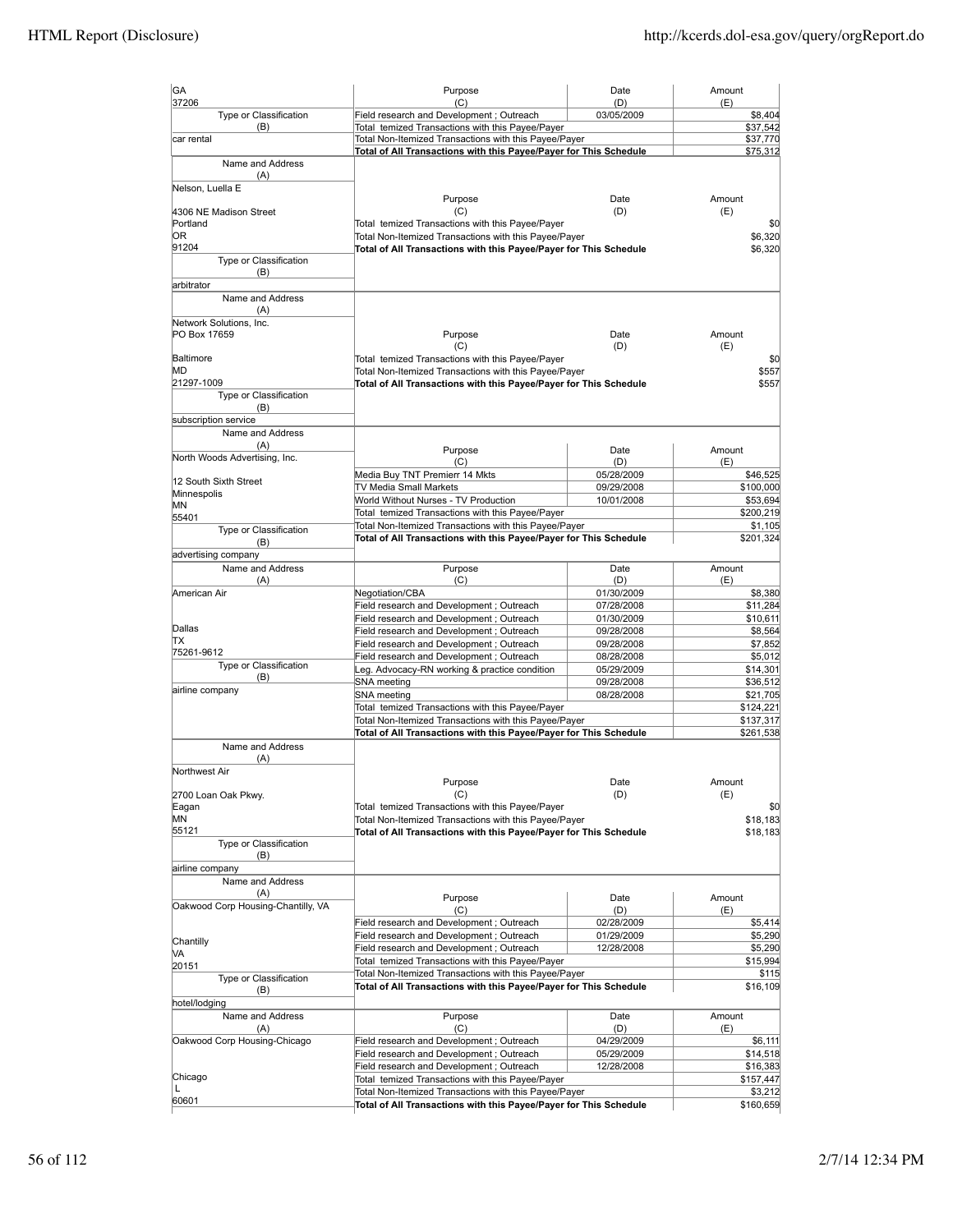| Name and Address (A) | Purpose (C) | Date (D) | Amount (E) |
|---|---|---|---|
| GA | | | |
| 37206 | | | |
| Type or Classification (B) | Field research and Development ; Outreach | 03/05/2009 | $8,404 |
| | Total temized Transactions with this Payee/Payer | | $37,542 |
| car rental | Total Non-Itemized Transactions with this Payee/Payer | | $37,770 |
| | **Total of All Transactions with this Payee/Payer for This Schedule** | | $75,312 |

| Name and Address (A) | Purpose (C) | Date (D) | Amount (E) |
|---|---|---|---|
| Nelson, Luella E<br>4306 NE Madison Street<br>Portland<br>OR<br>91204 | Total temized Transactions with this Payee/Payer | | $0 |
| | Total Non-Itemized Transactions with this Payee/Payer | | $6,320 |
| | **Total of All Transactions with this Payee/Payer for This Schedule** | | $6,320 |
| Type or Classification (B): arbitrator | | | |

| Name and Address (A) | Purpose (C) | Date (D) | Amount (E) |
|---|---|---|---|
| Network Solutions, Inc.<br>PO Box 17659<br>Baltimore<br>MD<br>21297-1009 | Total temized Transactions with this Payee/Payer | | $0 |
| | Total Non-Itemized Transactions with this Payee/Payer | | $557 |
| | **Total of All Transactions with this Payee/Payer for This Schedule** | | $557 |
| Type or Classification (B): subscription service | | | |

| Name and Address (A) | Purpose (C) | Date (D) | Amount (E) |
|---|---|---|---|
| North Woods Advertising, Inc.<br>12 South Sixth Street<br>Minneapolis<br>MN<br>55401 | Media Buy TNT Premierr 14 Mkts | 05/28/2009 | $46,525 |
| | TV Media Small Markets | 09/29/2008 | $100,000 |
| | World Without Nurses - TV Production | 10/01/2008 | $53,694 |
| | Total temized Transactions with this Payee/Payer | | $200,219 |
| | Total Non-Itemized Transactions with this Payee/Payer | | $1,105 |
| | **Total of All Transactions with this Payee/Payer for This Schedule** | | $201,324 |
| Type or Classification (B): advertising company | | | |

| Name and Address (A) | Purpose (C) | Date (D) | Amount (E) |
|---|---|---|---|
| American Air<br>Dallas<br>TX<br>75261-9612 | Negotiation/CBA | 01/30/2009 | $8,380 |
| | Field research and Development ; Outreach | 07/28/2008 | $11,284 |
| | Field research and Development ; Outreach | 01/30/2009 | $10,611 |
| | Field research and Development ; Outreach | 09/28/2008 | $8,564 |
| | Field research and Development ; Outreach | 09/28/2008 | $7,852 |
| | Field research and Development ; Outreach | 08/28/2008 | $5,012 |
| | Leg. Advocacy-RN working & practice condition | 05/29/2009 | $14,301 |
| | SNA meeting | 09/28/2008 | $36,512 |
| | SNA meeting | 08/28/2008 | $21,705 |
| | Total temized Transactions with this Payee/Payer | | $124,221 |
| | Total Non-Itemized Transactions with this Payee/Payer | | $137,317 |
| | **Total of All Transactions with this Payee/Payer for This Schedule** | | $261,538 |
| Type or Classification (B): airline company | | | |

| Name and Address (A) | Purpose (C) | Date (D) | Amount (E) |
|---|---|---|---|
| Northwest Air<br>2700 Loan Oak Pkwy.<br>Eagan<br>MN<br>55121 | Total temized Transactions with this Payee/Payer | | $0 |
| | Total Non-Itemized Transactions with this Payee/Payer | | $18,183 |
| | **Total of All Transactions with this Payee/Payer for This Schedule** | | $18,183 |
| Type or Classification (B): airline company | | | |

| Name and Address (A) | Purpose (C) | Date (D) | Amount (E) |
|---|---|---|---|
| Oakwood Corp Housing-Chantilly, VA<br>Chantilly<br>VA<br>20151 | Field research and Development ; Outreach | 02/28/2009 | $5,414 |
| | Field research and Development ; Outreach | 01/29/2009 | $5,290 |
| | Field research and Development ; Outreach | 12/28/2008 | $5,290 |
| | Total temized Transactions with this Payee/Payer | | $15,994 |
| | Total Non-Itemized Transactions with this Payee/Payer | | $115 |
| | **Total of All Transactions with this Payee/Payer for This Schedule** | | $16,109 |
| Type or Classification (B): hotel/lodging | | | |

| Name and Address (A) | Purpose (C) | Date (D) | Amount (E) |
|---|---|---|---|
| Oakwood Corp Housing-Chicago<br>Chicago<br>L<br>60601 | Field research and Development ; Outreach | 04/29/2009 | $6,111 |
| | Field research and Development ; Outreach | 05/29/2009 | $14,518 |
| | Field research and Development ; Outreach | 12/28/2008 | $16,383 |
| | Total temized Transactions with this Payee/Payer | | $157,447 |
| | Total Non-Itemized Transactions with this Payee/Payer | | $3,212 |
| | **Total of All Transactions with this Payee/Payer for This Schedule** | | $160,659 |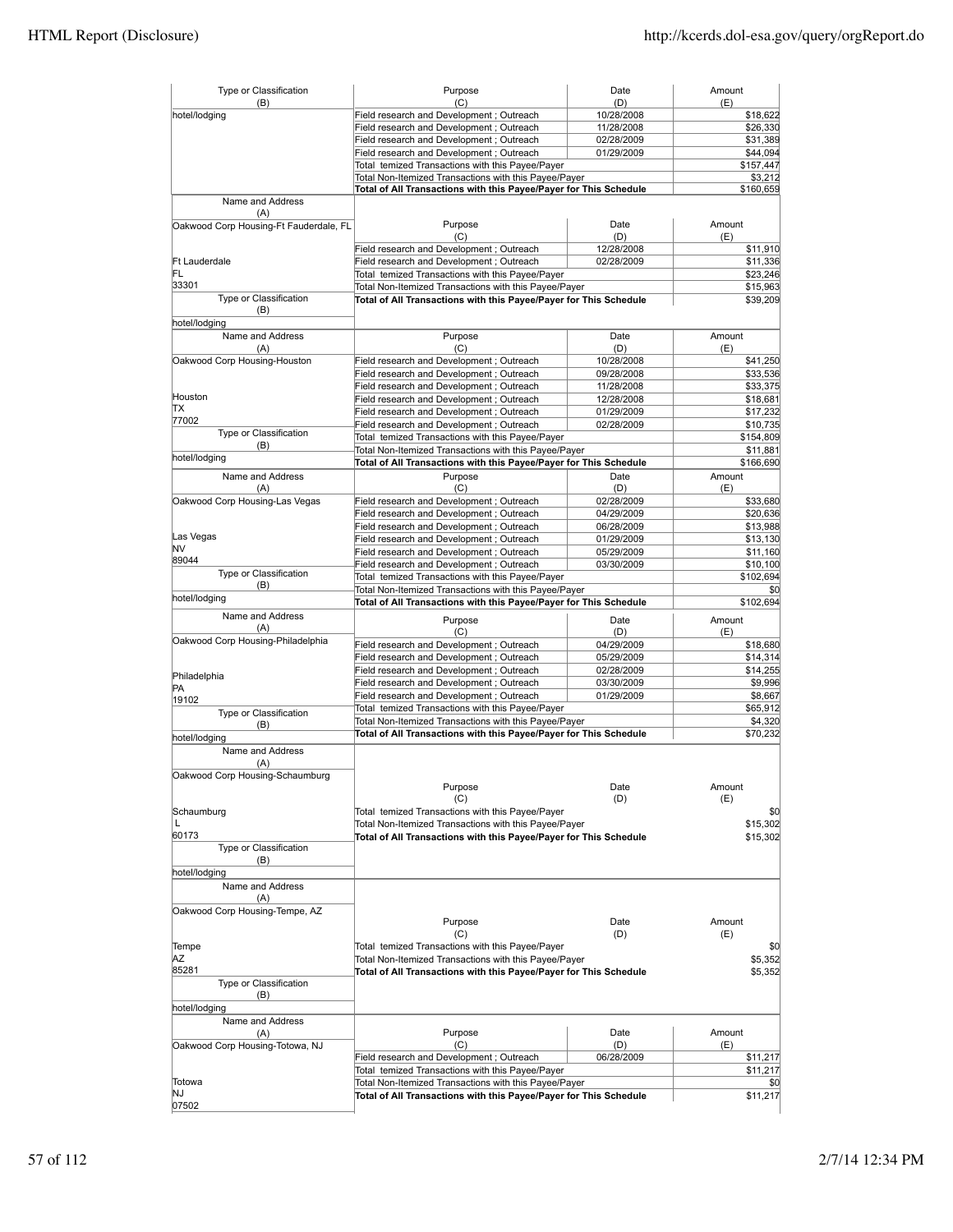| Type or Classification (B) | Purpose (C) | Date (D) | Amount (E) |
|---|---|---|---|
| hotel/lodging | Field research and Development ; Outreach | 10/28/2008 | $18,622 |
| | Field research and Development ; Outreach | 11/28/2008 | $26,330 |
| | Field research and Development ; Outreach | 02/28/2009 | $31,389 |
| | Field research and Development ; Outreach | 01/29/2009 | $44,094 |
| | Total temized Transactions with this Payee/Payer | | $157,447 |
| | Total Non-Itemized Transactions with this Payee/Payer | | $3,212 |
| | **Total of All Transactions with this Payee/Payer for This Schedule** | | $160,659 |

| Name and Address (A) | Purpose (C) | Date (D) | Amount (E) |
|---|---|---|---|
| Oakwood Corp Housing-Ft Fauderdale, FL | Field research and Development ; Outreach | 12/28/2008 | $11,910 |
| Ft Lauderdale | Field research and Development ; Outreach | 02/28/2009 | $11,336 |
| FL | Total temized Transactions with this Payee/Payer | | $23,246 |
| 33301 | Total Non-Itemized Transactions with this Payee/Payer | | $15,963 |
| Type or Classification (B) | **Total of All Transactions with this Payee/Payer for This Schedule** | | $39,209 |
| hotel/lodging | | | |

| Name and Address (A) | Purpose (C) | Date (D) | Amount (E) |
|---|---|---|---|
| Oakwood Corp Housing-Houston | Field research and Development ; Outreach | 10/28/2008 | $41,250 |
| | Field research and Development ; Outreach | 09/28/2008 | $33,536 |
| | Field research and Development ; Outreach | 11/28/2008 | $33,375 |
| Houston | Field research and Development ; Outreach | 12/28/2008 | $18,681 |
| TX | Field research and Development ; Outreach | 01/29/2009 | $17,232 |
| 77002 | Field research and Development ; Outreach | 02/28/2009 | $10,735 |
| Type or Classification (B) | Total temized Transactions with this Payee/Payer | | $154,809 |
| | Total Non-Itemized Transactions with this Payee/Payer | | $11,881 |
| hotel/lodging | **Total of All Transactions with this Payee/Payer for This Schedule** | | $166,690 |

| Name and Address (A) | Purpose (C) | Date (D) | Amount (E) |
|---|---|---|---|
| Oakwood Corp Housing-Las Vegas | Field research and Development ; Outreach | 02/28/2009 | $33,680 |
| | Field research and Development ; Outreach | 04/29/2009 | $20,636 |
| | Field research and Development ; Outreach | 06/28/2009 | $13,988 |
| Las Vegas | Field research and Development ; Outreach | 01/29/2009 | $13,130 |
| NV | Field research and Development ; Outreach | 05/29/2009 | $11,160 |
| 89044 | Field research and Development ; Outreach | 03/30/2009 | $10,100 |
| Type or Classification (B) | Total temized Transactions with this Payee/Payer | | $102,694 |
| | Total Non-Itemized Transactions with this Payee/Payer | | $0 |
| hotel/lodging | **Total of All Transactions with this Payee/Payer for This Schedule** | | $102,694 |

| Name and Address (A) | Purpose (C) | Date (D) | Amount (E) |
|---|---|---|---|
| Oakwood Corp Housing-Philadelphia | Field research and Development ; Outreach | 04/29/2009 | $18,680 |
| | Field research and Development ; Outreach | 05/29/2009 | $14,314 |
| Philadelphia | Field research and Development ; Outreach | 02/28/2009 | $14,255 |
| PA | Field research and Development ; Outreach | 03/30/2009 | $9,996 |
| 19102 | Field research and Development ; Outreach | 01/29/2009 | $8,667 |
| Type or Classification (B) | Total temized Transactions with this Payee/Payer | | $65,912 |
| | Total Non-Itemized Transactions with this Payee/Payer | | $4,320 |
| hotel/lodging | **Total of All Transactions with this Payee/Payer for This Schedule** | | $70,232 |

| Name and Address (A) | Purpose (C) | Date (D) | Amount (E) |
|---|---|---|---|
| Oakwood Corp Housing-Schaumburg | | | |
| Schaumburg | Total temized Transactions with this Payee/Payer | | $0 |
| L | Total Non-Itemized Transactions with this Payee/Payer | | $15,302 |
| 60173 | **Total of All Transactions with this Payee/Payer for This Schedule** | | $15,302 |
| Type or Classification (B) | | | |
| hotel/lodging | | | |

| Name and Address (A) | Purpose (C) | Date (D) | Amount (E) |
|---|---|---|---|
| Oakwood Corp Housing-Tempe, AZ | | | |
| Tempe | Total temized Transactions with this Payee/Payer | | $0 |
| AZ | Total Non-Itemized Transactions with this Payee/Payer | | $5,352 |
| 85281 | **Total of All Transactions with this Payee/Payer for This Schedule** | | $5,352 |
| Type or Classification (B) | | | |
| hotel/lodging | | | |

| Name and Address (A) | Purpose (C) | Date (D) | Amount (E) |
|---|---|---|---|
| Oakwood Corp Housing-Totowa, NJ | Field research and Development ; Outreach | 06/28/2009 | $11,217 |
| | Total temized Transactions with this Payee/Payer | | $11,217 |
| Totowa | Total Non-Itemized Transactions with this Payee/Payer | | $0 |
| NJ | **Total of All Transactions with this Payee/Payer for This Schedule** | | $11,217 |
| 07502 | | | |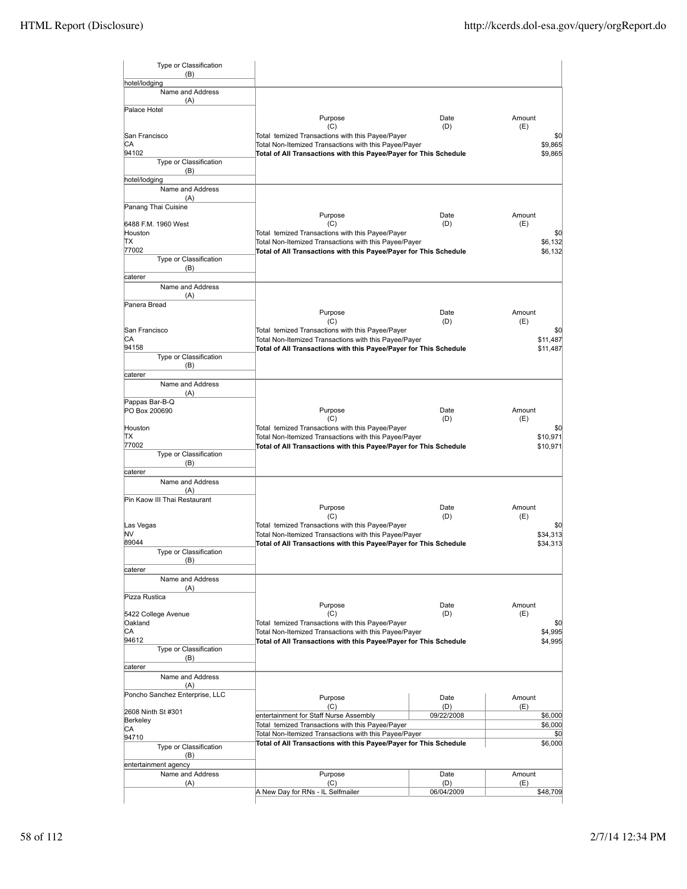| Type or Classification (B) | | | |
|---|---|---|---|
| hotel/lodging | | | |

| Name and Address (A) | Purpose (C) | Date (D) | Amount (E) |
|---|---|---|---|
| Palace Hotel<br><br>San Francisco<br>CA<br>94102 | Total temized Transactions with this Payee/Payer | | $0 |
| | Total Non-Itemized Transactions with this Payee/Payer | | $9,865 |
| | **Total of All Transactions with this Payee/Payer for This Schedule** | | $9,865 |
| **Type or Classification (B)** | | | |
| hotel/lodging | | | |

| Name and Address (A) | Purpose (C) | Date (D) | Amount (E) |
|---|---|---|---|
| Panang Thai Cuisine<br><br>6488 F.M. 1960 West<br>Houston<br>TX<br>77002 | Total temized Transactions with this Payee/Payer | | $0 |
| | Total Non-Itemized Transactions with this Payee/Payer | | $6,132 |
| | **Total of All Transactions with this Payee/Payer for This Schedule** | | $6,132 |
| **Type or Classification (B)** | | | |
| caterer | | | |

| Name and Address (A) | Purpose (C) | Date (D) | Amount (E) |
|---|---|---|---|
| Panera Bread<br><br>San Francisco<br>CA<br>94158 | Total temized Transactions with this Payee/Payer | | $0 |
| | Total Non-Itemized Transactions with this Payee/Payer | | $11,487 |
| | **Total of All Transactions with this Payee/Payer for This Schedule** | | $11,487 |
| **Type or Classification (B)** | | | |
| caterer | | | |

| Name and Address (A) | Purpose (C) | Date (D) | Amount (E) |
|---|---|---|---|
| Pappas Bar-B-Q<br>PO Box 200690<br><br>Houston<br>TX<br>77002 | Total temized Transactions with this Payee/Payer | | $0 |
| | Total Non-Itemized Transactions with this Payee/Payer | | $10,971 |
| | **Total of All Transactions with this Payee/Payer for This Schedule** | | $10,971 |
| **Type or Classification (B)** | | | |
| caterer | | | |

| Name and Address (A) | Purpose (C) | Date (D) | Amount (E) |
|---|---|---|---|
| Pin Kaow III Thai Restaurant<br><br>Las Vegas<br>NV<br>89044 | Total temized Transactions with this Payee/Payer | | $0 |
| | Total Non-Itemized Transactions with this Payee/Payer | | $34,313 |
| | **Total of All Transactions with this Payee/Payer for This Schedule** | | $34,313 |
| **Type or Classification (B)** | | | |
| caterer | | | |

| Name and Address (A) | Purpose (C) | Date (D) | Amount (E) |
|---|---|---|---|
| Pizza Rustica<br><br>5422 College Avenue<br>Oakland<br>CA<br>94612 | Total temized Transactions with this Payee/Payer | | $0 |
| | Total Non-Itemized Transactions with this Payee/Payer | | $4,995 |
| | **Total of All Transactions with this Payee/Payer for This Schedule** | | $4,995 |
| **Type or Classification (B)** | | | |
| caterer | | | |

| Name and Address (A) | Purpose (C) | Date (D) | Amount (E) |
|---|---|---|---|
| Poncho Sanchez Enterprise, LLC<br><br>2608 Ninth St #301<br>Berkeley<br>CA<br>94710 | entertainment for Staff Nurse Assembly | 09/22/2008 | $6,000 |
| | Total temized Transactions with this Payee/Payer | | $6,000 |
| | Total Non-Itemized Transactions with this Payee/Payer | | $0 |
| | **Total of All Transactions with this Payee/Payer for This Schedule** | | $6,000 |
| **Type or Classification (B)** | | | |
| entertainment agency | | | |

| Name and Address (A) | Purpose (C) | Date (D) | Amount (E) |
|---|---|---|---|
| | A New Day for RNs - IL Selfmailer | 06/04/2009 | $48,709 |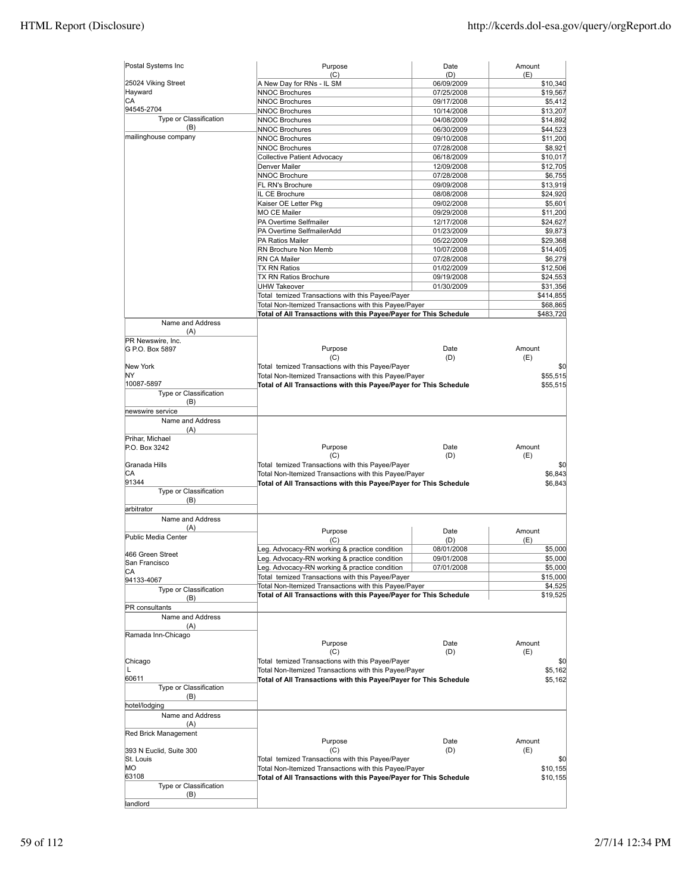| Name and Address (A) | Purpose (C) | Date (D) | Amount (E) |
|---|---|---|---|
| Postal Systems Inc<br>25024 Viking Street<br>Hayward<br>CA<br>94545-2704 | A New Day for RNs - IL SM | 06/09/2009 | $10,340 |
| | NNOC Brochures | 07/25/2008 | $19,567 |
| | NNOC Brochures | 09/17/2008 | $5,412 |
| | NNOC Brochures | 10/14/2008 | $13,207 |
| Type or Classification (B) | NNOC Brochures | 04/08/2009 | $14,892 |
| mailinghouse company | NNOC Brochures | 06/30/2009 | $44,523 |
| | NNOC Brochures | 09/10/2008 | $11,200 |
| | NNOC Brochures | 07/28/2008 | $8,921 |
| | Collective Patient Advocacy | 06/18/2009 | $10,017 |
| | Denver Mailer | 12/09/2008 | $12,705 |
| | NNOC Brochure | 07/28/2008 | $6,755 |
| | FL RN's Brochure | 09/09/2008 | $13,919 |
| | IL CE Brochure | 08/08/2008 | $24,920 |
| | Kaiser OE Letter Pkg | 09/02/2008 | $5,601 |
| | MO CE Mailer | 09/29/2008 | $11,200 |
| | PA Overtime Selfmailer | 12/17/2008 | $24,627 |
| | PA Overtime SelfmailerAdd | 01/23/2009 | $9,873 |
| | PA Ratios Mailer | 05/22/2009 | $29,368 |
| | RN Brochure Non Memb | 10/07/2008 | $14,405 |
| | RN CA Mailer | 07/28/2008 | $6,279 |
| | TX RN Ratios | 01/02/2009 | $12,506 |
| | TX RN Ratios Brochure | 09/19/2008 | $24,553 |
| | UHW Takeover | 01/30/2009 | $31,356 |
| | Total temized Transactions with this Payee/Payer | | $414,855 |
| | Total Non-Itemized Transactions with this Payee/Payer | | $68,865 |
| | **Total of All Transactions with this Payee/Payer for This Schedule** | | **$483,720** |

| Name and Address (A) | Purpose (C) | Date (D) | Amount (E) |
|---|---|---|---|
| PR Newswire, Inc.<br>G P.O. Box 5897<br>New York<br>NY<br>10087-5897 | Total temized Transactions with this Payee/Payer | | $0 |
| | Total Non-Itemized Transactions with this Payee/Payer | | $55,515 |
| | **Total of All Transactions with this Payee/Payer for This Schedule** | | **$55,515** |
| Type or Classification (B) | | | |
| newswire service | | | |

| Name and Address (A) | Purpose (C) | Date (D) | Amount (E) |
|---|---|---|---|
| Prihar, Michael<br>P.O. Box 3242<br>Granada Hills<br>CA<br>91344 | Total temized Transactions with this Payee/Payer | | $0 |
| | Total Non-Itemized Transactions with this Payee/Payer | | $6,843 |
| | **Total of All Transactions with this Payee/Payer for This Schedule** | | **$6,843** |
| Type or Classification (B) | | | |
| arbitrator | | | |

| Name and Address (A) | Purpose (C) | Date (D) | Amount (E) |
|---|---|---|---|
| Public Media Center<br>466 Green Street<br>San Francisco<br>CA<br>94133-4067 | Leg. Advocacy-RN working & practice condition | 08/01/2008 | $5,000 |
| | Leg. Advocacy-RN working & practice condition | 09/01/2008 | $5,000 |
| | Leg. Advocacy-RN working & practice condition | 07/01/2008 | $5,000 |
| | Total temized Transactions with this Payee/Payer | | $15,000 |
| Type or Classification (B) | Total Non-Itemized Transactions with this Payee/Payer | | $4,525 |
| PR consultants | **Total of All Transactions with this Payee/Payer for This Schedule** | | **$19,525** |

| Name and Address (A) | Purpose (C) | Date (D) | Amount (E) |
|---|---|---|---|
| Ramada Inn-Chicago<br>Chicago<br>L<br>60611 | Total temized Transactions with this Payee/Payer | | $0 |
| | Total Non-Itemized Transactions with this Payee/Payer | | $5,162 |
| | **Total of All Transactions with this Payee/Payer for This Schedule** | | **$5,162** |
| Type or Classification (B) | | | |
| hotel/lodging | | | |

| Name and Address (A) | Purpose (C) | Date (D) | Amount (E) |
|---|---|---|---|
| Red Brick Management<br>393 N Euclid, Suite 300<br>St. Louis<br>MO<br>63108 | Total temized Transactions with this Payee/Payer | | $0 |
| | Total Non-Itemized Transactions with this Payee/Payer | | $10,155 |
| | **Total of All Transactions with this Payee/Payer for This Schedule** | | **$10,155** |
| Type or Classification (B) | | | |
| landlord | | | |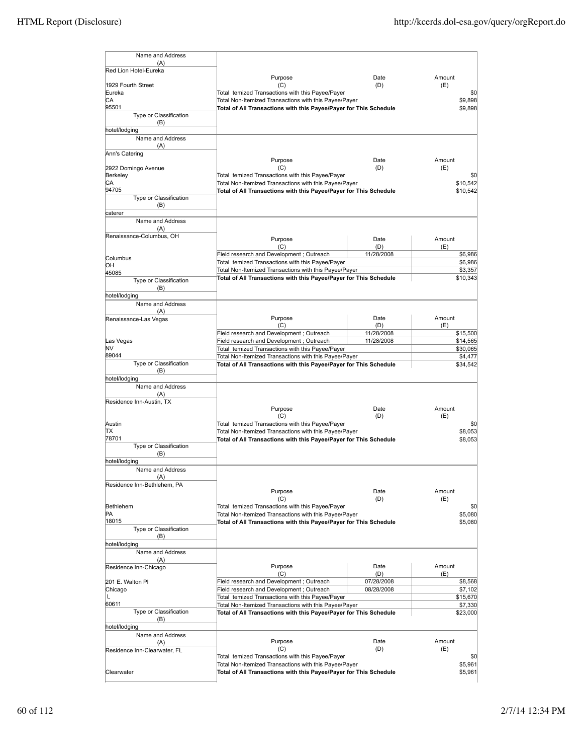| Name and Address (A) | Purpose (C) | Date (D) | Amount (E) |
|---|---|---|---|
| Red Lion Hotel-Eureka<br>1929 Fourth Street<br>Eureka<br>CA<br>95501 | Total temized Transactions with this Payee/Payer | | $0 |
| | Total Non-Itemized Transactions with this Payee/Payer | | $9,898 |
| | **Total of All Transactions with this Payee/Payer for This Schedule** | | $9,898 |
| Type or Classification (B): hotel/lodging | | | |

| Name and Address (A) | Purpose (C) | Date (D) | Amount (E) |
|---|---|---|---|
| Ann's Catering<br>2922 Domingo Avenue<br>Berkeley<br>CA<br>94705 | Total temized Transactions with this Payee/Payer | | $0 |
| | Total Non-Itemized Transactions with this Payee/Payer | | $10,542 |
| | **Total of All Transactions with this Payee/Payer for This Schedule** | | $10,542 |
| Type or Classification (B): caterer | | | |

| Name and Address (A) | Purpose (C) | Date (D) | Amount (E) |
|---|---|---|---|
| Renaissance-Columbus, OH<br>Columbus<br>OH<br>45085 | Field research and Development ; Outreach | 11/28/2008 | $6,986 |
| | Total temized Transactions with this Payee/Payer | | $6,986 |
| | Total Non-Itemized Transactions with this Payee/Payer | | $3,357 |
| | **Total of All Transactions with this Payee/Payer for This Schedule** | | $10,343 |
| Type or Classification (B): hotel/lodging | | | |

| Name and Address (A) | Purpose (C) | Date (D) | Amount (E) |
|---|---|---|---|
| Renaissance-Las Vegas<br>Las Vegas<br>NV<br>89044 | Field research and Development ; Outreach | 11/28/2008 | $15,500 |
| | Field research and Development ; Outreach | 11/28/2008 | $14,565 |
| | Total temized Transactions with this Payee/Payer | | $30,065 |
| | Total Non-Itemized Transactions with this Payee/Payer | | $4,477 |
| | **Total of All Transactions with this Payee/Payer for This Schedule** | | $34,542 |
| Type or Classification (B): hotel/lodging | | | |

| Name and Address (A) | Purpose (C) | Date (D) | Amount (E) |
|---|---|---|---|
| Residence Inn-Austin, TX<br>Austin<br>TX<br>78701 | Total temized Transactions with this Payee/Payer | | $0 |
| | Total Non-Itemized Transactions with this Payee/Payer | | $8,053 |
| | **Total of All Transactions with this Payee/Payer for This Schedule** | | $8,053 |
| Type or Classification (B): hotel/lodging | | | |

| Name and Address (A) | Purpose (C) | Date (D) | Amount (E) |
|---|---|---|---|
| Residence Inn-Bethlehem, PA<br>Bethlehem<br>PA<br>18015 | Total temized Transactions with this Payee/Payer | | $0 |
| | Total Non-Itemized Transactions with this Payee/Payer | | $5,080 |
| | **Total of All Transactions with this Payee/Payer for This Schedule** | | $5,080 |
| Type or Classification (B): hotel/lodging | | | |

| Name and Address (A) | Purpose (C) | Date (D) | Amount (E) |
|---|---|---|---|
| Residence Inn-Chicago<br>201 E. Walton Pl<br>Chicago<br>L<br>60611 | Field research and Development ; Outreach | 07/28/2008 | $8,568 |
| | Field research and Development ; Outreach | 08/28/2008 | $7,102 |
| | Total temized Transactions with this Payee/Payer | | $15,670 |
| | Total Non-Itemized Transactions with this Payee/Payer | | $7,330 |
| | **Total of All Transactions with this Payee/Payer for This Schedule** | | $23,000 |
| Type or Classification (B): hotel/lodging | | | |

| Name and Address (A) | Purpose (C) | Date (D) | Amount (E) |
|---|---|---|---|
| Residence Inn-Clearwater, FL<br>Clearwater | Total temized Transactions with this Payee/Payer | | $0 |
| | Total Non-Itemized Transactions with this Payee/Payer | | $5,961 |
| | **Total of All Transactions with this Payee/Payer for This Schedule** | | $5,961 |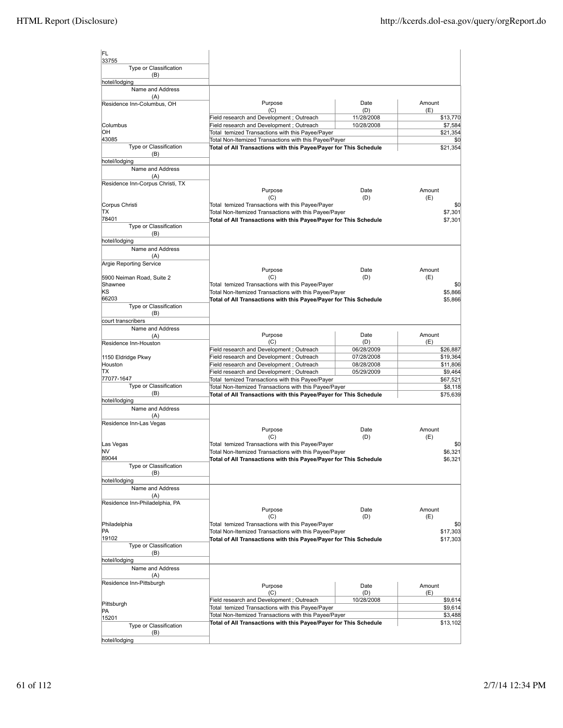FL
33755

Type or Classification (B)

hotel/lodging

| Name and Address (A) | Purpose (C) | Date (D) | Amount (E) |
|---|---|---|---|
| Residence Inn-Columbus, OH | Field research and Development ; Outreach | 11/28/2008 | $13,770 |
| Columbus | Field research and Development ; Outreach | 10/28/2008 | $7,584 |
| OH | Total temized Transactions with this Payee/Payer | | $21,354 |
| 43085 | Total Non-Itemized Transactions with this Payee/Payer | | $0 |
| Type or Classification (B) | **Total of All Transactions with this Payee/Payer for This Schedule** | | $21,354 |
| hotel/lodging | | | |

| Name and Address (A) | Purpose (C) | Date (D) | Amount (E) |
|---|---|---|---|
| Residence Inn-Corpus Christi, TX | | | |
| Corpus Christi | Total temized Transactions with this Payee/Payer | | $0 |
| TX | Total Non-Itemized Transactions with this Payee/Payer | | $7,301 |
| 78401 | **Total of All Transactions with this Payee/Payer for This Schedule** | | $7,301 |
| Type or Classification (B) | | | |
| hotel/lodging | | | |

| Name and Address (A) | Purpose (C) | Date (D) | Amount (E) |
|---|---|---|---|
| Argie Reporting Service | | | |
| 5900 Neiman Road, Suite 2 | | | |
| Shawnee | Total temized Transactions with this Payee/Payer | | $0 |
| KS | Total Non-Itemized Transactions with this Payee/Payer | | $5,866 |
| 66203 | **Total of All Transactions with this Payee/Payer for This Schedule** | | $5,866 |
| Type or Classification (B) | | | |
| court transcribers | | | |

| Name and Address (A) | Purpose (C) | Date (D) | Amount (E) |
|---|---|---|---|
| Residence Inn-Houston | Field research and Development ; Outreach | 06/28/2009 | $26,887 |
| 1150 Eldridge Pkwy | Field research and Development ; Outreach | 07/28/2008 | $19,364 |
| Houston | Field research and Development ; Outreach | 08/28/2008 | $11,806 |
| TX | Field research and Development ; Outreach | 05/29/2009 | $9,464 |
| 77077-1647 | Total temized Transactions with this Payee/Payer | | $67,521 |
| Type or Classification (B) | Total Non-Itemized Transactions with this Payee/Payer | | $8,118 |
| hotel/lodging | **Total of All Transactions with this Payee/Payer for This Schedule** | | $75,639 |

| Name and Address (A) | Purpose (C) | Date (D) | Amount (E) |
|---|---|---|---|
| Residence Inn-Las Vegas | | | |
| Las Vegas | Total temized Transactions with this Payee/Payer | | $0 |
| NV | Total Non-Itemized Transactions with this Payee/Payer | | $6,321 |
| 89044 | **Total of All Transactions with this Payee/Payer for This Schedule** | | $6,321 |
| Type or Classification (B) | | | |
| hotel/lodging | | | |

| Name and Address (A) | Purpose (C) | Date (D) | Amount (E) |
|---|---|---|---|
| Residence Inn-Philadelphia, PA | | | |
| Philadelphia | Total temized Transactions with this Payee/Payer | | $0 |
| PA | Total Non-Itemized Transactions with this Payee/Payer | | $17,303 |
| 19102 | **Total of All Transactions with this Payee/Payer for This Schedule** | | $17,303 |
| Type or Classification (B) | | | |
| hotel/lodging | | | |

| Name and Address (A) | Purpose (C) | Date (D) | Amount (E) |
|---|---|---|---|
| Residence Inn-Pittsburgh | Field research and Development ; Outreach | 10/28/2008 | $9,614 |
| Pittsburgh | Total temized Transactions with this Payee/Payer | | $9,614 |
| PA | Total Non-Itemized Transactions with this Payee/Payer | | $3,488 |
| 15201 | **Total of All Transactions with this Payee/Payer for This Schedule** | | $13,102 |
| Type or Classification (B) | | | |
| hotel/lodging | | | |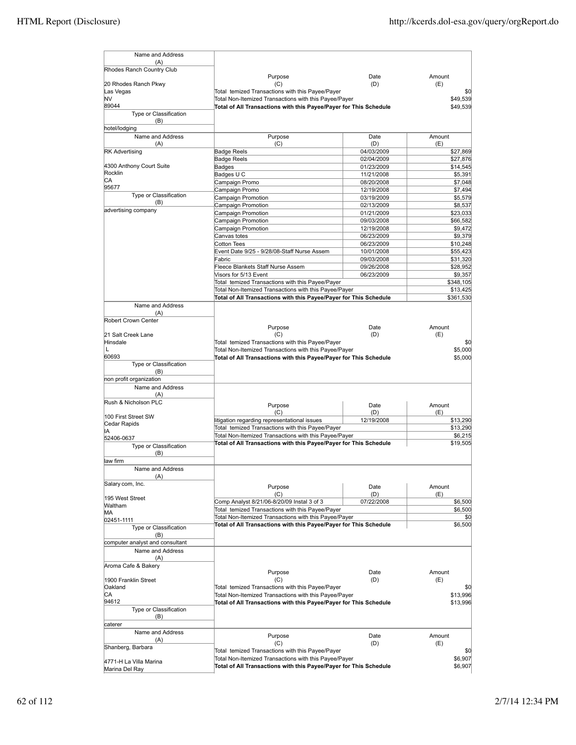| Name and Address (A) | Purpose (C) | Date (D) | Amount (E) |
|---|---|---|---|
| Rhodes Ranch Country Club<br><br>20 Rhodes Ranch Pkwy<br>Las Vegas<br>NV<br>89044 | Total temized Transactions with this Payee/Payer | | $0 |
| | Total Non-Itemized Transactions with this Payee/Payer | | $49,539 |
| | **Total of All Transactions with this Payee/Payer for This Schedule** | | $49,539 |
| Type or Classification (B): hotel/lodging | | | |

| Name and Address (A) | Purpose (C) | Date (D) | Amount (E) |
|---|---|---|---|
| RK Advertising<br><br>4300 Anthony Court Suite<br>Rocklin<br>CA<br>95677 | Badge Reels | 04/03/2009 | $27,869 |
| | Badge Reels | 02/04/2009 | $27,876 |
| | Badges | 01/23/2009 | $14,545 |
| | Badges U C | 11/21/2008 | $5,391 |
| | Campaign Promo | 08/20/2008 | $7,048 |
| | Campaign Promo | 12/19/2008 | $7,494 |
| Type or Classification (B): advertising company | Campaign Promotion | 03/19/2009 | $5,579 |
| | Campaign Promotion | 02/13/2009 | $8,537 |
| | Campaign Promotion | 01/21/2009 | $23,033 |
| | Campaign Promotion | 09/03/2008 | $66,582 |
| | Campaign Promotion | 12/19/2008 | $9,472 |
| | Canvas totes | 06/23/2009 | $9,379 |
| | Cotton Tees | 06/23/2009 | $10,248 |
| | Event Date 9/25 - 9/28/08-Staff Nurse Assem | 10/01/2008 | $55,423 |
| | Fabric | 09/03/2008 | $31,320 |
| | Fleece Blankets Staff Nurse Assem | 09/26/2008 | $28,952 |
| | Visors for 5/13 Event | 06/23/2009 | $9,357 |
| | Total temized Transactions with this Payee/Payer | | $348,105 |
| | Total Non-Itemized Transactions with this Payee/Payer | | $13,425 |
| | **Total of All Transactions with this Payee/Payer for This Schedule** | | $361,530 |

| Name and Address (A) | Purpose (C) | Date (D) | Amount (E) |
|---|---|---|---|
| Robert Crown Center<br><br>21 Salt Creek Lane<br>Hinsdale<br>L<br>60693 | Total temized Transactions with this Payee/Payer | | $0 |
| | Total Non-Itemized Transactions with this Payee/Payer | | $5,000 |
| | **Total of All Transactions with this Payee/Payer for This Schedule** | | $5,000 |
| Type or Classification (B): non profit organization | | | |

| Name and Address (A) | Purpose (C) | Date (D) | Amount (E) |
|---|---|---|---|
| Rush & Nicholson PLC<br><br>100 First Street SW<br>Cedar Rapids<br>IA<br>52406-0637 | litigation regarding representational issues | 12/19/2008 | $13,290 |
| | Total temized Transactions with this Payee/Payer | | $13,290 |
| | Total Non-Itemized Transactions with this Payee/Payer | | $6,215 |
| | **Total of All Transactions with this Payee/Payer for This Schedule** | | $19,505 |
| Type or Classification (B): law firm | | | |

| Name and Address (A) | Purpose (C) | Date (D) | Amount (E) |
|---|---|---|---|
| Salary com, Inc.<br><br>195 West Street<br>Waltham<br>MA<br>02451-1111 | Comp Analyst 8/21/06-8/20/09 Instal 3 of 3 | 07/22/2008 | $6,500 |
| | Total temized Transactions with this Payee/Payer | | $6,500 |
| | Total Non-Itemized Transactions with this Payee/Payer | | $0 |
| | **Total of All Transactions with this Payee/Payer for This Schedule** | | $6,500 |
| Type or Classification (B): computer analyst and consultant | | | |

| Name and Address (A) | Purpose (C) | Date (D) | Amount (E) |
|---|---|---|---|
| Aroma Cafe & Bakery<br><br>1900 Franklin Street<br>Oakland<br>CA<br>94612 | Total temized Transactions with this Payee/Payer | | $0 |
| | Total Non-Itemized Transactions with this Payee/Payer | | $13,996 |
| | **Total of All Transactions with this Payee/Payer for This Schedule** | | $13,996 |
| Type or Classification (B): caterer | | | |

| Name and Address (A) | Purpose (C) | Date (D) | Amount (E) |
|---|---|---|---|
| Shanberg, Barbara<br><br>4771-H La Villa Marina<br>Marina Del Ray | Total temized Transactions with this Payee/Payer | | $0 |
| | Total Non-Itemized Transactions with this Payee/Payer | | $6,907 |
| | **Total of All Transactions with this Payee/Payer for This Schedule** | | $6,907 |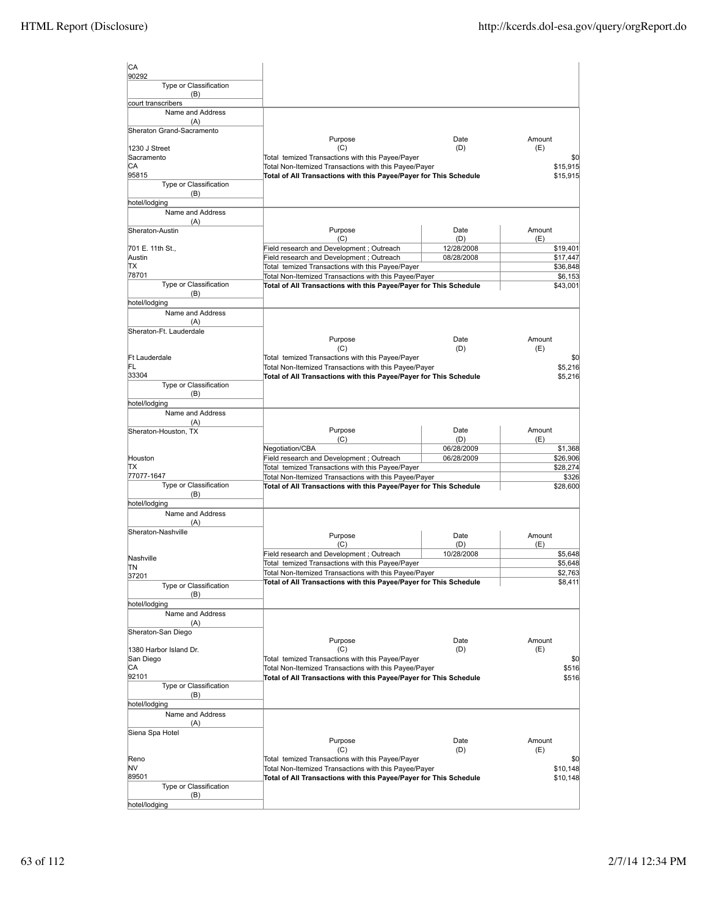| Name and Address (A) | Purpose (C) | Date (D) | Amount (E) |
|---|---|---|---|
| CA<br>90292 | | | |
| Type or Classification (B)<br>court transcribers | | | |
| Sheraton Grand-Sacramento<br>1230 J Street<br>Sacramento<br>CA<br>95815 | Total temized Transactions with this Payee/Payer | | $0 |
| | Total Non-Itemized Transactions with this Payee/Payer | | $15,915 |
| | **Total of All Transactions with this Payee/Payer for This Schedule** | | $15,915 |
| Type or Classification (B)<br>hotel/lodging | | | |
| Sheraton-Austin<br>701 E. 11th St.,<br>Austin<br>TX<br>78701 | Field research and Development ; Outreach | 12/28/2008 | $19,401 |
| | Field research and Development ; Outreach | 08/28/2008 | $17,447 |
| | Total temized Transactions with this Payee/Payer | | $36,848 |
| | Total Non-Itemized Transactions with this Payee/Payer | | $6,153 |
| | **Total of All Transactions with this Payee/Payer for This Schedule** | | $43,001 |
| Type or Classification (B)<br>hotel/lodging | | | |
| Sheraton-Ft. Lauderdale<br>Ft Lauderdale<br>FL<br>33304 | Total temized Transactions with this Payee/Payer | | $0 |
| | Total Non-Itemized Transactions with this Payee/Payer | | $5,216 |
| | **Total of All Transactions with this Payee/Payer for This Schedule** | | $5,216 |
| Type or Classification (B)<br>hotel/lodging | | | |
| Sheraton-Houston, TX<br>Houston<br>TX<br>77077-1647 | Negotiation/CBA | 06/28/2009 | $1,368 |
| | Field research and Development ; Outreach | 06/28/2009 | $26,906 |
| | Total temized Transactions with this Payee/Payer | | $28,274 |
| | Total Non-Itemized Transactions with this Payee/Payer | | $326 |
| | **Total of All Transactions with this Payee/Payer for This Schedule** | | $28,600 |
| Type or Classification (B)<br>hotel/lodging | | | |
| Sheraton-Nashville<br>Nashville<br>TN<br>37201 | Field research and Development ; Outreach | 10/28/2008 | $5,648 |
| | Total temized Transactions with this Payee/Payer | | $5,648 |
| | Total Non-Itemized Transactions with this Payee/Payer | | $2,763 |
| | **Total of All Transactions with this Payee/Payer for This Schedule** | | $8,411 |
| Type or Classification (B)<br>hotel/lodging | | | |
| Sheraton-San Diego<br>1380 Harbor Island Dr.<br>San Diego<br>CA<br>92101 | Total temized Transactions with this Payee/Payer | | $0 |
| | Total Non-Itemized Transactions with this Payee/Payer | | $516 |
| | **Total of All Transactions with this Payee/Payer for This Schedule** | | $516 |
| Type or Classification (B)<br>hotel/lodging | | | |
| Siena Spa Hotel<br>Reno<br>NV<br>89501 | Total temized Transactions with this Payee/Payer | | $0 |
| | Total Non-Itemized Transactions with this Payee/Payer | | $10,148 |
| | **Total of All Transactions with this Payee/Payer for This Schedule** | | $10,148 |
| Type or Classification (B)<br>hotel/lodging | | | |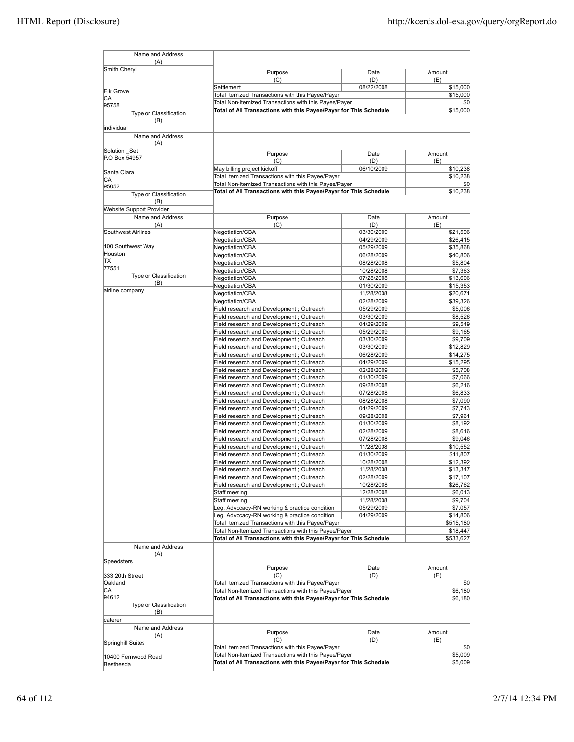| Name and Address (A) | Purpose (C) | Date (D) | Amount (E) |
|---|---|---|---|
| Smith Cheryl<br><br>Elk Grove<br>CA<br>95758 | Settlement | 08/22/2008 | $15,000 |
| | Total temized Transactions with this Payee/Payer | | $15,000 |
| | Total Non-Itemized Transactions with this Payee/Payer | | $0 |
| | **Total of All Transactions with this Payee/Payer for This Schedule** | | $15,000 |
| Type or Classification (B) | | | |
| individual | | | |

| Name and Address (A) | Purpose (C) | Date (D) | Amount (E) |
|---|---|---|---|
| Solution _Set<br>P.O Box 54957<br><br>Santa Clara<br>CA<br>95052 | May billing project kickoff | 06/10/2009 | $10,238 |
| | Total temized Transactions with this Payee/Payer | | $10,238 |
| | Total Non-Itemized Transactions with this Payee/Payer | | $0 |
| | **Total of All Transactions with this Payee/Payer for This Schedule** | | $10,238 |
| Type or Classification (B) | | | |
| Website Support Provider | | | |

| Name and Address (A) | Purpose (C) | Date (D) | Amount (E) |
|---|---|---|---|
| Southwest Airlines<br><br>100 Southwest Way<br>Houston<br>TX<br>77551 | Negotiation/CBA | 03/30/2009 | $21,596 |
| | Negotiation/CBA | 04/29/2009 | $26,415 |
| | Negotiation/CBA | 05/29/2009 | $35,868 |
| | Negotiation/CBA | 06/28/2009 | $40,806 |
| | Negotiation/CBA | 08/28/2008 | $5,804 |
| | Negotiation/CBA | 10/28/2008 | $7,363 |
| Type or Classification (B) | Negotiation/CBA | 07/28/2008 | $13,606 |
| airline company | Negotiation/CBA | 01/30/2009 | $15,353 |
| | Negotiation/CBA | 11/28/2008 | $20,671 |
| | Negotiation/CBA | 02/28/2009 | $39,326 |
| | Field research and Development ; Outreach | 05/29/2009 | $5,006 |
| | Field research and Development ; Outreach | 03/30/2009 | $8,526 |
| | Field research and Development ; Outreach | 04/29/2009 | $9,549 |
| | Field research and Development ; Outreach | 05/29/2009 | $9,165 |
| | Field research and Development ; Outreach | 03/30/2009 | $9,709 |
| | Field research and Development ; Outreach | 03/30/2009 | $12,829 |
| | Field research and Development ; Outreach | 06/28/2009 | $14,275 |
| | Field research and Development ; Outreach | 04/29/2009 | $15,295 |
| | Field research and Development ; Outreach | 02/28/2009 | $5,708 |
| | Field research and Development ; Outreach | 01/30/2009 | $7,066 |
| | Field research and Development ; Outreach | 09/28/2008 | $6,216 |
| | Field research and Development ; Outreach | 07/28/2008 | $6,833 |
| | Field research and Development ; Outreach | 08/28/2008 | $7,090 |
| | Field research and Development ; Outreach | 04/29/2009 | $7,743 |
| | Field research and Development ; Outreach | 09/28/2008 | $7,961 |
| | Field research and Development ; Outreach | 01/30/2009 | $8,192 |
| | Field research and Development ; Outreach | 02/28/2009 | $8,616 |
| | Field research and Development ; Outreach | 07/28/2008 | $9,046 |
| | Field research and Development ; Outreach | 11/28/2008 | $10,552 |
| | Field research and Development ; Outreach | 01/30/2009 | $11,807 |
| | Field research and Development ; Outreach | 10/28/2008 | $12,392 |
| | Field research and Development ; Outreach | 11/28/2008 | $13,347 |
| | Field research and Development ; Outreach | 02/28/2009 | $17,107 |
| | Field research and Development ; Outreach | 10/28/2008 | $26,762 |
| | Staff meeting | 12/28/2008 | $6,013 |
| | Staff meeting | 11/28/2008 | $9,704 |
| | Leg. Advocacy-RN working & practice condition | 05/29/2009 | $7,057 |
| | Leg. Advocacy-RN working & practice condition | 04/29/2009 | $14,806 |
| | Total temized Transactions with this Payee/Payer | | $515,180 |
| | Total Non-Itemized Transactions with this Payee/Payer | | $18,447 |
| | **Total of All Transactions with this Payee/Payer for This Schedule** | | $533,627 |

| Name and Address (A) | Purpose (C) | Date (D) | Amount (E) |
|---|---|---|---|
| Speedsters<br><br>333 20th Street<br>Oakland<br>CA<br>94612 | Total temized Transactions with this Payee/Payer | | $0 |
| | Total Non-Itemized Transactions with this Payee/Payer | | $6,180 |
| | **Total of All Transactions with this Payee/Payer for This Schedule** | | $6,180 |
| Type or Classification (B) | | | |
| caterer | | | |

| Name and Address (A) | Purpose (C) | Date (D) | Amount (E) |
|---|---|---|---|
| Springhill Suites<br><br>10400 Fernwood Road<br>Besthesda | Total temized Transactions with this Payee/Payer | | $0 |
| | Total Non-Itemized Transactions with this Payee/Payer | | $5,009 |
| | **Total of All Transactions with this Payee/Payer for This Schedule** | | $5,009 |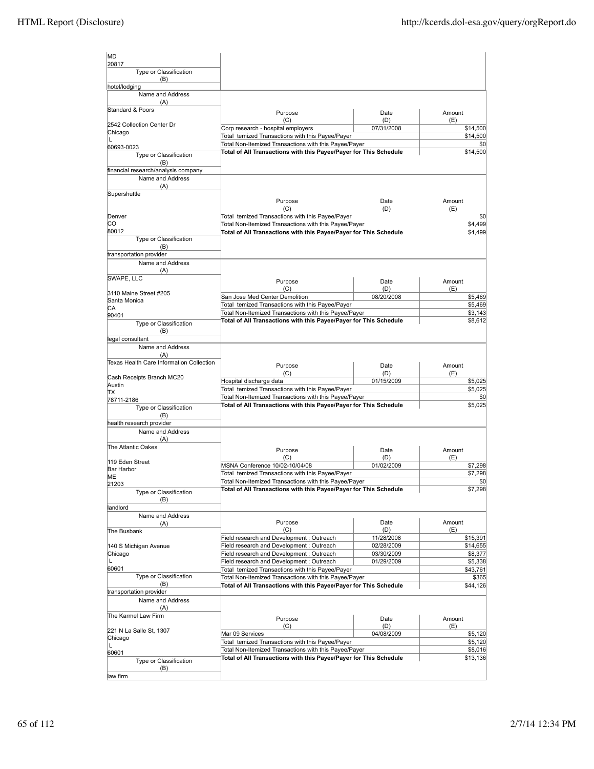MD
20817

Type or Classification
(B)

hotel/lodging

| Name and Address (A) | Purpose (C) | Date (D) | Amount (E) |
|---|---|---|---|
| Standard & Poors<br>2542 Collection Center Dr<br>Chicago<br>L<br>60693-0023 | Corp research - hospital employers | 07/31/2008 | $14,500 |
| | Total temized Transactions with this Payee/Payer | | $14,500 |
| | Total Non-Itemized Transactions with this Payee/Payer | | $0 |
| | **Total of All Transactions with this Payee/Payer for This Schedule** | | $14,500 |
| Type or Classification (B): financial research/analysis company | | | |

| Name and Address (A) | Purpose (C) | Date (D) | Amount (E) |
|---|---|---|---|
| Supershuttle<br>Denver<br>CO<br>80012 | Total temized Transactions with this Payee/Payer | | $0 |
| | Total Non-Itemized Transactions with this Payee/Payer | | $4,499 |
| | **Total of All Transactions with this Payee/Payer for This Schedule** | | $4,499 |
| Type or Classification (B): transportation provider | | | |

| Name and Address (A) | Purpose (C) | Date (D) | Amount (E) |
|---|---|---|---|
| SWAPE, LLC<br>3110 Maine Street #205<br>Santa Monica<br>CA<br>90401 | San Jose Med Center Demolition | 08/20/2008 | $5,469 |
| | Total temized Transactions with this Payee/Payer | | $5,469 |
| | Total Non-Itemized Transactions with this Payee/Payer | | $3,143 |
| | **Total of All Transactions with this Payee/Payer for This Schedule** | | $8,612 |
| Type or Classification (B): legal consultant | | | |

| Name and Address (A) | Purpose (C) | Date (D) | Amount (E) |
|---|---|---|---|
| Texas Health Care Information Collection<br>Cash Receipts Branch MC20<br>Austin<br>TX<br>78711-2186 | Hospital discharge data | 01/15/2009 | $5,025 |
| | Total temized Transactions with this Payee/Payer | | $5,025 |
| | Total Non-Itemized Transactions with this Payee/Payer | | $0 |
| | **Total of All Transactions with this Payee/Payer for This Schedule** | | $5,025 |
| Type or Classification (B): health research provider | | | |

| Name and Address (A) | Purpose (C) | Date (D) | Amount (E) |
|---|---|---|---|
| The Atlantic Oakes<br>119 Eden Street<br>Bar Harbor<br>ME<br>21203 | MSNA Conference 10/02-10/04/08 | 01/02/2009 | $7,298 |
| | Total temized Transactions with this Payee/Payer | | $7,298 |
| | Total Non-Itemized Transactions with this Payee/Payer | | $0 |
| | **Total of All Transactions with this Payee/Payer for This Schedule** | | $7,298 |
| Type or Classification (B): landlord | | | |

| Name and Address (A) | Purpose (C) | Date (D) | Amount (E) |
|---|---|---|---|
| The Busbank<br>140 S Michigan Avenue<br>Chicago<br>L<br>60601 | Field research and Development ; Outreach | 11/28/2008 | $15,391 |
| | Field research and Development ; Outreach | 02/28/2009 | $14,655 |
| | Field research and Development ; Outreach | 03/30/2009 | $8,377 |
| | Field research and Development ; Outreach | 01/29/2009 | $5,338 |
| | Total temized Transactions with this Payee/Payer | | $43,761 |
| | Total Non-Itemized Transactions with this Payee/Payer | | $365 |
| | **Total of All Transactions with this Payee/Payer for This Schedule** | | $44,126 |
| Type or Classification (B): transportation provider | | | |

| Name and Address (A) | Purpose (C) | Date (D) | Amount (E) |
|---|---|---|---|
| The Karmel Law Firm<br>221 N La Salle St, 1307<br>Chicago<br>L<br>60601 | Mar 09 Services | 04/08/2009 | $5,120 |
| | Total temized Transactions with this Payee/Payer | | $5,120 |
| | Total Non-Itemized Transactions with this Payee/Payer | | $8,016 |
| | **Total of All Transactions with this Payee/Payer for This Schedule** | | $13,136 |
| Type or Classification (B): law firm | | | |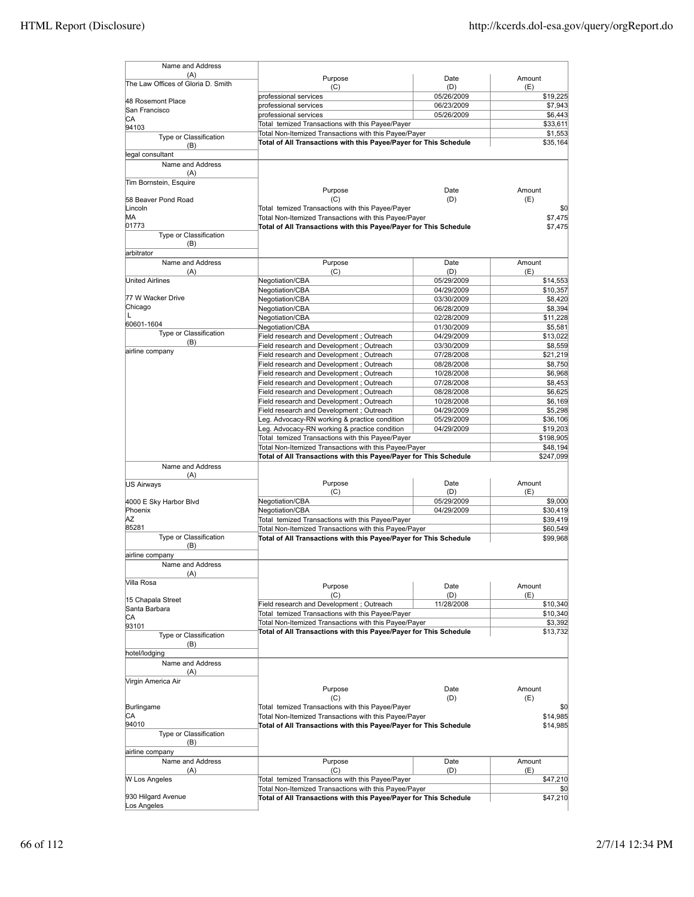| Name and Address (A) | Purpose (C) | Date (D) | Amount (E) |
|---|---|---|---|
| The Law Offices of Gloria D. Smith<br><br>48 Rosemont Place<br>San Francisco<br>CA<br>94103 | professional services | 05/26/2009 | $19,225 |
| | professional services | 06/23/2009 | $7,943 |
| | professional services | 05/26/2009 | $6,443 |
| | Total temized Transactions with this Payee/Payer | | $33,611 |
| | Total Non-Itemized Transactions with this Payee/Payer | | $1,553 |
| | **Total of All Transactions with this Payee/Payer for This Schedule** | | $35,164 |
| Type or Classification (B): legal consultant | | | |

| Name and Address (A) | Purpose (C) | Date (D) | Amount (E) |
|---|---|---|---|
| Tim Bornstein, Esquire<br><br>58 Beaver Pond Road<br>Lincoln<br>MA<br>01773 | Total temized Transactions with this Payee/Payer | | $0 |
| | Total Non-Itemized Transactions with this Payee/Payer | | $7,475 |
| | **Total of All Transactions with this Payee/Payer for This Schedule** | | $7,475 |
| Type or Classification (B): arbitrator | | | |

| Name and Address (A) | Purpose (C) | Date (D) | Amount (E) |
|---|---|---|---|
| United Airlines<br><br>77 W Wacker Drive<br>Chicago<br>L<br>60601-1604 | Negotiation/CBA | 05/29/2009 | $14,553 |
| | Negotiation/CBA | 04/29/2009 | $10,357 |
| | Negotiation/CBA | 03/30/2009 | $8,420 |
| | Negotiation/CBA | 06/28/2009 | $8,394 |
| | Negotiation/CBA | 02/28/2009 | $11,228 |
| | Negotiation/CBA | 01/30/2009 | $5,581 |
| Type or Classification (B): airline company | Field research and Development ; Outreach | 04/29/2009 | $13,022 |
| | Field research and Development ; Outreach | 03/30/2009 | $8,559 |
| | Field research and Development ; Outreach | 07/28/2008 | $21,219 |
| | Field research and Development ; Outreach | 08/28/2008 | $8,750 |
| | Field research and Development ; Outreach | 10/28/2008 | $6,968 |
| | Field research and Development ; Outreach | 07/28/2008 | $8,453 |
| | Field research and Development ; Outreach | 08/28/2008 | $6,625 |
| | Field research and Development ; Outreach | 10/28/2008 | $6,169 |
| | Field research and Development ; Outreach | 04/29/2009 | $5,298 |
| | Leg. Advocacy-RN working & practice condition | 05/29/2009 | $36,106 |
| | Leg. Advocacy-RN working & practice condition | 04/29/2009 | $19,203 |
| | Total temized Transactions with this Payee/Payer | | $198,905 |
| | Total Non-Itemized Transactions with this Payee/Payer | | $48,194 |
| | **Total of All Transactions with this Payee/Payer for This Schedule** | | $247,099 |

| Name and Address (A) | Purpose (C) | Date (D) | Amount (E) |
|---|---|---|---|
| US Airways<br><br>4000 E Sky Harbor Blvd<br>Phoenix<br>AZ<br>85281 | Negotiation/CBA | 05/29/2009 | $9,000 |
| | Negotiation/CBA | 04/29/2009 | $30,419 |
| | Total temized Transactions with this Payee/Payer | | $39,419 |
| | Total Non-Itemized Transactions with this Payee/Payer | | $60,549 |
| | **Total of All Transactions with this Payee/Payer for This Schedule** | | $99,968 |
| Type or Classification (B): airline company | | | |

| Name and Address (A) | Purpose (C) | Date (D) | Amount (E) |
|---|---|---|---|
| Villa Rosa<br><br>15 Chapala Street<br>Santa Barbara<br>CA<br>93101 | Field research and Development ; Outreach | 11/28/2008 | $10,340 |
| | Total temized Transactions with this Payee/Payer | | $10,340 |
| | Total Non-Itemized Transactions with this Payee/Payer | | $3,392 |
| | **Total of All Transactions with this Payee/Payer for This Schedule** | | $13,732 |
| Type or Classification (B): hotel/lodging | | | |

| Name and Address (A) | Purpose (C) | Date (D) | Amount (E) |
|---|---|---|---|
| Virgin America Air<br><br>Burlingame<br>CA<br>94010 | Total temized Transactions with this Payee/Payer | | $0 |
| | Total Non-Itemized Transactions with this Payee/Payer | | $14,985 |
| | **Total of All Transactions with this Payee/Payer for This Schedule** | | $14,985 |
| Type or Classification (B): airline company | | | |

| Name and Address (A) | Purpose (C) | Date (D) | Amount (E) |
|---|---|---|---|
| W Los Angeles<br><br>930 Hilgard Avenue<br>Los Angeles | Total temized Transactions with this Payee/Payer | | $47,210 |
| | Total Non-Itemized Transactions with this Payee/Payer | | $0 |
| | **Total of All Transactions with this Payee/Payer for This Schedule** | | $47,210 |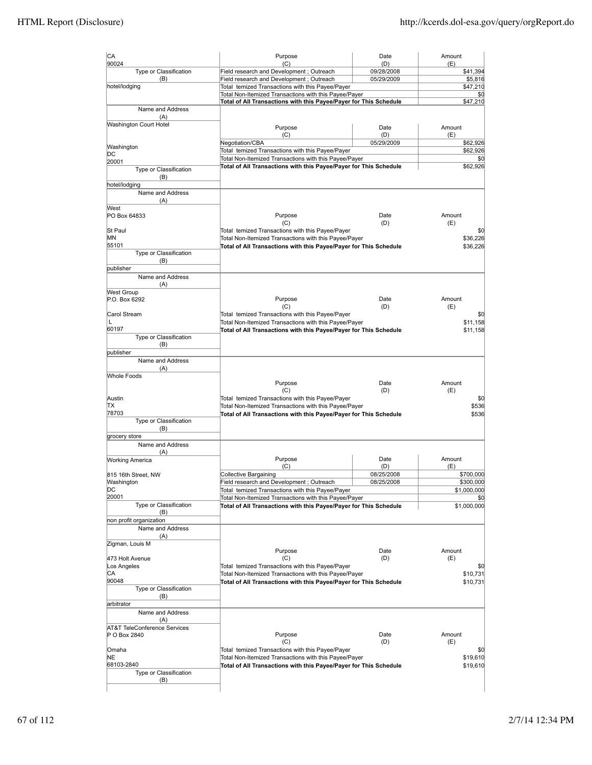| Name and Address (A) | Purpose (C) | Date (D) | Amount (E) |
|---|---|---|---|
| CA 90024 | Field research and Development ; Outreach | 09/28/2008 | $41,394 |
| Type or Classification (B): hotel/lodging | Field research and Development ; Outreach | 05/29/2009 | $5,816 |
| | Total temized Transactions with this Payee/Payer | | $47,210 |
| | Total Non-Itemized Transactions with this Payee/Payer | | $0 |
| | **Total of All Transactions with this Payee/Payer for This Schedule** | | $47,210 |

| Name and Address (A) | Purpose (C) | Date (D) | Amount (E) |
|---|---|---|---|
| Washington Court Hotel<br>Washington<br>DC<br>20001 | Negotiation/CBA | 05/29/2009 | $62,926 |
| Type or Classification (B): hotel/lodging | Total temized Transactions with this Payee/Payer | | $62,926 |
| | Total Non-Itemized Transactions with this Payee/Payer | | $0 |
| | **Total of All Transactions with this Payee/Payer for This Schedule** | | $62,926 |

| Name and Address (A) | Purpose (C) | Date (D) | Amount (E) |
|---|---|---|---|
| West<br>PO Box 64833<br>St Paul<br>MN<br>55101 | Total temized Transactions with this Payee/Payer | | $0 |
| Type or Classification (B): publisher | Total Non-Itemized Transactions with this Payee/Payer | | $36,226 |
| | **Total of All Transactions with this Payee/Payer for This Schedule** | | $36,226 |

| Name and Address (A) | Purpose (C) | Date (D) | Amount (E) |
|---|---|---|---|
| West Group<br>P.O. Box 6292<br>Carol Stream<br>L<br>60197 | Total temized Transactions with this Payee/Payer | | $0 |
| Type or Classification (B): publisher | Total Non-Itemized Transactions with this Payee/Payer | | $11,158 |
| | **Total of All Transactions with this Payee/Payer for This Schedule** | | $11,158 |

| Name and Address (A) | Purpose (C) | Date (D) | Amount (E) |
|---|---|---|---|
| Whole Foods<br>Austin<br>TX<br>78703 | Total temized Transactions with this Payee/Payer | | $0 |
| Type or Classification (B): grocery store | Total Non-Itemized Transactions with this Payee/Payer | | $536 |
| | **Total of All Transactions with this Payee/Payer for This Schedule** | | $536 |

| Name and Address (A) | Purpose (C) | Date (D) | Amount (E) |
|---|---|---|---|
| Working America<br>815 16th Street, NW<br>Washington<br>DC<br>20001 | Collective Bargaining | 08/25/2008 | $700,000 |
| Type or Classification (B): non profit organization | Field research and Development ; Outreach | 08/25/2008 | $300,000 |
| | Total temized Transactions with this Payee/Payer | | $1,000,000 |
| | Total Non-Itemized Transactions with this Payee/Payer | | $0 |
| | **Total of All Transactions with this Payee/Payer for This Schedule** | | $1,000,000 |

| Name and Address (A) | Purpose (C) | Date (D) | Amount (E) |
|---|---|---|---|
| Zigman, Louis M<br>473 Holt Avenue<br>Los Angeles<br>CA<br>90048 | Total temized Transactions with this Payee/Payer | | $0 |
| Type or Classification (B): arbitrator | Total Non-Itemized Transactions with this Payee/Payer | | $10,731 |
| | **Total of All Transactions with this Payee/Payer for This Schedule** | | $10,731 |

| Name and Address (A) | Purpose (C) | Date (D) | Amount (E) |
|---|---|---|---|
| AT&T TeleConference Services<br>P O Box 2840<br>Omaha<br>NE<br>68103-2840 | Total temized Transactions with this Payee/Payer | | $0 |
| Type or Classification (B): | Total Non-Itemized Transactions with this Payee/Payer | | $19,610 |
| | **Total of All Transactions with this Payee/Payer for This Schedule** | | $19,610 |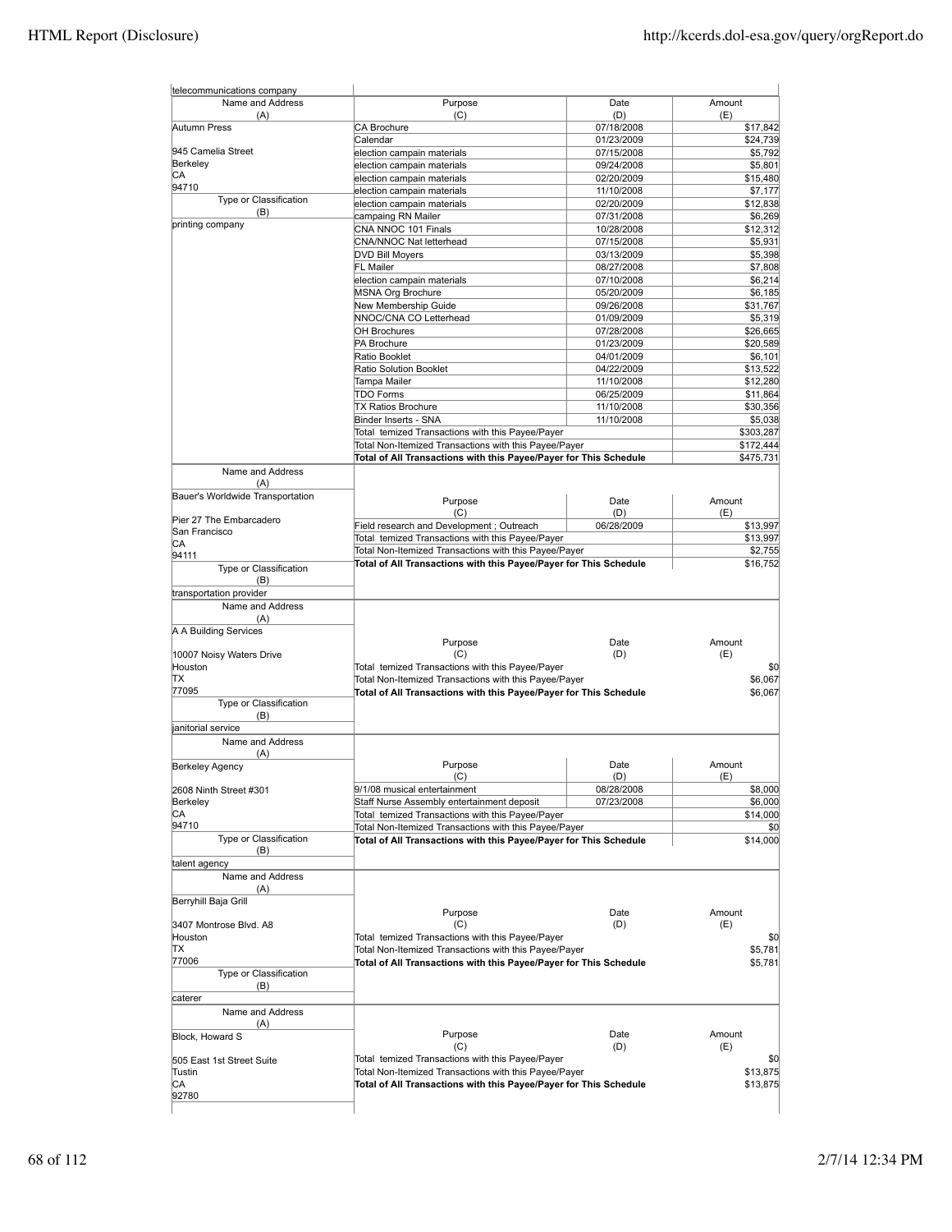| Name and Address (A) | Purpose (C) | Date (D) | Amount (E) |
|---|---|---|---|
| telecommunications company | | | |

| Name and Address (A) | Purpose (C) | Date (D) | Amount (E) |
|---|---|---|---|
| Autumn Press | CA Brochure | 07/18/2008 | $17,842 |
| | Calendar | 01/23/2009 | $24,739 |
| 945 Camelia Street | election campain materials | 07/15/2008 | $5,792 |
| Berkeley | election campain materials | 09/24/2008 | $5,801 |
| CA | election campain materials | 02/20/2009 | $15,480 |
| 94710 | election campain materials | 11/10/2008 | $7,177 |
| Type or Classification (B) | election campain materials | 02/20/2009 | $12,838 |
| | campaing RN Mailer | 07/31/2008 | $6,269 |
| printing company | CNA NNOC 101 Finals | 10/28/2008 | $12,312 |
| | CNA/NNOC Nat letterhead | 07/15/2008 | $5,931 |
| | DVD Bill Moyers | 03/13/2009 | $5,398 |
| | FL Mailer | 08/27/2008 | $7,808 |
| | election campain materials | 07/10/2008 | $6,214 |
| | MSNA Org Brochure | 05/20/2009 | $6,185 |
| | New Membership Guide | 09/26/2008 | $31,767 |
| | NNOC/CNA CO Letterhead | 01/09/2009 | $5,319 |
| | OH Brochures | 07/28/2008 | $26,665 |
| | PA Brochure | 01/23/2009 | $20,589 |
| | Ratio Booklet | 04/01/2009 | $6,101 |
| | Ratio Solution Booklet | 04/22/2009 | $13,522 |
| | Tampa Mailer | 11/10/2008 | $12,280 |
| | TDO Forms | 06/25/2009 | $11,864 |
| | TX Ratios Brochure | 11/10/2008 | $30,356 |
| | Binder Inserts - SNA | 11/10/2008 | $5,038 |
| | Total temized Transactions with this Payee/Payer | | $303,287 |
| | Total Non-Itemized Transactions with this Payee/Payer | | $172,444 |
| | **Total of All Transactions with this Payee/Payer for This Schedule** | | **$475,731** |

| Name and Address (A) | Purpose (C) | Date (D) | Amount (E) |
|---|---|---|---|
| Bauer's Worldwide Transportation | | | |
| Pier 27 The Embarcadero | Field research and Development ; Outreach | 06/28/2009 | $13,997 |
| San Francisco | Total temized Transactions with this Payee/Payer | | $13,997 |
| CA | Total Non-Itemized Transactions with this Payee/Payer | | $2,755 |
| 94111 | **Total of All Transactions with this Payee/Payer for This Schedule** | | **$16,752** |
| Type or Classification (B) | | | |
| transportation provider | | | |

| Name and Address (A) | Purpose (C) | Date (D) | Amount (E) |
|---|---|---|---|
| A A Building Services | | | |
| 10007 Noisy Waters Drive | | | |
| Houston | Total temized Transactions with this Payee/Payer | | $0 |
| TX | Total Non-Itemized Transactions with this Payee/Payer | | $6,067 |
| 77095 | **Total of All Transactions with this Payee/Payer for This Schedule** | | **$6,067** |
| Type or Classification (B) | | | |
| janitorial service | | | |

| Name and Address (A) | Purpose (C) | Date (D) | Amount (E) |
|---|---|---|---|
| Berkeley Agency | | | |
| 2608 Ninth Street #301 | 9/1/08 musical entertainment | 08/28/2008 | $8,000 |
| Berkeley | Staff Nurse Assembly entertainment deposit | 07/23/2008 | $6,000 |
| CA | Total temized Transactions with this Payee/Payer | | $14,000 |
| 94710 | Total Non-Itemized Transactions with this Payee/Payer | | $0 |
| Type or Classification (B) | **Total of All Transactions with this Payee/Payer for This Schedule** | | **$14,000** |
| talent agency | | | |

| Name and Address (A) | Purpose (C) | Date (D) | Amount (E) |
|---|---|---|---|
| Berryhill Baja Grill | | | |
| 3407 Montrose Blvd. A8 | | | |
| Houston | Total temized Transactions with this Payee/Payer | | $0 |
| TX | Total Non-Itemized Transactions with this Payee/Payer | | $5,781 |
| 77006 | **Total of All Transactions with this Payee/Payer for This Schedule** | | **$5,781** |
| Type or Classification (B) | | | |
| caterer | | | |

| Name and Address (A) | Purpose (C) | Date (D) | Amount (E) |
|---|---|---|---|
| Block, Howard S | | | |
| 505 East 1st Street Suite | Total temized Transactions with this Payee/Payer | | $0 |
| Tustin | Total Non-Itemized Transactions with this Payee/Payer | | $13,875 |
| CA | **Total of All Transactions with this Payee/Payer for This Schedule** | | **$13,875** |
| 92780 | | | |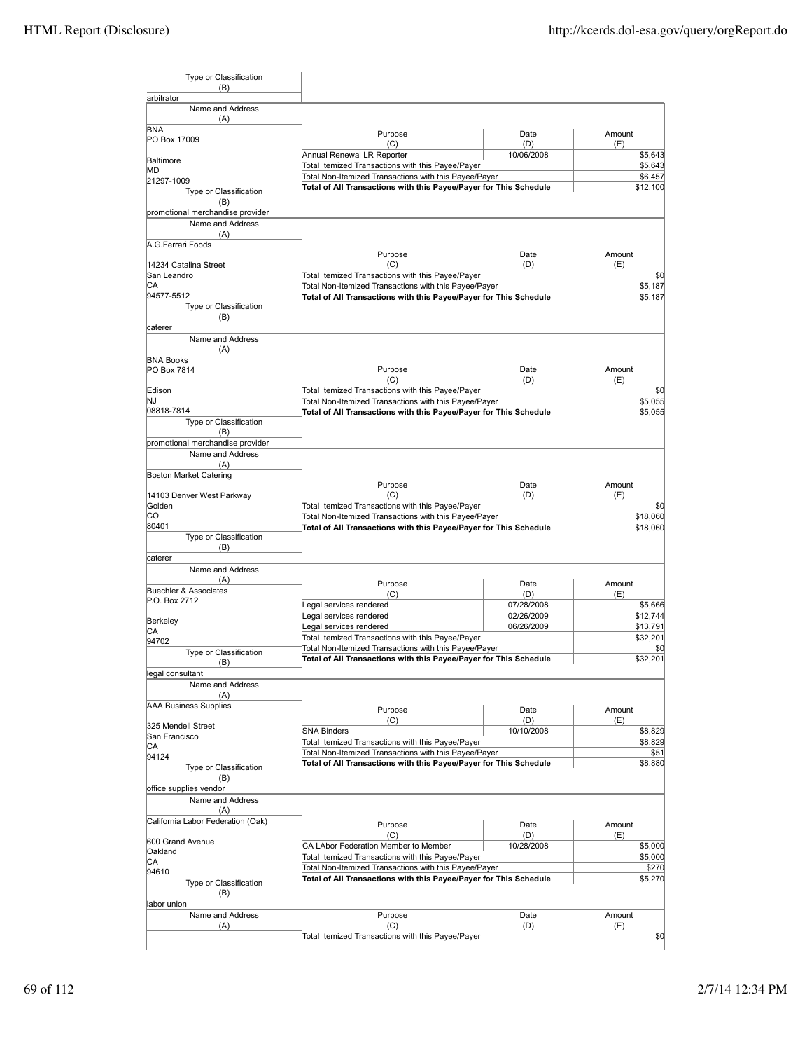| Type or Classification (B) | | | |
|---|---|---|---|
| arbitrator | | | |

| Name and Address (A) | Purpose (C) | Date (D) | Amount (E) |
|---|---|---|---|
| BNA<br>PO Box 17009<br><br>Baltimore<br>MD<br>21297-1009 | Annual Renewal LR Reporter | 10/06/2008 | $5,643 |
| | Total temized Transactions with this Payee/Payer | | $5,643 |
| | Total Non-Itemized Transactions with this Payee/Payer | | $6,457 |
| | **Total of All Transactions with this Payee/Payer for This Schedule** | | $12,100 |
| Type or Classification (B) | | | |
| promotional merchandise provider | | | |

| Name and Address (A) | Purpose (C) | Date (D) | Amount (E) |
|---|---|---|---|
| A.G.Ferrari Foods<br><br>14234 Catalina Street<br>San Leandro<br>CA<br>94577-5512 | Total temized Transactions with this Payee/Payer | | $0 |
| | Total Non-Itemized Transactions with this Payee/Payer | | $5,187 |
| | **Total of All Transactions with this Payee/Payer for This Schedule** | | $5,187 |
| Type or Classification (B) | | | |
| caterer | | | |

| Name and Address (A) | Purpose (C) | Date (D) | Amount (E) |
|---|---|---|---|
| BNA Books<br>PO Box 7814<br><br>Edison<br>NJ<br>08818-7814 | Total temized Transactions with this Payee/Payer | | $0 |
| | Total Non-Itemized Transactions with this Payee/Payer | | $5,055 |
| | **Total of All Transactions with this Payee/Payer for This Schedule** | | $5,055 |
| Type or Classification (B) | | | |
| promotional merchandise provider | | | |

| Name and Address (A) | Purpose (C) | Date (D) | Amount (E) |
|---|---|---|---|
| Boston Market Catering<br><br>14103 Denver West Parkway<br>Golden<br>CO<br>80401 | Total temized Transactions with this Payee/Payer | | $0 |
| | Total Non-Itemized Transactions with this Payee/Payer | | $18,060 |
| | **Total of All Transactions with this Payee/Payer for This Schedule** | | $18,060 |
| Type or Classification (B) | | | |
| caterer | | | |

| Name and Address (A) | Purpose (C) | Date (D) | Amount (E) |
|---|---|---|---|
| Buechler & Associates<br>P.O. Box 2712<br><br>Berkeley<br>CA<br>94702 | Legal services rendered | 07/28/2008 | $5,666 |
| | Legal services rendered | 02/26/2009 | $12,744 |
| | Legal services rendered | 06/26/2009 | $13,791 |
| | Total temized Transactions with this Payee/Payer | | $32,201 |
| | Total Non-Itemized Transactions with this Payee/Payer | | $0 |
| | **Total of All Transactions with this Payee/Payer for This Schedule** | | $32,201 |
| Type or Classification (B) | | | |
| legal consultant | | | |

| Name and Address (A) | Purpose (C) | Date (D) | Amount (E) |
|---|---|---|---|
| AAA Business Supplies<br><br>325 Mendell Street<br>San Francisco<br>CA<br>94124 | SNA Binders | 10/10/2008 | $8,829 |
| | Total temized Transactions with this Payee/Payer | | $8,829 |
| | Total Non-Itemized Transactions with this Payee/Payer | | $51 |
| | **Total of All Transactions with this Payee/Payer for This Schedule** | | $8,880 |
| Type or Classification (B) | | | |
| office supplies vendor | | | |

| Name and Address (A) | Purpose (C) | Date (D) | Amount (E) |
|---|---|---|---|
| California Labor Federation (Oak)<br><br>600 Grand Avenue<br>Oakland<br>CA<br>94610 | CA LAbor Federation Member to Member | 10/28/2008 | $5,000 |
| | Total temized Transactions with this Payee/Payer | | $5,000 |
| | Total Non-Itemized Transactions with this Payee/Payer | | $270 |
| | **Total of All Transactions with this Payee/Payer for This Schedule** | | $5,270 |
| Type or Classification (B) | | | |
| labor union | | | |

| Name and Address (A) | Purpose (C) | Date (D) | Amount (E) |
|---|---|---|---|
| | Total temized Transactions with this Payee/Payer | | $0 |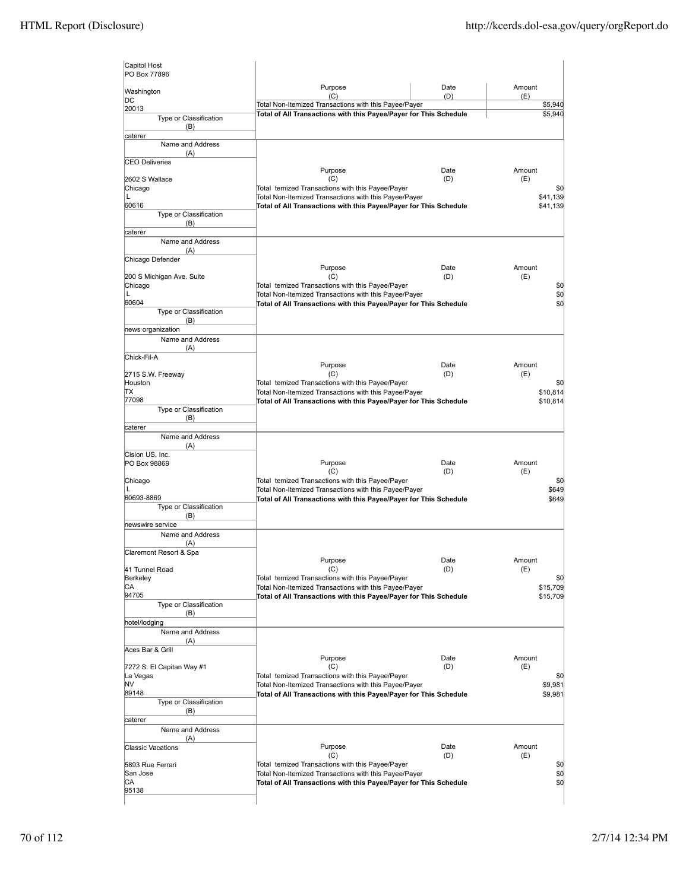| Name and Address (A) | Purpose (C) | Date (D) | Amount (E) |
|---|---|---|---|
| Capitol Host<br>PO Box 77896<br>Washington<br>DC<br>20013 | Total Non-Itemized Transactions with this Payee/Payer | | $5,940 |
| | **Total of All Transactions with this Payee/Payer for This Schedule** | | $5,940 |
| Type or Classification (B): caterer | | | |

| Name and Address (A) | Purpose (C) | Date (D) | Amount (E) |
|---|---|---|---|
| CEO Deliveries<br>2602 S Wallace<br>Chicago<br>L<br>60616 | Total temized Transactions with this Payee/Payer | | $0 |
| | Total Non-Itemized Transactions with this Payee/Payer | | $41,139 |
| | **Total of All Transactions with this Payee/Payer for This Schedule** | | $41,139 |
| Type or Classification (B): caterer | | | |

| Name and Address (A) | Purpose (C) | Date (D) | Amount (E) |
|---|---|---|---|
| Chicago Defender<br>200 S Michigan Ave. Suite<br>Chicago<br>L<br>60604 | Total temized Transactions with this Payee/Payer | | $0 |
| | Total Non-Itemized Transactions with this Payee/Payer | | $0 |
| | **Total of All Transactions with this Payee/Payer for This Schedule** | | $0 |
| Type or Classification (B): news organization | | | |

| Name and Address (A) | Purpose (C) | Date (D) | Amount (E) |
|---|---|---|---|
| Chick-Fil-A<br>2715 S.W. Freeway<br>Houston<br>TX<br>77098 | Total temized Transactions with this Payee/Payer | | $0 |
| | Total Non-Itemized Transactions with this Payee/Payer | | $10,814 |
| | **Total of All Transactions with this Payee/Payer for This Schedule** | | $10,814 |
| Type or Classification (B): caterer | | | |

| Name and Address (A) | Purpose (C) | Date (D) | Amount (E) |
|---|---|---|---|
| Cision US, Inc.<br>PO Box 98869<br>Chicago<br>L<br>60693-8869 | Total temized Transactions with this Payee/Payer | | $0 |
| | Total Non-Itemized Transactions with this Payee/Payer | | $649 |
| | **Total of All Transactions with this Payee/Payer for This Schedule** | | $649 |
| Type or Classification (B): newswire service | | | |

| Name and Address (A) | Purpose (C) | Date (D) | Amount (E) |
|---|---|---|---|
| Claremont Resort & Spa<br>41 Tunnel Road<br>Berkeley<br>CA<br>94705 | Total temized Transactions with this Payee/Payer | | $0 |
| | Total Non-Itemized Transactions with this Payee/Payer | | $15,709 |
| | **Total of All Transactions with this Payee/Payer for This Schedule** | | $15,709 |
| Type or Classification (B): hotel/lodging | | | |

| Name and Address (A) | Purpose (C) | Date (D) | Amount (E) |
|---|---|---|---|
| Aces Bar & Grill<br>7272 S. El Capitan Way #1<br>La Vegas<br>NV<br>89148 | Total temized Transactions with this Payee/Payer | | $0 |
| | Total Non-Itemized Transactions with this Payee/Payer | | $9,981 |
| | **Total of All Transactions with this Payee/Payer for This Schedule** | | $9,981 |
| Type or Classification (B): caterer | | | |

| Name and Address (A) | Purpose (C) | Date (D) | Amount (E) |
|---|---|---|---|
| Classic Vacations<br>5893 Rue Ferrari<br>San Jose<br>CA<br>95138 | Total temized Transactions with this Payee/Payer | | $0 |
| | Total Non-Itemized Transactions with this Payee/Payer | | $0 |
| | **Total of All Transactions with this Payee/Payer for This Schedule** | | $0 |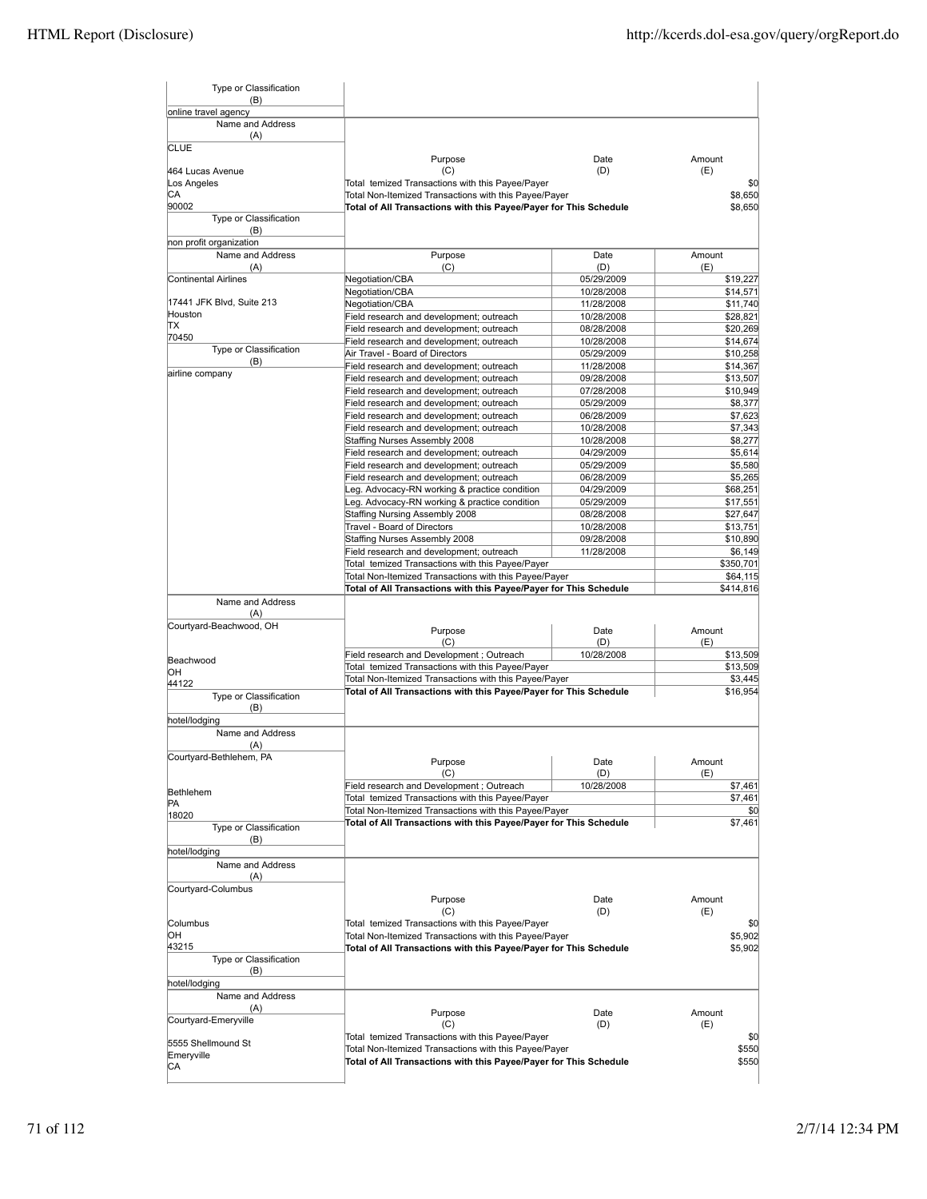| Type or Classification (B) | | | |
|---|---|---|---|
| online travel agency | | | |

| Name and Address (A) | Purpose (C) | Date (D) | Amount (E) |
|---|---|---|---|
| CLUE<br>464 Lucas Avenue<br>Los Angeles<br>CA<br>90002 | Total temized Transactions with this Payee/Payer | | $0 |
| | Total Non-Itemized Transactions with this Payee/Payer | | $8,650 |
| | **Total of All Transactions with this Payee/Payer for This Schedule** | | $8,650 |
| **Type or Classification (B)** | | | |
| non profit organization | | | |

| Name and Address (A) | Purpose (C) | Date (D) | Amount (E) |
|---|---|---|---|
| Continental Airlines<br>17441 JFK Blvd, Suite 213<br>Houston<br>TX<br>70450 | Negotiation/CBA | 05/29/2009 | $19,227 |
| | Negotiation/CBA | 10/28/2008 | $14,571 |
| | Negotiation/CBA | 11/28/2008 | $11,740 |
| | Field research and development; outreach | 10/28/2008 | $28,821 |
| | Field research and development; outreach | 08/28/2008 | $20,269 |
| | Field research and development; outreach | 10/28/2008 | $14,674 |
| **Type or Classification (B)** | Air Travel - Board of Directors | 05/29/2009 | $10,258 |
| airline company | Field research and development; outreach | 11/28/2008 | $14,367 |
| | Field research and development; outreach | 09/28/2008 | $13,507 |
| | Field research and development; outreach | 07/28/2008 | $10,949 |
| | Field research and development; outreach | 05/29/2009 | $8,377 |
| | Field research and development; outreach | 06/28/2009 | $7,623 |
| | Field research and development; outreach | 10/28/2008 | $7,343 |
| | Staffing Nurses Assembly 2008 | 10/28/2008 | $8,277 |
| | Field research and development; outreach | 04/29/2009 | $5,614 |
| | Field research and development; outreach | 05/29/2009 | $5,580 |
| | Field research and development; outreach | 06/28/2009 | $5,265 |
| | Leg. Advocacy-RN working & practice condition | 04/29/2009 | $68,251 |
| | Leg. Advocacy-RN working & practice condition | 05/29/2009 | $17,551 |
| | Staffing Nursing Assembly 2008 | 08/28/2008 | $27,647 |
| | Travel - Board of Directors | 10/28/2008 | $13,751 |
| | Staffing Nurses Assembly 2008 | 09/28/2008 | $10,890 |
| | Field research and development; outreach | 11/28/2008 | $6,149 |
| | Total temized Transactions with this Payee/Payer | | $350,701 |
| | Total Non-Itemized Transactions with this Payee/Payer | | $64,115 |
| | **Total of All Transactions with this Payee/Payer for This Schedule** | | $414,816 |

| Name and Address (A) | Purpose (C) | Date (D) | Amount (E) |
|---|---|---|---|
| Courtyard-Beachwood, OH<br>Beachwood<br>OH<br>44122 | Field research and Development ; Outreach | 10/28/2008 | $13,509 |
| | Total temized Transactions with this Payee/Payer | | $13,509 |
| | Total Non-Itemized Transactions with this Payee/Payer | | $3,445 |
| | **Total of All Transactions with this Payee/Payer for This Schedule** | | $16,954 |
| **Type or Classification (B)** | | | |
| hotel/lodging | | | |

| Name and Address (A) | Purpose (C) | Date (D) | Amount (E) |
|---|---|---|---|
| Courtyard-Bethlehem, PA<br>Bethlehem<br>PA<br>18020 | Field research and Development ; Outreach | 10/28/2008 | $7,461 |
| | Total temized Transactions with this Payee/Payer | | $7,461 |
| | Total Non-Itemized Transactions with this Payee/Payer | | $0 |
| | **Total of All Transactions with this Payee/Payer for This Schedule** | | $7,461 |
| **Type or Classification (B)** | | | |
| hotel/lodging | | | |

| Name and Address (A) | Purpose (C) | Date (D) | Amount (E) |
|---|---|---|---|
| Courtyard-Columbus<br>Columbus<br>OH<br>43215 | Total temized Transactions with this Payee/Payer | | $0 |
| | Total Non-Itemized Transactions with this Payee/Payer | | $5,902 |
| | **Total of All Transactions with this Payee/Payer for This Schedule** | | $5,902 |
| **Type or Classification (B)** | | | |
| hotel/lodging | | | |

| Name and Address (A) | Purpose (C) | Date (D) | Amount (E) |
|---|---|---|---|
| Courtyard-Emeryville<br>5555 Shellmound St<br>Emeryville<br>CA | Total temized Transactions with this Payee/Payer | | $0 |
| | Total Non-Itemized Transactions with this Payee/Payer | | $550 |
| | **Total of All Transactions with this Payee/Payer for This Schedule** | | $550 |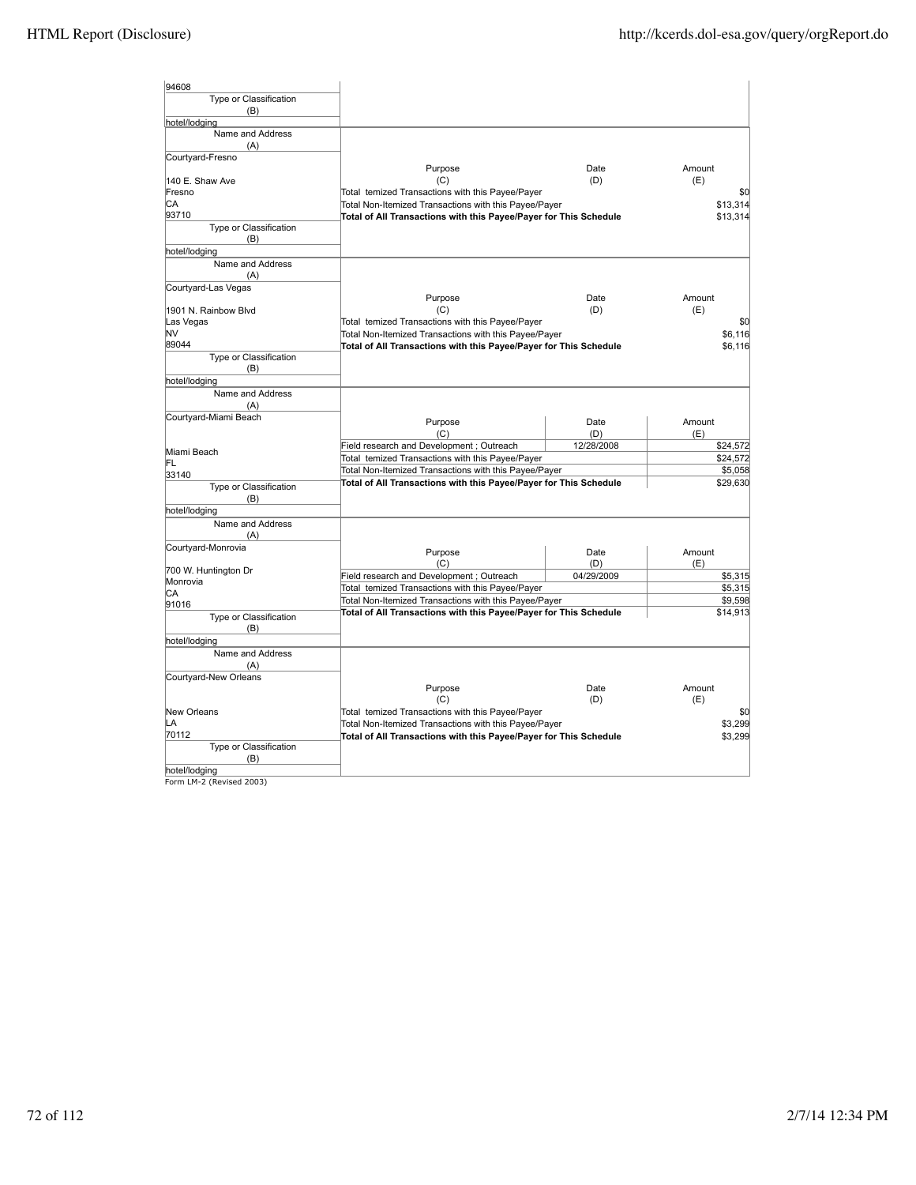| Name and Address (A) | Purpose (C) | Date (D) | Amount (E) |
|---|---|---|---|
| 94608 | | | |
| Type or Classification (B): hotel/lodging | | | |

| Name and Address (A) | Purpose (C) | Date (D) | Amount (E) |
|---|---|---|---|
| Courtyard-Fresno<br><br>140 E. Shaw Ave<br>Fresno<br>CA<br>93710 | Total temized Transactions with this Payee/Payer | | $0 |
| | Total Non-Itemized Transactions with this Payee/Payer | | $13,314 |
| | **Total of All Transactions with this Payee/Payer for This Schedule** | | $13,314 |
| Type or Classification (B): hotel/lodging | | | |

| Name and Address (A) | Purpose (C) | Date (D) | Amount (E) |
|---|---|---|---|
| Courtyard-Las Vegas<br><br>1901 N. Rainbow Blvd<br>Las Vegas<br>NV<br>89044 | Total temized Transactions with this Payee/Payer | | $0 |
| | Total Non-Itemized Transactions with this Payee/Payer | | $6,116 |
| | **Total of All Transactions with this Payee/Payer for This Schedule** | | $6,116 |
| Type or Classification (B): hotel/lodging | | | |

| Name and Address (A) | Purpose (C) | Date (D) | Amount (E) |
|---|---|---|---|
| Courtyard-Miami Beach<br><br>Miami Beach<br>FL<br>33140 | Field research and Development ; Outreach | 12/28/2008 | $24,572 |
| | Total temized Transactions with this Payee/Payer | | $24,572 |
| | Total Non-Itemized Transactions with this Payee/Payer | | $5,058 |
| | **Total of All Transactions with this Payee/Payer for This Schedule** | | $29,630 |
| Type or Classification (B): hotel/lodging | | | |

| Name and Address (A) | Purpose (C) | Date (D) | Amount (E) |
|---|---|---|---|
| Courtyard-Monrovia<br><br>700 W. Huntington Dr<br>Monrovia<br>CA<br>91016 | Field research and Development ; Outreach | 04/29/2009 | $5,315 |
| | Total temized Transactions with this Payee/Payer | | $5,315 |
| | Total Non-Itemized Transactions with this Payee/Payer | | $9,598 |
| | **Total of All Transactions with this Payee/Payer for This Schedule** | | $14,913 |
| Type or Classification (B): hotel/lodging | | | |

| Name and Address (A) | Purpose (C) | Date (D) | Amount (E) |
|---|---|---|---|
| Courtyard-New Orleans<br><br>New Orleans<br>LA<br>70112 | Total temized Transactions with this Payee/Payer | | $0 |
| | Total Non-Itemized Transactions with this Payee/Payer | | $3,299 |
| | **Total of All Transactions with this Payee/Payer for This Schedule** | | $3,299 |
| Type or Classification (B): hotel/lodging | | | |

Form LM-2 (Revised 2003)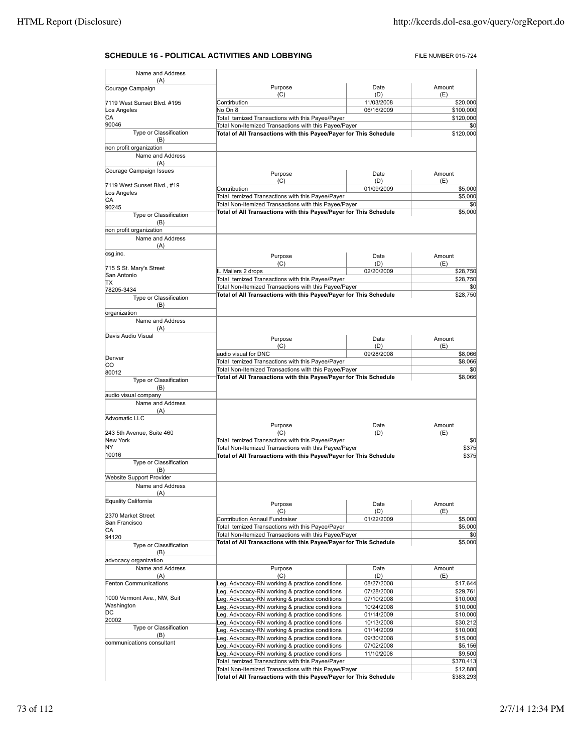## SCHEDULE 16 - POLITICAL ACTIVITIES AND LOBBYING

FILE NUMBER 015-724

| Name and Address (A) | Purpose (C) | Date (D) | Amount (E) |
|---|---|---|---|
| Courage Campaign<br>7119 West Sunset Blvd. #195<br>Los Angeles<br>CA<br>90046 | Contirbution | 11/03/2008 | $20,000 |
| | No On 8 | 06/16/2009 | $100,000 |
| | Total temized Transactions with this Payee/Payer | | $120,000 |
| | Total Non-Itemized Transactions with this Payee/Payer | | $0 |
| Type or Classification (B): non profit organization | **Total of All Transactions with this Payee/Payer for This Schedule** | | $120,000 |

| Name and Address (A) | Purpose (C) | Date (D) | Amount (E) |
|---|---|---|---|
| Courage Campaign Issues<br>7119 West Sunset Blvd., #19<br>Los Angeles<br>CA<br>90245 | Contribution | 01/09/2009 | $5,000 |
| | Total temized Transactions with this Payee/Payer | | $5,000 |
| | Total Non-Itemized Transactions with this Payee/Payer | | $0 |
| Type or Classification (B): non profit organization | **Total of All Transactions with this Payee/Payer for This Schedule** | | $5,000 |

| Name and Address (A) | Purpose (C) | Date (D) | Amount (E) |
|---|---|---|---|
| csg.inc.<br>715 S St. Mary's Street<br>San Antonio<br>TX<br>78205-3434 | IL Mailers 2 drops | 02/20/2009 | $28,750 |
| | Total temized Transactions with this Payee/Payer | | $28,750 |
| | Total Non-Itemized Transactions with this Payee/Payer | | $0 |
| Type or Classification (B): organization | **Total of All Transactions with this Payee/Payer for This Schedule** | | $28,750 |

| Name and Address (A) | Purpose (C) | Date (D) | Amount (E) |
|---|---|---|---|
| Davis Audio Visual<br>Denver<br>CO<br>80012 | audio visual for DNC | 09/28/2008 | $8,066 |
| | Total temized Transactions with this Payee/Payer | | $8,066 |
| | Total Non-Itemized Transactions with this Payee/Payer | | $0 |
| Type or Classification (B): audio visual company | **Total of All Transactions with this Payee/Payer for This Schedule** | | $8,066 |

| Name and Address (A) | Purpose (C) | Date (D) | Amount (E) |
|---|---|---|---|
| Advomatic LLC<br>243 5th Avenue, Suite 460<br>New York<br>NY<br>10016 | Total temized Transactions with this Payee/Payer | | $0 |
| | Total Non-Itemized Transactions with this Payee/Payer | | $375 |
| Type or Classification (B): Website Support Provider | **Total of All Transactions with this Payee/Payer for This Schedule** | | $375 |

| Name and Address (A) | Purpose (C) | Date (D) | Amount (E) |
|---|---|---|---|
| Equality California<br>2370 Market Street<br>San Francisco<br>CA<br>94120 | Contribution Annaul Fundraiser | 01/22/2009 | $5,000 |
| | Total temized Transactions with this Payee/Payer | | $5,000 |
| | Total Non-Itemized Transactions with this Payee/Payer | | $0 |
| Type or Classification (B): advocacy organization | **Total of All Transactions with this Payee/Payer for This Schedule** | | $5,000 |

| Name and Address (A) | Purpose (C) | Date (D) | Amount (E) |
|---|---|---|---|
| Fenton Communications<br>1000 Vermont Ave., NW, Suit<br>Washington<br>DC<br>20002 | Leg. Advocacy-RN working & practice conditions | 08/27/2008 | $17,644 |
| | Leg. Advocacy-RN working & practice conditions | 07/28/2008 | $29,761 |
| | Leg. Advocacy-RN working & practice conditions | 07/10/2008 | $10,000 |
| | Leg. Advocacy-RN working & practice conditions | 10/24/2008 | $10,000 |
| | Leg. Advocacy-RN working & practice conditions | 01/14/2009 | $10,000 |
| | Leg. Advocacy-RN working & practice conditions | 10/13/2008 | $30,212 |
| Type or Classification (B): communications consultant | Leg. Advocacy-RN working & practice conditions | 01/14/2009 | $10,000 |
| | Leg. Advocacy-RN working & practice conditions | 09/30/2008 | $15,000 |
| | Leg. Advocacy-RN working & practice conditions | 07/02/2008 | $5,156 |
| | Leg. Advocacy-RN working & practice conditions | 11/10/2008 | $9,500 |
| | Total temized Transactions with this Payee/Payer | | $370,413 |
| | Total Non-Itemized Transactions with this Payee/Payer | | $12,880 |
| | **Total of All Transactions with this Payee/Payer for This Schedule** | | $383,293 |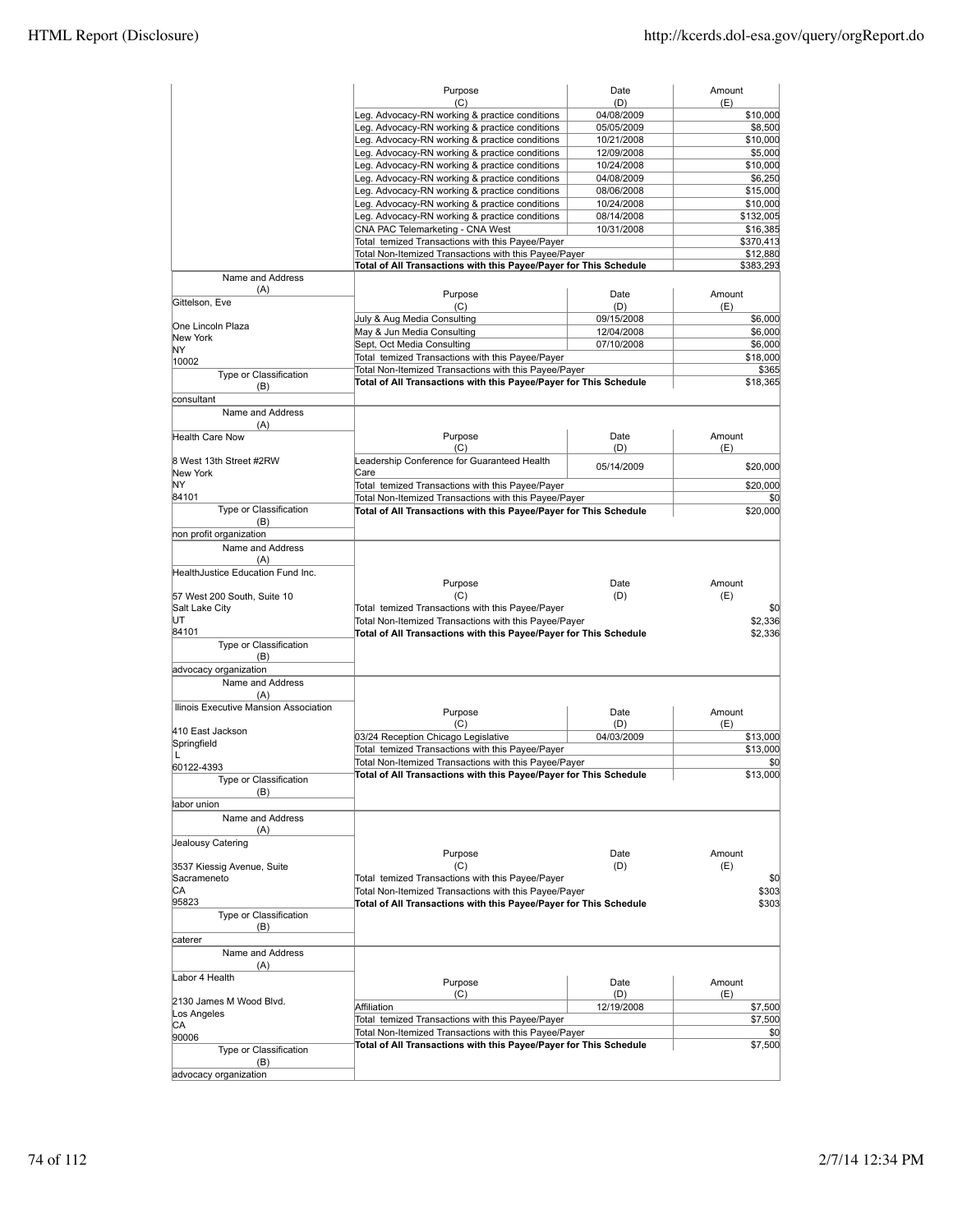| Purpose (C) | Date (D) | Amount (E) |
|---|---|---|
| Leg. Advocacy-RN working & practice conditions | 04/08/2009 | $10,000 |
| Leg. Advocacy-RN working & practice conditions | 05/05/2009 | $8,500 |
| Leg. Advocacy-RN working & practice conditions | 10/21/2008 | $10,000 |
| Leg. Advocacy-RN working & practice conditions | 12/09/2008 | $5,000 |
| Leg. Advocacy-RN working & practice conditions | 10/24/2008 | $10,000 |
| Leg. Advocacy-RN working & practice conditions | 04/08/2009 | $6,250 |
| Leg. Advocacy-RN working & practice conditions | 08/06/2008 | $15,000 |
| Leg. Advocacy-RN working & practice conditions | 10/24/2008 | $10,000 |
| Leg. Advocacy-RN working & practice conditions | 08/14/2008 | $132,005 |
| CNA PAC Telemarketing - CNA West | 10/31/2008 | $16,385 |
| Total temized Transactions with this Payee/Payer | | $370,413 |
| Total Non-Itemized Transactions with this Payee/Payer | | $12,880 |
| **Total of All Transactions with this Payee/Payer for This Schedule** | | **$383,293** |

| Name and Address (A) | Purpose (C) | Date (D) | Amount (E) |
|---|---|---|---|
| Gittelson, Eve<br><br>One Lincoln Plaza<br>New York<br>NY<br>10002 | July & Aug Media Consulting | 09/15/2008 | $6,000 |
| | May & Jun Media Consulting | 12/04/2008 | $6,000 |
| | Sept, Oct Media Consulting | 07/10/2008 | $6,000 |
| | Total temized Transactions with this Payee/Payer | | $18,000 |
| | Total Non-Itemized Transactions with this Payee/Payer | | $365 |
| Type or Classification (B)<br>consultant | **Total of All Transactions with this Payee/Payer for This Schedule** | | **$18,365** |

| Name and Address (A) | Purpose (C) | Date (D) | Amount (E) |
|---|---|---|---|
| Health Care Now<br><br>8 West 13th Street #2RW<br>New York<br>NY<br>84101 | Leadership Conference for Guaranteed Health Care | 05/14/2009 | $20,000 |
| | Total temized Transactions with this Payee/Payer | | $20,000 |
| | Total Non-Itemized Transactions with this Payee/Payer | | $0 |
| Type or Classification (B)<br>non profit organization | **Total of All Transactions with this Payee/Payer for This Schedule** | | **$20,000** |

| Name and Address (A) | Purpose (C) | Date (D) | Amount (E) |
|---|---|---|---|
| HealthJustice Education Fund Inc.<br><br>57 West 200 South, Suite 10<br>Salt Lake City<br>UT<br>84101 | Total temized Transactions with this Payee/Payer | | $0 |
| | Total Non-Itemized Transactions with this Payee/Payer | | $2,336 |
| Type or Classification (B)<br>advocacy organization | **Total of All Transactions with this Payee/Payer for This Schedule** | | **$2,336** |

| Name and Address (A) | Purpose (C) | Date (D) | Amount (E) |
|---|---|---|---|
| Ilinois Executive Mansion Association<br><br>410 East Jackson<br>Springfield<br>L<br>60122-4393 | 03/24 Reception Chicago Legislative | 04/03/2009 | $13,000 |
| | Total temized Transactions with this Payee/Payer | | $13,000 |
| | Total Non-Itemized Transactions with this Payee/Payer | | $0 |
| Type or Classification (B)<br>labor union | **Total of All Transactions with this Payee/Payer for This Schedule** | | **$13,000** |

| Name and Address (A) | Purpose (C) | Date (D) | Amount (E) |
|---|---|---|---|
| Jealousy Catering<br><br>3537 Kiessig Avenue, Suite<br>Sacrameneto<br>CA<br>95823 | Total temized Transactions with this Payee/Payer | | $0 |
| | Total Non-Itemized Transactions with this Payee/Payer | | $303 |
| Type or Classification (B)<br>caterer | **Total of All Transactions with this Payee/Payer for This Schedule** | | **$303** |

| Name and Address (A) | Purpose (C) | Date (D) | Amount (E) |
|---|---|---|---|
| Labor 4 Health<br><br>2130 James M Wood Blvd.<br>Los Angeles<br>CA<br>90006 | Affiliation | 12/19/2008 | $7,500 |
| | Total temized Transactions with this Payee/Payer | | $7,500 |
| | Total Non-Itemized Transactions with this Payee/Payer | | $0 |
| Type or Classification (B)<br>advocacy organization | **Total of All Transactions with this Payee/Payer for This Schedule** | | **$7,500** |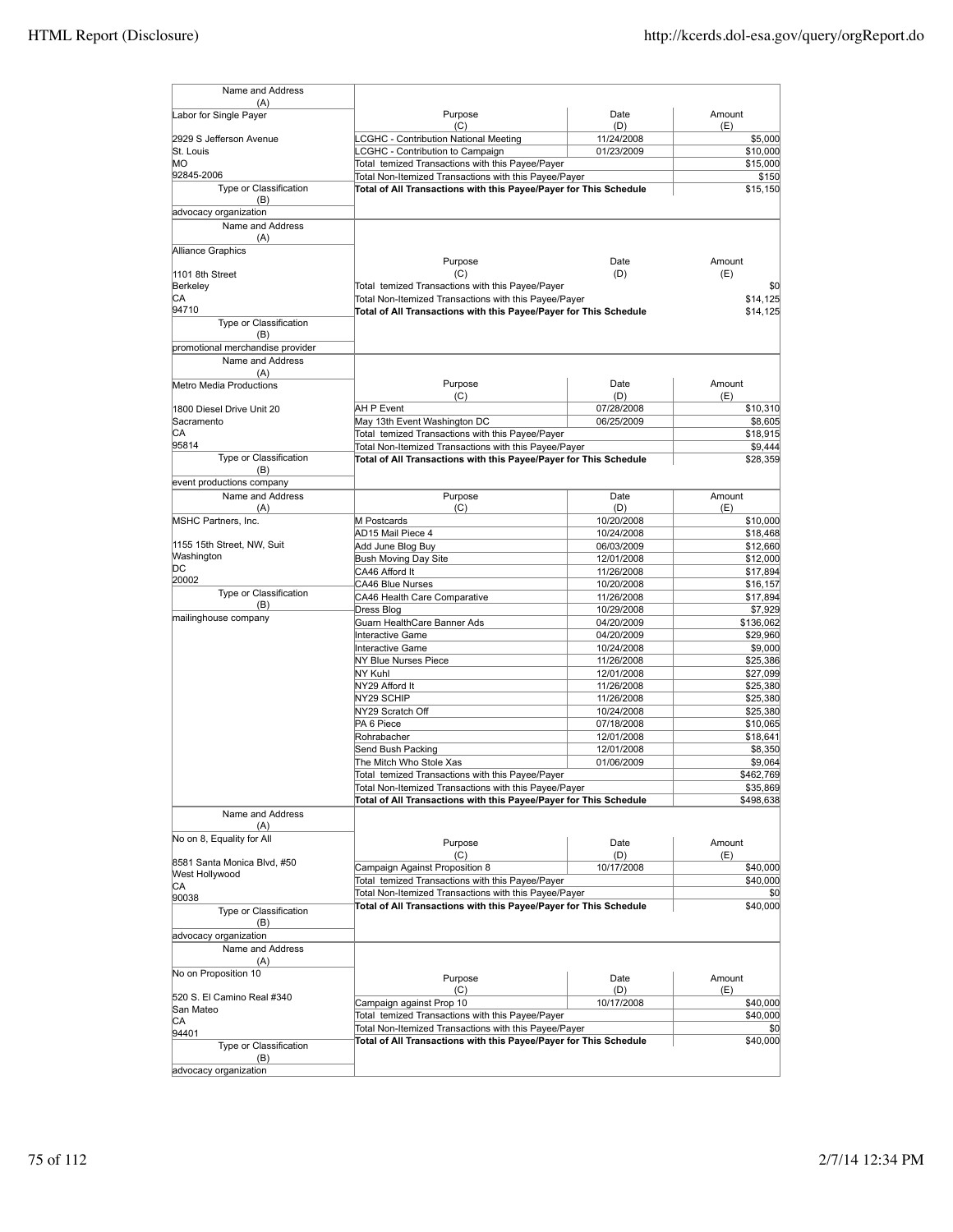| Name and Address (A) | Purpose (C) | Date (D) | Amount (E) |
|---|---|---|---|
| Labor for Single Payer | LCGHC - Contribution National Meeting | 11/24/2008 | $5,000 |
| 2929 S Jefferson Avenue | LCGHC - Contribution to Campaign | 01/23/2009 | $10,000 |
| St. Louis | Total temized Transactions with this Payee/Payer | | $15,000 |
| MO | Total Non-Itemized Transactions with this Payee/Payer | | $150 |
| 92845-2006 | **Total of All Transactions with this Payee/Payer for This Schedule** | | $15,150 |
| Type or Classification (B): advocacy organization | | | |

| Name and Address (A) | Purpose (C) | Date (D) | Amount (E) |
|---|---|---|---|
| Alliance Graphics | | | |
| 1101 8th Street | Total temized Transactions with this Payee/Payer | | $0 |
| Berkeley | Total Non-Itemized Transactions with this Payee/Payer | | $14,125 |
| CA | **Total of All Transactions with this Payee/Payer for This Schedule** | | $14,125 |
| 94710 | | | |
| Type or Classification (B): promotional merchandise provider | | | |

| Name and Address (A) | Purpose (C) | Date (D) | Amount (E) |
|---|---|---|---|
| Metro Media Productions | | | |
| 1800 Diesel Drive Unit 20 | AH P Event | 07/28/2008 | $10,310 |
| Sacramento | May 13th Event Washington DC | 06/25/2009 | $8,605 |
| CA | Total temized Transactions with this Payee/Payer | | $18,915 |
| 95814 | Total Non-Itemized Transactions with this Payee/Payer | | $9,444 |
| | **Total of All Transactions with this Payee/Payer for This Schedule** | | $28,359 |
| Type or Classification (B): event productions company | | | |

| Name and Address (A) | Purpose (C) | Date (D) | Amount (E) |
|---|---|---|---|
| MSHC Partners, Inc. | M Postcards | 10/20/2008 | $10,000 |
| | AD15 Mail Piece 4 | 10/24/2008 | $18,468 |
| 1155 15th Street, NW, Suit | Add June Blog Buy | 06/03/2009 | $12,660 |
| Washington | Bush Moving Day Site | 12/01/2008 | $12,000 |
| DC | CA46 Afford It | 11/26/2008 | $17,894 |
| 20002 | CA46 Blue Nurses | 10/20/2008 | $16,157 |
| Type or Classification (B) | CA46 Health Care Comparative | 11/26/2008 | $17,894 |
| mailinghouse company | Dress Blog | 10/29/2008 | $7,929 |
| | Guarn HealthCare Banner Ads | 04/20/2009 | $136,062 |
| | Interactive Game | 04/20/2009 | $29,960 |
| | Interactive Game | 10/24/2008 | $9,000 |
| | NY Blue Nurses Piece | 11/26/2008 | $25,386 |
| | NY Kuhl | 12/01/2008 | $27,099 |
| | NY29 Afford It | 11/26/2008 | $25,380 |
| | NY29 SCHIP | 11/26/2008 | $25,380 |
| | NY29 Scratch Off | 10/24/2008 | $25,380 |
| | PA 6 Piece | 07/18/2008 | $10,065 |
| | Rohrabacher | 12/01/2008 | $18,641 |
| | Send Bush Packing | 12/01/2008 | $8,350 |
| | The Mitch Who Stole Xas | 01/06/2009 | $9,064 |
| | Total temized Transactions with this Payee/Payer | | $462,769 |
| | Total Non-Itemized Transactions with this Payee/Payer | | $35,869 |
| | **Total of All Transactions with this Payee/Payer for This Schedule** | | $498,638 |

| Name and Address (A) | Purpose (C) | Date (D) | Amount (E) |
|---|---|---|---|
| No on 8, Equality for All | | | |
| 8581 Santa Monica Blvd, #50 | Campaign Against Proposition 8 | 10/17/2008 | $40,000 |
| West Hollywood | Total temized Transactions with this Payee/Payer | | $40,000 |
| CA | Total Non-Itemized Transactions with this Payee/Payer | | $0 |
| 90038 | **Total of All Transactions with this Payee/Payer for This Schedule** | | $40,000 |
| Type or Classification (B): advocacy organization | | | |

| Name and Address (A) | Purpose (C) | Date (D) | Amount (E) |
|---|---|---|---|
| No on Proposition 10 | | | |
| 520 S. El Camino Real #340 | Campaign against Prop 10 | 10/17/2008 | $40,000 |
| San Mateo | Total temized Transactions with this Payee/Payer | | $40,000 |
| CA | Total Non-Itemized Transactions with this Payee/Payer | | $0 |
| 94401 | **Total of All Transactions with this Payee/Payer for This Schedule** | | $40,000 |
| Type or Classification (B): advocacy organization | | | |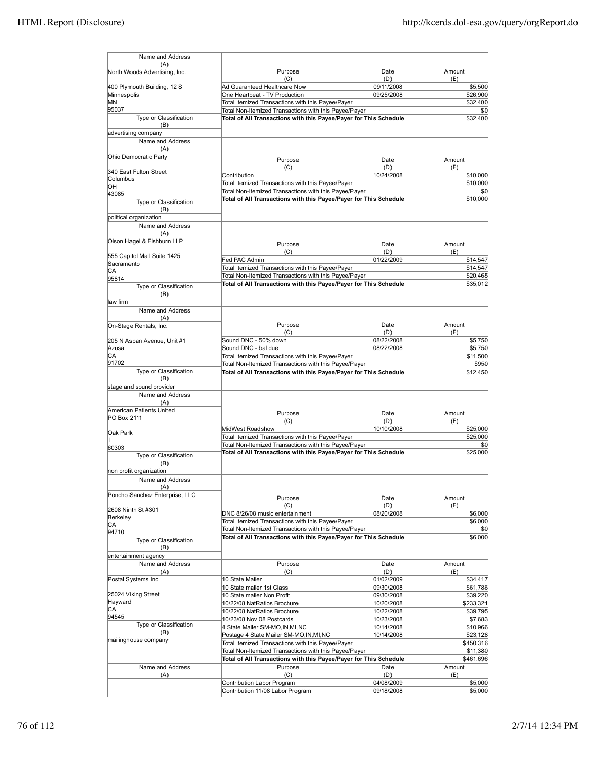| Name and Address (A) | Purpose (C) | Date (D) | Amount (E) |
|---|---|---|---|
| North Woods Advertising, Inc. | Ad Guaranteed Healthcare Now | 09/11/2008 | $5,500 |
| 400 Plymouth Building, 12 S | One Heartbeat - TV Production | 09/25/2008 | $26,900 |
| Minnespolis | Total temized Transactions with this Payee/Payer | | $32,400 |
| MN | Total Non-Itemized Transactions with this Payee/Payer | | $0 |
| 95037 | Total of All Transactions with this Payee/Payer for This Schedule | | $32,400 |
| Type or Classification (B): advertising company | | | |

| Name and Address (A) | Purpose (C) | Date (D) | Amount (E) |
|---|---|---|---|
| Ohio Democratic Party | Contribution | 10/24/2008 | $10,000 |
| 340 East Fulton Street | Total temized Transactions with this Payee/Payer | | $10,000 |
| Columbus | Total Non-Itemized Transactions with this Payee/Payer | | $0 |
| OH | Total of All Transactions with this Payee/Payer for This Schedule | | $10,000 |
| 43085 | | | |
| Type or Classification (B): political organization | | | |

| Name and Address (A) | Purpose (C) | Date (D) | Amount (E) |
|---|---|---|---|
| Olson Hagel & Fishburn LLP | Fed PAC Admin | 01/22/2009 | $14,547 |
| 555 Capitol Mall Suite 1425 | Total temized Transactions with this Payee/Payer | | $14,547 |
| Sacramento | Total Non-Itemized Transactions with this Payee/Payer | | $20,465 |
| CA | Total of All Transactions with this Payee/Payer for This Schedule | | $35,012 |
| 95814 | | | |
| Type or Classification (B): law firm | | | |

| Name and Address (A) | Purpose (C) | Date (D) | Amount (E) |
|---|---|---|---|
| On-Stage Rentals, Inc. | Sound DNC - 50% down | 08/22/2008 | $5,750 |
| 205 N Aspan Avenue, Unit #1 | Sound DNC - bal due | 08/22/2008 | $5,750 |
| Azusa | Total temized Transactions with this Payee/Payer | | $11,500 |
| CA | Total Non-Itemized Transactions with this Payee/Payer | | $950 |
| 91702 | Total of All Transactions with this Payee/Payer for This Schedule | | $12,450 |
| Type or Classification (B): stage and sound provider | | | |

| Name and Address (A) | Purpose (C) | Date (D) | Amount (E) |
|---|---|---|---|
| American Patients United | MidWest Roadshow | 10/10/2008 | $25,000 |
| PO Box 2111 | Total temized Transactions with this Payee/Payer | | $25,000 |
| Oak Park | Total Non-Itemized Transactions with this Payee/Payer | | $0 |
| L | Total of All Transactions with this Payee/Payer for This Schedule | | $25,000 |
| 60303 | | | |
| Type or Classification (B): non profit organization | | | |

| Name and Address (A) | Purpose (C) | Date (D) | Amount (E) |
|---|---|---|---|
| Poncho Sanchez Enterprise, LLC | DNC 8/26/08 music entertainment | 08/20/2008 | $6,000 |
| 2608 Ninth St #301 | Total temized Transactions with this Payee/Payer | | $6,000 |
| Berkeley | Total Non-Itemized Transactions with this Payee/Payer | | $0 |
| CA | Total of All Transactions with this Payee/Payer for This Schedule | | $6,000 |
| 94710 | | | |
| Type or Classification (B): entertainment agency | | | |

| Name and Address (A) | Purpose (C) | Date (D) | Amount (E) |
|---|---|---|---|
| Postal Systems Inc | 10 State Mailer | 01/02/2009 | $34,417 |
| 25024 Viking Street | 10 State mailer 1st Class | 09/30/2008 | $61,786 |
| Hayward | 10 State mailer Non Profit | 09/30/2008 | $39,220 |
| CA | 10/22/08 NatRatios Brochure | 10/20/2008 | $233,321 |
| 94545 | 10/22/08 NatRatios Brochure | 10/22/2008 | $39,795 |
| | 10/23/08 Nov 08 Postcards | 10/23/2008 | $7,683 |
| | 4 State Mailer SM-MO,IN,MI,NC | 10/14/2008 | $10,966 |
| | Postage 4 State Mailer SM-MO,IN,MI,NC | 10/14/2008 | $23,128 |
| | Total temized Transactions with this Payee/Payer | | $450,316 |
| | Total Non-Itemized Transactions with this Payee/Payer | | $11,380 |
| | Total of All Transactions with this Payee/Payer for This Schedule | | $461,696 |
| Type or Classification (B): mailinghouse company | | | |

| Name and Address (A) | Purpose (C) | Date (D) | Amount (E) |
|---|---|---|---|
| | Contribution Labor Program | 04/08/2009 | $5,000 |
| | Contribution 11/08 Labor Program | 09/18/2008 | $5,000 |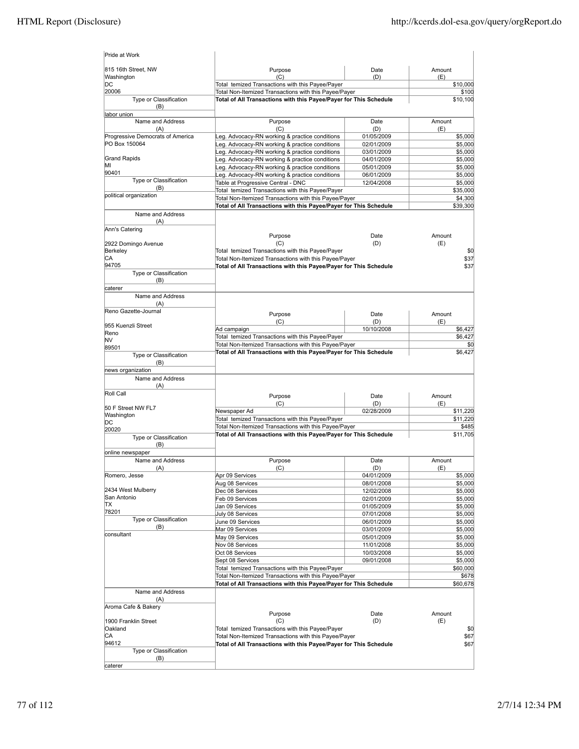| Name and Address (A) | Purpose (C) | Date (D) | Amount (E) |
|---|---|---|---|
| Pride at Work<br>815 16th Street, NW<br>Washington<br>DC<br>20006 | Total temized Transactions with this Payee/Payer | | $10,000 |
| | Total Non-Itemized Transactions with this Payee/Payer | | $100 |
| | **Total of All Transactions with this Payee/Payer for This Schedule** | | $10,100 |
| Type or Classification (B): labor union | | | |

| Name and Address (A) | Purpose (C) | Date (D) | Amount (E) |
|---|---|---|---|
| Progressive Democrats of America<br>PO Box 150064<br>Grand Rapids<br>MI<br>90401 | Leg. Advocacy-RN working & practice conditions | 01/05/2009 | $5,000 |
| | Leg. Advocacy-RN working & practice conditions | 02/01/2009 | $5,000 |
| | Leg. Advocacy-RN working & practice conditions | 03/01/2009 | $5,000 |
| | Leg. Advocacy-RN working & practice conditions | 04/01/2009 | $5,000 |
| | Leg. Advocacy-RN working & practice conditions | 05/01/2009 | $5,000 |
| | Leg. Advocacy-RN working & practice conditions | 06/01/2009 | $5,000 |
| | Table at Progressive Central - DNC | 12/04/2008 | $5,000 |
| | Total temized Transactions with this Payee/Payer | | $35,000 |
| | Total Non-Itemized Transactions with this Payee/Payer | | $4,300 |
| | **Total of All Transactions with this Payee/Payer for This Schedule** | | $39,300 |
| Type or Classification (B): political organization | | | |

| Name and Address (A) | Purpose (C) | Date (D) | Amount (E) |
|---|---|---|---|
| Ann's Catering<br>2922 Domingo Avenue<br>Berkeley<br>CA<br>94705 | Total temized Transactions with this Payee/Payer | | $0 |
| | Total Non-Itemized Transactions with this Payee/Payer | | $37 |
| | **Total of All Transactions with this Payee/Payer for This Schedule** | | $37 |
| Type or Classification (B): caterer | | | |

| Name and Address (A) | Purpose (C) | Date (D) | Amount (E) |
|---|---|---|---|
| Reno Gazette-Journal<br>955 Kuenzli Street<br>Reno<br>NV<br>89501 | Ad campaign | 10/10/2008 | $6,427 |
| | Total temized Transactions with this Payee/Payer | | $6,427 |
| | Total Non-Itemized Transactions with this Payee/Payer | | $0 |
| | **Total of All Transactions with this Payee/Payer for This Schedule** | | $6,427 |
| Type or Classification (B): news organization | | | |

| Name and Address (A) | Purpose (C) | Date (D) | Amount (E) |
|---|---|---|---|
| Roll Call<br>50 F Street NW FL7<br>Washington<br>DC<br>20020 | Newspaper Ad | 02/28/2009 | $11,220 |
| | Total temized Transactions with this Payee/Payer | | $11,220 |
| | Total Non-Itemized Transactions with this Payee/Payer | | $485 |
| | **Total of All Transactions with this Payee/Payer for This Schedule** | | $11,705 |
| Type or Classification (B): online newspaper | | | |

| Name and Address (A) | Purpose (C) | Date (D) | Amount (E) |
|---|---|---|---|
| Romero, Jesse<br>2434 West Mulberry<br>San Antonio<br>TX<br>78201 | Apr 09 Services | 04/01/2009 | $5,000 |
| | Aug 08 Services | 08/01/2008 | $5,000 |
| | Dec 08 Services | 12/02/2008 | $5,000 |
| | Feb 09 Services | 02/01/2009 | $5,000 |
| | Jan 09 Services | 01/05/2009 | $5,000 |
| | July 08 Services | 07/01/2008 | $5,000 |
| | June 09 Services | 06/01/2009 | $5,000 |
| | Mar 09 Services | 03/01/2009 | $5,000 |
| | May 09 Services | 05/01/2009 | $5,000 |
| | Nov 08 Services | 11/01/2008 | $5,000 |
| | Oct 08 Services | 10/03/2008 | $5,000 |
| | Sept 08 Services | 09/01/2008 | $5,000 |
| | Total temized Transactions with this Payee/Payer | | $60,000 |
| | Total Non-Itemized Transactions with this Payee/Payer | | $678 |
| | **Total of All Transactions with this Payee/Payer for This Schedule** | | $60,678 |
| Type or Classification (B): consultant | | | |

| Name and Address (A) | Purpose (C) | Date (D) | Amount (E) |
|---|---|---|---|
| Aroma Cafe & Bakery<br>1900 Franklin Street<br>Oakland<br>CA<br>94612 | Total temized Transactions with this Payee/Payer | | $0 |
| | Total Non-Itemized Transactions with this Payee/Payer | | $67 |
| | **Total of All Transactions with this Payee/Payer for This Schedule** | | $67 |
| Type or Classification (B): caterer | | | |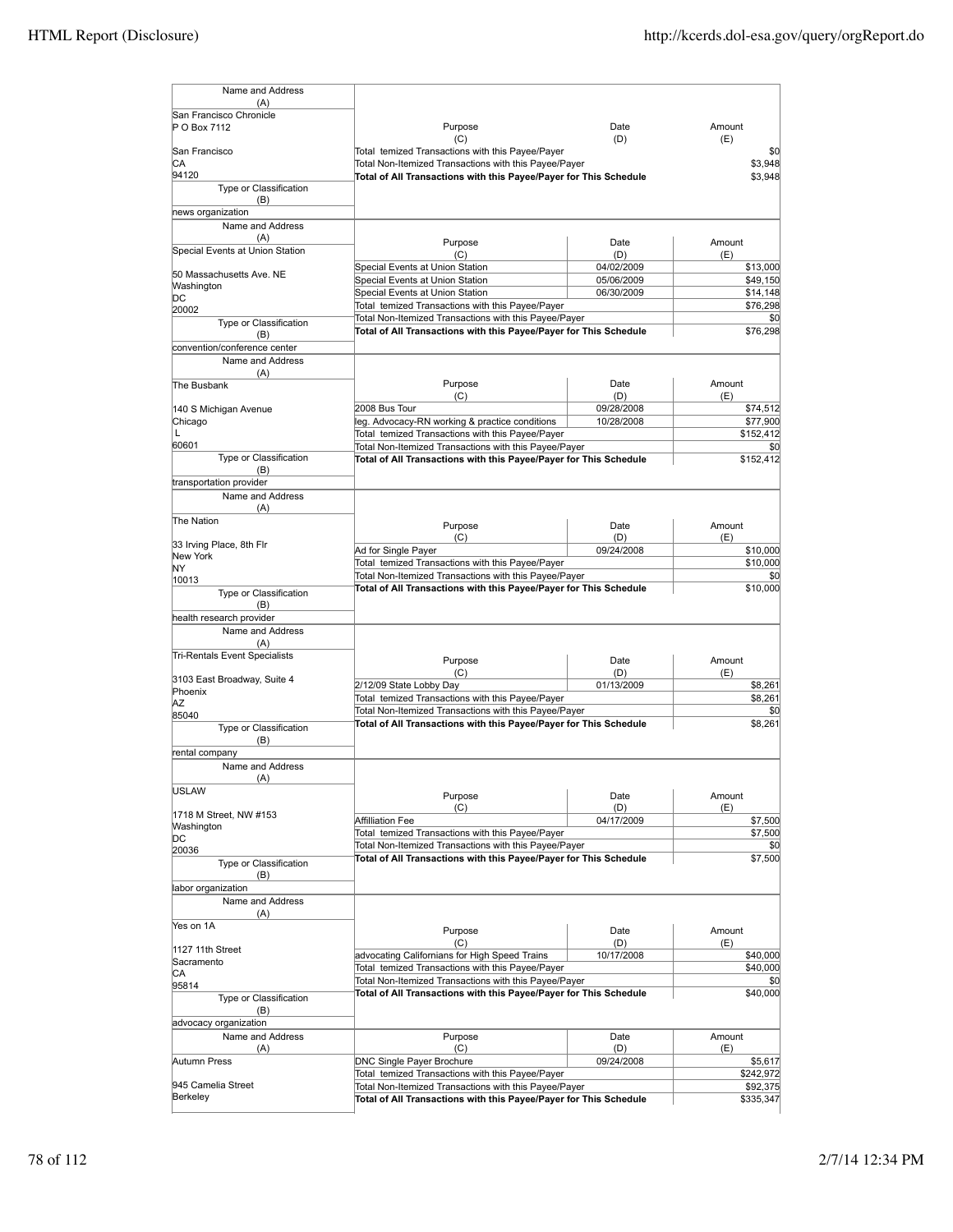| Name and Address (A) | Purpose (C) | Date (D) | Amount (E) |
|---|---|---|---|
| San Francisco Chronicle<br>P O Box 7112<br><br>San Francisco<br>CA<br>94120 | Total temized Transactions with this Payee/Payer | | $0 |
| | Total Non-Itemized Transactions with this Payee/Payer | | $3,948 |
| | **Total of All Transactions with this Payee/Payer for This Schedule** | | $3,948 |
| Type or Classification (B) | | | |
| news organization | | | |

| Name and Address (A) | Purpose (C) | Date (D) | Amount (E) |
|---|---|---|---|
| Special Events at Union Station<br><br>50 Massachusetts Ave. NE<br>Washington<br>DC<br>20002 | Special Events at Union Station | 04/02/2009 | $13,000 |
| | Special Events at Union Station | 05/06/2009 | $49,150 |
| | Special Events at Union Station | 06/30/2009 | $14,148 |
| | Total temized Transactions with this Payee/Payer | | $76,298 |
| | Total Non-Itemized Transactions with this Payee/Payer | | $0 |
| | **Total of All Transactions with this Payee/Payer for This Schedule** | | $76,298 |
| Type or Classification (B) | | | |
| convention/conference center | | | |

| Name and Address (A) | Purpose (C) | Date (D) | Amount (E) |
|---|---|---|---|
| The Busbank<br><br>140 S Michigan Avenue<br>Chicago<br>L<br>60601 | 2008 Bus Tour | 09/28/2008 | $74,512 |
| | leg. Advocacy-RN working & practice conditions | 10/28/2008 | $77,900 |
| | Total temized Transactions with this Payee/Payer | | $152,412 |
| | Total Non-Itemized Transactions with this Payee/Payer | | $0 |
| | **Total of All Transactions with this Payee/Payer for This Schedule** | | $152,412 |
| Type or Classification (B) | | | |
| transportation provider | | | |

| Name and Address (A) | Purpose (C) | Date (D) | Amount (E) |
|---|---|---|---|
| The Nation<br><br>33 Irving Place, 8th Flr<br>New York<br>NY<br>10013 | Ad for Single Payer | 09/24/2008 | $10,000 |
| | Total temized Transactions with this Payee/Payer | | $10,000 |
| | Total Non-Itemized Transactions with this Payee/Payer | | $0 |
| | **Total of All Transactions with this Payee/Payer for This Schedule** | | $10,000 |
| Type or Classification (B) | | | |
| health research provider | | | |

| Name and Address (A) | Purpose (C) | Date (D) | Amount (E) |
|---|---|---|---|
| Tri-Rentals Event Specialists<br><br>3103 East Broadway, Suite 4<br>Phoenix<br>AZ<br>85040 | 2/12/09 State Lobby Day | 01/13/2009 | $8,261 |
| | Total temized Transactions with this Payee/Payer | | $8,261 |
| | Total Non-Itemized Transactions with this Payee/Payer | | $0 |
| | **Total of All Transactions with this Payee/Payer for This Schedule** | | $8,261 |
| Type or Classification (B) | | | |
| rental company | | | |

| Name and Address (A) | Purpose (C) | Date (D) | Amount (E) |
|---|---|---|---|
| USLAW<br><br>1718 M Street, NW #153<br>Washington<br>DC<br>20036 | Affilliation Fee | 04/17/2009 | $7,500 |
| | Total temized Transactions with this Payee/Payer | | $7,500 |
| | Total Non-Itemized Transactions with this Payee/Payer | | $0 |
| | **Total of All Transactions with this Payee/Payer for This Schedule** | | $7,500 |
| Type or Classification (B) | | | |
| labor organization | | | |

| Name and Address (A) | Purpose (C) | Date (D) | Amount (E) |
|---|---|---|---|
| Yes on 1A<br><br>1127 11th Street<br>Sacramento<br>CA<br>95814 | advocating Californians for High Speed Trains | 10/17/2008 | $40,000 |
| | Total temized Transactions with this Payee/Payer | | $40,000 |
| | Total Non-Itemized Transactions with this Payee/Payer | | $0 |
| | **Total of All Transactions with this Payee/Payer for This Schedule** | | $40,000 |
| Type or Classification (B) | | | |
| advocacy organization | | | |

| Name and Address (A) | Purpose (C) | Date (D) | Amount (E) |
|---|---|---|---|
| Autumn Press<br><br>945 Camelia Street<br>Berkeley | DNC Single Payer Brochure | 09/24/2008 | $5,617 |
| | Total temized Transactions with this Payee/Payer | | $242,972 |
| | Total Non-Itemized Transactions with this Payee/Payer | | $92,375 |
| | **Total of All Transactions with this Payee/Payer for This Schedule** | | $335,347 |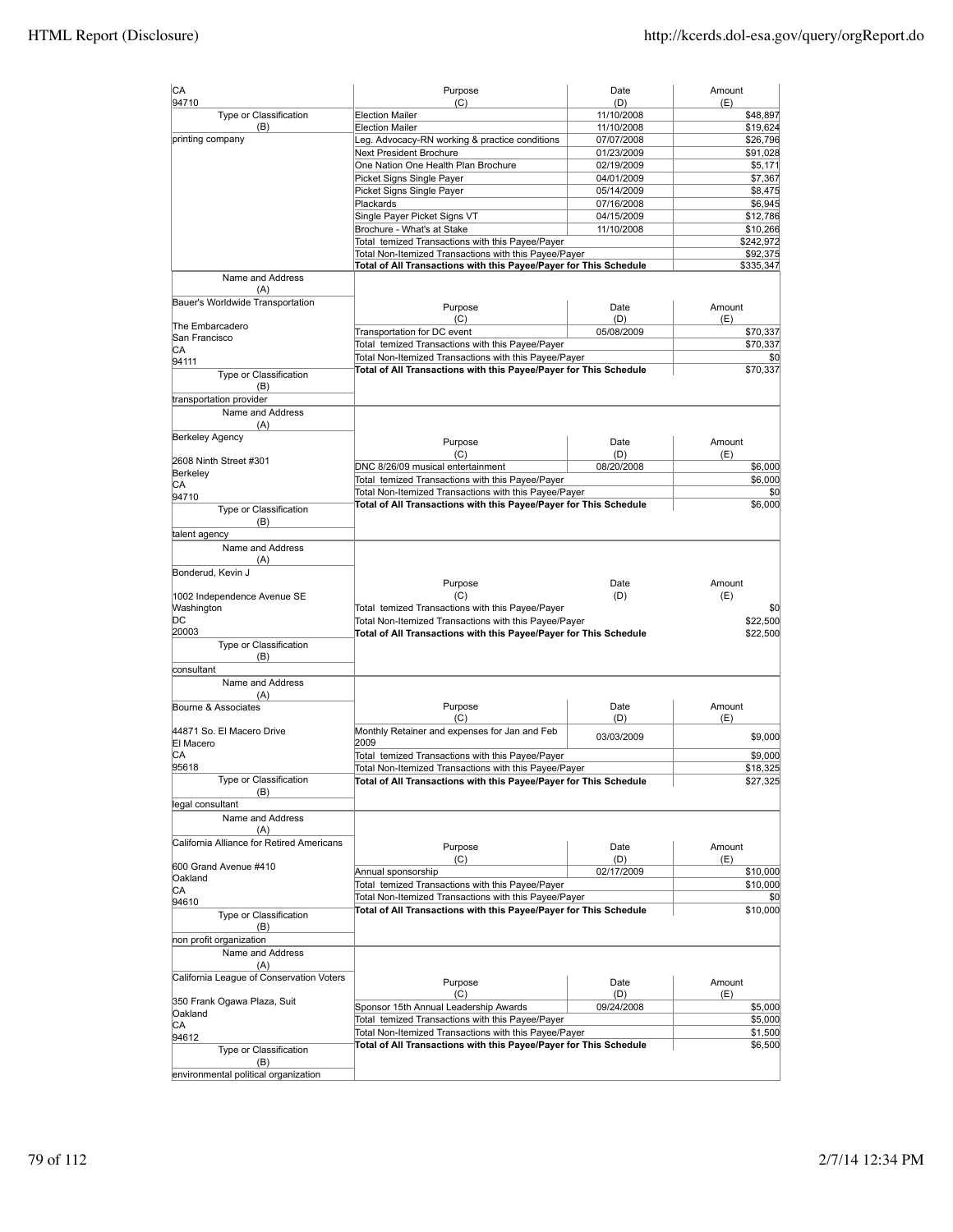| | Purpose (C) | Date (D) | Amount (E) |
|---|---|---|---|
| CA<br>94710 | | | |
| Type or Classification (B) | Election Mailer | 11/10/2008 | $48,897 |
| | Election Mailer | 11/10/2008 | $19,624 |
| printing company | Leg. Advocacy-RN working & practice conditions | 07/07/2008 | $26,796 |
| | Next President Brochure | 01/23/2009 | $91,028 |
| | One Nation One Health Plan Brochure | 02/19/2009 | $5,171 |
| | Picket Signs Single Payer | 04/01/2009 | $7,367 |
| | Picket Signs Single Payer | 05/14/2009 | $8,475 |
| | Plackards | 07/16/2008 | $6,945 |
| | Single Payer Picket Signs VT | 04/15/2009 | $12,786 |
| | Brochure - What's at Stake | 11/10/2008 | $10,266 |
| | Total temized Transactions with this Payee/Payer | | $242,972 |
| | Total Non-Itemized Transactions with this Payee/Payer | | $92,375 |
| | **Total of All Transactions with this Payee/Payer for This Schedule** | | **$335,347** |

| Name and Address (A) | Purpose (C) | Date (D) | Amount (E) |
|---|---|---|---|
| Bauer's Worldwide Transportation<br><br>The Embarcadero<br>San Francisco<br>CA<br>94111 | Transportation for DC event | 05/08/2009 | $70,337 |
| | Total temized Transactions with this Payee/Payer | | $70,337 |
| | Total Non-Itemized Transactions with this Payee/Payer | | $0 |
| | **Total of All Transactions with this Payee/Payer for This Schedule** | | **$70,337** |
| Type or Classification (B)<br>transportation provider | | | |

| Name and Address (A) | Purpose (C) | Date (D) | Amount (E) |
|---|---|---|---|
| Berkeley Agency<br><br>2608 Ninth Street #301<br>Berkeley<br>CA<br>94710 | DNC 8/26/09 musical entertainment | 08/20/2008 | $6,000 |
| | Total temized Transactions with this Payee/Payer | | $6,000 |
| | Total Non-Itemized Transactions with this Payee/Payer | | $0 |
| | **Total of All Transactions with this Payee/Payer for This Schedule** | | **$6,000** |
| Type or Classification (B)<br>talent agency | | | |

| Name and Address (A) | Purpose (C) | Date (D) | Amount (E) |
|---|---|---|---|
| Bonderud, Kevin J<br><br>1002 Independence Avenue SE<br>Washington<br>DC<br>20003 | Total temized Transactions with this Payee/Payer | | $0 |
| | Total Non-Itemized Transactions with this Payee/Payer | | $22,500 |
| | **Total of All Transactions with this Payee/Payer for This Schedule** | | **$22,500** |
| Type or Classification (B)<br>consultant | | | |

| Name and Address (A) | Purpose (C) | Date (D) | Amount (E) |
|---|---|---|---|
| Bourne & Associates<br><br>44871 So. El Macero Drive<br>El Macero<br>CA<br>95618 | Monthly Retainer and expenses for Jan and Feb 2009 | 03/03/2009 | $9,000 |
| | Total temized Transactions with this Payee/Payer | | $9,000 |
| | Total Non-Itemized Transactions with this Payee/Payer | | $18,325 |
| | **Total of All Transactions with this Payee/Payer for This Schedule** | | **$27,325** |
| Type or Classification (B)<br>legal consultant | | | |

| Name and Address (A) | Purpose (C) | Date (D) | Amount (E) |
|---|---|---|---|
| California Alliance for Retired Americans<br><br>600 Grand Avenue #410<br>Oakland<br>CA<br>94610 | Annual sponsorship | 02/17/2009 | $10,000 |
| | Total temized Transactions with this Payee/Payer | | $10,000 |
| | Total Non-Itemized Transactions with this Payee/Payer | | $0 |
| | **Total of All Transactions with this Payee/Payer for This Schedule** | | **$10,000** |
| Type or Classification (B)<br>non profit organization | | | |

| Name and Address (A) | Purpose (C) | Date (D) | Amount (E) |
|---|---|---|---|
| California League of Conservation Voters<br><br>350 Frank Ogawa Plaza, Suit<br>Oakland<br>CA<br>94612 | Sponsor 15th Annual Leadership Awards | 09/24/2008 | $5,000 |
| | Total temized Transactions with this Payee/Payer | | $5,000 |
| | Total Non-Itemized Transactions with this Payee/Payer | | $1,500 |
| | **Total of All Transactions with this Payee/Payer for This Schedule** | | **$6,500** |
| Type or Classification (B)<br>environmental political organization | | | |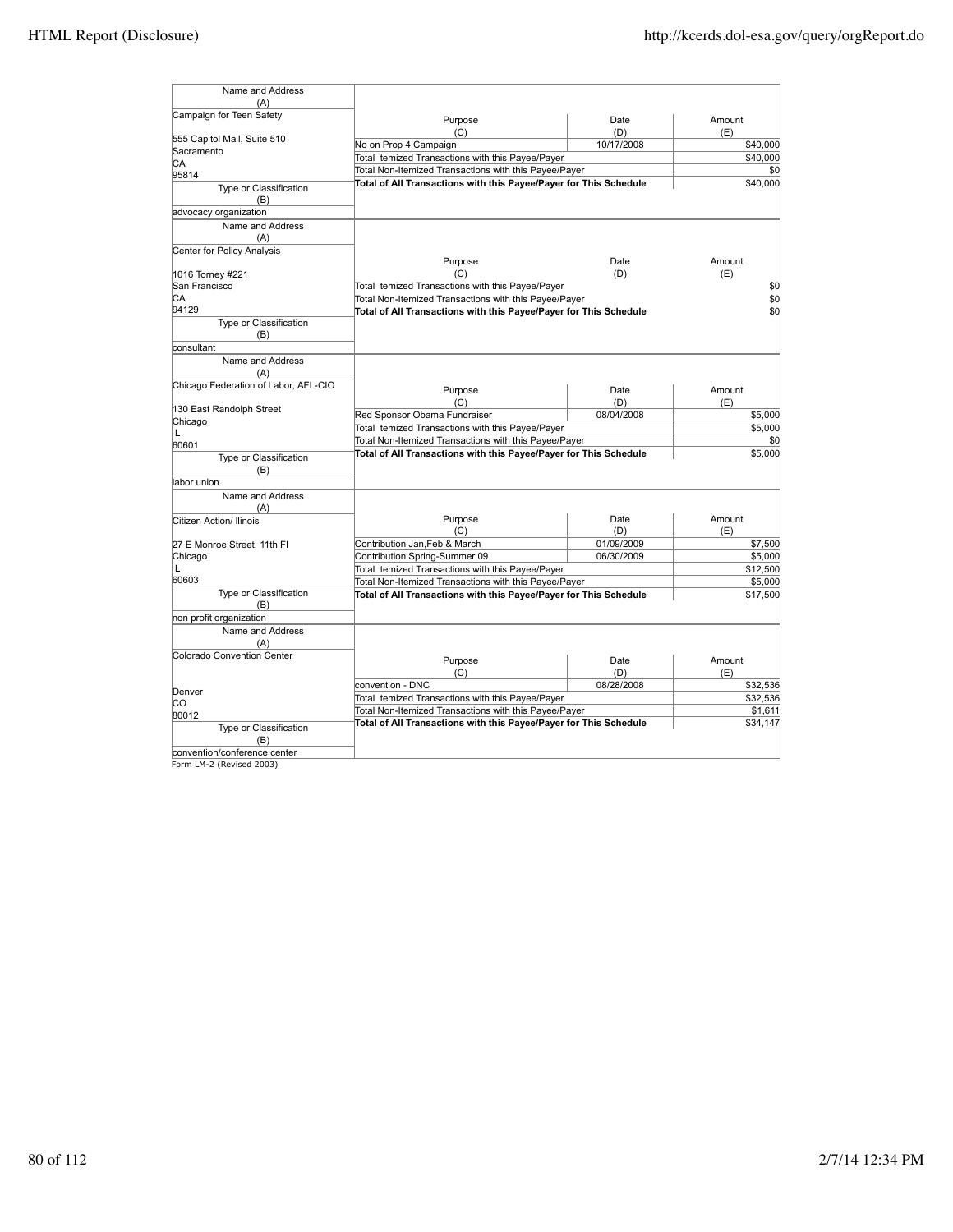| Name and Address (A) | Purpose (C) | Date (D) | Amount (E) |
|---|---|---|---|
| Campaign for Teen Safety<br><br>555 Capitol Mall, Suite 510<br>Sacramento<br>CA<br>95814 | No on Prop 4 Campaign | 10/17/2008 | $40,000 |
| | Total temized Transactions with this Payee/Payer | | $40,000 |
| | Total Non-Itemized Transactions with this Payee/Payer | | $0 |
| | **Total of All Transactions with this Payee/Payer for This Schedule** | | $40,000 |
| Type or Classification (B) | | | |
| advocacy organization | | | |

| Name and Address (A) | Purpose (C) | Date (D) | Amount (E) |
|---|---|---|---|
| Center for Policy Analysis<br><br>1016 Torney #221<br>San Francisco<br>CA<br>94129 | Total temized Transactions with this Payee/Payer | | $0 |
| | Total Non-Itemized Transactions with this Payee/Payer | | $0 |
| | **Total of All Transactions with this Payee/Payer for This Schedule** | | $0 |
| Type or Classification (B) | | | |
| consultant | | | |

| Name and Address (A) | Purpose (C) | Date (D) | Amount (E) |
|---|---|---|---|
| Chicago Federation of Labor, AFL-CIO<br><br>130 East Randolph Street<br>Chicago<br>L<br>60601 | Red Sponsor Obama Fundraiser | 08/04/2008 | $5,000 |
| | Total temized Transactions with this Payee/Payer | | $5,000 |
| | Total Non-Itemized Transactions with this Payee/Payer | | $0 |
| | **Total of All Transactions with this Payee/Payer for This Schedule** | | $5,000 |
| Type or Classification (B) | | | |
| labor union | | | |

| Name and Address (A) | Purpose (C) | Date (D) | Amount (E) |
|---|---|---|---|
| Citizen Action/ llinois<br><br>27 E Monroe Street, 11th Fl<br>Chicago<br>L<br>60603 | Contribution Jan,Feb & March | 01/09/2009 | $7,500 |
| | Contribution Spring-Summer 09 | 06/30/2009 | $5,000 |
| | Total temized Transactions with this Payee/Payer | | $12,500 |
| | Total Non-Itemized Transactions with this Payee/Payer | | $5,000 |
| | **Total of All Transactions with this Payee/Payer for This Schedule** | | $17,500 |
| Type or Classification (B) | | | |
| non profit organization | | | |

| Name and Address (A) | Purpose (C) | Date (D) | Amount (E) |
|---|---|---|---|
| Colorado Convention Center<br><br>Denver<br>CO<br>80012 | convention - DNC | 08/28/2008 | $32,536 |
| | Total temized Transactions with this Payee/Payer | | $32,536 |
| | Total Non-Itemized Transactions with this Payee/Payer | | $1,611 |
| | **Total of All Transactions with this Payee/Payer for This Schedule** | | $34,147 |
| Type or Classification (B) | | | |
| convention/conference center | | | |

Form LM-2 (Revised 2003)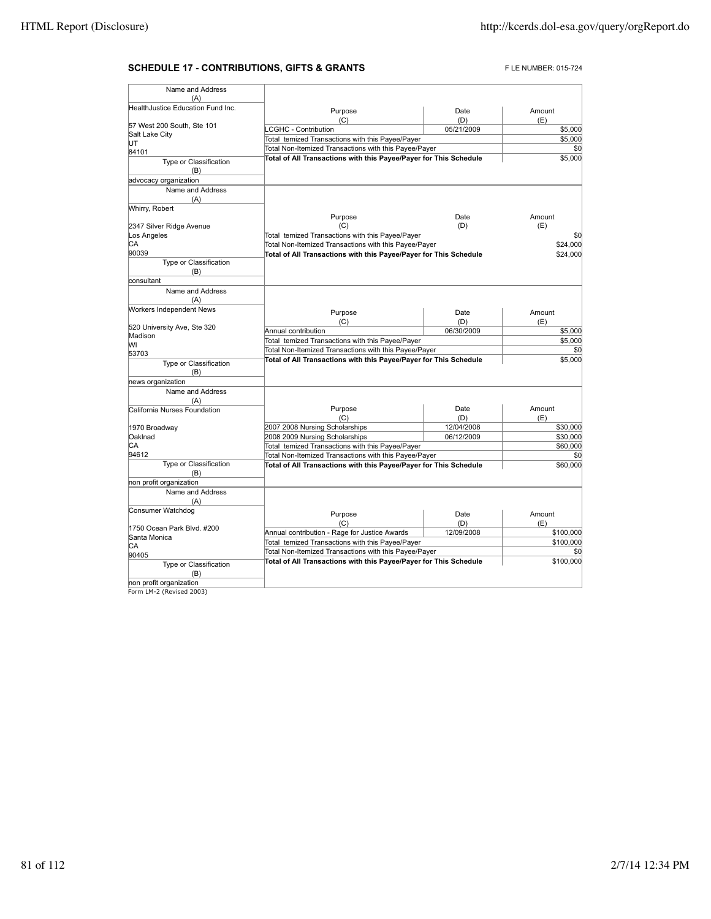## SCHEDULE 17 - CONTRIBUTIONS, GIFTS & GRANTS

F LE NUMBER: 015-724

| Name and Address (A) | Purpose (C) | Date (D) | Amount (E) |
|---|---|---|---|
| HealthJustice Education Fund Inc.<br>57 West 200 South, Ste 101<br>Salt Lake City<br>UT<br>84101 | LCGHC - Contribution | 05/21/2009 | $5,000 |
| | Total temized Transactions with this Payee/Payer | | $5,000 |
| | Total Non-Itemized Transactions with this Payee/Payer | | $0 |
| Type or Classification (B): advocacy organization | **Total of All Transactions with this Payee/Payer for This Schedule** | | $5,000 |

| Name and Address (A) | Purpose (C) | Date (D) | Amount (E) |
|---|---|---|---|
| Whirry, Robert<br>2347 Silver Ridge Avenue<br>Los Angeles<br>CA<br>90039 | Total temized Transactions with this Payee/Payer | | $0 |
| | Total Non-Itemized Transactions with this Payee/Payer | | $24,000 |
| Type or Classification (B): consultant | **Total of All Transactions with this Payee/Payer for This Schedule** | | $24,000 |

| Name and Address (A) | Purpose (C) | Date (D) | Amount (E) |
|---|---|---|---|
| Workers Independent News<br>520 University Ave, Ste 320<br>Madison<br>WI<br>53703 | Annual contribution | 06/30/2009 | $5,000 |
| | Total temized Transactions with this Payee/Payer | | $5,000 |
| | Total Non-Itemized Transactions with this Payee/Payer | | $0 |
| Type or Classification (B): news organization | **Total of All Transactions with this Payee/Payer for This Schedule** | | $5,000 |

| Name and Address (A) | Purpose (C) | Date (D) | Amount (E) |
|---|---|---|---|
| California Nurses Foundation<br>1970 Broadway<br>Oaklnad<br>CA<br>94612 | 2007 2008 Nursing Scholarships | 12/04/2008 | $30,000 |
| | 2008 2009 Nursing Scholarships | 06/12/2009 | $30,000 |
| | Total temized Transactions with this Payee/Payer | | $60,000 |
| | Total Non-Itemized Transactions with this Payee/Payer | | $0 |
| Type or Classification (B): non profit organization | **Total of All Transactions with this Payee/Payer for This Schedule** | | $60,000 |

| Name and Address (A) | Purpose (C) | Date (D) | Amount (E) |
|---|---|---|---|
| Consumer Watchdog<br>1750 Ocean Park Blvd. #200<br>Santa Monica<br>CA<br>90405 | Annual contribution - Rage for Justice Awards | 12/09/2008 | $100,000 |
| | Total temized Transactions with this Payee/Payer | | $100,000 |
| | Total Non-Itemized Transactions with this Payee/Payer | | $0 |
| Type or Classification (B): non profit organization | **Total of All Transactions with this Payee/Payer for This Schedule** | | $100,000 |

Form LM-2 (Revised 2003)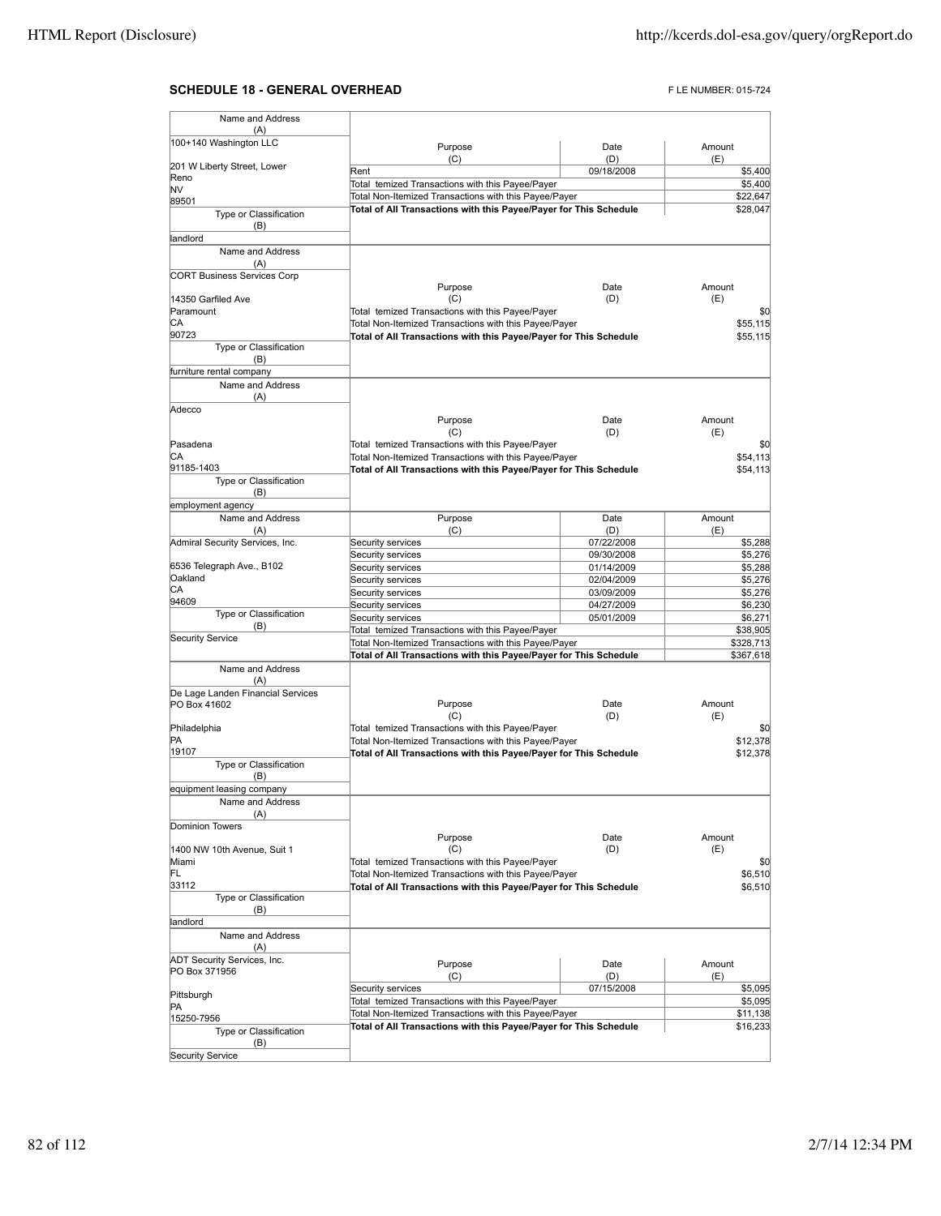## SCHEDULE 18 - GENERAL OVERHEAD

F LE NUMBER: 015-724

| Name and Address (A) | Purpose (C) | Date (D) | Amount (E) |
|---|---|---|---|
| 100+140 Washington LLC<br><br>201 W Liberty Street, Lower<br>Reno<br>NV<br>89501 | Rent | 09/18/2008 | $5,400 |
| | Total temized Transactions with this Payee/Payer | | $5,400 |
| | Total Non-Itemized Transactions with this Payee/Payer | | $22,647 |
| | **Total of All Transactions with this Payee/Payer for This Schedule** | | $28,047 |
| Type or Classification (B): landlord | | | |

| Name and Address (A) | Purpose (C) | Date (D) | Amount (E) |
|---|---|---|---|
| CORT Business Services Corp<br><br>14350 Garfiled Ave<br>Paramount<br>CA<br>90723 | Total temized Transactions with this Payee/Payer | | $0 |
| | Total Non-Itemized Transactions with this Payee/Payer | | $55,115 |
| | **Total of All Transactions with this Payee/Payer for This Schedule** | | $55,115 |
| Type or Classification (B): furniture rental company | | | |

| Name and Address (A) | Purpose (C) | Date (D) | Amount (E) |
|---|---|---|---|
| Adecco<br><br>Pasadena<br>CA<br>91185-1403 | Total temized Transactions with this Payee/Payer | | $0 |
| | Total Non-Itemized Transactions with this Payee/Payer | | $54,113 |
| | **Total of All Transactions with this Payee/Payer for This Schedule** | | $54,113 |
| Type or Classification (B): employment agency | | | |

| Name and Address (A) | Purpose (C) | Date (D) | Amount (E) |
|---|---|---|---|
| Admiral Security Services, Inc.<br><br>6536 Telegraph Ave., B102<br>Oakland<br>CA<br>94609 | Security services | 07/22/2008 | $5,288 |
| | Security services | 09/30/2008 | $5,276 |
| | Security services | 01/14/2009 | $5,288 |
| | Security services | 02/04/2009 | $5,276 |
| | Security services | 03/09/2009 | $5,276 |
| | Security services | 04/27/2009 | $6,230 |
| | Security services | 05/01/2009 | $6,271 |
| | Total temized Transactions with this Payee/Payer | | $38,905 |
| | Total Non-Itemized Transactions with this Payee/Payer | | $328,713 |
| | **Total of All Transactions with this Payee/Payer for This Schedule** | | $367,618 |
| Type or Classification (B): Security Service | | | |

| Name and Address (A) | Purpose (C) | Date (D) | Amount (E) |
|---|---|---|---|
| De Lage Landen Financial Services<br>PO Box 41602<br><br>Philadelphia<br>PA<br>19107 | Total temized Transactions with this Payee/Payer | | $0 |
| | Total Non-Itemized Transactions with this Payee/Payer | | $12,378 |
| | **Total of All Transactions with this Payee/Payer for This Schedule** | | $12,378 |
| Type or Classification (B): equipment leasing company | | | |

| Name and Address (A) | Purpose (C) | Date (D) | Amount (E) |
|---|---|---|---|
| Dominion Towers<br><br>1400 NW 10th Avenue, Suit 1<br>Miami<br>FL<br>33112 | Total temized Transactions with this Payee/Payer | | $0 |
| | Total Non-Itemized Transactions with this Payee/Payer | | $6,510 |
| | **Total of All Transactions with this Payee/Payer for This Schedule** | | $6,510 |
| Type or Classification (B): landlord | | | |

| Name and Address (A) | Purpose (C) | Date (D) | Amount (E) |
|---|---|---|---|
| ADT Security Services, Inc.<br>PO Box 371956<br><br>Pittsburgh<br>PA<br>15250-7956 | Security services | 07/15/2008 | $5,095 |
| | Total temized Transactions with this Payee/Payer | | $5,095 |
| | Total Non-Itemized Transactions with this Payee/Payer | | $11,138 |
| | **Total of All Transactions with this Payee/Payer for This Schedule** | | $16,233 |
| Type or Classification (B): Security Service | | | |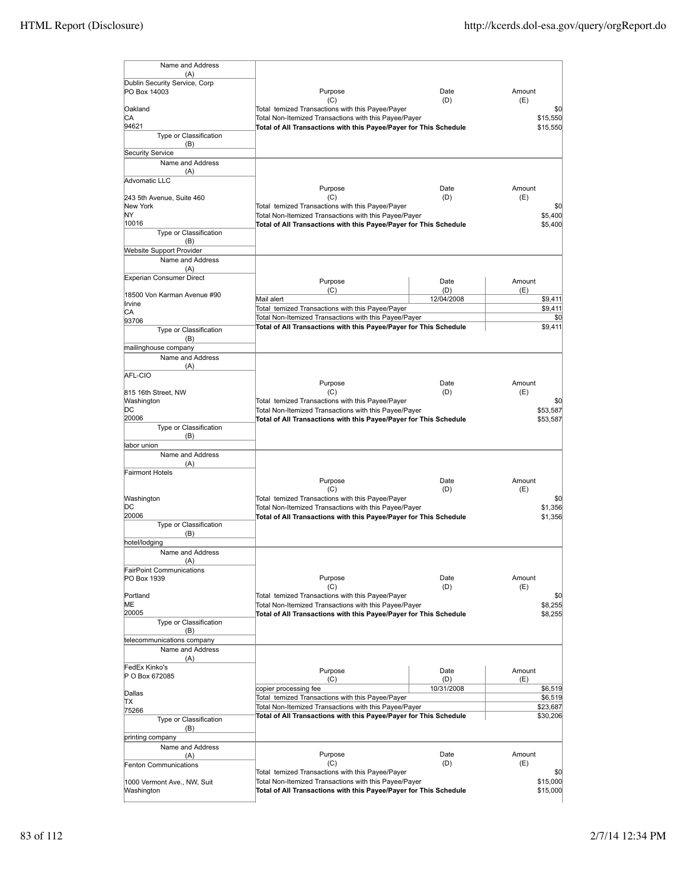| Name and Address (A) | Purpose (C) | Date (D) | Amount (E) |
|---|---|---|---|
| Dublin Security Service, Corp<br>PO Box 14003<br>Oakland<br>CA<br>94621 | Total temized Transactions with this Payee/Payer | | $0 |
| | Total Non-Itemized Transactions with this Payee/Payer | | $15,550 |
| | **Total of All Transactions with this Payee/Payer for This Schedule** | | $15,550 |
| Type or Classification (B): Security Service | | | |

| Name and Address (A) | Purpose (C) | Date (D) | Amount (E) |
|---|---|---|---|
| Advomatic LLC<br>243 5th Avenue, Suite 460<br>New York<br>NY<br>10016 | Total temized Transactions with this Payee/Payer | | $0 |
| | Total Non-Itemized Transactions with this Payee/Payer | | $5,400 |
| | **Total of All Transactions with this Payee/Payer for This Schedule** | | $5,400 |
| Type or Classification (B): Website Support Provider | | | |

| Name and Address (A) | Purpose (C) | Date (D) | Amount (E) |
|---|---|---|---|
| Experian Consumer Direct<br>18500 Von Karman Avenue #90<br>Irvine<br>CA<br>93706 | Mail alert | 12/04/2008 | $9,411 |
| | Total temized Transactions with this Payee/Payer | | $9,411 |
| | Total Non-Itemized Transactions with this Payee/Payer | | $0 |
| | **Total of All Transactions with this Payee/Payer for This Schedule** | | $9,411 |
| Type or Classification (B): mailinghouse company | | | |

| Name and Address (A) | Purpose (C) | Date (D) | Amount (E) |
|---|---|---|---|
| AFL-CIO<br>815 16th Street, NW<br>Washington<br>DC<br>20006 | Total temized Transactions with this Payee/Payer | | $0 |
| | Total Non-Itemized Transactions with this Payee/Payer | | $53,587 |
| | **Total of All Transactions with this Payee/Payer for This Schedule** | | $53,587 |
| Type or Classification (B): labor union | | | |

| Name and Address (A) | Purpose (C) | Date (D) | Amount (E) |
|---|---|---|---|
| Fairmont Hotels<br>Washington<br>DC<br>20006 | Total temized Transactions with this Payee/Payer | | $0 |
| | Total Non-Itemized Transactions with this Payee/Payer | | $1,356 |
| | **Total of All Transactions with this Payee/Payer for This Schedule** | | $1,356 |
| Type or Classification (B): hotel/lodging | | | |

| Name and Address (A) | Purpose (C) | Date (D) | Amount (E) |
|---|---|---|---|
| FairPoint Communications<br>PO Box 1939<br>Portland<br>ME<br>20005 | Total temized Transactions with this Payee/Payer | | $0 |
| | Total Non-Itemized Transactions with this Payee/Payer | | $8,255 |
| | **Total of All Transactions with this Payee/Payer for This Schedule** | | $8,255 |
| Type or Classification (B): telecommunications company | | | |

| Name and Address (A) | Purpose (C) | Date (D) | Amount (E) |
|---|---|---|---|
| FedEx Kinko's<br>P O Box 672085<br>Dallas<br>TX<br>75266 | copier processing fee | 10/31/2008 | $6,519 |
| | Total temized Transactions with this Payee/Payer | | $6,519 |
| | Total Non-Itemized Transactions with this Payee/Payer | | $23,687 |
| | **Total of All Transactions with this Payee/Payer for This Schedule** | | $30,206 |
| Type or Classification (B): printing company | | | |

| Name and Address (A) | Purpose (C) | Date (D) | Amount (E) |
|---|---|---|---|
| Fenton Communications<br>1000 Vermont Ave., NW, Suit<br>Washington | Total temized Transactions with this Payee/Payer | | $0 |
| | Total Non-Itemized Transactions with this Payee/Payer | | $15,000 |
| | **Total of All Transactions with this Payee/Payer for This Schedule** | | $15,000 |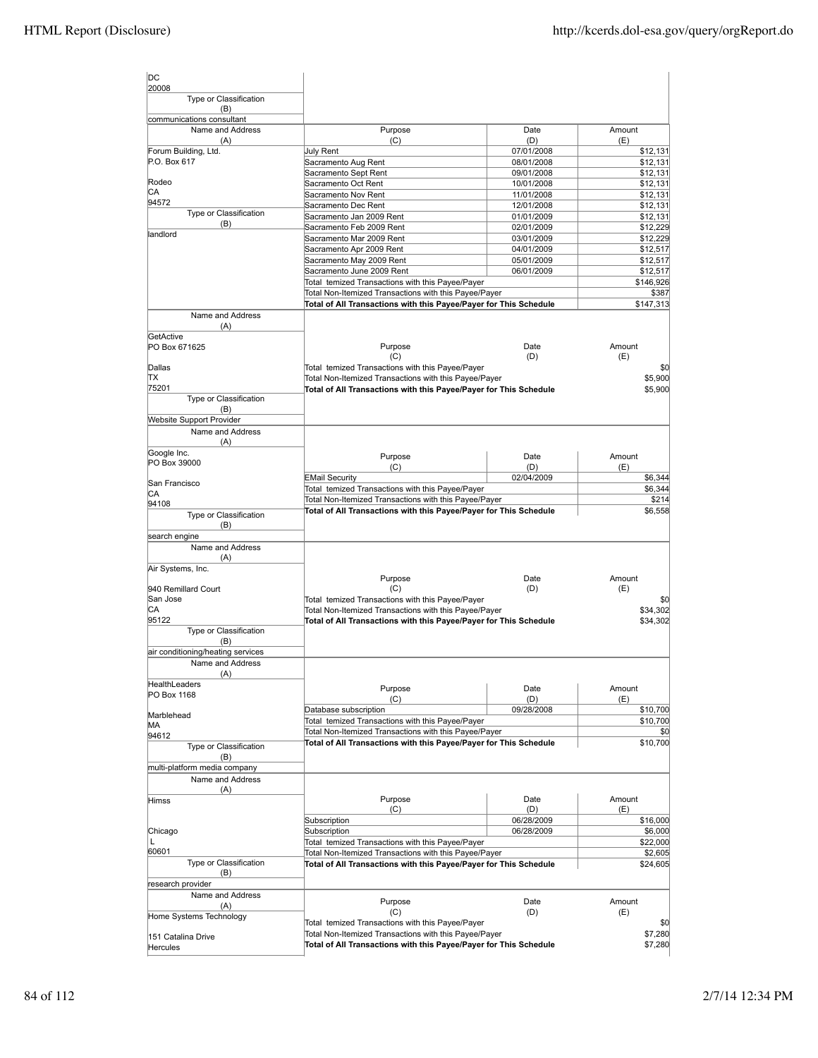DC
20008

Type or Classification
(B)
communications consultant

| Name and Address (A) | Purpose (C) | Date (D) | Amount (E) |
|---|---|---|---|
| Forum Building, Ltd. P.O. Box 617 Rodeo CA 94572 | July Rent | 07/01/2008 | $12,131 |
| | Sacramento Aug Rent | 08/01/2008 | $12,131 |
| | Sacramento Sept Rent | 09/01/2008 | $12,131 |
| | Sacramento Oct Rent | 10/01/2008 | $12,131 |
| | Sacramento Nov Rent | 11/01/2008 | $12,131 |
| | Sacramento Dec Rent | 12/01/2008 | $12,131 |
| Type or Classification (B): landlord | Sacramento Jan 2009 Rent | 01/01/2009 | $12,131 |
| | Sacramento Feb 2009 Rent | 02/01/2009 | $12,229 |
| | Sacramento Mar 2009 Rent | 03/01/2009 | $12,229 |
| | Sacramento Apr 2009 Rent | 04/01/2009 | $12,517 |
| | Sacramento May 2009 Rent | 05/01/2009 | $12,517 |
| | Sacramento June 2009 Rent | 06/01/2009 | $12,517 |
| | Total temized Transactions with this Payee/Payer | | $146,926 |
| | Total Non-Itemized Transactions with this Payee/Payer | | $387 |
| | **Total of All Transactions with this Payee/Payer for This Schedule** | | $147,313 |

| Name and Address (A) | Purpose (C) | Date (D) | Amount (E) |
|---|---|---|---|
| GetActive PO Box 671625 Dallas TX 75201 | Total temized Transactions with this Payee/Payer | | $0 |
| | Total Non-Itemized Transactions with this Payee/Payer | | $5,900 |
| Type or Classification (B): Website Support Provider | **Total of All Transactions with this Payee/Payer for This Schedule** | | $5,900 |

| Name and Address (A) | Purpose (C) | Date (D) | Amount (E) |
|---|---|---|---|
| Google Inc. PO Box 39000 San Francisco CA 94108 | EMail Security | 02/04/2009 | $6,344 |
| | Total temized Transactions with this Payee/Payer | | $6,344 |
| | Total Non-Itemized Transactions with this Payee/Payer | | $214 |
| Type or Classification (B): search engine | **Total of All Transactions with this Payee/Payer for This Schedule** | | $6,558 |

| Name and Address (A) | Purpose (C) | Date (D) | Amount (E) |
|---|---|---|---|
| Air Systems, Inc. 940 Remillard Court San Jose CA 95122 | Total temized Transactions with this Payee/Payer | | $0 |
| | Total Non-Itemized Transactions with this Payee/Payer | | $34,302 |
| Type or Classification (B): air conditioning/heating services | **Total of All Transactions with this Payee/Payer for This Schedule** | | $34,302 |

| Name and Address (A) | Purpose (C) | Date (D) | Amount (E) |
|---|---|---|---|
| HealthLeaders PO Box 1168 Marblehead MA 94612 | Database subscription | 09/28/2008 | $10,700 |
| | Total temized Transactions with this Payee/Payer | | $10,700 |
| | Total Non-Itemized Transactions with this Payee/Payer | | $0 |
| Type or Classification (B): multi-platform media company | **Total of All Transactions with this Payee/Payer for This Schedule** | | $10,700 |

| Name and Address (A) | Purpose (C) | Date (D) | Amount (E) |
|---|---|---|---|
| Himss Chicago L 60601 | Subscription | 06/28/2009 | $16,000 |
| | Subscription | 06/28/2009 | $6,000 |
| | Total temized Transactions with this Payee/Payer | | $22,000 |
| | Total Non-Itemized Transactions with this Payee/Payer | | $2,605 |
| Type or Classification (B): research provider | **Total of All Transactions with this Payee/Payer for This Schedule** | | $24,605 |

| Name and Address (A) | Purpose (C) | Date (D) | Amount (E) |
|---|---|---|---|
| Home Systems Technology 151 Catalina Drive Hercules | Total temized Transactions with this Payee/Payer | | $0 |
| | Total Non-Itemized Transactions with this Payee/Payer | | $7,280 |
| | **Total of All Transactions with this Payee/Payer for This Schedule** | | $7,280 |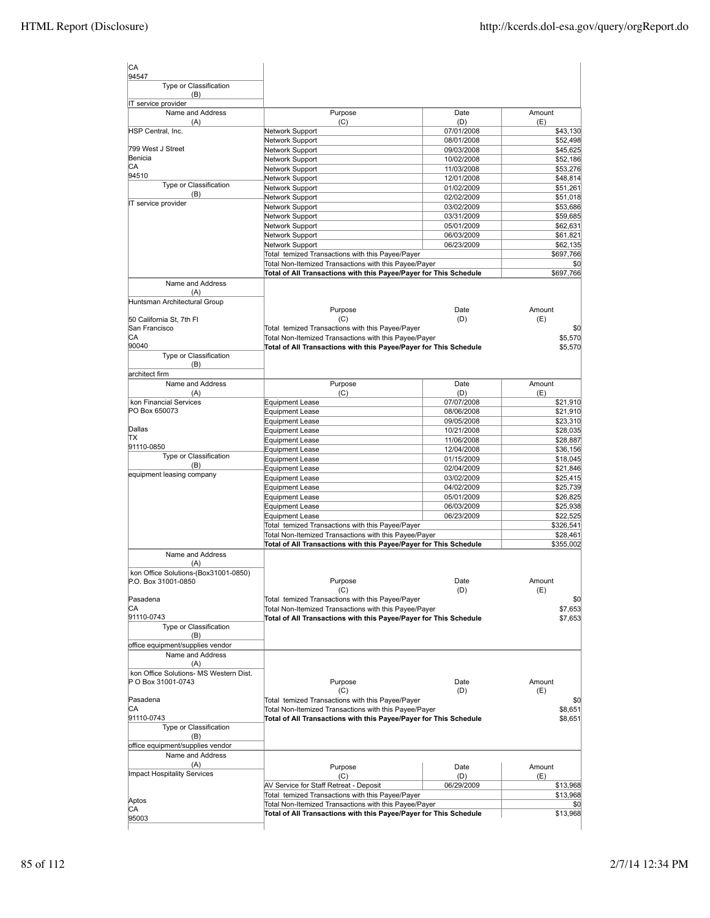| Name and Address (A) | Purpose (C) | Date (D) | Amount (E) |
|---|---|---|---|
| CA 94547 | | | |
| Type or Classification (B) | | | |
| IT service provider | | | |

| Name and Address (A) | Purpose (C) | Date (D) | Amount (E) |
|---|---|---|---|
| HSP Central, Inc. | Network Support | 07/01/2008 | $43,130 |
| | Network Support | 08/01/2008 | $52,498 |
| 799 West J Street | Network Support | 09/03/2008 | $45,625 |
| Benicia | Network Support | 10/02/2008 | $52,186 |
| CA | Network Support | 11/03/2008 | $53,276 |
| 94510 | Network Support | 12/01/2008 | $48,814 |
| Type or Classification (B) | Network Support | 01/02/2009 | $51,261 |
| | Network Support | 02/02/2009 | $51,018 |
| IT service provider | Network Support | 03/02/2009 | $53,686 |
| | Network Support | 03/31/2009 | $59,685 |
| | Network Support | 05/01/2009 | $62,631 |
| | Network Support | 06/03/2009 | $61,821 |
| | Network Support | 06/23/2009 | $62,135 |
| | Total temized Transactions with this Payee/Payer | | $697,766 |
| | Total Non-Itemized Transactions with this Payee/Payer | | $0 |
| | **Total of All Transactions with this Payee/Payer for This Schedule** | | $697,766 |

| Name and Address (A) | Purpose (C) | Date (D) | Amount (E) |
|---|---|---|---|
| Huntsman Architectural Group | | | |
| 50 California St, 7th Fl | | | |
| San Francisco | Total temized Transactions with this Payee/Payer | | $0 |
| CA | Total Non-Itemized Transactions with this Payee/Payer | | $5,570 |
| 90040 | **Total of All Transactions with this Payee/Payer for This Schedule** | | $5,570 |
| Type or Classification (B) | | | |
| architect firm | | | |

| Name and Address (A) | Purpose (C) | Date (D) | Amount (E) |
|---|---|---|---|
| kon Financial Services | Equipment Lease | 07/07/2008 | $21,910 |
| PO Box 650073 | Equipment Lease | 08/06/2008 | $21,910 |
| | Equipment Lease | 09/05/2008 | $23,310 |
| Dallas | Equipment Lease | 10/21/2008 | $28,035 |
| TX | Equipment Lease | 11/06/2008 | $28,887 |
| 91110-0850 | Equipment Lease | 12/04/2008 | $36,156 |
| Type or Classification (B) | Equipment Lease | 01/15/2009 | $18,045 |
| | Equipment Lease | 02/04/2009 | $21,846 |
| equipment leasing company | Equipment Lease | 03/02/2009 | $25,415 |
| | Equipment Lease | 04/02/2009 | $25,739 |
| | Equipment Lease | 05/01/2009 | $26,825 |
| | Equipment Lease | 06/03/2009 | $25,938 |
| | Equipment Lease | 06/23/2009 | $22,525 |
| | Total temized Transactions with this Payee/Payer | | $326,541 |
| | Total Non-Itemized Transactions with this Payee/Payer | | $28,461 |
| | **Total of All Transactions with this Payee/Payer for This Schedule** | | $355,002 |

| Name and Address (A) | Purpose (C) | Date (D) | Amount (E) |
|---|---|---|---|
| kon Office Solutions-(Box31001-0850) | | | |
| P.O. Box 31001-0850 | | | |
| Pasadena | Total temized Transactions with this Payee/Payer | | $0 |
| CA | Total Non-Itemized Transactions with this Payee/Payer | | $7,653 |
| 91110-0743 | **Total of All Transactions with this Payee/Payer for This Schedule** | | $7,653 |
| Type or Classification (B) | | | |
| office equipment/supplies vendor | | | |

| Name and Address (A) | Purpose (C) | Date (D) | Amount (E) |
|---|---|---|---|
| kon Office Solutions- MS Western Dist. | | | |
| P O Box 31001-0743 | | | |
| Pasadena | Total temized Transactions with this Payee/Payer | | $0 |
| CA | Total Non-Itemized Transactions with this Payee/Payer | | $8,651 |
| 91110-0743 | **Total of All Transactions with this Payee/Payer for This Schedule** | | $8,651 |
| Type or Classification (B) | | | |
| office equipment/supplies vendor | | | |

| Name and Address (A) | Purpose (C) | Date (D) | Amount (E) |
|---|---|---|---|
| Impact Hospitality Services | AV Service for Staff Retreat - Deposit | 06/29/2009 | $13,968 |
| | Total temized Transactions with this Payee/Payer | | $13,968 |
| Aptos | Total Non-Itemized Transactions with this Payee/Payer | | $0 |
| CA | **Total of All Transactions with this Payee/Payer for This Schedule** | | $13,968 |
| 95003 | | | |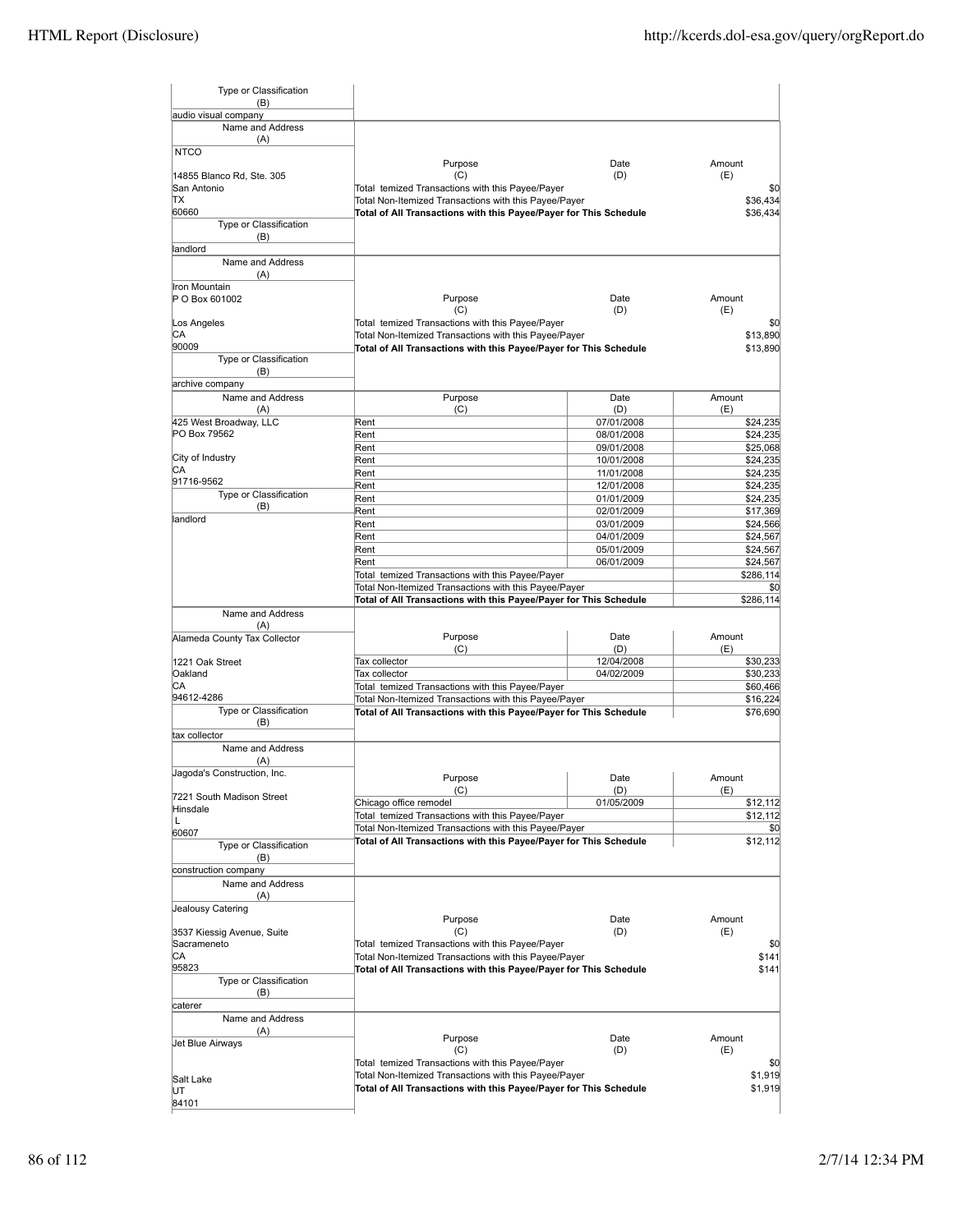| Type or Classification (B) | | | |
|---|---|---|---|
| audio visual company | | | |

| Name and Address (A) | Purpose (C) | Date (D) | Amount (E) |
|---|---|---|---|
| NTCO<br>14855 Blanco Rd, Ste. 305<br>San Antonio<br>TX<br>60660 | Total temized Transactions with this Payee/Payer | | $0 |
| | Total Non-Itemized Transactions with this Payee/Payer | | $36,434 |
| | **Total of All Transactions with this Payee/Payer for This Schedule** | | $36,434 |
| Type or Classification (B)<br>landlord | | | |

| Name and Address (A) | Purpose (C) | Date (D) | Amount (E) |
|---|---|---|---|
| Iron Mountain<br>P O Box 601002<br>Los Angeles<br>CA<br>90009 | Total temized Transactions with this Payee/Payer | | $0 |
| | Total Non-Itemized Transactions with this Payee/Payer | | $13,890 |
| | **Total of All Transactions with this Payee/Payer for This Schedule** | | $13,890 |
| Type or Classification (B)<br>archive company | | | |

| Name and Address (A) | Purpose (C) | Date (D) | Amount (E) |
|---|---|---|---|
| 425 West Broadway, LLC<br>PO Box 79562<br>City of Industry<br>CA<br>91716-9562 | Rent | 07/01/2008 | $24,235 |
| | Rent | 08/01/2008 | $24,235 |
| | Rent | 09/01/2008 | $25,068 |
| | Rent | 10/01/2008 | $24,235 |
| | Rent | 11/01/2008 | $24,235 |
| | Rent | 12/01/2008 | $24,235 |
| Type or Classification (B)<br>landlord | Rent | 01/01/2009 | $24,235 |
| | Rent | 02/01/2009 | $17,369 |
| | Rent | 03/01/2009 | $24,566 |
| | Rent | 04/01/2009 | $24,567 |
| | Rent | 05/01/2009 | $24,567 |
| | Rent | 06/01/2009 | $24,567 |
| | Total temized Transactions with this Payee/Payer | | $286,114 |
| | Total Non-Itemized Transactions with this Payee/Payer | | $0 |
| | **Total of All Transactions with this Payee/Payer for This Schedule** | | $286,114 |

| Name and Address (A) | Purpose (C) | Date (D) | Amount (E) |
|---|---|---|---|
| Alameda County Tax Collector<br>1221 Oak Street<br>Oakland<br>CA<br>94612-4286 | Tax collector | 12/04/2008 | $30,233 |
| | Tax collector | 04/02/2009 | $30,233 |
| | Total temized Transactions with this Payee/Payer | | $60,466 |
| | Total Non-Itemized Transactions with this Payee/Payer | | $16,224 |
| Type or Classification (B)<br>tax collector | **Total of All Transactions with this Payee/Payer for This Schedule** | | $76,690 |

| Name and Address (A) | Purpose (C) | Date (D) | Amount (E) |
|---|---|---|---|
| Jagoda's Construction, Inc.<br>7221 South Madison Street<br>Hinsdale<br>L<br>60607 | Chicago office remodel | 01/05/2009 | $12,112 |
| | Total temized Transactions with this Payee/Payer | | $12,112 |
| | Total Non-Itemized Transactions with this Payee/Payer | | $0 |
| Type or Classification (B)<br>construction company | **Total of All Transactions with this Payee/Payer for This Schedule** | | $12,112 |

| Name and Address (A) | Purpose (C) | Date (D) | Amount (E) |
|---|---|---|---|
| Jealousy Catering<br>3537 Kiessig Avenue, Suite<br>Sacrameneto<br>CA<br>95823 | Total temized Transactions with this Payee/Payer | | $0 |
| | Total Non-Itemized Transactions with this Payee/Payer | | $141 |
| | **Total of All Transactions with this Payee/Payer for This Schedule** | | $141 |
| Type or Classification (B)<br>caterer | | | |

| Name and Address (A) | Purpose (C) | Date (D) | Amount (E) |
|---|---|---|---|
| Jet Blue Airways<br>Salt Lake<br>UT<br>84101 | Total temized Transactions with this Payee/Payer | | $0 |
| | Total Non-Itemized Transactions with this Payee/Payer | | $1,919 |
| | **Total of All Transactions with this Payee/Payer for This Schedule** | | $1,919 |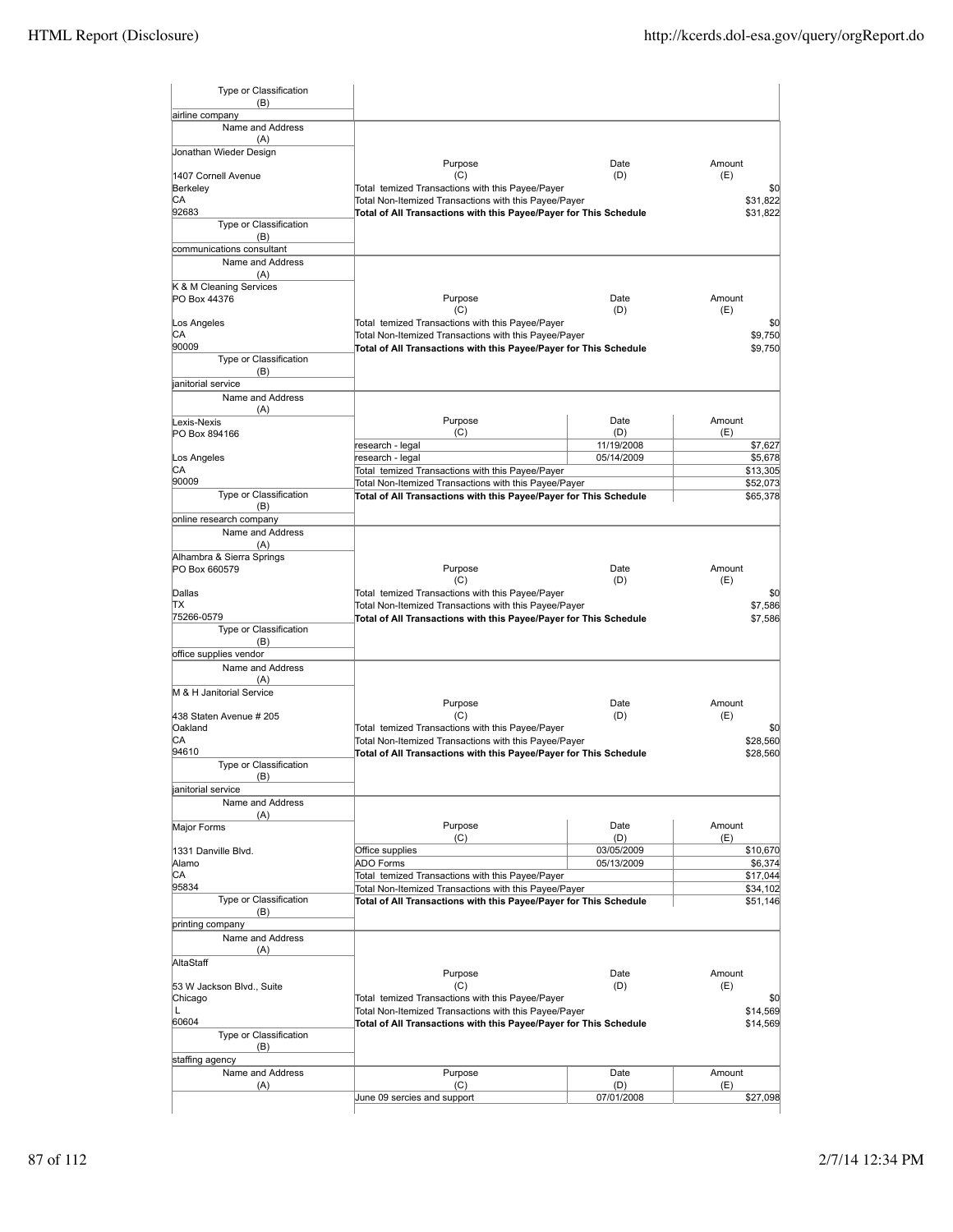| Type or Classification (B) | | | |
|---|---|---|---|
| airline company | | | |

| Name and Address (A) | Purpose (C) | Date (D) | Amount (E) |
|---|---|---|---|
| Jonathan Wieder Design<br>1407 Cornell Avenue<br>Berkeley<br>CA<br>92683 | Total temized Transactions with this Payee/Payer | | $0 |
| | Total Non-Itemized Transactions with this Payee/Payer | | $31,822 |
| | **Total of All Transactions with this Payee/Payer for This Schedule** | | $31,822 |
| Type or Classification (B)<br>communications consultant | | | |

| Name and Address (A) | Purpose (C) | Date (D) | Amount (E) |
|---|---|---|---|
| K & M Cleaning Services<br>PO Box 44376<br>Los Angeles<br>CA<br>90009 | Total temized Transactions with this Payee/Payer | | $0 |
| | Total Non-Itemized Transactions with this Payee/Payer | | $9,750 |
| | **Total of All Transactions with this Payee/Payer for This Schedule** | | $9,750 |
| Type or Classification (B)<br>janitorial service | | | |

| Name and Address (A) | Purpose (C) | Date (D) | Amount (E) |
|---|---|---|---|
| Lexis-Nexis<br>PO Box 894166<br>Los Angeles<br>CA<br>90009 | research - legal | 11/19/2008 | $7,627 |
| | research - legal | 05/14/2009 | $5,678 |
| | Total temized Transactions with this Payee/Payer | | $13,305 |
| | Total Non-Itemized Transactions with this Payee/Payer | | $52,073 |
| | **Total of All Transactions with this Payee/Payer for This Schedule** | | $65,378 |
| Type or Classification (B)<br>online research company | | | |

| Name and Address (A) | Purpose (C) | Date (D) | Amount (E) |
|---|---|---|---|
| Alhambra & Sierra Springs<br>PO Box 660579<br>Dallas<br>TX<br>75266-0579 | Total temized Transactions with this Payee/Payer | | $0 |
| | Total Non-Itemized Transactions with this Payee/Payer | | $7,586 |
| | **Total of All Transactions with this Payee/Payer for This Schedule** | | $7,586 |
| Type or Classification (B)<br>office supplies vendor | | | |

| Name and Address (A) | Purpose (C) | Date (D) | Amount (E) |
|---|---|---|---|
| M & H Janitorial Service<br>438 Staten Avenue # 205<br>Oakland<br>CA<br>94610 | Total temized Transactions with this Payee/Payer | | $0 |
| | Total Non-Itemized Transactions with this Payee/Payer | | $28,560 |
| | **Total of All Transactions with this Payee/Payer for This Schedule** | | $28,560 |
| Type or Classification (B)<br>janitorial service | | | |

| Name and Address (A) | Purpose (C) | Date (D) | Amount (E) |
|---|---|---|---|
| Major Forms<br>1331 Danville Blvd.<br>Alamo<br>CA<br>95834 | Office supplies | 03/05/2009 | $10,670 |
| | ADO Forms | 05/13/2009 | $6,374 |
| | Total temized Transactions with this Payee/Payer | | $17,044 |
| | Total Non-Itemized Transactions with this Payee/Payer | | $34,102 |
| | **Total of All Transactions with this Payee/Payer for This Schedule** | | $51,146 |
| Type or Classification (B)<br>printing company | | | |

| Name and Address (A) | Purpose (C) | Date (D) | Amount (E) |
|---|---|---|---|
| AltaStaff<br>53 W Jackson Blvd., Suite<br>Chicago<br>L<br>60604 | Total temized Transactions with this Payee/Payer | | $0 |
| | Total Non-Itemized Transactions with this Payee/Payer | | $14,569 |
| | **Total of All Transactions with this Payee/Payer for This Schedule** | | $14,569 |
| Type or Classification (B)<br>staffing agency | | | |

| Name and Address (A) | Purpose (C) | Date (D) | Amount (E) |
|---|---|---|---|
| | June 09 sercies and support | 07/01/2008 | $27,098 |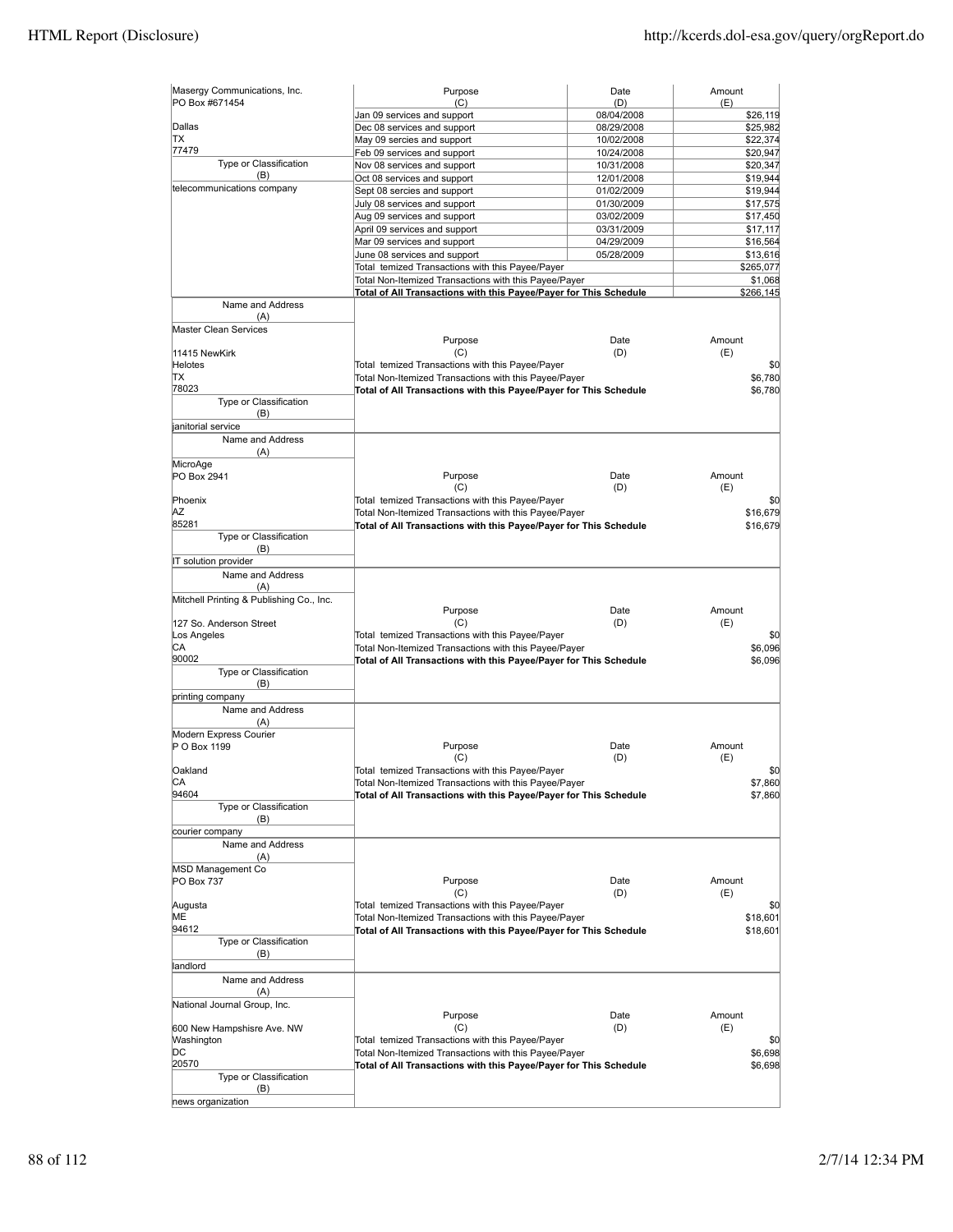| Name and Address (A) | Purpose (C) | Date (D) | Amount (E) |
|---|---|---|---|
| Masergy Communications, Inc.<br>PO Box #671454<br><br>Dallas<br>TX<br>77479 | Jan 09 services and support | 08/04/2008 | $26,119 |
| | Dec 08 services and support | 08/29/2008 | $25,982 |
| | May 09 sercies and support | 10/02/2008 | $22,374 |
| | Feb 09 services and support | 10/24/2008 | $20,947 |
| **Type or Classification (B)** | Nov 08 services and support | 10/31/2008 | $20,347 |
| telecommunications company | Oct 08 services and support | 12/01/2008 | $19,944 |
| | Sept 08 sercies and support | 01/02/2009 | $19,944 |
| | July 08 services and support | 01/30/2009 | $17,575 |
| | Aug 09 services and support | 03/02/2009 | $17,450 |
| | April 09 services and support | 03/31/2009 | $17,117 |
| | Mar 09 services and support | 04/29/2009 | $16,564 |
| | June 08 services and support | 05/28/2009 | $13,616 |
| | Total temized Transactions with this Payee/Payer | | $265,077 |
| | Total Non-Itemized Transactions with this Payee/Payer | | $1,068 |
| | **Total of All Transactions with this Payee/Payer for This Schedule** | | **$266,145** |

| Name and Address (A) | Purpose (C) | Date (D) | Amount (E) |
|---|---|---|---|
| Master Clean Services<br><br>11415 NewKirk<br>Helotes<br>TX<br>78023 | Total temized Transactions with this Payee/Payer | | $0 |
| | Total Non-Itemized Transactions with this Payee/Payer | | $6,780 |
| | **Total of All Transactions with this Payee/Payer for This Schedule** | | **$6,780** |
| **Type or Classification (B)** | | | |
| janitorial service | | | |

| Name and Address (A) | Purpose (C) | Date (D) | Amount (E) |
|---|---|---|---|
| MicroAge<br>PO Box 2941<br><br>Phoenix<br>AZ<br>85281 | Total temized Transactions with this Payee/Payer | | $0 |
| | Total Non-Itemized Transactions with this Payee/Payer | | $16,679 |
| | **Total of All Transactions with this Payee/Payer for This Schedule** | | **$16,679** |
| **Type or Classification (B)** | | | |
| IT solution provider | | | |

| Name and Address (A) | Purpose (C) | Date (D) | Amount (E) |
|---|---|---|---|
| Mitchell Printing & Publishing Co., Inc.<br><br>127 So. Anderson Street<br>Los Angeles<br>CA<br>90002 | Total temized Transactions with this Payee/Payer | | $0 |
| | Total Non-Itemized Transactions with this Payee/Payer | | $6,096 |
| | **Total of All Transactions with this Payee/Payer for This Schedule** | | **$6,096** |
| **Type or Classification (B)** | | | |
| printing company | | | |

| Name and Address (A) | Purpose (C) | Date (D) | Amount (E) |
|---|---|---|---|
| Modern Express Courier<br>P O Box 1199<br><br>Oakland<br>CA<br>94604 | Total temized Transactions with this Payee/Payer | | $0 |
| | Total Non-Itemized Transactions with this Payee/Payer | | $7,860 |
| | **Total of All Transactions with this Payee/Payer for This Schedule** | | **$7,860** |
| **Type or Classification (B)** | | | |
| courier company | | | |

| Name and Address (A) | Purpose (C) | Date (D) | Amount (E) |
|---|---|---|---|
| MSD Management Co<br>PO Box 737<br><br>Augusta<br>ME<br>94612 | Total temized Transactions with this Payee/Payer | | $0 |
| | Total Non-Itemized Transactions with this Payee/Payer | | $18,601 |
| | **Total of All Transactions with this Payee/Payer for This Schedule** | | **$18,601** |
| **Type or Classification (B)** | | | |
| landlord | | | |

| Name and Address (A) | Purpose (C) | Date (D) | Amount (E) |
|---|---|---|---|
| National Journal Group, Inc.<br><br>600 New Hampshisre Ave. NW<br>Washington<br>DC<br>20570 | Total temized Transactions with this Payee/Payer | | $0 |
| | Total Non-Itemized Transactions with this Payee/Payer | | $6,698 |
| | **Total of All Transactions with this Payee/Payer for This Schedule** | | **$6,698** |
| **Type or Classification (B)** | | | |
| news organization | | | |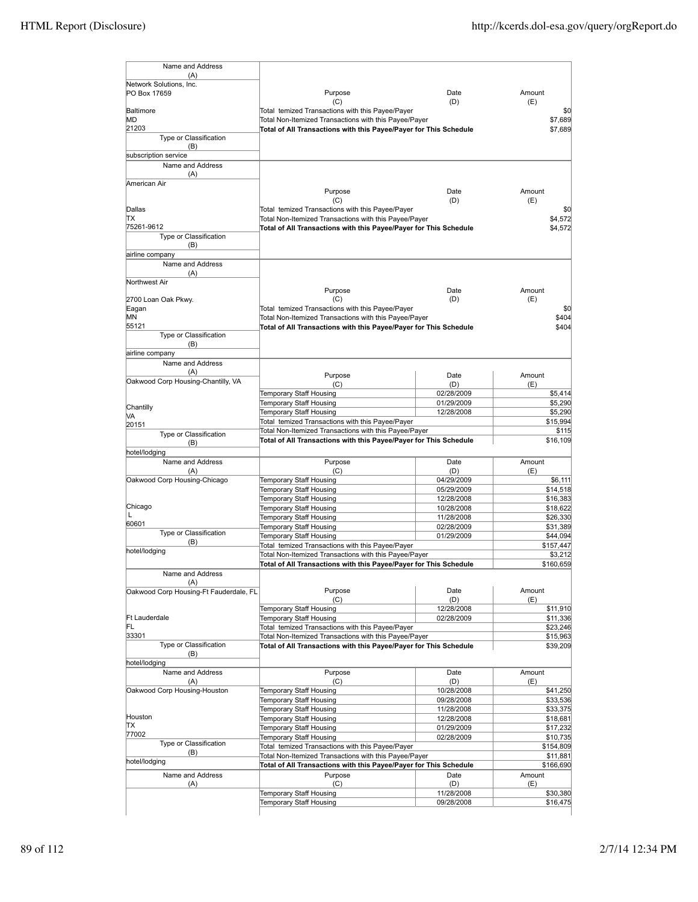| Name and Address (A) | Purpose (C) | Date (D) | Amount (E) |
|---|---|---|---|
| Network Solutions, Inc.<br>PO Box 17659<br>Baltimore<br>MD<br>21203 | Total temized Transactions with this Payee/Payer | | $0 |
| | Total Non-Itemized Transactions with this Payee/Payer | | $7,689 |
| | **Total of All Transactions with this Payee/Payer for This Schedule** | | $7,689 |
| Type or Classification (B): subscription service | | | |

| Name and Address (A) | Purpose (C) | Date (D) | Amount (E) |
|---|---|---|---|
| American Air<br>Dallas<br>TX<br>75261-9612 | Total temized Transactions with this Payee/Payer | | $0 |
| | Total Non-Itemized Transactions with this Payee/Payer | | $4,572 |
| | **Total of All Transactions with this Payee/Payer for This Schedule** | | $4,572 |
| Type or Classification (B): airline company | | | |

| Name and Address (A) | Purpose (C) | Date (D) | Amount (E) |
|---|---|---|---|
| Northwest Air<br>2700 Loan Oak Pkwy.<br>Eagan<br>MN<br>55121 | Total temized Transactions with this Payee/Payer | | $0 |
| | Total Non-Itemized Transactions with this Payee/Payer | | $404 |
| | **Total of All Transactions with this Payee/Payer for This Schedule** | | $404 |
| Type or Classification (B): airline company | | | |

| Name and Address (A) | Purpose (C) | Date (D) | Amount (E) |
|---|---|---|---|
| Oakwood Corp Housing-Chantilly, VA<br>Chantilly<br>VA<br>20151 | Temporary Staff Housing | 02/28/2009 | $5,414 |
| | Temporary Staff Housing | 01/29/2009 | $5,290 |
| | Temporary Staff Housing | 12/28/2008 | $5,290 |
| | Total temized Transactions with this Payee/Payer | | $15,994 |
| | Total Non-Itemized Transactions with this Payee/Payer | | $115 |
| | **Total of All Transactions with this Payee/Payer for This Schedule** | | $16,109 |
| Type or Classification (B): hotel/lodging | | | |

| Name and Address (A) | Purpose (C) | Date (D) | Amount (E) |
|---|---|---|---|
| Oakwood Corp Housing-Chicago<br>Chicago<br>L<br>60601 | Temporary Staff Housing | 04/29/2009 | $6,111 |
| | Temporary Staff Housing | 05/29/2009 | $14,518 |
| | Temporary Staff Housing | 12/28/2008 | $16,383 |
| | Temporary Staff Housing | 10/28/2008 | $18,622 |
| | Temporary Staff Housing | 11/28/2008 | $26,330 |
| | Temporary Staff Housing | 02/28/2009 | $31,389 |
| | Temporary Staff Housing | 01/29/2009 | $44,094 |
| | Total temized Transactions with this Payee/Payer | | $157,447 |
| | Total Non-Itemized Transactions with this Payee/Payer | | $3,212 |
| | **Total of All Transactions with this Payee/Payer for This Schedule** | | $160,659 |
| Type or Classification (B): hotel/lodging | | | |

| Name and Address (A) | Purpose (C) | Date (D) | Amount (E) |
|---|---|---|---|
| Oakwood Corp Housing-Ft Fauderdale, FL<br>Ft Lauderdale<br>FL<br>33301 | Temporary Staff Housing | 12/28/2008 | $11,910 |
| | Temporary Staff Housing | 02/28/2009 | $11,336 |
| | Total temized Transactions with this Payee/Payer | | $23,246 |
| | Total Non-Itemized Transactions with this Payee/Payer | | $15,963 |
| | **Total of All Transactions with this Payee/Payer for This Schedule** | | $39,209 |
| Type or Classification (B): hotel/lodging | | | |

| Name and Address (A) | Purpose (C) | Date (D) | Amount (E) |
|---|---|---|---|
| Oakwood Corp Housing-Houston<br>Houston<br>TX<br>77002 | Temporary Staff Housing | 10/28/2008 | $41,250 |
| | Temporary Staff Housing | 09/28/2008 | $33,536 |
| | Temporary Staff Housing | 11/28/2008 | $33,375 |
| | Temporary Staff Housing | 12/28/2008 | $18,681 |
| | Temporary Staff Housing | 01/29/2009 | $17,232 |
| | Temporary Staff Housing | 02/28/2009 | $10,735 |
| | Total temized Transactions with this Payee/Payer | | $154,809 |
| | Total Non-Itemized Transactions with this Payee/Payer | | $11,881 |
| | **Total of All Transactions with this Payee/Payer for This Schedule** | | $166,690 |
| Type or Classification (B): hotel/lodging | | | |

| Name and Address (A) | Purpose (C) | Date (D) | Amount (E) |
|---|---|---|---|
| | Temporary Staff Housing | 11/28/2008 | $30,380 |
| | Temporary Staff Housing | 09/28/2008 | $16,475 |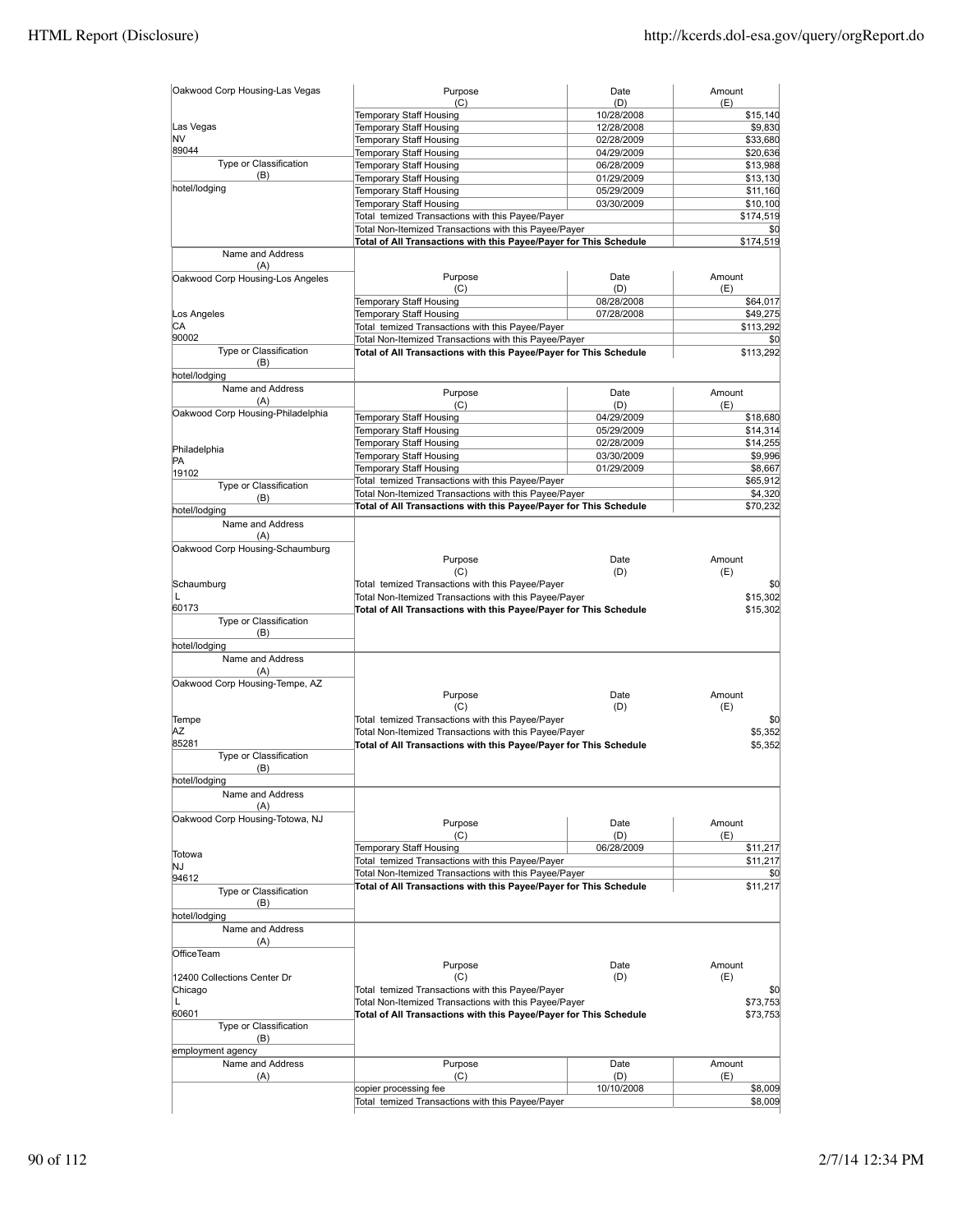| Name and Address (A) | Purpose (C) | Date (D) | Amount (E) |
|---|---|---|---|
| Oakwood Corp Housing-Las Vegas | Temporary Staff Housing | 10/28/2008 | $15,140 |
| Las Vegas | Temporary Staff Housing | 12/28/2008 | $9,830 |
| NV | Temporary Staff Housing | 02/28/2009 | $33,680 |
| 89044 | Temporary Staff Housing | 04/29/2009 | $20,636 |
| Type or Classification (B) | Temporary Staff Housing | 06/28/2009 | $13,988 |
| hotel/lodging | Temporary Staff Housing | 01/29/2009 | $13,130 |
| | Temporary Staff Housing | 05/29/2009 | $11,160 |
| | Temporary Staff Housing | 03/30/2009 | $10,100 |
| | Total temized Transactions with this Payee/Payer | | $174,519 |
| | Total Non-Itemized Transactions with this Payee/Payer | | $0 |
| | **Total of All Transactions with this Payee/Payer for This Schedule** | | $174,519 |

| Name and Address (A) | Purpose (C) | Date (D) | Amount (E) |
|---|---|---|---|
| Oakwood Corp Housing-Los Angeles | Temporary Staff Housing | 08/28/2008 | $64,017 |
| Los Angeles | Temporary Staff Housing | 07/28/2008 | $49,275 |
| CA | Total temized Transactions with this Payee/Payer | | $113,292 |
| 90002 | Total Non-Itemized Transactions with this Payee/Payer | | $0 |
| Type or Classification (B) | **Total of All Transactions with this Payee/Payer for This Schedule** | | $113,292 |
| hotel/lodging | | | |

| Name and Address (A) | Purpose (C) | Date (D) | Amount (E) |
|---|---|---|---|
| Oakwood Corp Housing-Philadelphia | Temporary Staff Housing | 04/29/2009 | $18,680 |
| | Temporary Staff Housing | 05/29/2009 | $14,314 |
| Philadelphia | Temporary Staff Housing | 02/28/2009 | $14,255 |
| PA | Temporary Staff Housing | 03/30/2009 | $9,996 |
| 19102 | Temporary Staff Housing | 01/29/2009 | $8,667 |
| Type or Classification (B) | Total temized Transactions with this Payee/Payer | | $65,912 |
| | Total Non-Itemized Transactions with this Payee/Payer | | $4,320 |
| hotel/lodging | **Total of All Transactions with this Payee/Payer for This Schedule** | | $70,232 |

| Name and Address (A) | Purpose (C) | Date (D) | Amount (E) |
|---|---|---|---|
| Oakwood Corp Housing-Schaumburg | | | |
| Schaumburg | Total temized Transactions with this Payee/Payer | | $0 |
| L | Total Non-Itemized Transactions with this Payee/Payer | | $15,302 |
| 60173 | **Total of All Transactions with this Payee/Payer for This Schedule** | | $15,302 |
| Type or Classification (B) | | | |
| hotel/lodging | | | |

| Name and Address (A) | Purpose (C) | Date (D) | Amount (E) |
|---|---|---|---|
| Oakwood Corp Housing-Tempe, AZ | | | |
| Tempe | Total temized Transactions with this Payee/Payer | | $0 |
| AZ | Total Non-Itemized Transactions with this Payee/Payer | | $5,352 |
| 85281 | **Total of All Transactions with this Payee/Payer for This Schedule** | | $5,352 |
| Type or Classification (B) | | | |
| hotel/lodging | | | |

| Name and Address (A) | Purpose (C) | Date (D) | Amount (E) |
|---|---|---|---|
| Oakwood Corp Housing-Totowa, NJ | Temporary Staff Housing | 06/28/2009 | $11,217 |
| Totowa | Total temized Transactions with this Payee/Payer | | $11,217 |
| NJ | Total Non-Itemized Transactions with this Payee/Payer | | $0 |
| 94612 | **Total of All Transactions with this Payee/Payer for This Schedule** | | $11,217 |
| Type or Classification (B) | | | |
| hotel/lodging | | | |

| Name and Address (A) | Purpose (C) | Date (D) | Amount (E) |
|---|---|---|---|
| OfficeTeam | | | |
| 12400 Collections Center Dr | | | |
| Chicago | Total temized Transactions with this Payee/Payer | | $0 |
| L | Total Non-Itemized Transactions with this Payee/Payer | | $73,753 |
| 60601 | **Total of All Transactions with this Payee/Payer for This Schedule** | | $73,753 |
| Type or Classification (B) | | | |
| employment agency | | | |

| Name and Address (A) | Purpose (C) | Date (D) | Amount (E) |
|---|---|---|---|
| | copier processing fee | 10/10/2008 | $8,009 |
| | Total temized Transactions with this Payee/Payer | | $8,009 |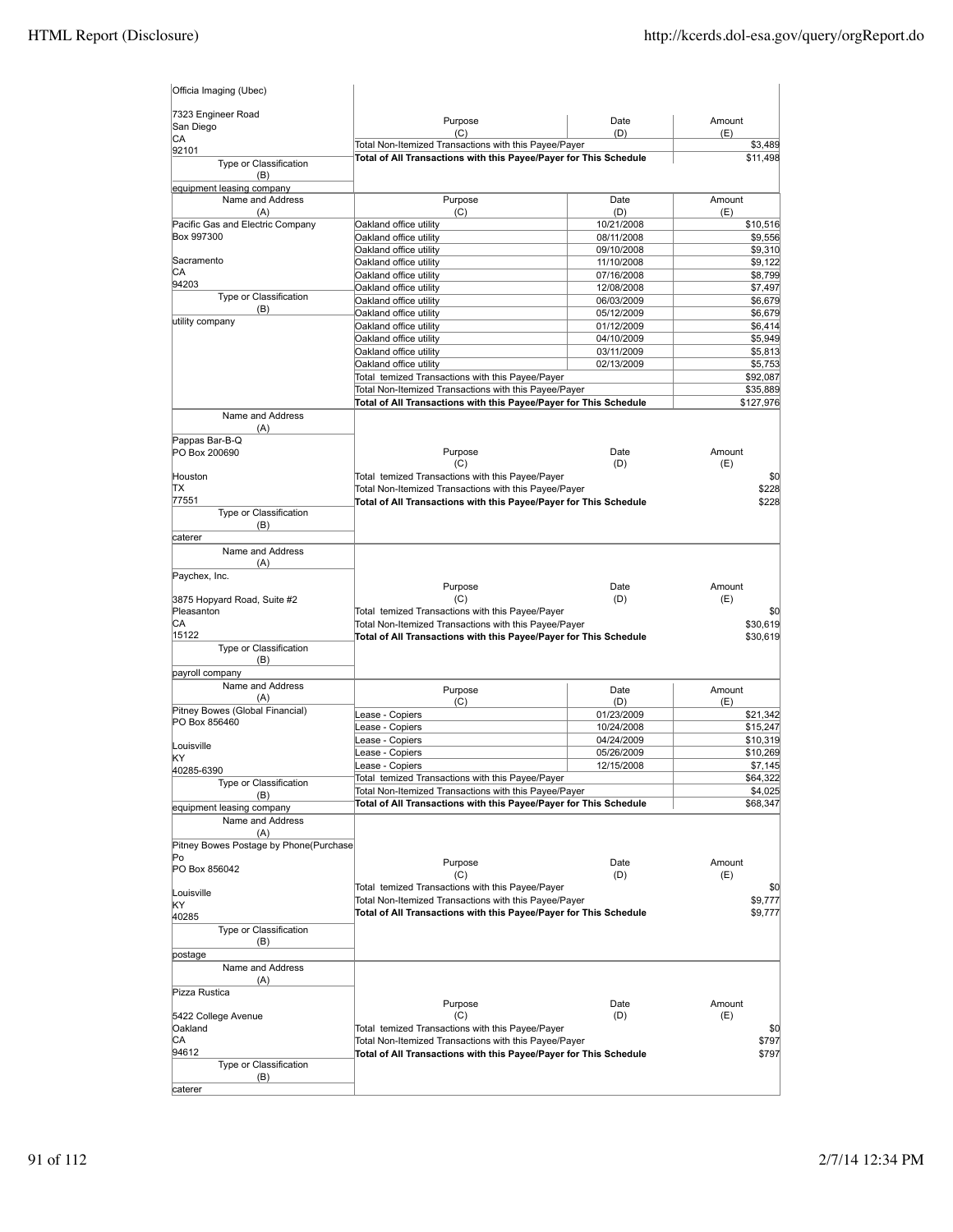| Name and Address (A) | Purpose (C) | Date (D) | Amount (E) |
|---|---|---|---|
| Officia Imaging (Ubec)<br>7323 Engineer Road<br>San Diego<br>CA<br>92101 | Total Non-Itemized Transactions with this Payee/Payer | | $3,489 |
| Type or Classification (B): equipment leasing company | **Total of All Transactions with this Payee/Payer for This Schedule** | | $11,498 |

| Name and Address (A) | Purpose (C) | Date (D) | Amount (E) |
|---|---|---|---|
| Pacific Gas and Electric Company<br>Box 997300<br>Sacramento<br>CA<br>94203 | Oakland office utility | 10/21/2008 | $10,516 |
| | Oakland office utility | 08/11/2008 | $9,556 |
| | Oakland office utility | 09/10/2008 | $9,310 |
| | Oakland office utility | 11/10/2008 | $9,122 |
| | Oakland office utility | 07/16/2008 | $8,799 |
| | Oakland office utility | 12/08/2008 | $7,497 |
| Type or Classification (B): utility company | Oakland office utility | 06/03/2009 | $6,679 |
| | Oakland office utility | 05/12/2009 | $6,679 |
| | Oakland office utility | 01/12/2009 | $6,414 |
| | Oakland office utility | 04/10/2009 | $5,949 |
| | Oakland office utility | 03/11/2009 | $5,813 |
| | Oakland office utility | 02/13/2009 | $5,753 |
| | Total temized Transactions with this Payee/Payer | | $92,087 |
| | Total Non-Itemized Transactions with this Payee/Payer | | $35,889 |
| | **Total of All Transactions with this Payee/Payer for This Schedule** | | $127,976 |

| Name and Address (A) | Purpose (C) | Date (D) | Amount (E) |
|---|---|---|---|
| Pappas Bar-B-Q<br>PO Box 200690<br>Houston<br>TX<br>77551 | Total temized Transactions with this Payee/Payer | | $0 |
| | Total Non-Itemized Transactions with this Payee/Payer | | $228 |
| Type or Classification (B): caterer | **Total of All Transactions with this Payee/Payer for This Schedule** | | $228 |

| Name and Address (A) | Purpose (C) | Date (D) | Amount (E) |
|---|---|---|---|
| Paychex, Inc.<br>3875 Hopyard Road, Suite #2<br>Pleasanton<br>CA<br>15122 | Total temized Transactions with this Payee/Payer | | $0 |
| | Total Non-Itemized Transactions with this Payee/Payer | | $30,619 |
| Type or Classification (B): payroll company | **Total of All Transactions with this Payee/Payer for This Schedule** | | $30,619 |

| Name and Address (A) | Purpose (C) | Date (D) | Amount (E) |
|---|---|---|---|
| Pitney Bowes (Global Financial)<br>PO Box 856460<br>Louisville<br>KY<br>40285-6390 | Lease - Copiers | 01/23/2009 | $21,342 |
| | Lease - Copiers | 10/24/2008 | $15,247 |
| | Lease - Copiers | 04/24/2009 | $10,319 |
| | Lease - Copiers | 05/26/2009 | $10,269 |
| | Lease - Copiers | 12/15/2008 | $7,145 |
| Type or Classification (B): equipment leasing company | Total temized Transactions with this Payee/Payer | | $64,322 |
| | Total Non-Itemized Transactions with this Payee/Payer | | $4,025 |
| | **Total of All Transactions with this Payee/Payer for This Schedule** | | $68,347 |

| Name and Address (A) | Purpose (C) | Date (D) | Amount (E) |
|---|---|---|---|
| Pitney Bowes Postage by Phone(Purchase Po<br>PO Box 856042<br>Louisville<br>KY<br>40285 | Total temized Transactions with this Payee/Payer | | $0 |
| | Total Non-Itemized Transactions with this Payee/Payer | | $9,777 |
| Type or Classification (B): postage | **Total of All Transactions with this Payee/Payer for This Schedule** | | $9,777 |

| Name and Address (A) | Purpose (C) | Date (D) | Amount (E) |
|---|---|---|---|
| Pizza Rustica<br>5422 College Avenue<br>Oakland<br>CA<br>94612 | Total temized Transactions with this Payee/Payer | | $0 |
| | Total Non-Itemized Transactions with this Payee/Payer | | $797 |
| Type or Classification (B): caterer | **Total of All Transactions with this Payee/Payer for This Schedule** | | $797 |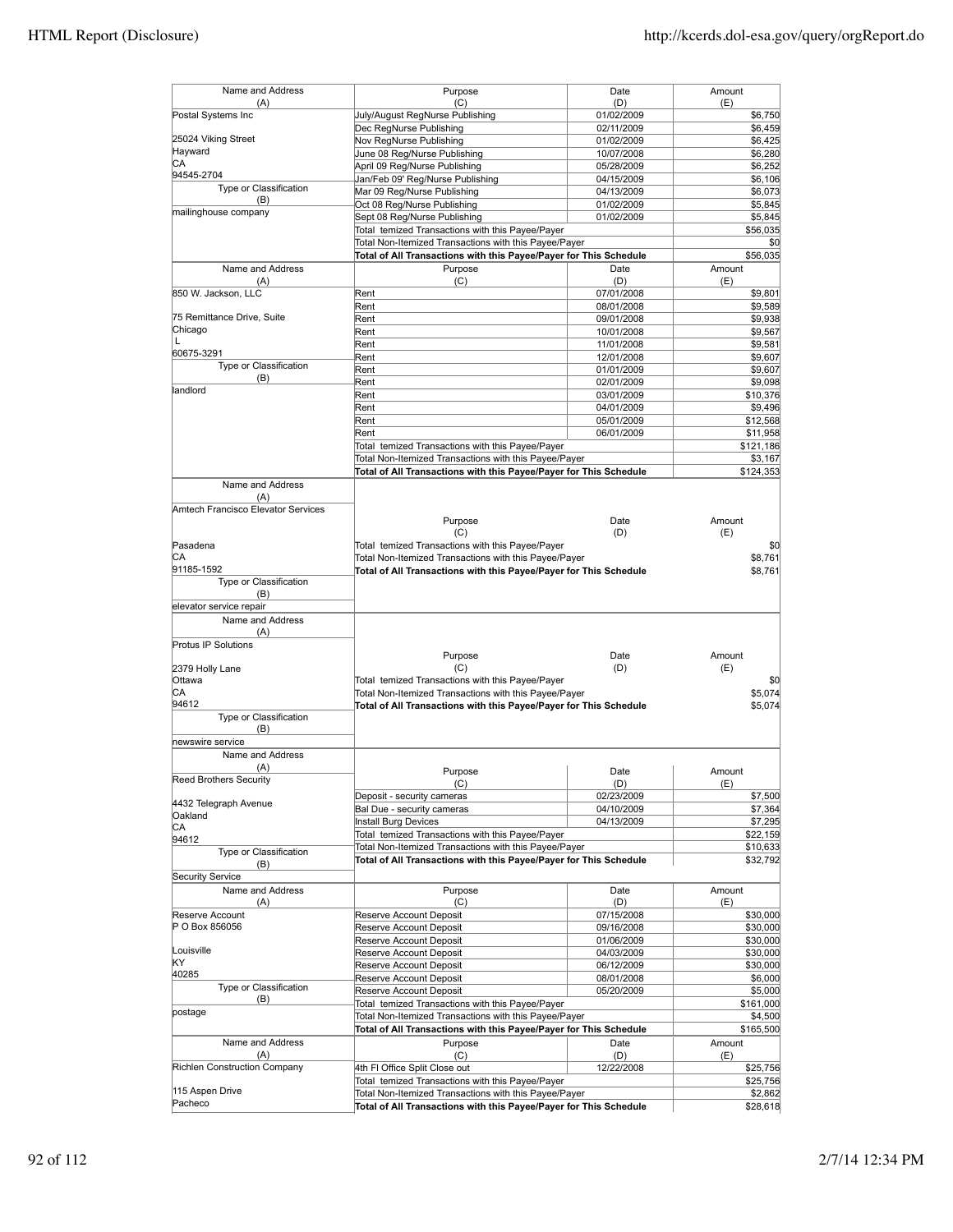| Name and Address (A) | Purpose (C) | Date (D) | Amount (E) |
|---|---|---|---|
| Postal Systems Inc | July/August RegNurse Publishing | 01/02/2009 | $6,750 |
| | Dec RegNurse Publishing | 02/11/2009 | $6,459 |
| 25024 Viking Street | Nov RegNurse Publishing | 01/02/2009 | $6,425 |
| Hayward | June 08 Reg/Nurse Publishing | 10/07/2008 | $6,280 |
| CA | April 09 Reg/Nurse Publishing | 05/28/2009 | $6,252 |
| 94545-2704 | Jan/Feb 09' Reg/Nurse Publishing | 04/15/2009 | $6,106 |
| Type or Classification (B) | Mar 09 Reg/Nurse Publishing | 04/13/2009 | $6,073 |
| mailinghouse company | Oct 08 Reg/Nurse Publishing | 01/02/2009 | $5,845 |
| | Sept 08 Reg/Nurse Publishing | 01/02/2009 | $5,845 |
| | Total temized Transactions with this Payee/Payer | | $56,035 |
| | Total Non-Itemized Transactions with this Payee/Payer | | $0 |
| | **Total of All Transactions with this Payee/Payer for This Schedule** | | $56,035 |

| Name and Address (A) | Purpose (C) | Date (D) | Amount (E) |
|---|---|---|---|
| 850 W. Jackson, LLC | Rent | 07/01/2008 | $9,801 |
| | Rent | 08/01/2008 | $9,589 |
| 75 Remittance Drive, Suite | Rent | 09/01/2008 | $9,938 |
| Chicago | Rent | 10/01/2008 | $9,567 |
| L | Rent | 11/01/2008 | $9,581 |
| 60675-3291 | Rent | 12/01/2008 | $9,607 |
| Type or Classification (B) | Rent | 01/01/2009 | $9,607 |
| landlord | Rent | 02/01/2009 | $9,098 |
| | Rent | 03/01/2009 | $10,376 |
| | Rent | 04/01/2009 | $9,496 |
| | Rent | 05/01/2009 | $12,568 |
| | Rent | 06/01/2009 | $11,958 |
| | Total temized Transactions with this Payee/Payer | | $121,186 |
| | Total Non-Itemized Transactions with this Payee/Payer | | $3,167 |
| | **Total of All Transactions with this Payee/Payer for This Schedule** | | $124,353 |

| Name and Address (A) | Purpose (C) | Date (D) | Amount (E) |
|---|---|---|---|
| Amtech Francisco Elevator Services | | | |
| Pasadena | Total temized Transactions with this Payee/Payer | | $0 |
| CA | Total Non-Itemized Transactions with this Payee/Payer | | $8,761 |
| 91185-1592 | **Total of All Transactions with this Payee/Payer for This Schedule** | | $8,761 |
| Type or Classification (B) | | | |
| elevator service repair | | | |

| Name and Address (A) | Purpose (C) | Date (D) | Amount (E) |
|---|---|---|---|
| Protus IP Solutions | | | |
| 2379 Holly Lane | | | |
| Ottawa | Total temized Transactions with this Payee/Payer | | $0 |
| CA | Total Non-Itemized Transactions with this Payee/Payer | | $5,074 |
| 94612 | **Total of All Transactions with this Payee/Payer for This Schedule** | | $5,074 |
| Type or Classification (B) | | | |
| newswire service | | | |

| Name and Address (A) | Purpose (C) | Date (D) | Amount (E) |
|---|---|---|---|
| Reed Brothers Security | | | |
| 4432 Telegraph Avenue | Deposit - security cameras | 02/23/2009 | $7,500 |
| Oakland | Bal Due - security cameras | 04/10/2009 | $7,364 |
| CA | Install Burg Devices | 04/13/2009 | $7,295 |
| 94612 | Total temized Transactions with this Payee/Payer | | $22,159 |
| Type or Classification (B) | Total Non-Itemized Transactions with this Payee/Payer | | $10,633 |
| Security Service | **Total of All Transactions with this Payee/Payer for This Schedule** | | $32,792 |

| Name and Address (A) | Purpose (C) | Date (D) | Amount (E) |
|---|---|---|---|
| Reserve Account | Reserve Account Deposit | 07/15/2008 | $30,000 |
| P O Box 856056 | Reserve Account Deposit | 09/16/2008 | $30,000 |
| | Reserve Account Deposit | 01/06/2009 | $30,000 |
| Louisville | Reserve Account Deposit | 04/03/2009 | $30,000 |
| KY | Reserve Account Deposit | 06/12/2009 | $30,000 |
| 40285 | Reserve Account Deposit | 08/01/2008 | $6,000 |
| Type or Classification (B) | Reserve Account Deposit | 05/20/2009 | $5,000 |
| postage | Total temized Transactions with this Payee/Payer | | $161,000 |
| | Total Non-Itemized Transactions with this Payee/Payer | | $4,500 |
| | **Total of All Transactions with this Payee/Payer for This Schedule** | | $165,500 |

| Name and Address (A) | Purpose (C) | Date (D) | Amount (E) |
|---|---|---|---|
| Richlen Construction Company | 4th Fl Office Split Close out | 12/22/2008 | $25,756 |
| | Total temized Transactions with this Payee/Payer | | $25,756 |
| 115 Aspen Drive | Total Non-Itemized Transactions with this Payee/Payer | | $2,862 |
| Pacheco | **Total of All Transactions with this Payee/Payer for This Schedule** | | $28,618 |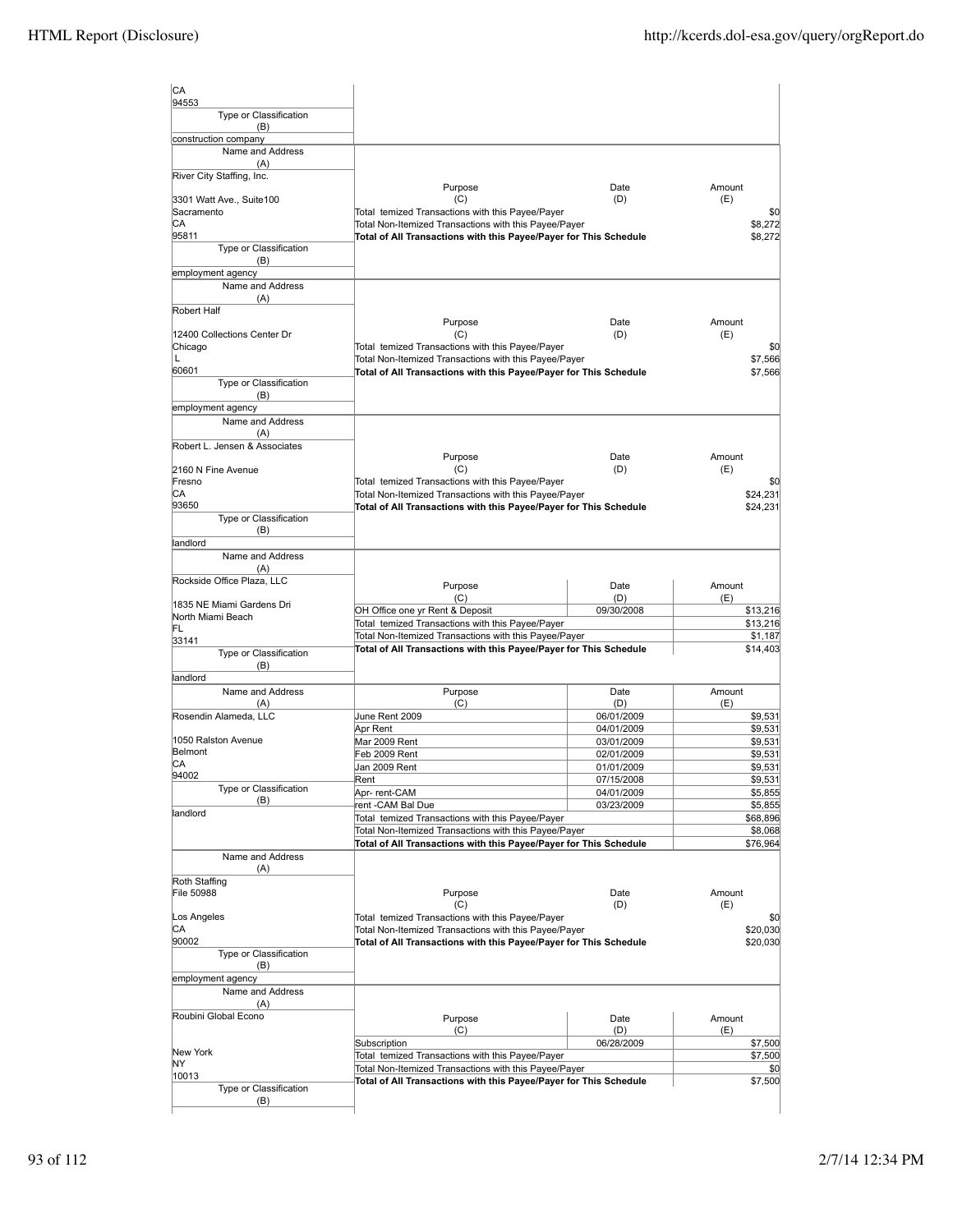| Name and Address (A) | Purpose (C) | Date (D) | Amount (E) |
|---|---|---|---|
| CA<br>94553 | | | |
| **Type or Classification (B)**<br>construction company | | | |

| Name and Address (A) | Purpose (C) | Date (D) | Amount (E) |
|---|---|---|---|
| River City Staffing, Inc.<br>3301 Watt Ave., Suite100<br>Sacramento<br>CA<br>95811 | Total temized Transactions with this Payee/Payer | | $0 |
| | Total Non-Itemized Transactions with this Payee/Payer | | $8,272 |
| | **Total of All Transactions with this Payee/Payer for This Schedule** | | $8,272 |
| **Type or Classification (B)**<br>employment agency | | | |

| Name and Address (A) | Purpose (C) | Date (D) | Amount (E) |
|---|---|---|---|
| Robert Half<br>12400 Collections Center Dr<br>Chicago<br>L<br>60601 | Total temized Transactions with this Payee/Payer | | $0 |
| | Total Non-Itemized Transactions with this Payee/Payer | | $7,566 |
| | **Total of All Transactions with this Payee/Payer for This Schedule** | | $7,566 |
| **Type or Classification (B)**<br>employment agency | | | |

| Name and Address (A) | Purpose (C) | Date (D) | Amount (E) |
|---|---|---|---|
| Robert L. Jensen & Associates<br>2160 N Fine Avenue<br>Fresno<br>CA<br>93650 | Total temized Transactions with this Payee/Payer | | $0 |
| | Total Non-Itemized Transactions with this Payee/Payer | | $24,231 |
| | **Total of All Transactions with this Payee/Payer for This Schedule** | | $24,231 |
| **Type or Classification (B)**<br>landlord | | | |

| Name and Address (A) | Purpose (C) | Date (D) | Amount (E) |
|---|---|---|---|
| Rockside Office Plaza, LLC<br>1835 NE Miami Gardens Dri<br>North Miami Beach<br>FL<br>33141 | OH Office one yr Rent & Deposit | 09/30/2008 | $13,216 |
| | Total temized Transactions with this Payee/Payer | | $13,216 |
| | Total Non-Itemized Transactions with this Payee/Payer | | $1,187 |
| | **Total of All Transactions with this Payee/Payer for This Schedule** | | $14,403 |
| **Type or Classification (B)**<br>landlord | | | |

| Name and Address (A) | Purpose (C) | Date (D) | Amount (E) |
|---|---|---|---|
| Rosendin Alameda, LLC<br>1050 Ralston Avenue<br>Belmont<br>CA<br>94002 | June Rent 2009 | 06/01/2009 | $9,531 |
| | Apr Rent | 04/01/2009 | $9,531 |
| | Mar 2009 Rent | 03/01/2009 | $9,531 |
| | Feb 2009 Rent | 02/01/2009 | $9,531 |
| | Jan 2009 Rent | 01/01/2009 | $9,531 |
| | Rent | 07/15/2008 | $9,531 |
| **Type or Classification (B)**<br>landlord | Apr- rent-CAM | 04/01/2009 | $5,855 |
| | rent -CAM Bal Due | 03/23/2009 | $5,855 |
| | Total temized Transactions with this Payee/Payer | | $68,896 |
| | Total Non-Itemized Transactions with this Payee/Payer | | $8,068 |
| | **Total of All Transactions with this Payee/Payer for This Schedule** | | $76,964 |

| Name and Address (A) | Purpose (C) | Date (D) | Amount (E) |
|---|---|---|---|
| Roth Staffing<br>File 50988<br>Los Angeles<br>CA<br>90002 | Total temized Transactions with this Payee/Payer | | $0 |
| | Total Non-Itemized Transactions with this Payee/Payer | | $20,030 |
| | **Total of All Transactions with this Payee/Payer for This Schedule** | | $20,030 |
| **Type or Classification (B)**<br>employment agency | | | |

| Name and Address (A) | Purpose (C) | Date (D) | Amount (E) |
|---|---|---|---|
| Roubini Global Econo<br>New York<br>NY<br>10013 | Subscription | 06/28/2009 | $7,500 |
| | Total temized Transactions with this Payee/Payer | | $7,500 |
| | Total Non-Itemized Transactions with this Payee/Payer | | $0 |
| | **Total of All Transactions with this Payee/Payer for This Schedule** | | $7,500 |
| **Type or Classification (B)** | | | |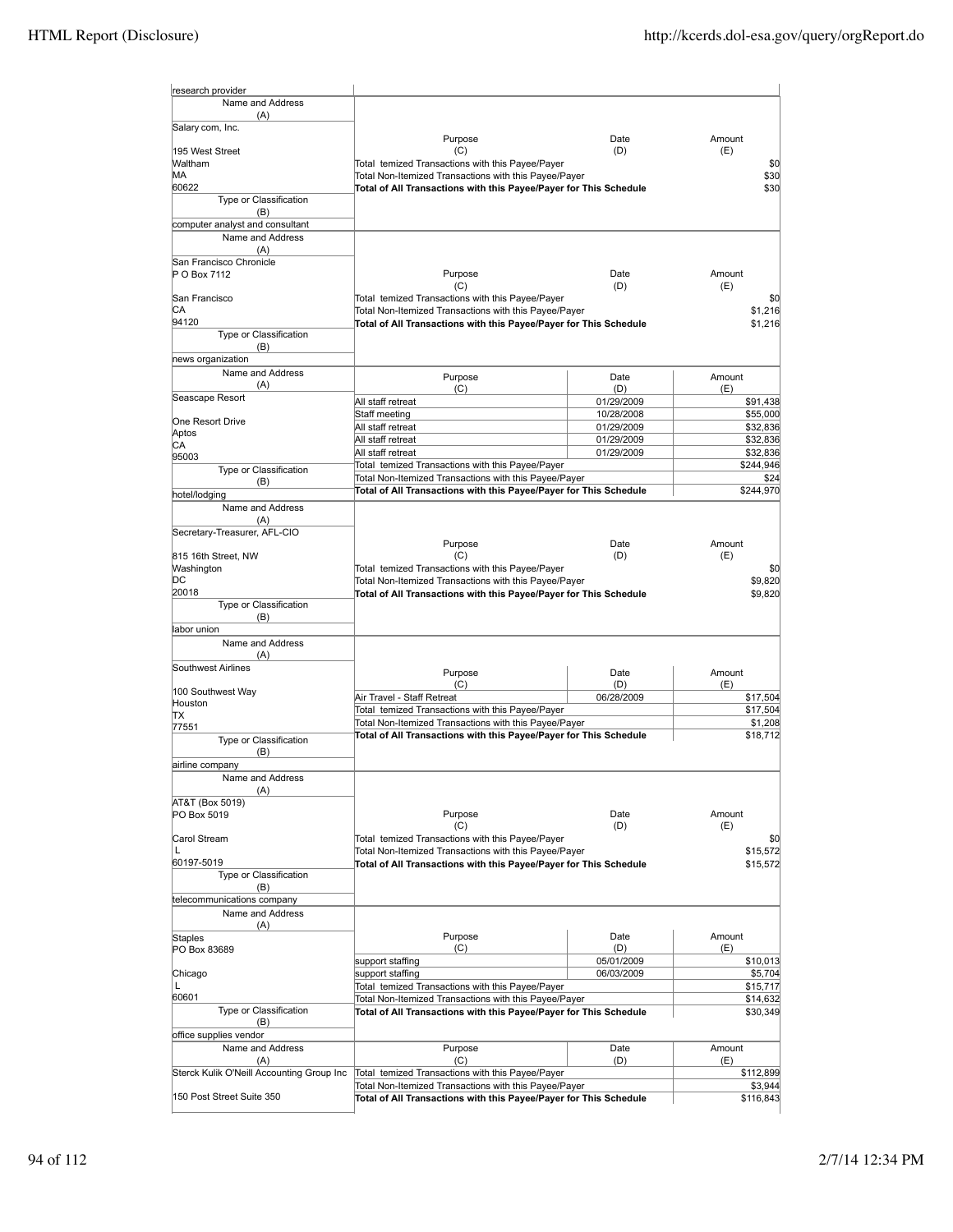| Name and Address (A) | Purpose (C) | Date (D) | Amount (E) |
|---|---|---|---|
| research provider | | | |

| Name and Address (A) | Purpose (C) | Date (D) | Amount (E) |
|---|---|---|---|
| Salary com, Inc.<br>195 West Street<br>Waltham<br>MA<br>60622 | Total temized Transactions with this Payee/Payer | | $0 |
| | Total Non-Itemized Transactions with this Payee/Payer | | $30 |
| | **Total of All Transactions with this Payee/Payer for This Schedule** | | $30 |
| Type or Classification (B)<br>computer analyst and consultant | | | |

| Name and Address (A) | Purpose (C) | Date (D) | Amount (E) |
|---|---|---|---|
| San Francisco Chronicle<br>P O Box 7112<br>San Francisco<br>CA<br>94120 | Total temized Transactions with this Payee/Payer | | $0 |
| | Total Non-Itemized Transactions with this Payee/Payer | | $1,216 |
| | **Total of All Transactions with this Payee/Payer for This Schedule** | | $1,216 |
| Type or Classification (B)<br>news organization | | | |

| Name and Address (A) | Purpose (C) | Date (D) | Amount (E) |
|---|---|---|---|
| Seascape Resort<br>One Resort Drive<br>Aptos<br>CA<br>95003 | All staff retreat | 01/29/2009 | $91,438 |
| | Staff meeting | 10/28/2008 | $55,000 |
| | All staff retreat | 01/29/2009 | $32,836 |
| | All staff retreat | 01/29/2009 | $32,836 |
| | All staff retreat | 01/29/2009 | $32,836 |
| | Total temized Transactions with this Payee/Payer | | $244,946 |
| | Total Non-Itemized Transactions with this Payee/Payer | | $24 |
| | **Total of All Transactions with this Payee/Payer for This Schedule** | | $244,970 |
| Type or Classification (B)<br>hotel/lodging | | | |

| Name and Address (A) | Purpose (C) | Date (D) | Amount (E) |
|---|---|---|---|
| Secretary-Treasurer, AFL-CIO<br>815 16th Street, NW<br>Washington<br>DC<br>20018 | Total temized Transactions with this Payee/Payer | | $0 |
| | Total Non-Itemized Transactions with this Payee/Payer | | $9,820 |
| | **Total of All Transactions with this Payee/Payer for This Schedule** | | $9,820 |
| Type or Classification (B)<br>labor union | | | |

| Name and Address (A) | Purpose (C) | Date (D) | Amount (E) |
|---|---|---|---|
| Southwest Airlines<br>100 Southwest Way<br>Houston<br>TX<br>77551 | Air Travel - Staff Retreat | 06/28/2009 | $17,504 |
| | Total temized Transactions with this Payee/Payer | | $17,504 |
| | Total Non-Itemized Transactions with this Payee/Payer | | $1,208 |
| | **Total of All Transactions with this Payee/Payer for This Schedule** | | $18,712 |
| Type or Classification (B)<br>airline company | | | |

| Name and Address (A) | Purpose (C) | Date (D) | Amount (E) |
|---|---|---|---|
| AT&T (Box 5019)<br>PO Box 5019<br>Carol Stream<br>L<br>60197-5019 | Total temized Transactions with this Payee/Payer | | $0 |
| | Total Non-Itemized Transactions with this Payee/Payer | | $15,572 |
| | **Total of All Transactions with this Payee/Payer for This Schedule** | | $15,572 |
| Type or Classification (B)<br>telecommunications company | | | |

| Name and Address (A) | Purpose (C) | Date (D) | Amount (E) |
|---|---|---|---|
| Staples<br>PO Box 83689<br>Chicago<br>L<br>60601 | support staffing | 05/01/2009 | $10,013 |
| | support staffing | 06/03/2009 | $5,704 |
| | Total temized Transactions with this Payee/Payer | | $15,717 |
| | Total Non-Itemized Transactions with this Payee/Payer | | $14,632 |
| | **Total of All Transactions with this Payee/Payer for This Schedule** | | $30,349 |
| Type or Classification (B)<br>office supplies vendor | | | |

| Name and Address (A) | Purpose (C) | Date (D) | Amount (E) |
|---|---|---|---|
| Sterck Kulik O'Neill Accounting Group Inc<br>150 Post Street Suite 350 | Total temized Transactions with this Payee/Payer | | $112,899 |
| | Total Non-Itemized Transactions with this Payee/Payer | | $3,944 |
| | **Total of All Transactions with this Payee/Payer for This Schedule** | | $116,843 |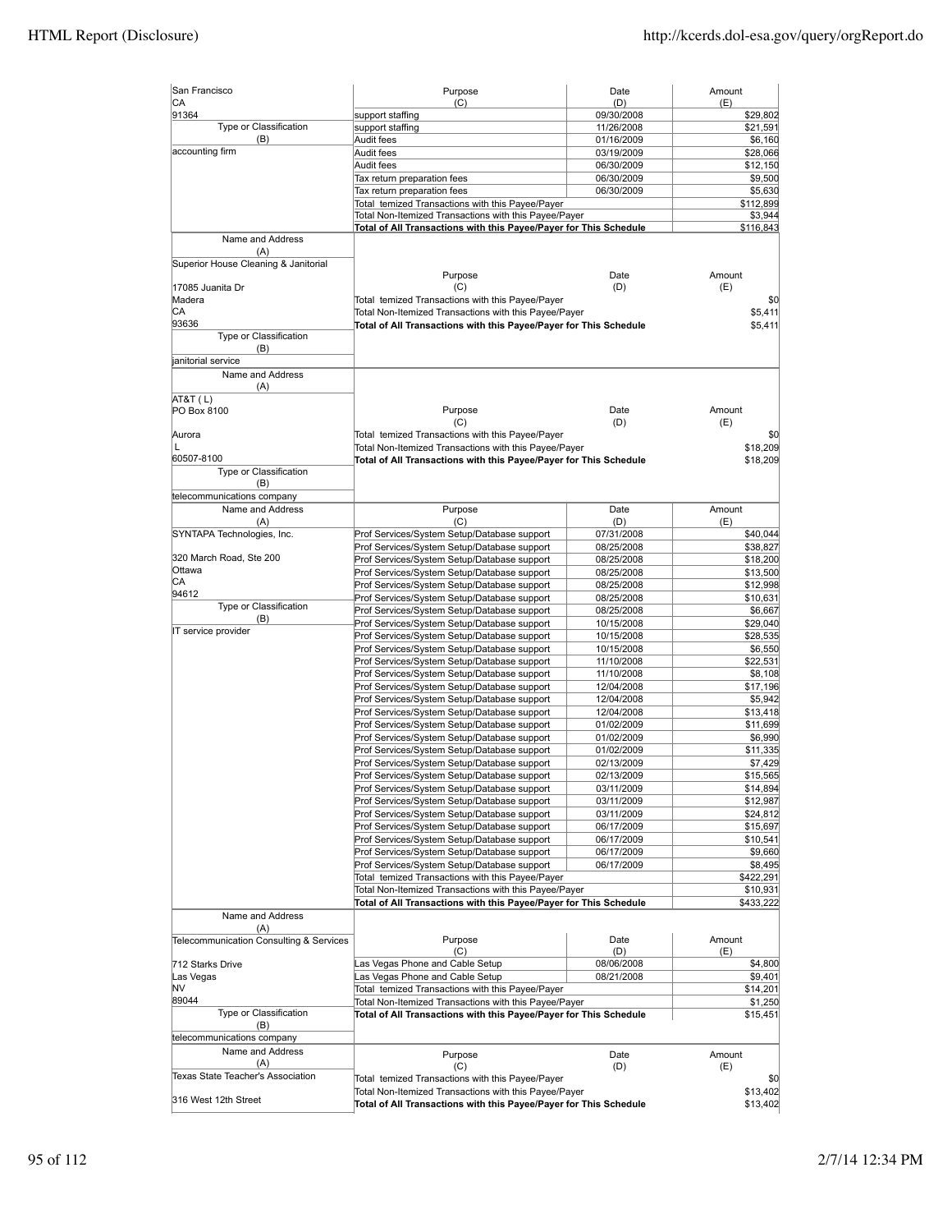| Name and Address (A) | Purpose (C) | Date (D) | Amount (E) |
|---|---|---|---|
| San Francisco CA 91364 | support staffing | 09/30/2008 | $29,802 |
| | support staffing | 11/26/2008 | $21,591 |
| Type or Classification (B) | Audit fees | 01/16/2009 | $6,160 |
| accounting firm | Audit fees | 03/19/2009 | $28,066 |
| | Audit fees | 06/30/2009 | $12,150 |
| | Tax return preparation fees | 06/30/2009 | $9,500 |
| | Tax return preparation fees | 06/30/2009 | $5,630 |
| | Total temized Transactions with this Payee/Payer | | $112,899 |
| | Total Non-Itemized Transactions with this Payee/Payer | | $3,944 |
| | **Total of All Transactions with this Payee/Payer for This Schedule** | | **$116,843** |

| Name and Address (A) | Purpose (C) | Date (D) | Amount (E) |
|---|---|---|---|
| Superior House Cleaning & Janitorial<br>17085 Juanita Dr<br>Madera<br>CA<br>93636 | Total temized Transactions with this Payee/Payer | | $0 |
| | Total Non-Itemized Transactions with this Payee/Payer | | $5,411 |
| | **Total of All Transactions with this Payee/Payer for This Schedule** | | **$5,411** |
| Type or Classification (B)<br>janitorial service | | | |

| Name and Address (A) | Purpose (C) | Date (D) | Amount (E) |
|---|---|---|---|
| AT&T ( L)<br>PO Box 8100<br>Aurora<br>L<br>60507-8100 | Total temized Transactions with this Payee/Payer | | $0 |
| | Total Non-Itemized Transactions with this Payee/Payer | | $18,209 |
| | **Total of All Transactions with this Payee/Payer for This Schedule** | | **$18,209** |
| Type or Classification (B)<br>telecommunications company | | | |

| Name and Address (A) | Purpose (C) | Date (D) | Amount (E) |
|---|---|---|---|
| SYNTAPA Technologies, Inc. | Prof Services/System Setup/Database support | 07/31/2008 | $40,044 |
| | Prof Services/System Setup/Database support | 08/25/2008 | $38,827 |
| 320 March Road, Ste 200 | Prof Services/System Setup/Database support | 08/25/2008 | $18,200 |
| Ottawa | Prof Services/System Setup/Database support | 08/25/2008 | $13,500 |
| CA | Prof Services/System Setup/Database support | 08/25/2008 | $12,998 |
| 94612 | Prof Services/System Setup/Database support | 08/25/2008 | $10,631 |
| Type or Classification (B) | Prof Services/System Setup/Database support | 08/25/2008 | $6,667 |
| | Prof Services/System Setup/Database support | 10/15/2008 | $29,040 |
| IT service provider | Prof Services/System Setup/Database support | 10/15/2008 | $28,535 |
| | Prof Services/System Setup/Database support | 10/15/2008 | $6,550 |
| | Prof Services/System Setup/Database support | 11/10/2008 | $22,531 |
| | Prof Services/System Setup/Database support | 11/10/2008 | $8,108 |
| | Prof Services/System Setup/Database support | 12/04/2008 | $17,196 |
| | Prof Services/System Setup/Database support | 12/04/2008 | $5,942 |
| | Prof Services/System Setup/Database support | 12/04/2008 | $13,418 |
| | Prof Services/System Setup/Database support | 01/02/2009 | $11,699 |
| | Prof Services/System Setup/Database support | 01/02/2009 | $6,990 |
| | Prof Services/System Setup/Database support | 01/02/2009 | $11,335 |
| | Prof Services/System Setup/Database support | 02/13/2009 | $7,429 |
| | Prof Services/System Setup/Database support | 02/13/2009 | $15,565 |
| | Prof Services/System Setup/Database support | 03/11/2009 | $14,894 |
| | Prof Services/System Setup/Database support | 03/11/2009 | $12,987 |
| | Prof Services/System Setup/Database support | 03/11/2009 | $24,812 |
| | Prof Services/System Setup/Database support | 06/17/2009 | $15,697 |
| | Prof Services/System Setup/Database support | 06/17/2009 | $10,541 |
| | Prof Services/System Setup/Database support | 06/17/2009 | $9,660 |
| | Prof Services/System Setup/Database support | 06/17/2009 | $8,495 |
| | Total temized Transactions with this Payee/Payer | | $422,291 |
| | Total Non-Itemized Transactions with this Payee/Payer | | $10,931 |
| | **Total of All Transactions with this Payee/Payer for This Schedule** | | **$433,222** |

| Name and Address (A) | Purpose (C) | Date (D) | Amount (E) |
|---|---|---|---|
| Telecommunication Consulting & Services | | | |
| 712 Starks Drive | Las Vegas Phone and Cable Setup | 08/06/2008 | $4,800 |
| Las Vegas | Las Vegas Phone and Cable Setup | 08/21/2008 | $9,401 |
| NV | Total temized Transactions with this Payee/Payer | | $14,201 |
| 89044 | Total Non-Itemized Transactions with this Payee/Payer | | $1,250 |
| Type or Classification (B) | **Total of All Transactions with this Payee/Payer for This Schedule** | | **$15,451** |
| telecommunications company | | | |

| Name and Address (A) | Purpose (C) | Date (D) | Amount (E) |
|---|---|---|---|
| Texas State Teacher's Association | Total temized Transactions with this Payee/Payer | | $0 |
| | Total Non-Itemized Transactions with this Payee/Payer | | $13,402 |
| 316 West 12th Street | **Total of All Transactions with this Payee/Payer for This Schedule** | | **$13,402** |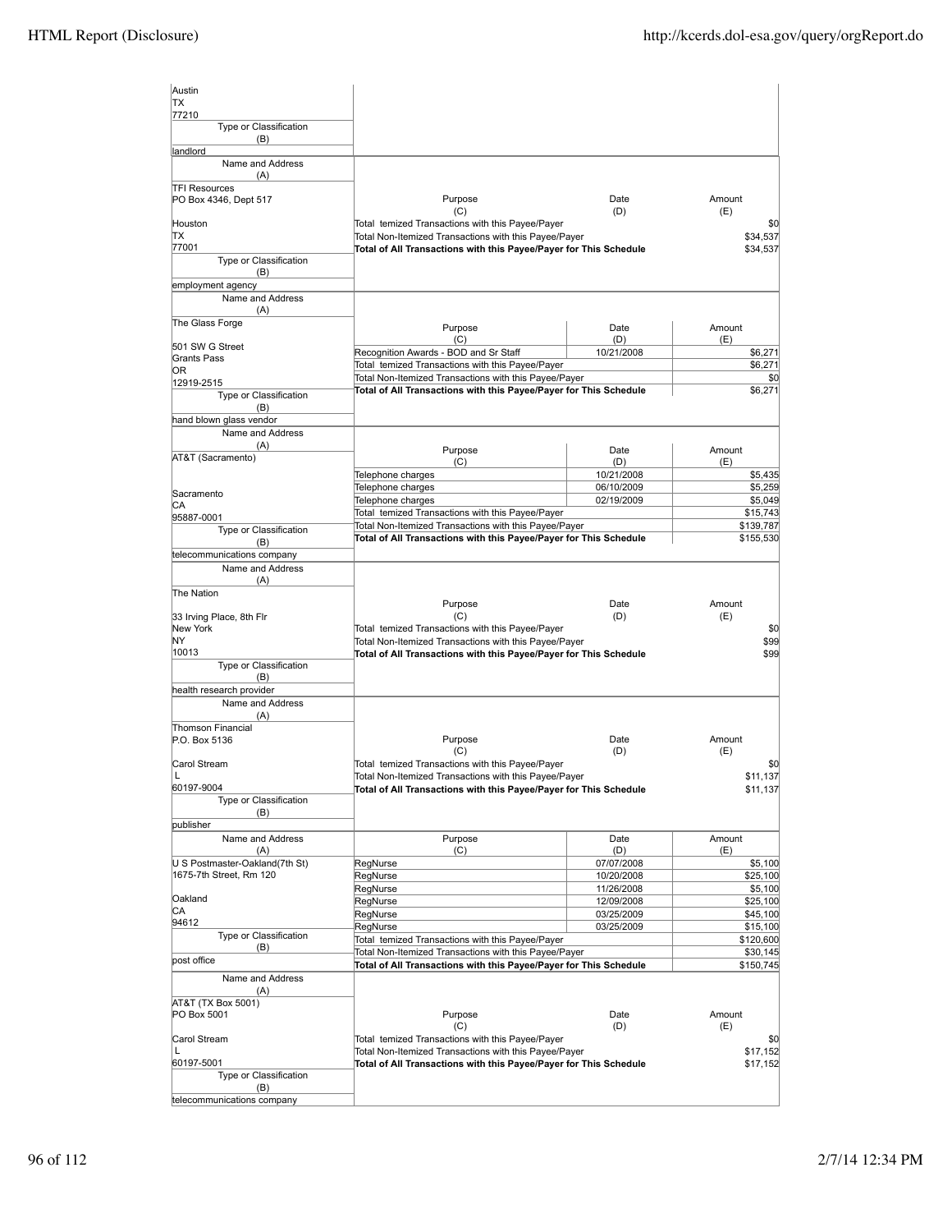| Name and Address (A) | Purpose (C) | Date (D) | Amount (E) |
|---|---|---|---|
| Austin<br>TX<br>77210 | | | |
| Type or Classification (B): landlord | | | |

| Name and Address (A) | Purpose (C) | Date (D) | Amount (E) |
|---|---|---|---|
| TFI Resources<br>PO Box 4346, Dept 517<br>Houston<br>TX<br>77001 | Total temized Transactions with this Payee/Payer | | $0 |
| | Total Non-Itemized Transactions with this Payee/Payer | | $34,537 |
| | **Total of All Transactions with this Payee/Payer for This Schedule** | | $34,537 |
| Type or Classification (B): employment agency | | | |

| Name and Address (A) | Purpose (C) | Date (D) | Amount (E) |
|---|---|---|---|
| The Glass Forge<br>501 SW G Street<br>Grants Pass<br>OR<br>12919-2515 | Recognition Awards - BOD and Sr Staff | 10/21/2008 | $6,271 |
| | Total temized Transactions with this Payee/Payer | | $6,271 |
| | Total Non-Itemized Transactions with this Payee/Payer | | $0 |
| | **Total of All Transactions with this Payee/Payer for This Schedule** | | $6,271 |
| Type or Classification (B): hand blown glass vendor | | | |

| Name and Address (A) | Purpose (C) | Date (D) | Amount (E) |
|---|---|---|---|
| AT&T (Sacramento)<br>Sacramento<br>CA<br>95887-0001 | Telephone charges | 10/21/2008 | $5,435 |
| | Telephone charges | 06/10/2009 | $5,259 |
| | Telephone charges | 02/19/2009 | $5,049 |
| | Total temized Transactions with this Payee/Payer | | $15,743 |
| | Total Non-Itemized Transactions with this Payee/Payer | | $139,787 |
| | **Total of All Transactions with this Payee/Payer for This Schedule** | | $155,530 |
| Type or Classification (B): telecommunications company | | | |

| Name and Address (A) | Purpose (C) | Date (D) | Amount (E) |
|---|---|---|---|
| The Nation<br>33 Irving Place, 8th Flr<br>New York<br>NY<br>10013 | Total temized Transactions with this Payee/Payer | | $0 |
| | Total Non-Itemized Transactions with this Payee/Payer | | $99 |
| | **Total of All Transactions with this Payee/Payer for This Schedule** | | $99 |
| Type or Classification (B): health research provider | | | |

| Name and Address (A) | Purpose (C) | Date (D) | Amount (E) |
|---|---|---|---|
| Thomson Financial<br>P.O. Box 5136<br>Carol Stream<br>L<br>60197-9004 | Total temized Transactions with this Payee/Payer | | $0 |
| | Total Non-Itemized Transactions with this Payee/Payer | | $11,137 |
| | **Total of All Transactions with this Payee/Payer for This Schedule** | | $11,137 |
| Type or Classification (B): publisher | | | |

| Name and Address (A) | Purpose (C) | Date (D) | Amount (E) |
|---|---|---|---|
| U S Postmaster-Oakland(7th St)<br>1675-7th Street, Rm 120<br>Oakland<br>CA<br>94612 | RegNurse | 07/07/2008 | $5,100 |
| | RegNurse | 10/20/2008 | $25,100 |
| | RegNurse | 11/26/2008 | $5,100 |
| | RegNurse | 12/09/2008 | $25,100 |
| | RegNurse | 03/25/2009 | $45,100 |
| | RegNurse | 03/25/2009 | $15,100 |
| | Total temized Transactions with this Payee/Payer | | $120,600 |
| | Total Non-Itemized Transactions with this Payee/Payer | | $30,145 |
| | **Total of All Transactions with this Payee/Payer for This Schedule** | | $150,745 |
| Type or Classification (B): post office | | | |

| Name and Address (A) | Purpose (C) | Date (D) | Amount (E) |
|---|---|---|---|
| AT&T (TX Box 5001)<br>PO Box 5001<br>Carol Stream<br>L<br>60197-5001 | Total temized Transactions with this Payee/Payer | | $0 |
| | Total Non-Itemized Transactions with this Payee/Payer | | $17,152 |
| | **Total of All Transactions with this Payee/Payer for This Schedule** | | $17,152 |
| Type or Classification (B): telecommunications company | | | |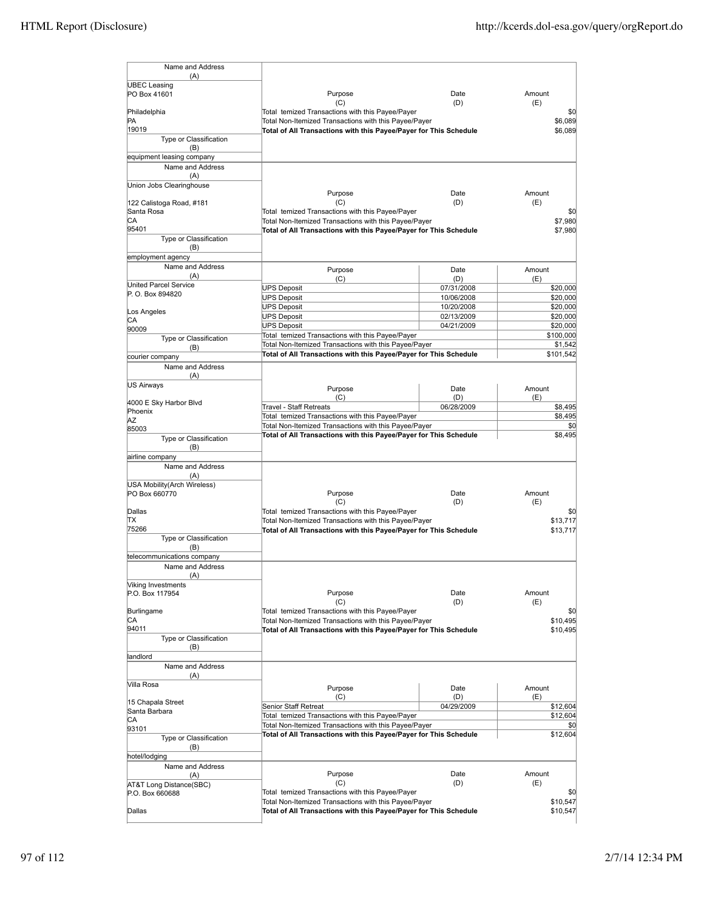| Name and Address (A) | Purpose (C) | Date (D) | Amount (E) |
|---|---|---|---|
| UBEC Leasing<br>PO Box 41601<br>Philadelphia<br>PA<br>19019 | Total temized Transactions with this Payee/Payer | | $0 |
| | Total Non-Itemized Transactions with this Payee/Payer | | $6,089 |
| | **Total of All Transactions with this Payee/Payer for This Schedule** | | $6,089 |
| Type or Classification (B): equipment leasing company | | | |

| Name and Address (A) | Purpose (C) | Date (D) | Amount (E) |
|---|---|---|---|
| Union Jobs Clearinghouse<br>122 Calistoga Road, #181<br>Santa Rosa<br>CA<br>95401 | Total temized Transactions with this Payee/Payer | | $0 |
| | Total Non-Itemized Transactions with this Payee/Payer | | $7,980 |
| | **Total of All Transactions with this Payee/Payer for This Schedule** | | $7,980 |
| Type or Classification (B): employment agency | | | |

| Name and Address (A) | Purpose (C) | Date (D) | Amount (E) |
|---|---|---|---|
| United Parcel Service<br>P. O. Box 894820<br>Los Angeles<br>CA<br>90009 | UPS Deposit | 07/31/2008 | $20,000 |
| | UPS Deposit | 10/06/2008 | $20,000 |
| | UPS Deposit | 10/20/2008 | $20,000 |
| | UPS Deposit | 02/13/2009 | $20,000 |
| | UPS Deposit | 04/21/2009 | $20,000 |
| | Total temized Transactions with this Payee/Payer | | $100,000 |
| | Total Non-Itemized Transactions with this Payee/Payer | | $1,542 |
| | **Total of All Transactions with this Payee/Payer for This Schedule** | | $101,542 |
| Type or Classification (B): courier company | | | |

| Name and Address (A) | Purpose (C) | Date (D) | Amount (E) |
|---|---|---|---|
| US Airways<br>4000 E Sky Harbor Blvd<br>Phoenix<br>AZ<br>85003 | Travel - Staff Retreats | 06/28/2009 | $8,495 |
| | Total temized Transactions with this Payee/Payer | | $8,495 |
| | Total Non-Itemized Transactions with this Payee/Payer | | $0 |
| | **Total of All Transactions with this Payee/Payer for This Schedule** | | $8,495 |
| Type or Classification (B): airline company | | | |

| Name and Address (A) | Purpose (C) | Date (D) | Amount (E) |
|---|---|---|---|
| USA Mobility(Arch Wireless)<br>PO Box 660770<br>Dallas<br>TX<br>75266 | Total temized Transactions with this Payee/Payer | | $0 |
| | Total Non-Itemized Transactions with this Payee/Payer | | $13,717 |
| | **Total of All Transactions with this Payee/Payer for This Schedule** | | $13,717 |
| Type or Classification (B): telecommunications company | | | |

| Name and Address (A) | Purpose (C) | Date (D) | Amount (E) |
|---|---|---|---|
| Viking Investments<br>P.O. Box 117954<br>Burlingame<br>CA<br>94011 | Total temized Transactions with this Payee/Payer | | $0 |
| | Total Non-Itemized Transactions with this Payee/Payer | | $10,495 |
| | **Total of All Transactions with this Payee/Payer for This Schedule** | | $10,495 |
| Type or Classification (B): landlord | | | |

| Name and Address (A) | Purpose (C) | Date (D) | Amount (E) |
|---|---|---|---|
| Villa Rosa<br>15 Chapala Street<br>Santa Barbara<br>CA<br>93101 | Senior Staff Retreat | 04/29/2009 | $12,604 |
| | Total temized Transactions with this Payee/Payer | | $12,604 |
| | Total Non-Itemized Transactions with this Payee/Payer | | $0 |
| | **Total of All Transactions with this Payee/Payer for This Schedule** | | $12,604 |
| Type or Classification (B): hotel/lodging | | | |

| Name and Address (A) | Purpose (C) | Date (D) | Amount (E) |
|---|---|---|---|
| AT&T Long Distance(SBC)<br>P.O. Box 660688<br>Dallas | Total temized Transactions with this Payee/Payer | | $0 |
| | Total Non-Itemized Transactions with this Payee/Payer | | $10,547 |
| | **Total of All Transactions with this Payee/Payer for This Schedule** | | $10,547 |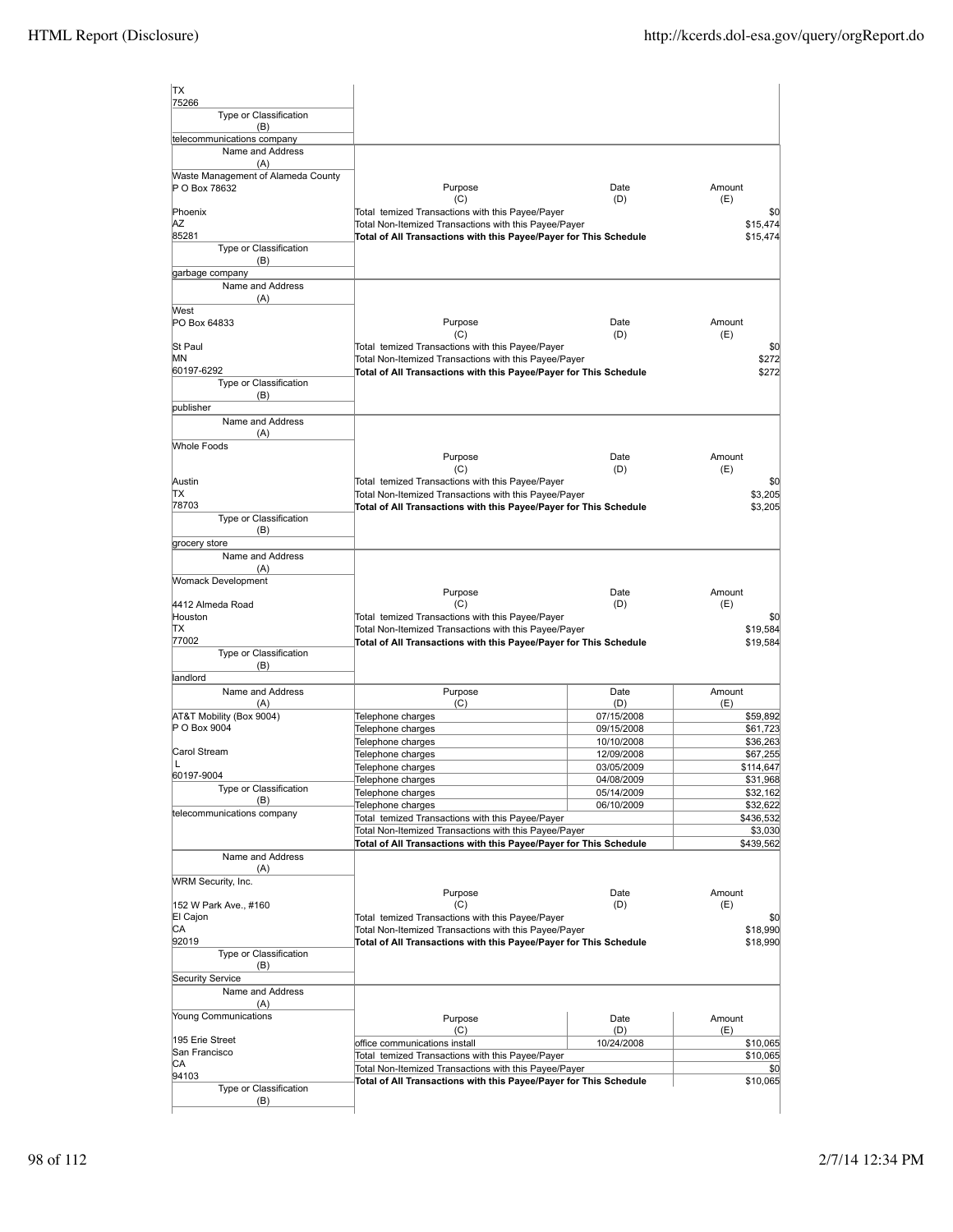| Name and Address (A) | Purpose (C) | Date (D) | Amount (E) |
|---|---|---|---|
| TX<br>75266 | | | |
| Type or Classification (B)<br>telecommunications company | | | |

| Name and Address (A) | Purpose (C) | Date (D) | Amount (E) |
|---|---|---|---|
| Waste Management of Alameda County<br>P O Box 78632<br><br>Phoenix<br>AZ<br>85281 | Total temized Transactions with this Payee/Payer | | $0 |
| | Total Non-Itemized Transactions with this Payee/Payer | | $15,474 |
| | **Total of All Transactions with this Payee/Payer for This Schedule** | | $15,474 |
| Type or Classification (B)<br>garbage company | | | |

| Name and Address (A) | Purpose (C) | Date (D) | Amount (E) |
|---|---|---|---|
| West<br>PO Box 64833<br><br>St Paul<br>MN<br>60197-6292 | Total temized Transactions with this Payee/Payer | | $0 |
| | Total Non-Itemized Transactions with this Payee/Payer | | $272 |
| | **Total of All Transactions with this Payee/Payer for This Schedule** | | $272 |
| Type or Classification (B)<br>publisher | | | |

| Name and Address (A) | Purpose (C) | Date (D) | Amount (E) |
|---|---|---|---|
| Whole Foods<br><br>Austin<br>TX<br>78703 | Total temized Transactions with this Payee/Payer | | $0 |
| | Total Non-Itemized Transactions with this Payee/Payer | | $3,205 |
| | **Total of All Transactions with this Payee/Payer for This Schedule** | | $3,205 |
| Type or Classification (B)<br>grocery store | | | |

| Name and Address (A) | Purpose (C) | Date (D) | Amount (E) |
|---|---|---|---|
| Womack Development<br><br>4412 Almeda Road<br>Houston<br>TX<br>77002 | Total temized Transactions with this Payee/Payer | | $0 |
| | Total Non-Itemized Transactions with this Payee/Payer | | $19,584 |
| | **Total of All Transactions with this Payee/Payer for This Schedule** | | $19,584 |
| Type or Classification (B)<br>landlord | | | |

| Name and Address (A) | Purpose (C) | Date (D) | Amount (E) |
|---|---|---|---|
| AT&T Mobility (Box 9004)<br>P O Box 9004<br><br>Carol Stream<br>L<br>60197-9004 | Telephone charges | 07/15/2008 | $59,892 |
| | Telephone charges | 09/15/2008 | $61,723 |
| | Telephone charges | 10/10/2008 | $36,263 |
| | Telephone charges | 12/09/2008 | $67,255 |
| | Telephone charges | 03/05/2009 | $114,647 |
| | Telephone charges | 04/08/2009 | $31,968 |
| | Telephone charges | 05/14/2009 | $32,162 |
| | Telephone charges | 06/10/2009 | $32,622 |
| Type or Classification (B)<br>telecommunications company | Total temized Transactions with this Payee/Payer | | $436,532 |
| | Total Non-Itemized Transactions with this Payee/Payer | | $3,030 |
| | **Total of All Transactions with this Payee/Payer for This Schedule** | | $439,562 |

| Name and Address (A) | Purpose (C) | Date (D) | Amount (E) |
|---|---|---|---|
| WRM Security, Inc.<br><br>152 W Park Ave., #160<br>El Cajon<br>CA<br>92019 | Total temized Transactions with this Payee/Payer | | $0 |
| | Total Non-Itemized Transactions with this Payee/Payer | | $18,990 |
| | **Total of All Transactions with this Payee/Payer for This Schedule** | | $18,990 |
| Type or Classification (B)<br>Security Service | | | |

| Name and Address (A) | Purpose (C) | Date (D) | Amount (E) |
|---|---|---|---|
| Young Communications<br><br>195 Erie Street<br>San Francisco<br>CA<br>94103 | office communications install | 10/24/2008 | $10,065 |
| | Total temized Transactions with this Payee/Payer | | $10,065 |
| | Total Non-Itemized Transactions with this Payee/Payer | | $0 |
| | **Total of All Transactions with this Payee/Payer for This Schedule** | | $10,065 |
| Type or Classification (B) | | | |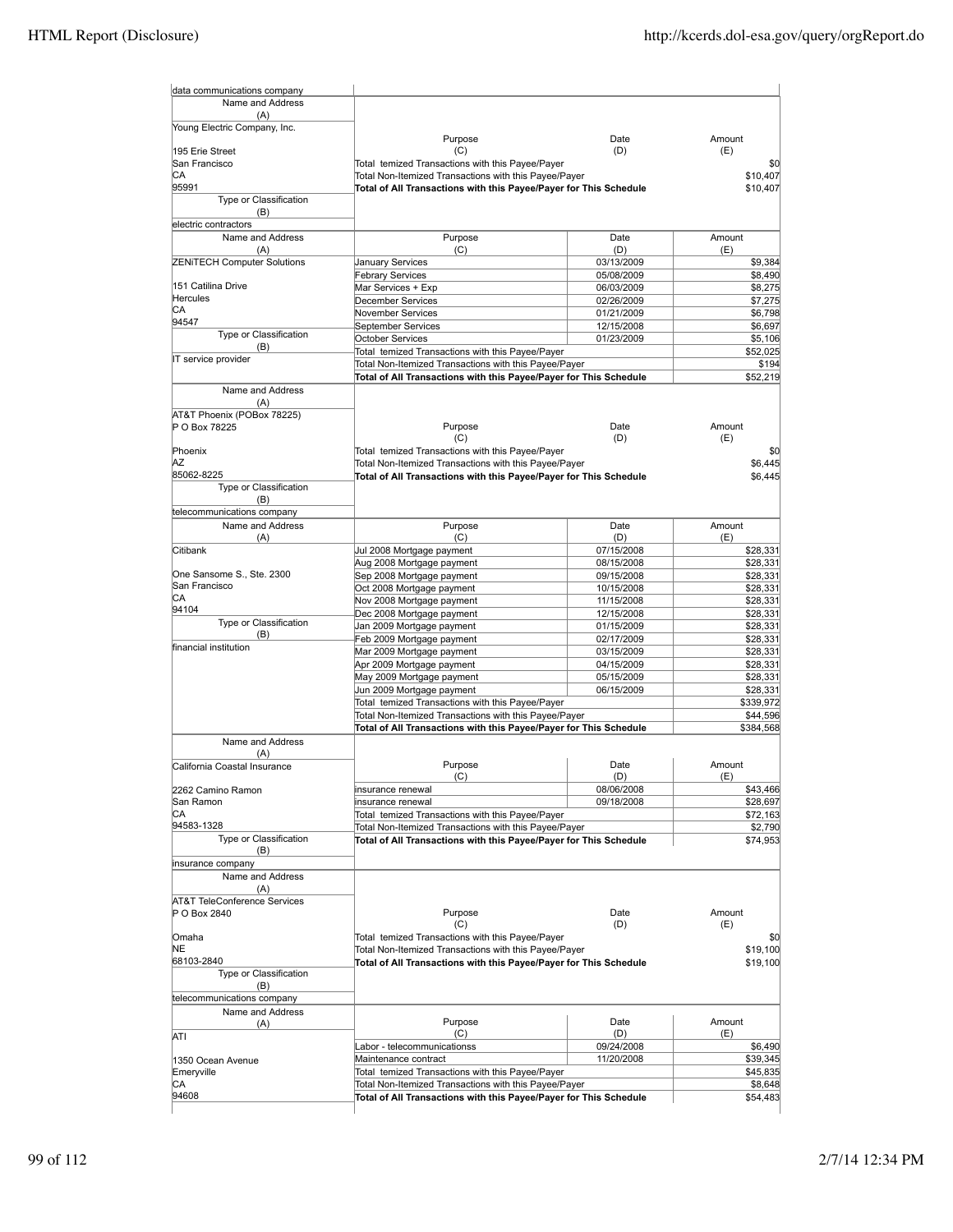data communications company

| Name and Address (A) | Purpose (C) | Date (D) | Amount (E) |
|---|---|---|---|
| Young Electric Company, Inc. | | | |
| 195 Erie Street | Total temized Transactions with this Payee/Payer | | $0 |
| San Francisco | Total Non-Itemized Transactions with this Payee/Payer | | $10,407 |
| CA | **Total of All Transactions with this Payee/Payer for This Schedule** | | **$10,407** |
| 95991 | | | |
| Type or Classification (B) | | | |
| electric contractors | | | |

| Name and Address (A) | Purpose (C) | Date (D) | Amount (E) |
|---|---|---|---|
| ZENiTECH Computer Solutions | January Services | 03/13/2009 | $9,384 |
| | Febrary Services | 05/08/2009 | $8,490 |
| 151 Catilina Drive | Mar Services + Exp | 06/03/2009 | $8,275 |
| Hercules | December Services | 02/26/2009 | $7,275 |
| CA | November Services | 01/21/2009 | $6,798 |
| 94547 | September Services | 12/15/2008 | $6,697 |
| Type or Classification (B) | October Services | 01/23/2009 | $5,106 |
| IT service provider | Total temized Transactions with this Payee/Payer | | $52,025 |
| | Total Non-Itemized Transactions with this Payee/Payer | | $194 |
| | **Total of All Transactions with this Payee/Payer for This Schedule** | | **$52,219** |

| Name and Address (A) | Purpose (C) | Date (D) | Amount (E) |
|---|---|---|---|
| AT&T Phoenix (POBox 78225) | | | |
| P O Box 78225 | | | |
| Phoenix | Total temized Transactions with this Payee/Payer | | $0 |
| AZ | Total Non-Itemized Transactions with this Payee/Payer | | $6,445 |
| 85062-8225 | **Total of All Transactions with this Payee/Payer for This Schedule** | | **$6,445** |
| Type or Classification (B) | | | |
| telecommunications company | | | |

| Name and Address (A) | Purpose (C) | Date (D) | Amount (E) |
|---|---|---|---|
| Citibank | Jul 2008 Mortgage payment | 07/15/2008 | $28,331 |
| | Aug 2008 Mortgage payment | 08/15/2008 | $28,331 |
| One Sansome S., Ste. 2300 | Sep 2008 Mortgage payment | 09/15/2008 | $28,331 |
| San Francisco | Oct 2008 Mortgage payment | 10/15/2008 | $28,331 |
| CA | Nov 2008 Mortgage payment | 11/15/2008 | $28,331 |
| 94104 | Dec 2008 Mortgage payment | 12/15/2008 | $28,331 |
| Type or Classification (B) | Jan 2009 Mortgage payment | 01/15/2009 | $28,331 |
| | Feb 2009 Mortgage payment | 02/17/2009 | $28,331 |
| financial institution | Mar 2009 Mortgage payment | 03/15/2009 | $28,331 |
| | Apr 2009 Mortgage payment | 04/15/2009 | $28,331 |
| | May 2009 Mortgage payment | 05/15/2009 | $28,331 |
| | Jun 2009 Mortgage payment | 06/15/2009 | $28,331 |
| | Total temized Transactions with this Payee/Payer | | $339,972 |
| | Total Non-Itemized Transactions with this Payee/Payer | | $44,596 |
| | **Total of All Transactions with this Payee/Payer for This Schedule** | | **$384,568** |

| Name and Address (A) | Purpose (C) | Date (D) | Amount (E) |
|---|---|---|---|
| California Coastal Insurance | | | |
| 2262 Camino Ramon | insurance renewal | 08/06/2008 | $43,466 |
| San Ramon | insurance renewal | 09/18/2008 | $28,697 |
| CA | Total temized Transactions with this Payee/Payer | | $72,163 |
| 94583-1328 | Total Non-Itemized Transactions with this Payee/Payer | | $2,790 |
| Type or Classification (B) | **Total of All Transactions with this Payee/Payer for This Schedule** | | **$74,953** |
| insurance company | | | |

| Name and Address (A) | Purpose (C) | Date (D) | Amount (E) |
|---|---|---|---|
| AT&T TeleConference Services | | | |
| P O Box 2840 | | | |
| Omaha | Total temized Transactions with this Payee/Payer | | $0 |
| NE | Total Non-Itemized Transactions with this Payee/Payer | | $19,100 |
| 68103-2840 | **Total of All Transactions with this Payee/Payer for This Schedule** | | **$19,100** |
| Type or Classification (B) | | | |
| telecommunications company | | | |

| Name and Address (A) | Purpose (C) | Date (D) | Amount (E) |
|---|---|---|---|
| ATI | | | |
| | Labor - telecommunicationss | 09/24/2008 | $6,490 |
| 1350 Ocean Avenue | Maintenance contract | 11/20/2008 | $39,345 |
| Emeryville | Total temized Transactions with this Payee/Payer | | $45,835 |
| CA | Total Non-Itemized Transactions with this Payee/Payer | | $8,648 |
| 94608 | **Total of All Transactions with this Payee/Payer for This Schedule** | | **$54,483** |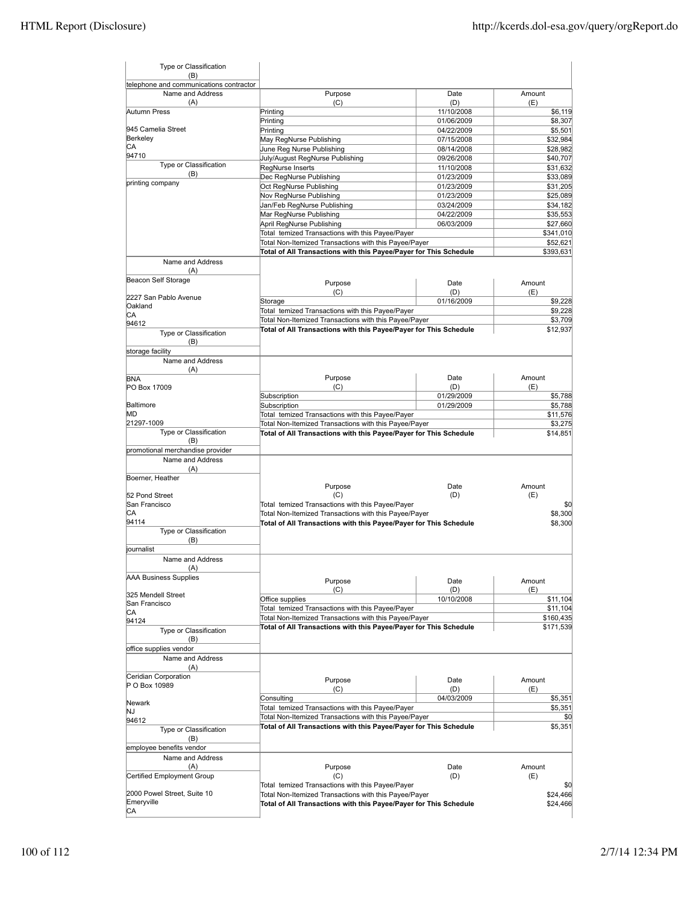| Type or Classification (B) | | | |
|---|---|---|---|
| telephone and communications contractor | | | |

| Name and Address (A) | Purpose (C) | Date (D) | Amount (E) |
|---|---|---|---|
| Autumn Press<br>945 Camelia Street<br>Berkeley<br>CA<br>94710 | Printing | 11/10/2008 | $6,119 |
| | Printing | 01/06/2009 | $8,307 |
| | Printing | 04/22/2009 | $5,501 |
| | May RegNurse Publishing | 07/15/2008 | $32,984 |
| | June Reg Nurse Publishing | 08/14/2008 | $28,982 |
| | July/August RegNurse Publishing | 09/26/2008 | $40,707 |
| Type or Classification (B) | RegNurse Inserts | 11/10/2008 | $31,632 |
| printing company | Dec RegNurse Publishing | 01/23/2009 | $33,089 |
| | Oct RegNurse Publishing | 01/23/2009 | $31,205 |
| | Nov RegNurse Publishing | 01/23/2009 | $25,089 |
| | Jan/Feb RegNurse Publishing | 03/24/2009 | $34,182 |
| | Mar RegNurse Publishing | 04/22/2009 | $35,553 |
| | April RegNurse Publishing | 06/03/2009 | $27,660 |
| | Total temized Transactions with this Payee/Payer | | $341,010 |
| | Total Non-Itemized Transactions with this Payee/Payer | | $52,621 |
| | **Total of All Transactions with this Payee/Payer for This Schedule** | | $393,631 |

| Name and Address (A) | Purpose (C) | Date (D) | Amount (E) |
|---|---|---|---|
| Beacon Self Storage<br>2227 San Pablo Avenue<br>Oakland<br>CA<br>94612 | Storage | 01/16/2009 | $9,228 |
| | Total temized Transactions with this Payee/Payer | | $9,228 |
| | Total Non-Itemized Transactions with this Payee/Payer | | $3,709 |
| Type or Classification (B) | **Total of All Transactions with this Payee/Payer for This Schedule** | | $12,937 |
| storage facility | | | |

| Name and Address (A) | Purpose (C) | Date (D) | Amount (E) |
|---|---|---|---|
| BNA<br>PO Box 17009<br>Baltimore<br>MD<br>21297-1009 | Subscription | 01/29/2009 | $5,788 |
| | Subscription | 01/29/2009 | $5,788 |
| | Total temized Transactions with this Payee/Payer | | $11,576 |
| | Total Non-Itemized Transactions with this Payee/Payer | | $3,275 |
| Type or Classification (B) | **Total of All Transactions with this Payee/Payer for This Schedule** | | $14,851 |
| promotional merchandise provider | | | |

| Name and Address (A) | Purpose (C) | Date (D) | Amount (E) |
|---|---|---|---|
| Boerner, Heather<br>52 Pond Street<br>San Francisco<br>CA<br>94114 | Total temized Transactions with this Payee/Payer | | $0 |
| | Total Non-Itemized Transactions with this Payee/Payer | | $8,300 |
| | **Total of All Transactions with this Payee/Payer for This Schedule** | | $8,300 |
| Type or Classification (B) | | | |
| journalist | | | |

| Name and Address (A) | Purpose (C) | Date (D) | Amount (E) |
|---|---|---|---|
| AAA Business Supplies<br>325 Mendell Street<br>San Francisco<br>CA<br>94124 | Office supplies | 10/10/2008 | $11,104 |
| | Total temized Transactions with this Payee/Payer | | $11,104 |
| | Total Non-Itemized Transactions with this Payee/Payer | | $160,435 |
| | **Total of All Transactions with this Payee/Payer for This Schedule** | | $171,539 |
| Type or Classification (B) | | | |
| office supplies vendor | | | |

| Name and Address (A) | Purpose (C) | Date (D) | Amount (E) |
|---|---|---|---|
| Ceridian Corporation<br>P O Box 10989<br>Newark<br>NJ<br>94612 | Consulting | 04/03/2009 | $5,351 |
| | Total temized Transactions with this Payee/Payer | | $5,351 |
| | Total Non-Itemized Transactions with this Payee/Payer | | $0 |
| | **Total of All Transactions with this Payee/Payer for This Schedule** | | $5,351 |
| Type or Classification (B) | | | |
| employee benefits vendor | | | |

| Name and Address (A) | Purpose (C) | Date (D) | Amount (E) |
|---|---|---|---|
| Certified Employment Group<br>2000 Powel Street, Suite 10<br>Emeryville<br>CA | Total temized Transactions with this Payee/Payer | | $0 |
| | Total Non-Itemized Transactions with this Payee/Payer | | $24,466 |
| | **Total of All Transactions with this Payee/Payer for This Schedule** | | $24,466 |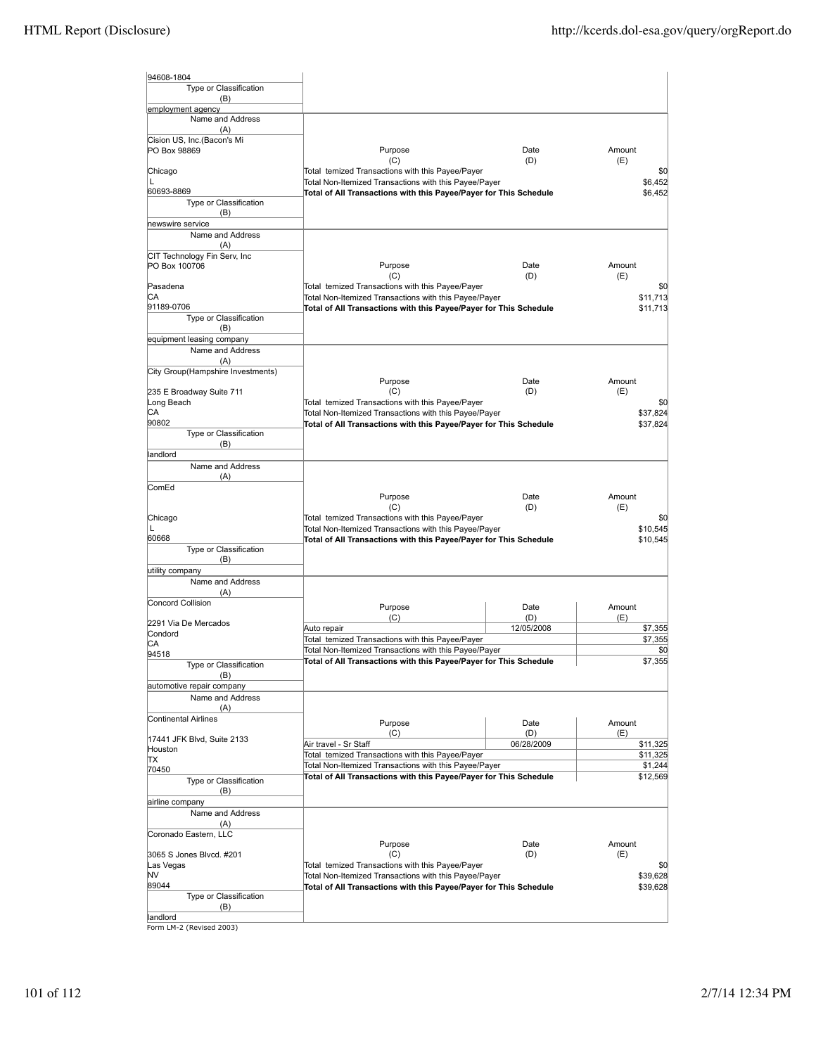| Name and Address (A) | Purpose (C) | Date (D) | Amount (E) |
|---|---|---|---|
| 94608-1804 | | | |
| Type or Classification (B): employment agency | | | |

| Name and Address (A) | Purpose (C) | Date (D) | Amount (E) |
|---|---|---|---|
| Cision US, Inc.(Bacon's Mi<br>PO Box 98869<br>Chicago<br>L<br>60693-8869 | Total temized Transactions with this Payee/Payer | | $0 |
| | Total Non-Itemized Transactions with this Payee/Payer | | $6,452 |
| | **Total of All Transactions with this Payee/Payer for This Schedule** | | $6,452 |
| Type or Classification (B): newswire service | | | |

| Name and Address (A) | Purpose (C) | Date (D) | Amount (E) |
|---|---|---|---|
| CIT Technology Fin Serv, Inc<br>PO Box 100706<br>Pasadena<br>CA<br>91189-0706 | Total temized Transactions with this Payee/Payer | | $0 |
| | Total Non-Itemized Transactions with this Payee/Payer | | $11,713 |
| | **Total of All Transactions with this Payee/Payer for This Schedule** | | $11,713 |
| Type or Classification (B): equipment leasing company | | | |

| Name and Address (A) | Purpose (C) | Date (D) | Amount (E) |
|---|---|---|---|
| City Group(Hampshire Investments)<br>235 E Broadway Suite 711<br>Long Beach<br>CA<br>90802 | Total temized Transactions with this Payee/Payer | | $0 |
| | Total Non-Itemized Transactions with this Payee/Payer | | $37,824 |
| | **Total of All Transactions with this Payee/Payer for This Schedule** | | $37,824 |
| Type or Classification (B): landlord | | | |

| Name and Address (A) | Purpose (C) | Date (D) | Amount (E) |
|---|---|---|---|
| ComEd<br>Chicago<br>L<br>60668 | Total temized Transactions with this Payee/Payer | | $0 |
| | Total Non-Itemized Transactions with this Payee/Payer | | $10,545 |
| | **Total of All Transactions with this Payee/Payer for This Schedule** | | $10,545 |
| Type or Classification (B): utility company | | | |

| Name and Address (A) | Purpose (C) | Date (D) | Amount (E) |
|---|---|---|---|
| Concord Collision<br>2291 Via De Mercados<br>Condord<br>CA<br>94518 | Auto repair | 12/05/2008 | $7,355 |
| | Total temized Transactions with this Payee/Payer | | $7,355 |
| | Total Non-Itemized Transactions with this Payee/Payer | | $0 |
| | **Total of All Transactions with this Payee/Payer for This Schedule** | | $7,355 |
| Type or Classification (B): automotive repair company | | | |

| Name and Address (A) | Purpose (C) | Date (D) | Amount (E) |
|---|---|---|---|
| Continental Airlines<br>17441 JFK Blvd, Suite 2133<br>Houston<br>TX<br>70450 | Air travel - Sr Staff | 06/28/2009 | $11,325 |
| | Total temized Transactions with this Payee/Payer | | $11,325 |
| | Total Non-Itemized Transactions with this Payee/Payer | | $1,244 |
| | **Total of All Transactions with this Payee/Payer for This Schedule** | | $12,569 |
| Type or Classification (B): airline company | | | |

| Name and Address (A) | Purpose (C) | Date (D) | Amount (E) |
|---|---|---|---|
| Coronado Eastern, LLC<br>3065 S Jones Blvcd. #201<br>Las Vegas<br>NV<br>89044 | Total temized Transactions with this Payee/Payer | | $0 |
| | Total Non-Itemized Transactions with this Payee/Payer | | $39,628 |
| | **Total of All Transactions with this Payee/Payer for This Schedule** | | $39,628 |
| Type or Classification (B): landlord | | | |

Form LM-2 (Revised 2003)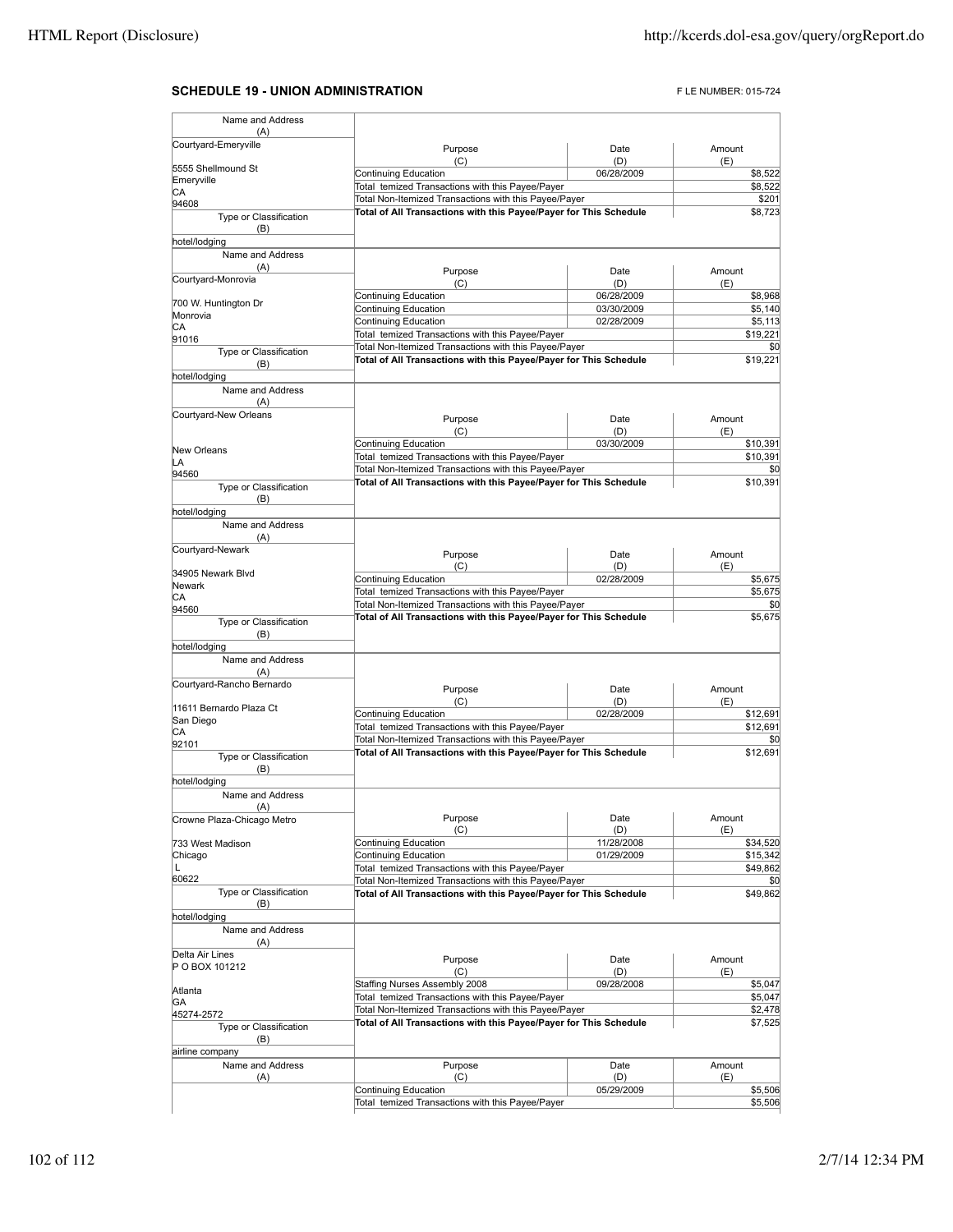## SCHEDULE 19 - UNION ADMINISTRATION

F LE NUMBER: 015-724

| Name and Address (A) | Purpose (C) | Date (D) | Amount (E) |
|---|---|---|---|
| Courtyard-Emeryville<br>5555 Shellmound St<br>Emeryville<br>CA<br>94608 | Continuing Education | 06/28/2009 | $8,522 |
| | Total temized Transactions with this Payee/Payer | | $8,522 |
| | Total Non-Itemized Transactions with this Payee/Payer | | $201 |
| | **Total of All Transactions with this Payee/Payer for This Schedule** | | $8,723 |
| Type or Classification (B): hotel/lodging | | | |

| Name and Address (A) | Purpose (C) | Date (D) | Amount (E) |
|---|---|---|---|
| Courtyard-Monrovia<br>700 W. Huntington Dr<br>Monrovia<br>CA<br>91016 | Continuing Education | 06/28/2009 | $8,968 |
| | Continuing Education | 03/30/2009 | $5,140 |
| | Continuing Education | 02/28/2009 | $5,113 |
| | Total temized Transactions with this Payee/Payer | | $19,221 |
| | Total Non-Itemized Transactions with this Payee/Payer | | $0 |
| | **Total of All Transactions with this Payee/Payer for This Schedule** | | $19,221 |
| Type or Classification (B): hotel/lodging | | | |

| Name and Address (A) | Purpose (C) | Date (D) | Amount (E) |
|---|---|---|---|
| Courtyard-New Orleans<br>New Orleans<br>LA<br>94560 | Continuing Education | 03/30/2009 | $10,391 |
| | Total temized Transactions with this Payee/Payer | | $10,391 |
| | Total Non-Itemized Transactions with this Payee/Payer | | $0 |
| | **Total of All Transactions with this Payee/Payer for This Schedule** | | $10,391 |
| Type or Classification (B): hotel/lodging | | | |

| Name and Address (A) | Purpose (C) | Date (D) | Amount (E) |
|---|---|---|---|
| Courtyard-Newark<br>34905 Newark Blvd<br>Newark<br>CA<br>94560 | Continuing Education | 02/28/2009 | $5,675 |
| | Total temized Transactions with this Payee/Payer | | $5,675 |
| | Total Non-Itemized Transactions with this Payee/Payer | | $0 |
| | **Total of All Transactions with this Payee/Payer for This Schedule** | | $5,675 |
| Type or Classification (B): hotel/lodging | | | |

| Name and Address (A) | Purpose (C) | Date (D) | Amount (E) |
|---|---|---|---|
| Courtyard-Rancho Bernardo<br>11611 Bernardo Plaza Ct<br>San Diego<br>CA<br>92101 | Continuing Education | 02/28/2009 | $12,691 |
| | Total temized Transactions with this Payee/Payer | | $12,691 |
| | Total Non-Itemized Transactions with this Payee/Payer | | $0 |
| | **Total of All Transactions with this Payee/Payer for This Schedule** | | $12,691 |
| Type or Classification (B): hotel/lodging | | | |

| Name and Address (A) | Purpose (C) | Date (D) | Amount (E) |
|---|---|---|---|
| Crowne Plaza-Chicago Metro<br>733 West Madison<br>Chicago<br>L<br>60622 | Continuing Education | 11/28/2008 | $34,520 |
| | Continuing Education | 01/29/2009 | $15,342 |
| | Total temized Transactions with this Payee/Payer | | $49,862 |
| | Total Non-Itemized Transactions with this Payee/Payer | | $0 |
| | **Total of All Transactions with this Payee/Payer for This Schedule** | | $49,862 |
| Type or Classification (B): hotel/lodging | | | |

| Name and Address (A) | Purpose (C) | Date (D) | Amount (E) |
|---|---|---|---|
| Delta Air Lines<br>P O BOX 101212<br>Atlanta<br>GA<br>45274-2572 | Staffing Nurses Assembly 2008 | 09/28/2008 | $5,047 |
| | Total temized Transactions with this Payee/Payer | | $5,047 |
| | Total Non-Itemized Transactions with this Payee/Payer | | $2,478 |
| | **Total of All Transactions with this Payee/Payer for This Schedule** | | $7,525 |
| Type or Classification (B): airline company | | | |

| Name and Address (A) | Purpose (C) | Date (D) | Amount (E) |
|---|---|---|---|
| | Continuing Education | 05/29/2009 | $5,506 |
| | Total temized Transactions with this Payee/Payer | | $5,506 |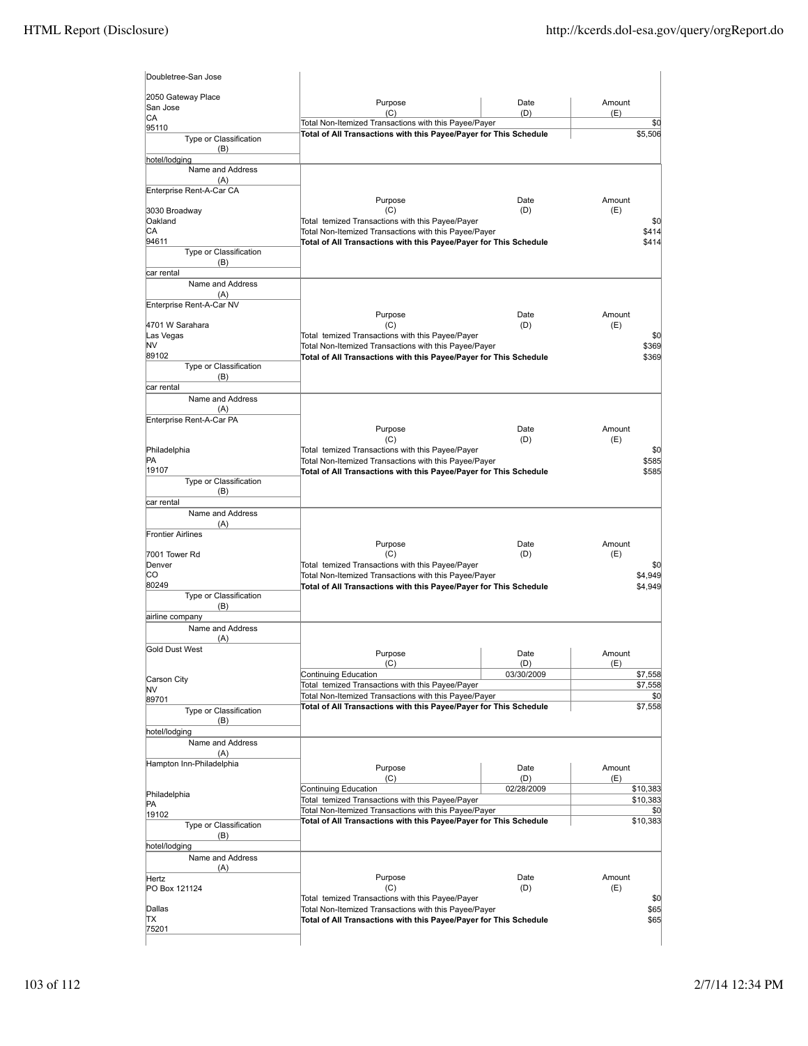| Name and Address (A) | Purpose (C) | Date (D) | Amount (E) |
|---|---|---|---|
| Doubletree-San Jose<br><br>2050 Gateway Place<br>San Jose<br>CA<br>95110 | Total Non-Itemized Transactions with this Payee/Payer | | $0 |
| | **Total of All Transactions with this Payee/Payer for This Schedule** | | $5,506 |
| Type or Classification (B): hotel/lodging | | | |

| Name and Address (A) | Purpose (C) | Date (D) | Amount (E) |
|---|---|---|---|
| Enterprise Rent-A-Car CA<br><br>3030 Broadway<br>Oakland<br>CA<br>94611 | Total temized Transactions with this Payee/Payer | | $0 |
| | Total Non-Itemized Transactions with this Payee/Payer | | $414 |
| | **Total of All Transactions with this Payee/Payer for This Schedule** | | $414 |
| Type or Classification (B): car rental | | | |

| Name and Address (A) | Purpose (C) | Date (D) | Amount (E) |
|---|---|---|---|
| Enterprise Rent-A-Car NV<br><br>4701 W Sarahara<br>Las Vegas<br>NV<br>89102 | Total temized Transactions with this Payee/Payer | | $0 |
| | Total Non-Itemized Transactions with this Payee/Payer | | $369 |
| | **Total of All Transactions with this Payee/Payer for This Schedule** | | $369 |
| Type or Classification (B): car rental | | | |

| Name and Address (A) | Purpose (C) | Date (D) | Amount (E) |
|---|---|---|---|
| Enterprise Rent-A-Car PA<br><br>Philadelphia<br>PA<br>19107 | Total temized Transactions with this Payee/Payer | | $0 |
| | Total Non-Itemized Transactions with this Payee/Payer | | $585 |
| | **Total of All Transactions with this Payee/Payer for This Schedule** | | $585 |
| Type or Classification (B): car rental | | | |

| Name and Address (A) | Purpose (C) | Date (D) | Amount (E) |
|---|---|---|---|
| Frontier Airlines<br><br>7001 Tower Rd<br>Denver<br>CO<br>80249 | Total temized Transactions with this Payee/Payer | | $0 |
| | Total Non-Itemized Transactions with this Payee/Payer | | $4,949 |
| | **Total of All Transactions with this Payee/Payer for This Schedule** | | $4,949 |
| Type or Classification (B): airline company | | | |

| Name and Address (A) | Purpose (C) | Date (D) | Amount (E) |
|---|---|---|---|
| Gold Dust West<br><br>Carson City<br>NV<br>89701 | Continuing Education | 03/30/2009 | $7,558 |
| | Total temized Transactions with this Payee/Payer | | $7,558 |
| | Total Non-Itemized Transactions with this Payee/Payer | | $0 |
| | **Total of All Transactions with this Payee/Payer for This Schedule** | | $7,558 |
| Type or Classification (B): hotel/lodging | | | |

| Name and Address (A) | Purpose (C) | Date (D) | Amount (E) |
|---|---|---|---|
| Hampton Inn-Philadelphia<br><br>Philadelphia<br>PA<br>19102 | Continuing Education | 02/28/2009 | $10,383 |
| | Total temized Transactions with this Payee/Payer | | $10,383 |
| | Total Non-Itemized Transactions with this Payee/Payer | | $0 |
| | **Total of All Transactions with this Payee/Payer for This Schedule** | | $10,383 |
| Type or Classification (B): hotel/lodging | | | |

| Name and Address (A) | Purpose (C) | Date (D) | Amount (E) |
|---|---|---|---|
| Hertz<br>PO Box 121124<br><br>Dallas<br>TX<br>75201 | Total temized Transactions with this Payee/Payer | | $0 |
| | Total Non-Itemized Transactions with this Payee/Payer | | $65 |
| | **Total of All Transactions with this Payee/Payer for This Schedule** | | $65 |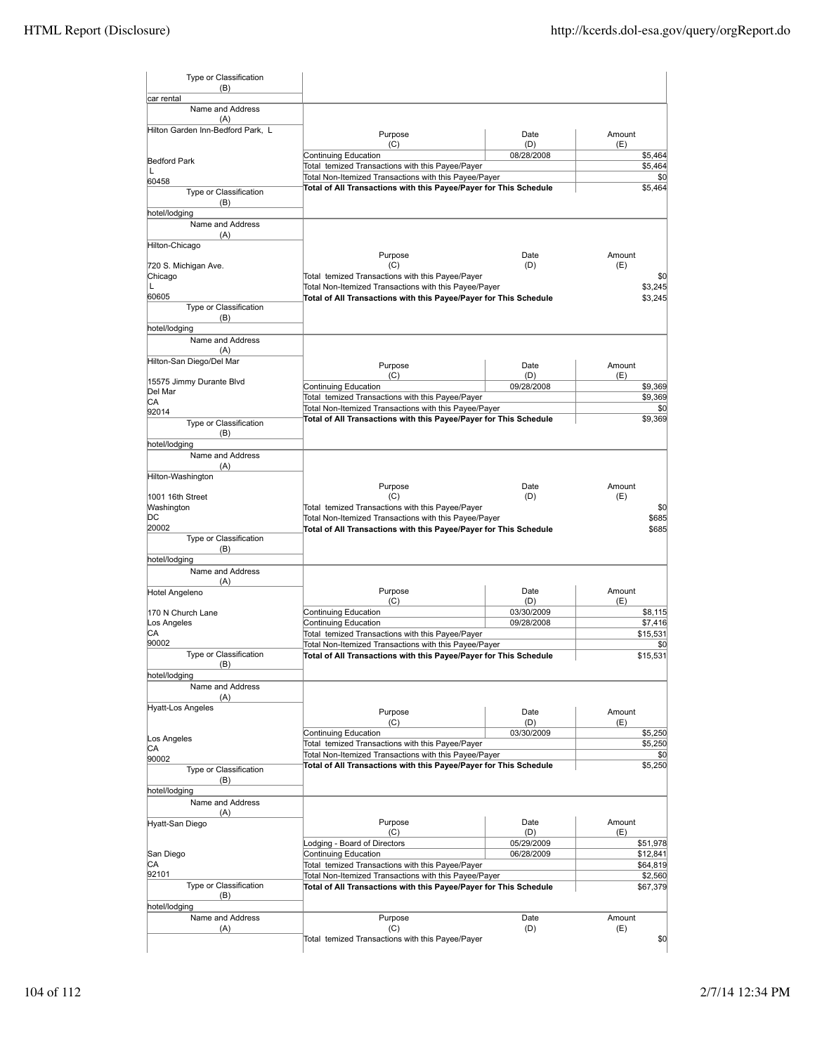| Type or Classification (B) | |
|---|---|
| car rental | |

| Name and Address (A) | Purpose (C) | Date (D) | Amount (E) |
|---|---|---|---|
| Hilton Garden Inn-Bedford Park, L<br><br>Bedford Park<br>L<br>60458 | Continuing Education | 08/28/2008 | $5,464 |
| | Total temized Transactions with this Payee/Payer | | $5,464 |
| | Total Non-Itemized Transactions with this Payee/Payer | | $0 |
| | **Total of All Transactions with this Payee/Payer for This Schedule** | | $5,464 |
| **Type or Classification (B)** | | | |
| hotel/lodging | | | |

| Name and Address (A) | Purpose (C) | Date (D) | Amount (E) |
|---|---|---|---|
| Hilton-Chicago<br><br>720 S. Michigan Ave.<br>Chicago<br>L<br>60605 | Total temized Transactions with this Payee/Payer | | $0 |
| | Total Non-Itemized Transactions with this Payee/Payer | | $3,245 |
| | **Total of All Transactions with this Payee/Payer for This Schedule** | | $3,245 |
| **Type or Classification (B)** | | | |
| hotel/lodging | | | |

| Name and Address (A) | Purpose (C) | Date (D) | Amount (E) |
|---|---|---|---|
| Hilton-San Diego/Del Mar<br><br>15575 Jimmy Durante Blvd<br>Del Mar<br>CA<br>92014 | Continuing Education | 09/28/2008 | $9,369 |
| | Total temized Transactions with this Payee/Payer | | $9,369 |
| | Total Non-Itemized Transactions with this Payee/Payer | | $0 |
| | **Total of All Transactions with this Payee/Payer for This Schedule** | | $9,369 |
| **Type or Classification (B)** | | | |
| hotel/lodging | | | |

| Name and Address (A) | Purpose (C) | Date (D) | Amount (E) |
|---|---|---|---|
| Hilton-Washington<br><br>1001 16th Street<br>Washington<br>DC<br>20002 | Total temized Transactions with this Payee/Payer | | $0 |
| | Total Non-Itemized Transactions with this Payee/Payer | | $685 |
| | **Total of All Transactions with this Payee/Payer for This Schedule** | | $685 |
| **Type or Classification (B)** | | | |
| hotel/lodging | | | |

| Name and Address (A) | Purpose (C) | Date (D) | Amount (E) |
|---|---|---|---|
| Hotel Angeleno<br><br>170 N Church Lane<br>Los Angeles<br>CA<br>90002 | Continuing Education | 03/30/2009 | $8,115 |
| | Continuing Education | 09/28/2008 | $7,416 |
| | Total temized Transactions with this Payee/Payer | | $15,531 |
| | Total Non-Itemized Transactions with this Payee/Payer | | $0 |
| | **Total of All Transactions with this Payee/Payer for This Schedule** | | $15,531 |
| **Type or Classification (B)** | | | |
| hotel/lodging | | | |

| Name and Address (A) | Purpose (C) | Date (D) | Amount (E) |
|---|---|---|---|
| Hyatt-Los Angeles<br><br>Los Angeles<br>CA<br>90002 | Continuing Education | 03/30/2009 | $5,250 |
| | Total temized Transactions with this Payee/Payer | | $5,250 |
| | Total Non-Itemized Transactions with this Payee/Payer | | $0 |
| | **Total of All Transactions with this Payee/Payer for This Schedule** | | $5,250 |
| **Type or Classification (B)** | | | |
| hotel/lodging | | | |

| Name and Address (A) | Purpose (C) | Date (D) | Amount (E) |
|---|---|---|---|
| Hyatt-San Diego<br><br>San Diego<br>CA<br>92101 | Lodging - Board of Directors | 05/29/2009 | $51,978 |
| | Continuing Education | 06/28/2009 | $12,841 |
| | Total temized Transactions with this Payee/Payer | | $64,819 |
| | Total Non-Itemized Transactions with this Payee/Payer | | $2,560 |
| | **Total of All Transactions with this Payee/Payer for This Schedule** | | $67,379 |
| **Type or Classification (B)** | | | |
| hotel/lodging | | | |

| Name and Address (A) | Purpose (C) | Date (D) | Amount (E) |
|---|---|---|---|
| | Total temized Transactions with this Payee/Payer | | $0 |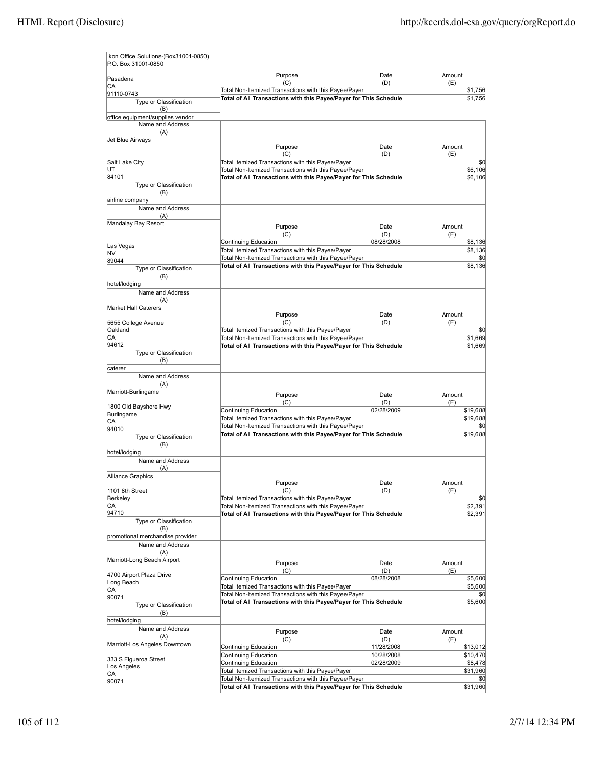| Name and Address (A) | Purpose (C) | Date (D) | Amount (E) |
|---|---|---|---|
| kon Office Solutions-(Box31001-0850) P.O. Box 31001-0850 Pasadena CA 91110-0743 | Total Non-Itemized Transactions with this Payee/Payer | | $1,756 |
| | Total of All Transactions with this Payee/Payer for This Schedule | | $1,756 |
| Type or Classification (B): office equipment/supplies vendor | | | |

| Name and Address (A) | Purpose (C) | Date (D) | Amount (E) |
|---|---|---|---|
| Jet Blue Airways Salt Lake City UT 84101 | Total temized Transactions with this Payee/Payer | | $0 |
| | Total Non-Itemized Transactions with this Payee/Payer | | $6,106 |
| | Total of All Transactions with this Payee/Payer for This Schedule | | $6,106 |
| Type or Classification (B): airline company | | | |

| Name and Address (A) | Purpose (C) | Date (D) | Amount (E) |
|---|---|---|---|
| Mandalay Bay Resort Las Vegas NV 89044 | Continuing Education | 08/28/2008 | $8,136 |
| | Total temized Transactions with this Payee/Payer | | $8,136 |
| | Total Non-Itemized Transactions with this Payee/Payer | | $0 |
| | Total of All Transactions with this Payee/Payer for This Schedule | | $8,136 |
| Type or Classification (B): hotel/lodging | | | |

| Name and Address (A) | Purpose (C) | Date (D) | Amount (E) |
|---|---|---|---|
| Market Hall Caterers 5655 College Avenue Oakland CA 94612 | Total temized Transactions with this Payee/Payer | | $0 |
| | Total Non-Itemized Transactions with this Payee/Payer | | $1,669 |
| | Total of All Transactions with this Payee/Payer for This Schedule | | $1,669 |
| Type or Classification (B): caterer | | | |

| Name and Address (A) | Purpose (C) | Date (D) | Amount (E) |
|---|---|---|---|
| Marriott-Burlingame 1800 Old Bayshore Hwy Burlingame CA 94010 | Continuing Education | 02/28/2009 | $19,688 |
| | Total temized Transactions with this Payee/Payer | | $19,688 |
| | Total Non-Itemized Transactions with this Payee/Payer | | $0 |
| | Total of All Transactions with this Payee/Payer for This Schedule | | $19,688 |
| Type or Classification (B): hotel/lodging | | | |

| Name and Address (A) | Purpose (C) | Date (D) | Amount (E) |
|---|---|---|---|
| Alliance Graphics 1101 8th Street Berkeley CA 94710 | Total temized Transactions with this Payee/Payer | | $0 |
| | Total Non-Itemized Transactions with this Payee/Payer | | $2,391 |
| | Total of All Transactions with this Payee/Payer for This Schedule | | $2,391 |
| Type or Classification (B): promotional merchandise provider | | | |

| Name and Address (A) | Purpose (C) | Date (D) | Amount (E) |
|---|---|---|---|
| Marriott-Long Beach Airport 4700 Airport Plaza Drive Long Beach CA 90071 | Continuing Education | 08/28/2008 | $5,600 |
| | Total temized Transactions with this Payee/Payer | | $5,600 |
| | Total Non-Itemized Transactions with this Payee/Payer | | $0 |
| | Total of All Transactions with this Payee/Payer for This Schedule | | $5,600 |
| Type or Classification (B): hotel/lodging | | | |

| Name and Address (A) | Purpose (C) | Date (D) | Amount (E) |
|---|---|---|---|
| Marriott-Los Angeles Downtown 333 S Figueroa Street Los Angeles CA 90071 | Continuing Education | 11/28/2008 | $13,012 |
| | Continuing Education | 10/28/2008 | $10,470 |
| | Continuing Education | 02/28/2009 | $8,478 |
| | Total temized Transactions with this Payee/Payer | | $31,960 |
| | Total Non-Itemized Transactions with this Payee/Payer | | $0 |
| | Total of All Transactions with this Payee/Payer for This Schedule | | $31,960 |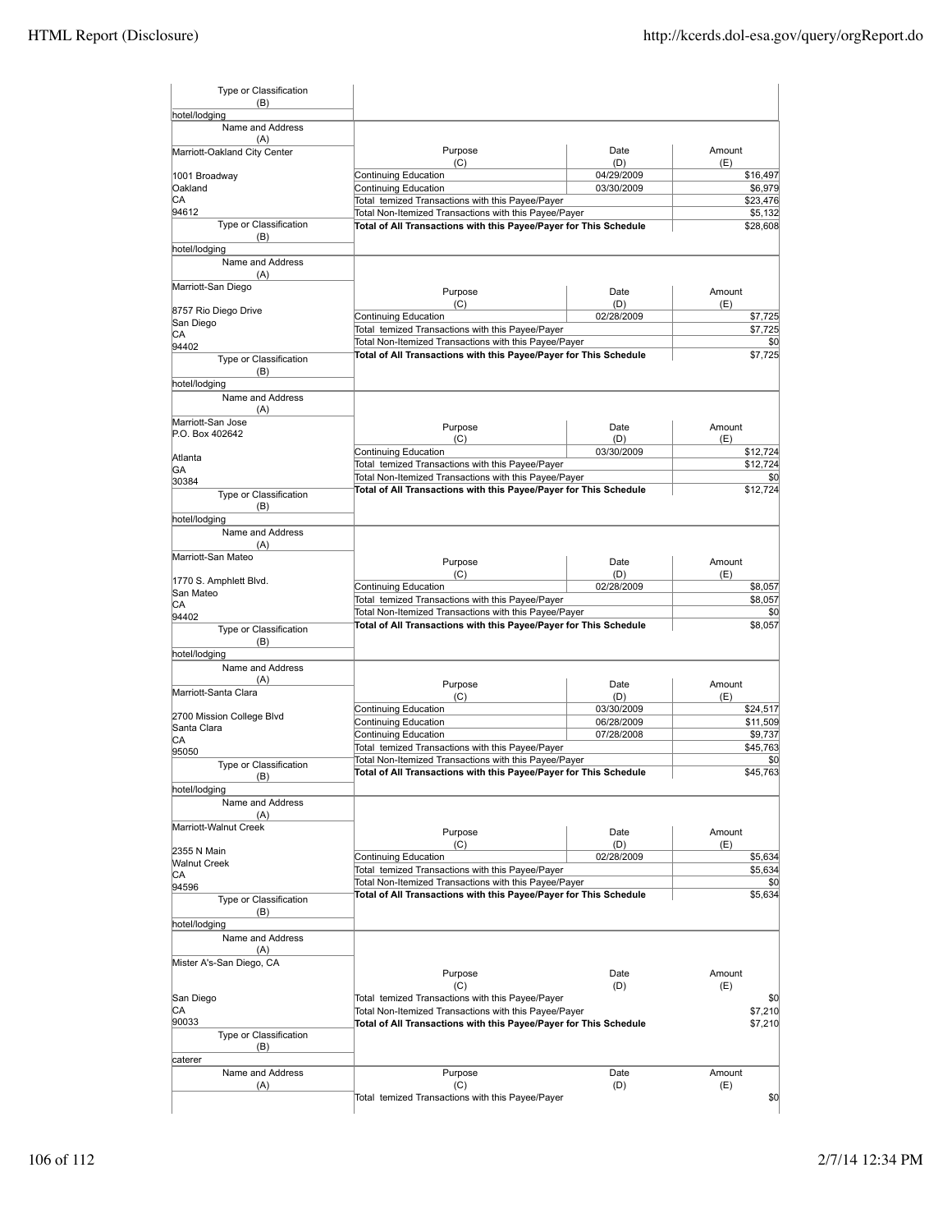| Type or Classification (B) | | | |
|---|---|---|---|
| hotel/lodging | | | |

| Name and Address (A) | Purpose (C) | Date (D) | Amount (E) |
|---|---|---|---|
| Marriott-Oakland City Center<br>1001 Broadway<br>Oakland<br>CA<br>94612 | Continuing Education | 04/29/2009 | $16,497 |
| | Continuing Education | 03/30/2009 | $6,979 |
| | Total temized Transactions with this Payee/Payer | | $23,476 |
| | Total Non-Itemized Transactions with this Payee/Payer | | $5,132 |
| | **Total of All Transactions with this Payee/Payer for This Schedule** | | $28,608 |
| Type or Classification (B)<br>hotel/lodging | | | |

| Name and Address (A) | Purpose (C) | Date (D) | Amount (E) |
|---|---|---|---|
| Marriott-San Diego<br>8757 Rio Diego Drive<br>San Diego<br>CA<br>94402 | Continuing Education | 02/28/2009 | $7,725 |
| | Total temized Transactions with this Payee/Payer | | $7,725 |
| | Total Non-Itemized Transactions with this Payee/Payer | | $0 |
| | **Total of All Transactions with this Payee/Payer for This Schedule** | | $7,725 |
| Type or Classification (B)<br>hotel/lodging | | | |

| Name and Address (A) | Purpose (C) | Date (D) | Amount (E) |
|---|---|---|---|
| Marriott-San Jose<br>P.O. Box 402642<br>Atlanta<br>GA<br>30384 | Continuing Education | 03/30/2009 | $12,724 |
| | Total temized Transactions with this Payee/Payer | | $12,724 |
| | Total Non-Itemized Transactions with this Payee/Payer | | $0 |
| | **Total of All Transactions with this Payee/Payer for This Schedule** | | $12,724 |
| Type or Classification (B)<br>hotel/lodging | | | |

| Name and Address (A) | Purpose (C) | Date (D) | Amount (E) |
|---|---|---|---|
| Marriott-San Mateo<br>1770 S. Amphlett Blvd.<br>San Mateo<br>CA<br>94402 | Continuing Education | 02/28/2009 | $8,057 |
| | Total temized Transactions with this Payee/Payer | | $8,057 |
| | Total Non-Itemized Transactions with this Payee/Payer | | $0 |
| | **Total of All Transactions with this Payee/Payer for This Schedule** | | $8,057 |
| Type or Classification (B)<br>hotel/lodging | | | |

| Name and Address (A) | Purpose (C) | Date (D) | Amount (E) |
|---|---|---|---|
| Marriott-Santa Clara<br>2700 Mission College Blvd<br>Santa Clara<br>CA<br>95050 | Continuing Education | 03/30/2009 | $24,517 |
| | Continuing Education | 06/28/2009 | $11,509 |
| | Continuing Education | 07/28/2008 | $9,737 |
| | Total temized Transactions with this Payee/Payer | | $45,763 |
| | Total Non-Itemized Transactions with this Payee/Payer | | $0 |
| | **Total of All Transactions with this Payee/Payer for This Schedule** | | $45,763 |
| Type or Classification (B)<br>hotel/lodging | | | |

| Name and Address (A) | Purpose (C) | Date (D) | Amount (E) |
|---|---|---|---|
| Marriott-Walnut Creek<br>2355 N Main<br>Walnut Creek<br>CA<br>94596 | Continuing Education | 02/28/2009 | $5,634 |
| | Total temized Transactions with this Payee/Payer | | $5,634 |
| | Total Non-Itemized Transactions with this Payee/Payer | | $0 |
| | **Total of All Transactions with this Payee/Payer for This Schedule** | | $5,634 |
| Type or Classification (B)<br>hotel/lodging | | | |

| Name and Address (A) | Purpose (C) | Date (D) | Amount (E) |
|---|---|---|---|
| Mister A's-San Diego, CA<br>San Diego<br>CA<br>90033 | Total temized Transactions with this Payee/Payer | | $0 |
| | Total Non-Itemized Transactions with this Payee/Payer | | $7,210 |
| | **Total of All Transactions with this Payee/Payer for This Schedule** | | $7,210 |
| Type or Classification (B)<br>caterer | | | |

| Name and Address (A) | Purpose (C) | Date (D) | Amount (E) |
|---|---|---|---|
| | Total temized Transactions with this Payee/Payer | | $0 |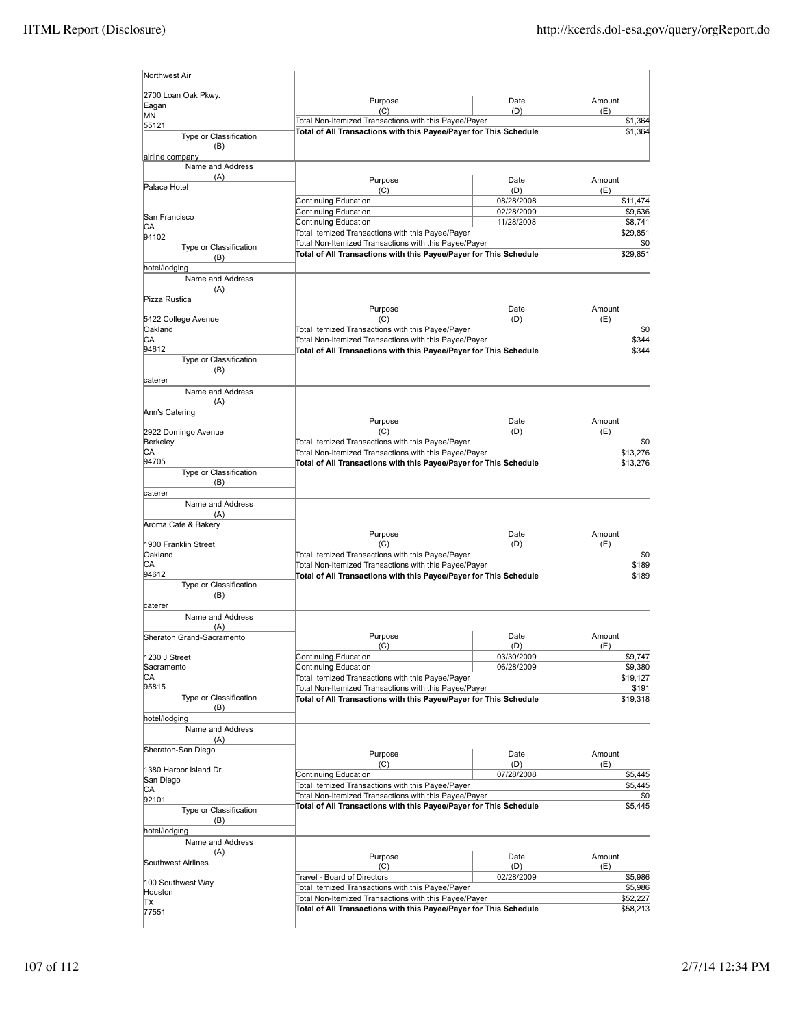| Name and Address (A) | Purpose (C) | Date (D) | Amount (E) |
|---|---|---|---|
| Northwest Air<br>2700 Loan Oak Pkwy.<br>Eagan<br>MN<br>55121 | Total Non-Itemized Transactions with this Payee/Payer | | $1,364 |
| | **Total of All Transactions with this Payee/Payer for This Schedule** | | $1,364 |
| Type or Classification (B): airline company | | | |

| Name and Address (A) | Purpose (C) | Date (D) | Amount (E) |
|---|---|---|---|
| Palace Hotel<br><br>San Francisco<br>CA<br>94102 | Continuing Education | 08/28/2008 | $11,474 |
| | Continuing Education | 02/28/2009 | $9,636 |
| | Continuing Education | 11/28/2008 | $8,741 |
| | Total temized Transactions with this Payee/Payer | | $29,851 |
| | Total Non-Itemized Transactions with this Payee/Payer | | $0 |
| | **Total of All Transactions with this Payee/Payer for This Schedule** | | $29,851 |
| Type or Classification (B): hotel/lodging | | | |

| Name and Address (A) | Purpose (C) | Date (D) | Amount (E) |
|---|---|---|---|
| Pizza Rustica<br>5422 College Avenue<br>Oakland<br>CA<br>94612 | Total temized Transactions with this Payee/Payer | | $0 |
| | Total Non-Itemized Transactions with this Payee/Payer | | $344 |
| | **Total of All Transactions with this Payee/Payer for This Schedule** | | $344 |
| Type or Classification (B): caterer | | | |

| Name and Address (A) | Purpose (C) | Date (D) | Amount (E) |
|---|---|---|---|
| Ann's Catering<br>2922 Domingo Avenue<br>Berkeley<br>CA<br>94705 | Total temized Transactions with this Payee/Payer | | $0 |
| | Total Non-Itemized Transactions with this Payee/Payer | | $13,276 |
| | **Total of All Transactions with this Payee/Payer for This Schedule** | | $13,276 |
| Type or Classification (B): caterer | | | |

| Name and Address (A) | Purpose (C) | Date (D) | Amount (E) |
|---|---|---|---|
| Aroma Cafe & Bakery<br>1900 Franklin Street<br>Oakland<br>CA<br>94612 | Total temized Transactions with this Payee/Payer | | $0 |
| | Total Non-Itemized Transactions with this Payee/Payer | | $189 |
| | **Total of All Transactions with this Payee/Payer for This Schedule** | | $189 |
| Type or Classification (B): caterer | | | |

| Name and Address (A) | Purpose (C) | Date (D) | Amount (E) |
|---|---|---|---|
| Sheraton Grand-Sacramento<br>1230 J Street<br>Sacramento<br>CA<br>95815 | Continuing Education | 03/30/2009 | $9,747 |
| | Continuing Education | 06/28/2009 | $9,380 |
| | Total temized Transactions with this Payee/Payer | | $19,127 |
| | Total Non-Itemized Transactions with this Payee/Payer | | $191 |
| | **Total of All Transactions with this Payee/Payer for This Schedule** | | $19,318 |
| Type or Classification (B): hotel/lodging | | | |

| Name and Address (A) | Purpose (C) | Date (D) | Amount (E) |
|---|---|---|---|
| Sheraton-San Diego<br>1380 Harbor Island Dr.<br>San Diego<br>CA<br>92101 | Continuing Education | 07/28/2008 | $5,445 |
| | Total temized Transactions with this Payee/Payer | | $5,445 |
| | Total Non-Itemized Transactions with this Payee/Payer | | $0 |
| | **Total of All Transactions with this Payee/Payer for This Schedule** | | $5,445 |
| Type or Classification (B): hotel/lodging | | | |

| Name and Address (A) | Purpose (C) | Date (D) | Amount (E) |
|---|---|---|---|
| Southwest Airlines<br>100 Southwest Way<br>Houston<br>TX<br>77551 | Travel - Board of Directors | 02/28/2009 | $5,986 |
| | Total temized Transactions with this Payee/Payer | | $5,986 |
| | Total Non-Itemized Transactions with this Payee/Payer | | $52,227 |
| | **Total of All Transactions with this Payee/Payer for This Schedule** | | $58,213 |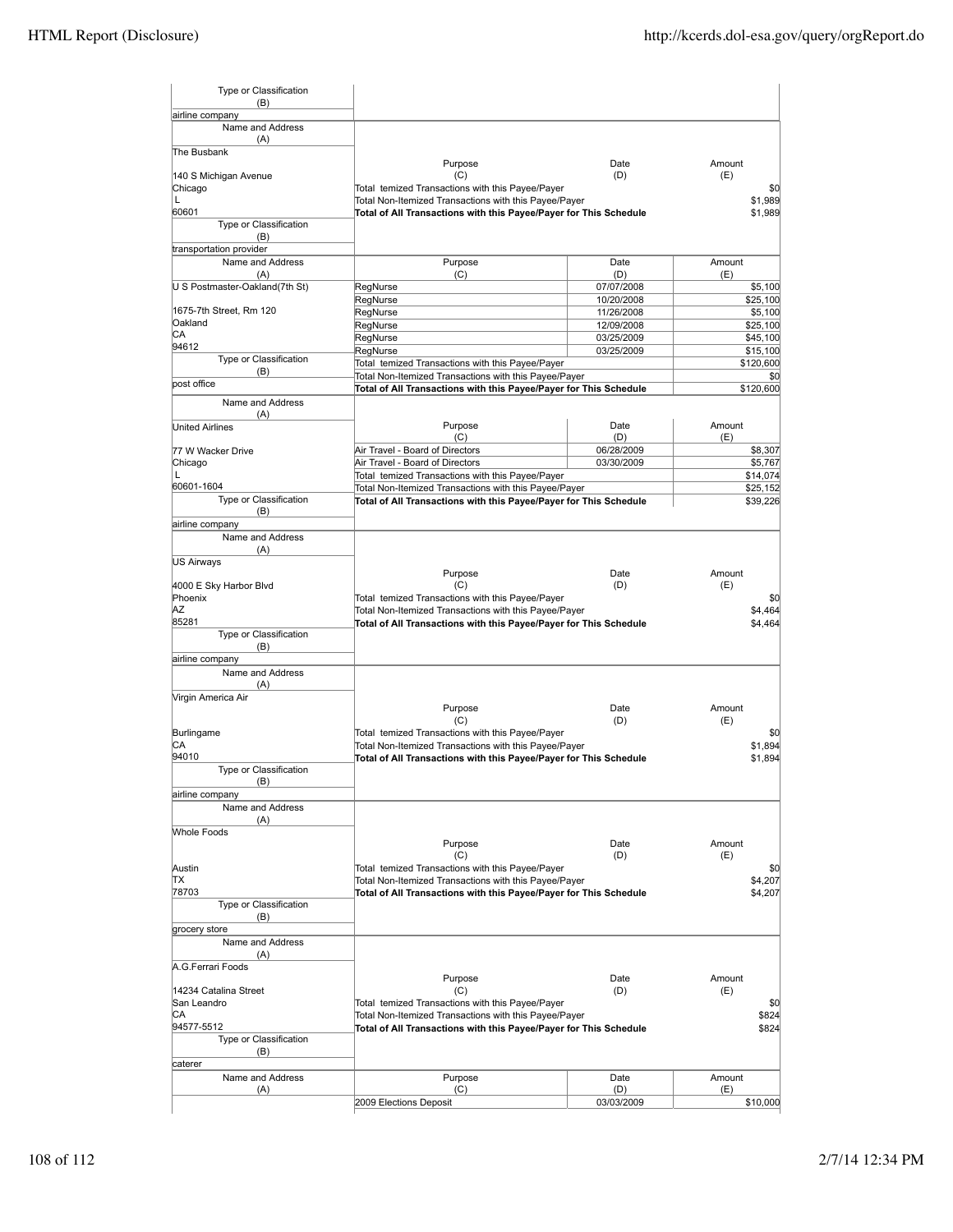| Type or Classification (B) | | | |
|---|---|---|---|
| airline company | | | |

| Name and Address (A) | Purpose (C) | Date (D) | Amount (E) |
|---|---|---|---|
| The Busbank<br>140 S Michigan Avenue<br>Chicago<br>L<br>60601 | Total temized Transactions with this Payee/Payer | | $0 |
| | Total Non-Itemized Transactions with this Payee/Payer | | $1,989 |
| | **Total of All Transactions with this Payee/Payer for This Schedule** | | $1,989 |
| **Type or Classification (B)** | | | |
| transportation provider | | | |

| Name and Address (A) | Purpose (C) | Date (D) | Amount (E) |
|---|---|---|---|
| U S Postmaster-Oakland(7th St)<br>1675-7th Street, Rm 120<br>Oakland<br>CA<br>94612 | RegNurse | 07/07/2008 | $5,100 |
| | RegNurse | 10/20/2008 | $25,100 |
| | RegNurse | 11/26/2008 | $5,100 |
| | RegNurse | 12/09/2008 | $25,100 |
| | RegNurse | 03/25/2009 | $45,100 |
| | RegNurse | 03/25/2009 | $15,100 |
| | Total temized Transactions with this Payee/Payer | | $120,600 |
| | Total Non-Itemized Transactions with this Payee/Payer | | $0 |
| | **Total of All Transactions with this Payee/Payer for This Schedule** | | $120,600 |
| **Type or Classification (B)** | | | |
| post office | | | |

| Name and Address (A) | Purpose (C) | Date (D) | Amount (E) |
|---|---|---|---|
| United Airlines<br>77 W Wacker Drive<br>Chicago<br>L<br>60601-1604 | Air Travel - Board of Directors | 06/28/2009 | $8,307 |
| | Air Travel - Board of Directors | 03/30/2009 | $5,767 |
| | Total temized Transactions with this Payee/Payer | | $14,074 |
| | Total Non-Itemized Transactions with this Payee/Payer | | $25,152 |
| | **Total of All Transactions with this Payee/Payer for This Schedule** | | $39,226 |
| **Type or Classification (B)** | | | |
| airline company | | | |

| Name and Address (A) | Purpose (C) | Date (D) | Amount (E) |
|---|---|---|---|
| US Airways<br>4000 E Sky Harbor Blvd<br>Phoenix<br>AZ<br>85281 | Total temized Transactions with this Payee/Payer | | $0 |
| | Total Non-Itemized Transactions with this Payee/Payer | | $4,464 |
| | **Total of All Transactions with this Payee/Payer for This Schedule** | | $4,464 |
| **Type or Classification (B)** | | | |
| airline company | | | |

| Name and Address (A) | Purpose (C) | Date (D) | Amount (E) |
|---|---|---|---|
| Virgin America Air<br>Burlingame<br>CA<br>94010 | Total temized Transactions with this Payee/Payer | | $0 |
| | Total Non-Itemized Transactions with this Payee/Payer | | $1,894 |
| | **Total of All Transactions with this Payee/Payer for This Schedule** | | $1,894 |
| **Type or Classification (B)** | | | |
| airline company | | | |

| Name and Address (A) | Purpose (C) | Date (D) | Amount (E) |
|---|---|---|---|
| Whole Foods<br>Austin<br>TX<br>78703 | Total temized Transactions with this Payee/Payer | | $0 |
| | Total Non-Itemized Transactions with this Payee/Payer | | $4,207 |
| | **Total of All Transactions with this Payee/Payer for This Schedule** | | $4,207 |
| **Type or Classification (B)** | | | |
| grocery store | | | |

| Name and Address (A) | Purpose (C) | Date (D) | Amount (E) |
|---|---|---|---|
| A.G.Ferrari Foods<br>14234 Catalina Street<br>San Leandro<br>CA<br>94577-5512 | Total temized Transactions with this Payee/Payer | | $0 |
| | Total Non-Itemized Transactions with this Payee/Payer | | $824 |
| | **Total of All Transactions with this Payee/Payer for This Schedule** | | $824 |
| **Type or Classification (B)** | | | |
| caterer | | | |

| Name and Address (A) | Purpose (C) | Date (D) | Amount (E) |
|---|---|---|---|
| | 2009 Elections Deposit | 03/03/2009 | $10,000 |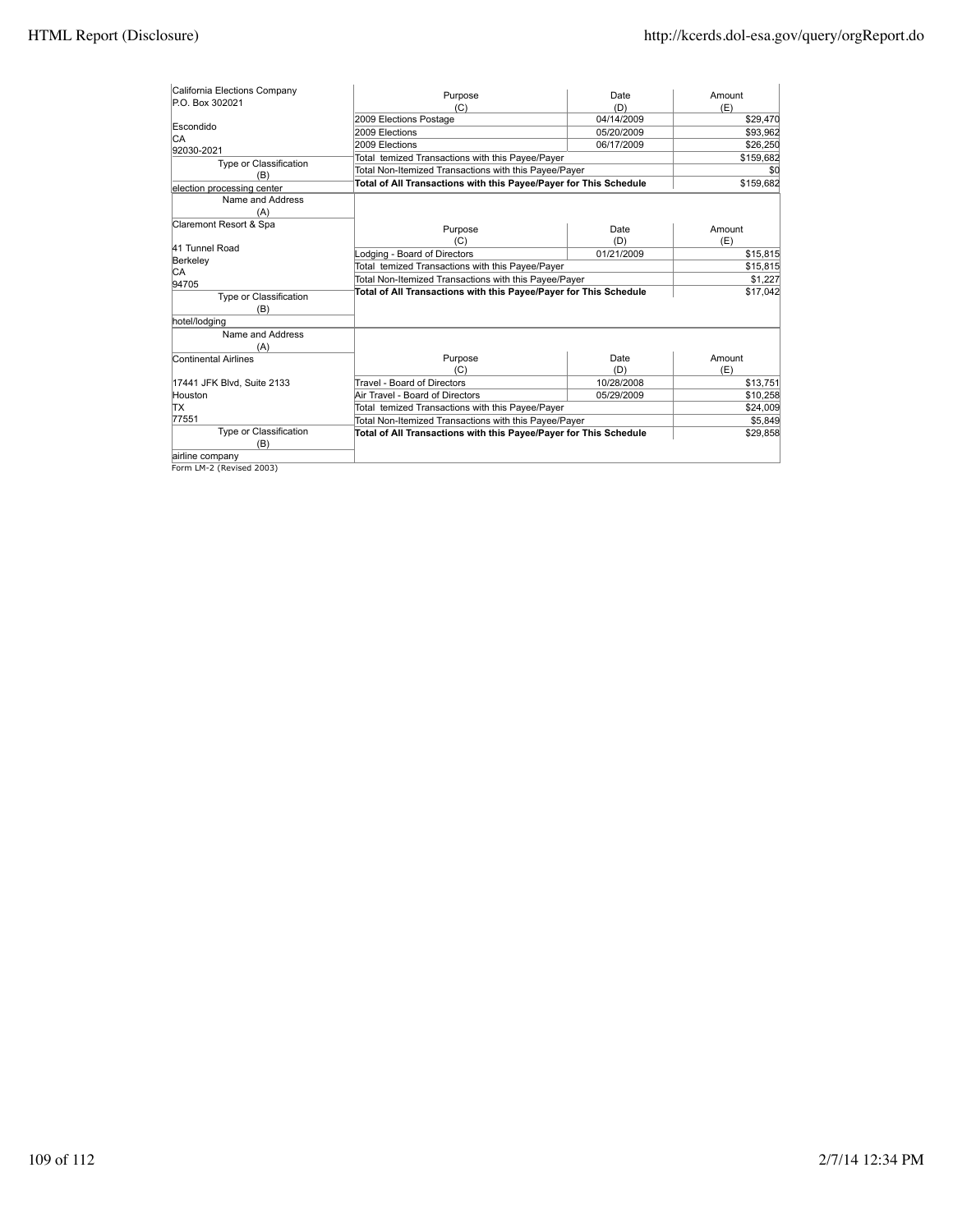| Name and Address (A) | Purpose (C) | Date (D) | Amount (E) |
|---|---|---|---|
| California Elections Company<br>P.O. Box 302021<br><br>Escondido<br>CA<br>92030-2021 | 2009 Elections Postage | 04/14/2009 | $29,470 |
| | 2009 Elections | 05/20/2009 | $93,962 |
| | 2009 Elections | 06/17/2009 | $26,250 |
| | Total temized Transactions with this Payee/Payer | | $159,682 |
| Type or Classification (B) | Total Non-Itemized Transactions with this Payee/Payer | | $0 |
| election processing center | **Total of All Transactions with this Payee/Payer for This Schedule** | | $159,682 |

| Name and Address (A) | Purpose (C) | Date (D) | Amount (E) |
|---|---|---|---|
| Claremont Resort & Spa<br><br>41 Tunnel Road<br>Berkeley<br>CA<br>94705 | Lodging - Board of Directors | 01/21/2009 | $15,815 |
| | Total temized Transactions with this Payee/Payer | | $15,815 |
| | Total Non-Itemized Transactions with this Payee/Payer | | $1,227 |
| Type or Classification (B) | **Total of All Transactions with this Payee/Payer for This Schedule** | | $17,042 |
| hotel/lodging | | | |

| Name and Address (A) | Purpose (C) | Date (D) | Amount (E) |
|---|---|---|---|
| Continental Airlines<br><br>17441 JFK Blvd, Suite 2133<br>Houston<br>TX<br>77551 | Travel - Board of Directors | 10/28/2008 | $13,751 |
| | Air Travel - Board of Directors | 05/29/2009 | $10,258 |
| | Total temized Transactions with this Payee/Payer | | $24,009 |
| | Total Non-Itemized Transactions with this Payee/Payer | | $5,849 |
| Type or Classification (B) | **Total of All Transactions with this Payee/Payer for This Schedule** | | $29,858 |
| airline company | | | |

Form LM-2 (Revised 2003)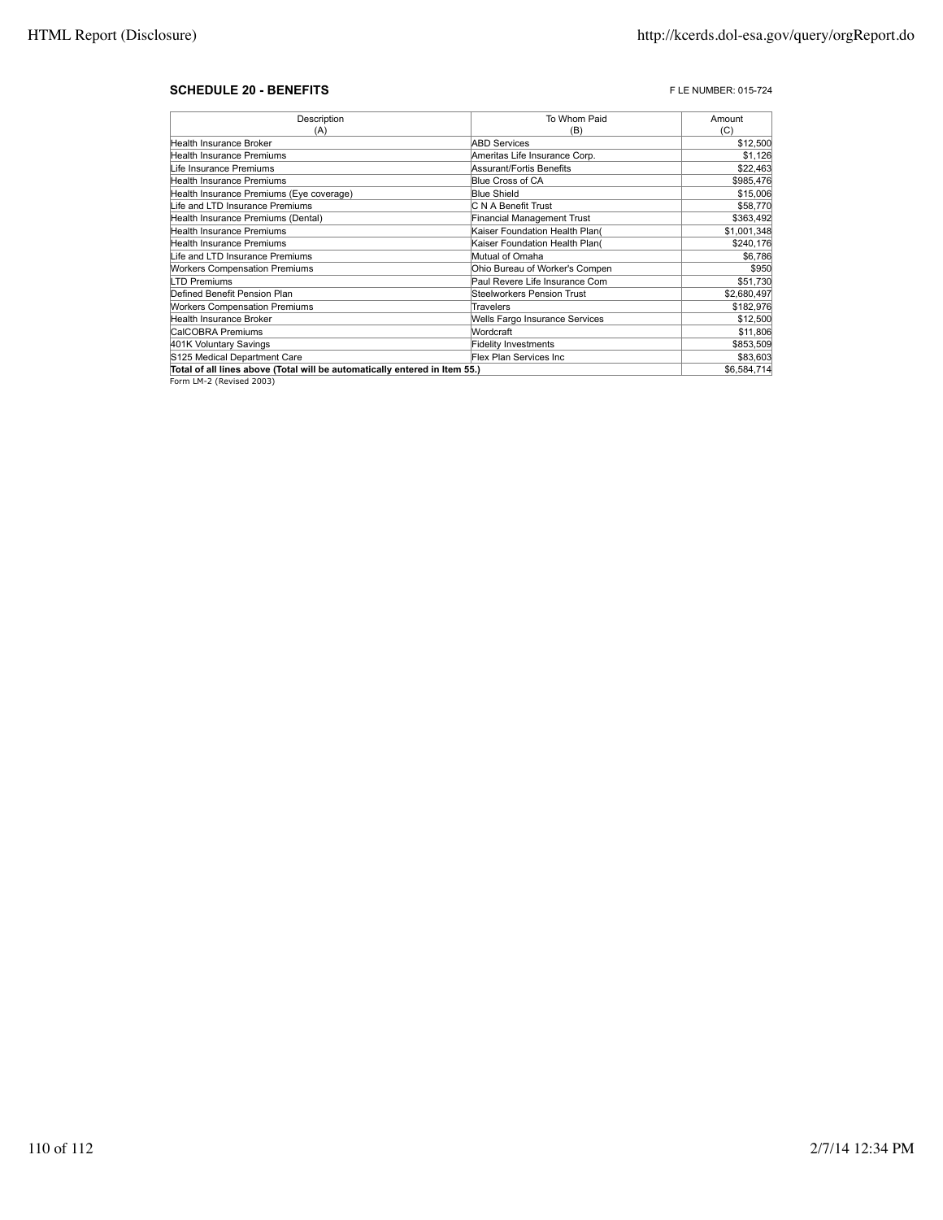**SCHEDULE 20 - BENEFITS**

F LE NUMBER: 015-724

| Description<br>(A) | To Whom Paid<br>(B) | Amount<br>(C) |
|---|---|---|
| Health Insurance Broker | ABD Services | $12,500 |
| Health Insurance Premiums | Ameritas Life Insurance Corp. | $1,126 |
| Life Insurance Premiums | Assurant/Fortis Benefits | $22,463 |
| Health Insurance Premiums | Blue Cross of CA | $985,476 |
| Health Insurance Premiums (Eye coverage) | Blue Shield | $15,006 |
| Life and LTD Insurance Premiums | C N A Benefit Trust | $58,770 |
| Health Insurance Premiums (Dental) | Financial Management Trust | $363,492 |
| Health Insurance Premiums | Kaiser Foundation Health Plan( | $1,001,348 |
| Health Insurance Premiums | Kaiser Foundation Health Plan( | $240,176 |
| Life and LTD Insurance Premiums | Mutual of Omaha | $6,786 |
| Workers Compensation Premiums | Ohio Bureau of Worker's Compen | $950 |
| LTD Premiums | Paul Revere Life Insurance Com | $51,730 |
| Defined Benefit Pension Plan | Steelworkers Pension Trust | $2,680,497 |
| Workers Compensation Premiums | Travelers | $182,976 |
| Health Insurance Broker | Wells Fargo Insurance Services | $12,500 |
| CalCOBRA Premiums | Wordcraft | $11,806 |
| 401K Voluntary Savings | Fidelity Investments | $853,509 |
| S125 Medical Department Care | Flex Plan Services Inc | $83,603 |
| **Total of all lines above (Total will be automatically entered in Item 55.)** | | $6,584,714 |

Form LM-2 (Revised 2003)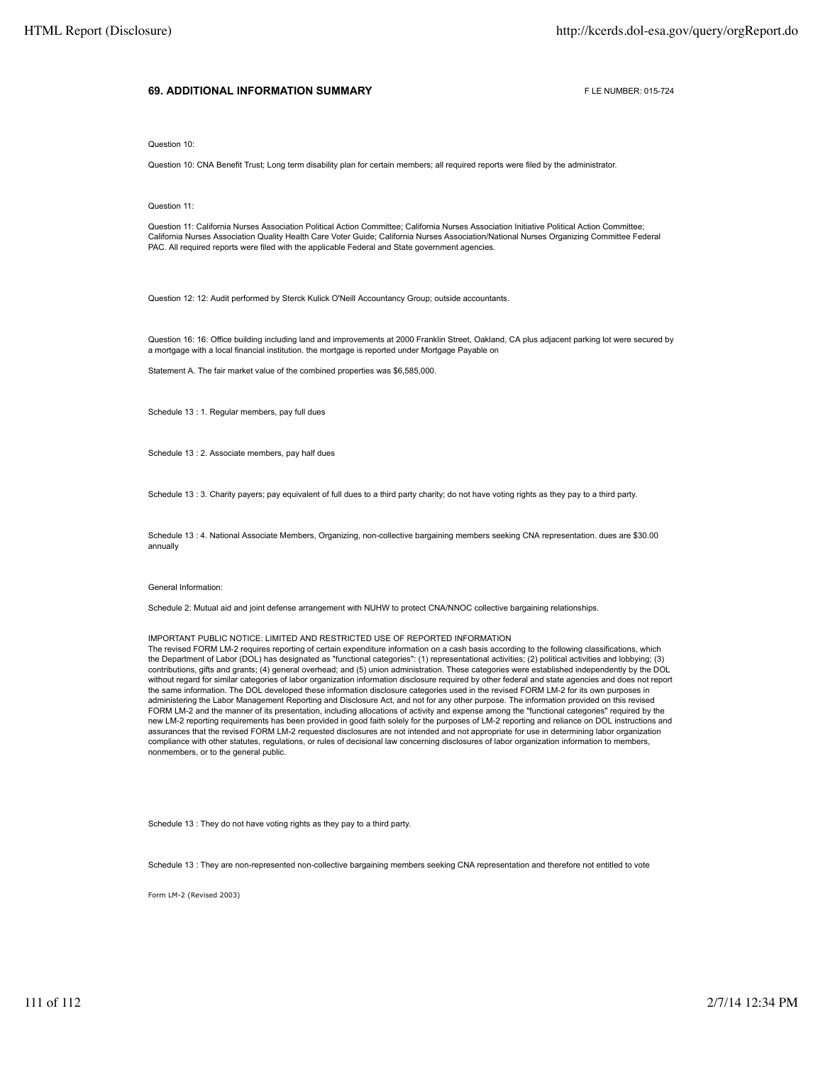**69. ADDITIONAL INFORMATION SUMMARY**

F LE NUMBER: 015-724

Question 10:

Question 10: CNA Benefit Trust; Long term disability plan for certain members; all required reports were filed by the administrator.

Question 11:

Question 11: California Nurses Association Political Action Committee; California Nurses Association Initiative Political Action Committee; California Nurses Association Quality Health Care Voter Guide; California Nurses Association/National Nurses Organizing Committee Federal PAC. All required reports were filed with the applicable Federal and State government agencies.

Question 12: 12: Audit performed by Sterck Kulick O'Neill Accountancy Group; outside accountants.

Question 16: 16: Office building including land and improvements at 2000 Franklin Street, Oakland, CA plus adjacent parking lot were secured by a mortgage with a local financial institution. the mortgage is reported under Mortgage Payable on

Statement A. The fair market value of the combined properties was $6,585,000.

Schedule 13 : 1. Regular members, pay full dues

Schedule 13 : 2. Associate members, pay half dues

Schedule 13 : 3. Charity payers; pay equivalent of full dues to a third party charity; do not have voting rights as they pay to a third party.

Schedule 13 : 4. National Associate Members, Organizing, non-collective bargaining members seeking CNA representation. dues are $30.00 annually

General Information:

Schedule 2: Mutual aid and joint defense arrangement with NUHW to protect CNA/NNOC collective bargaining relationships.

IMPORTANT PUBLIC NOTICE: LIMITED AND RESTRICTED USE OF REPORTED INFORMATION
The revised FORM LM-2 requires reporting of certain expenditure information on a cash basis according to the following classifications, which the Department of Labor (DOL) has designated as "functional categories": (1) representational activities; (2) political activities and lobbying; (3) contributions, gifts and grants; (4) general overhead; and (5) union administration. These categories were established independently by the DOL without regard for similar categories of labor organization information disclosure required by other federal and state agencies and does not report the same information. The DOL developed these information disclosure categories used in the revised FORM LM-2 for its own purposes in administering the Labor Management Reporting and Disclosure Act, and not for any other purpose. The information provided on this revised FORM LM-2 and the manner of its presentation, including allocations of activity and expense among the "functional categories" required by the new LM-2 reporting requirements has been provided in good faith solely for the purposes of LM-2 reporting and reliance on DOL instructions and assurances that the revised FORM LM-2 requested disclosures are not intended and not appropriate for use in determining labor organization compliance with other statutes, regulations, or rules of decisional law concerning disclosures of labor organization information to members, nonmembers, or to the general public.

Schedule 13 : They do not have voting rights as they pay to a third party.

Schedule 13 : They are non-represented non-collective bargaining members seeking CNA representation and therefore not entitled to vote

Form LM-2 (Revised 2003)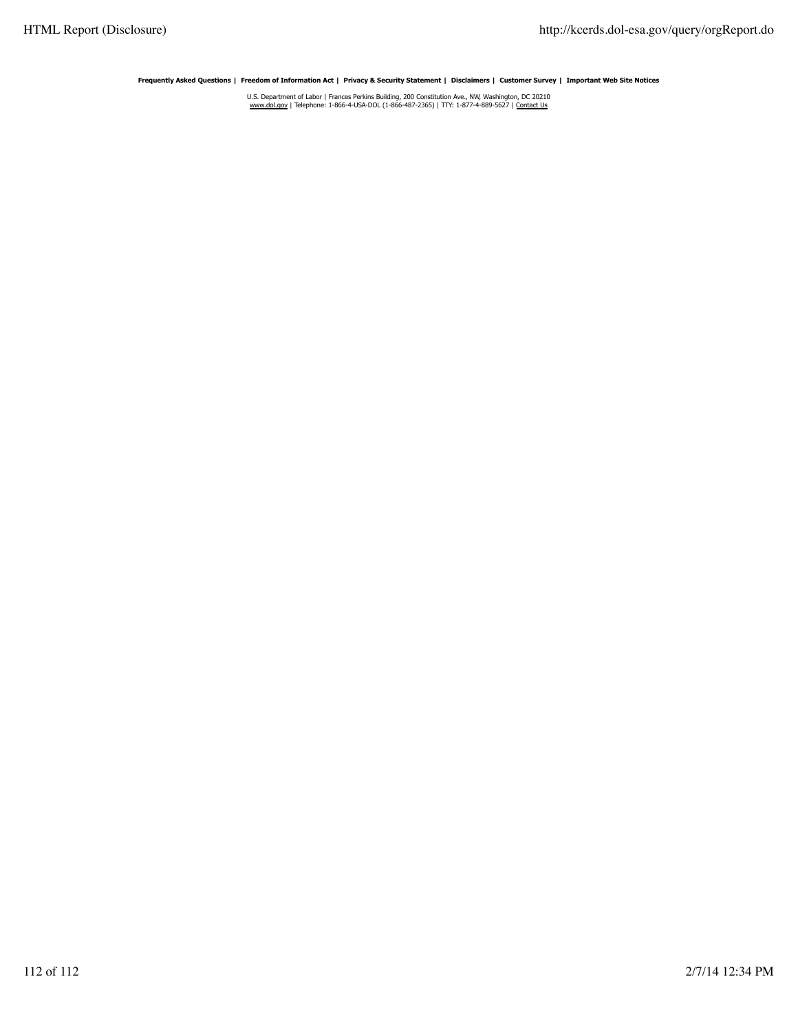**Frequently Asked Questions | Freedom of Information Act | Privacy & Security Statement | Disclaimers | Customer Survey | Important Web Site Notices**

U.S. Department of Labor | Frances Perkins Building, 200 Constitution Ave., NW, Washington, DC 20210
www.dol.gov | Telephone: 1-866-4-USA-DOL (1-866-487-2365) | TTY: 1-877-4-889-5627 | Contact Us